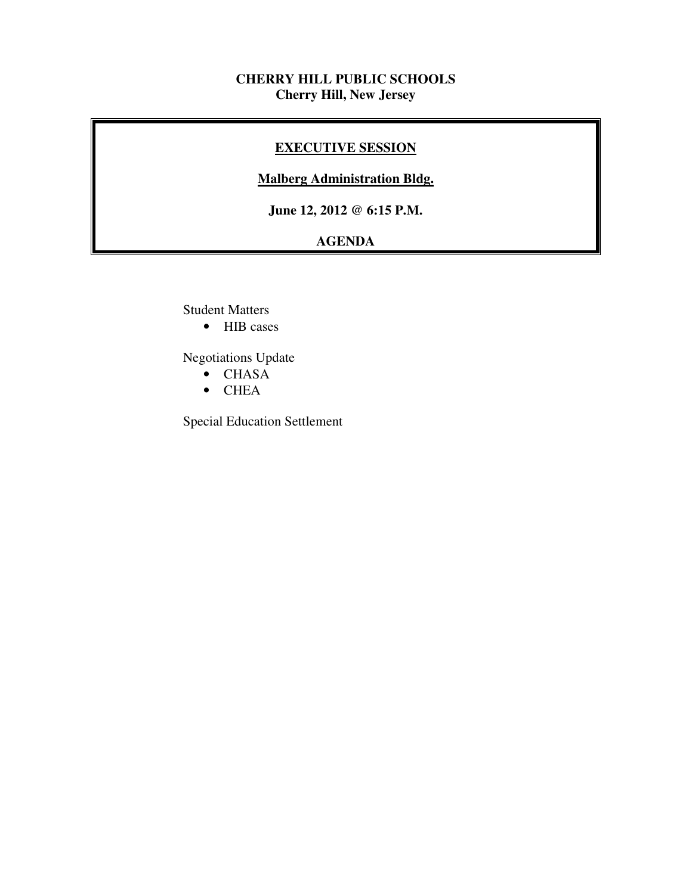**CHERRY HILL PUBLIC SCHOOLS**
**Cherry Hill, New Jersey**

# EXECUTIVE SESSION

**Malberg Administration Bldg.**

**June 12, 2012 @ 6:15 P.M.**

**AGENDA**

Student Matters

- HIB cases

Negotiations Update

- CHASA
- CHEA

Special Education Settlement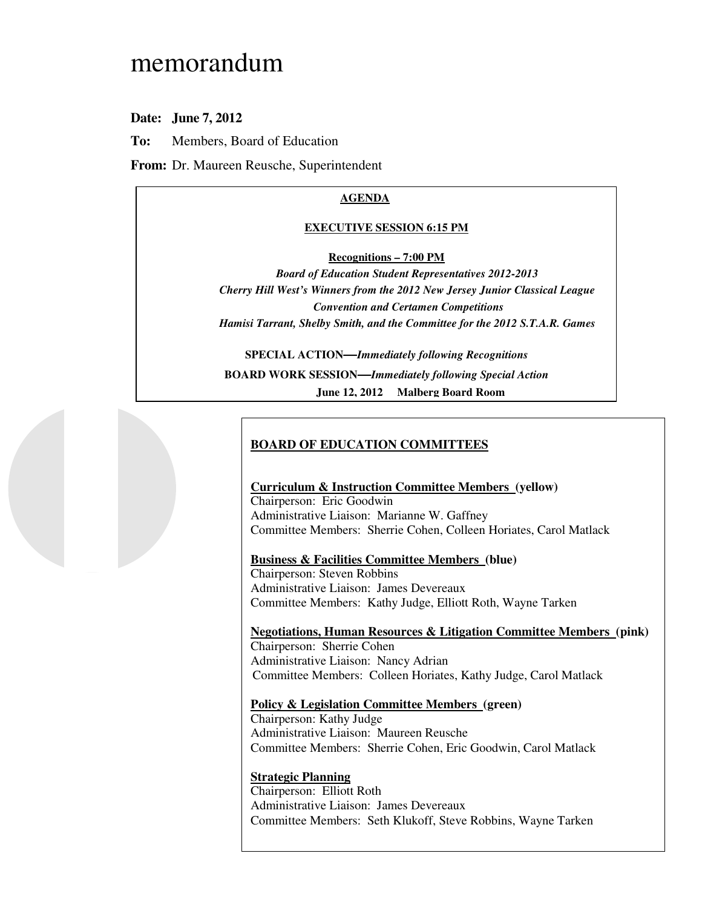# memorandum

**Date: June 7, 2012**

**To:** Members, Board of Education

**From:** Dr. Maureen Reusche, Superintendent

**AGENDA**

**EXECUTIVE SESSION 6:15 PM**

**Recognitions – 7:00 PM**

***Board of Education Student Representatives 2012-2013***

***Cherry Hill West's Winners from the 2012 New Jersey Junior Classical League Convention and Certamen Competitions***

***Hamisi Tarrant, Shelby Smith, and the Committee for the 2012 S.T.A.R. Games***

**SPECIAL ACTION—*Immediately following Recognitions***

**BOARD WORK SESSION—*Immediately following Special Action***

**June 12, 2012 Malberg Board Room**

## BOARD OF EDUCATION COMMITTEES

**Curriculum & Instruction Committee Members (yellow)**
Chairperson: Eric Goodwin
Administrative Liaison: Marianne W. Gaffney
Committee Members: Sherrie Cohen, Colleen Horiates, Carol Matlack

**Business & Facilities Committee Members (blue)**
Chairperson: Steven Robbins
Administrative Liaison: James Devereaux
Committee Members: Kathy Judge, Elliott Roth, Wayne Tarken

**Negotiations, Human Resources & Litigation Committee Members (pink)**
Chairperson: Sherrie Cohen
Administrative Liaison: Nancy Adrian
Committee Members: Colleen Horiates, Kathy Judge, Carol Matlack

**Policy & Legislation Committee Members (green)**
Chairperson: Kathy Judge
Administrative Liaison: Maureen Reusche
Committee Members: Sherrie Cohen, Eric Goodwin, Carol Matlack

**Strategic Planning**
Chairperson: Elliott Roth
Administrative Liaison: James Devereaux
Committee Members: Seth Klukoff, Steve Robbins, Wayne Tarken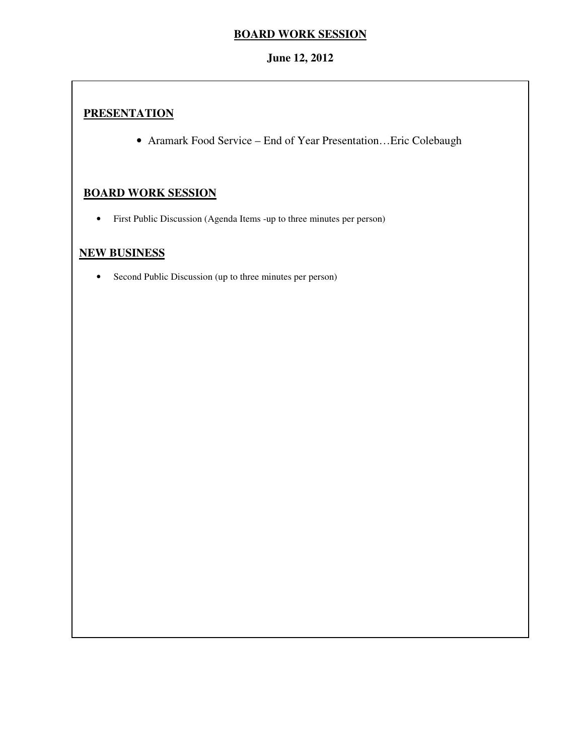# BOARD WORK SESSION

**June 12, 2012**

## PRESENTATION

- Aramark Food Service – End of Year Presentation…Eric Colebaugh

## BOARD WORK SESSION

- First Public Discussion (Agenda Items -up to three minutes per person)

## NEW BUSINESS

- Second Public Discussion (up to three minutes per person)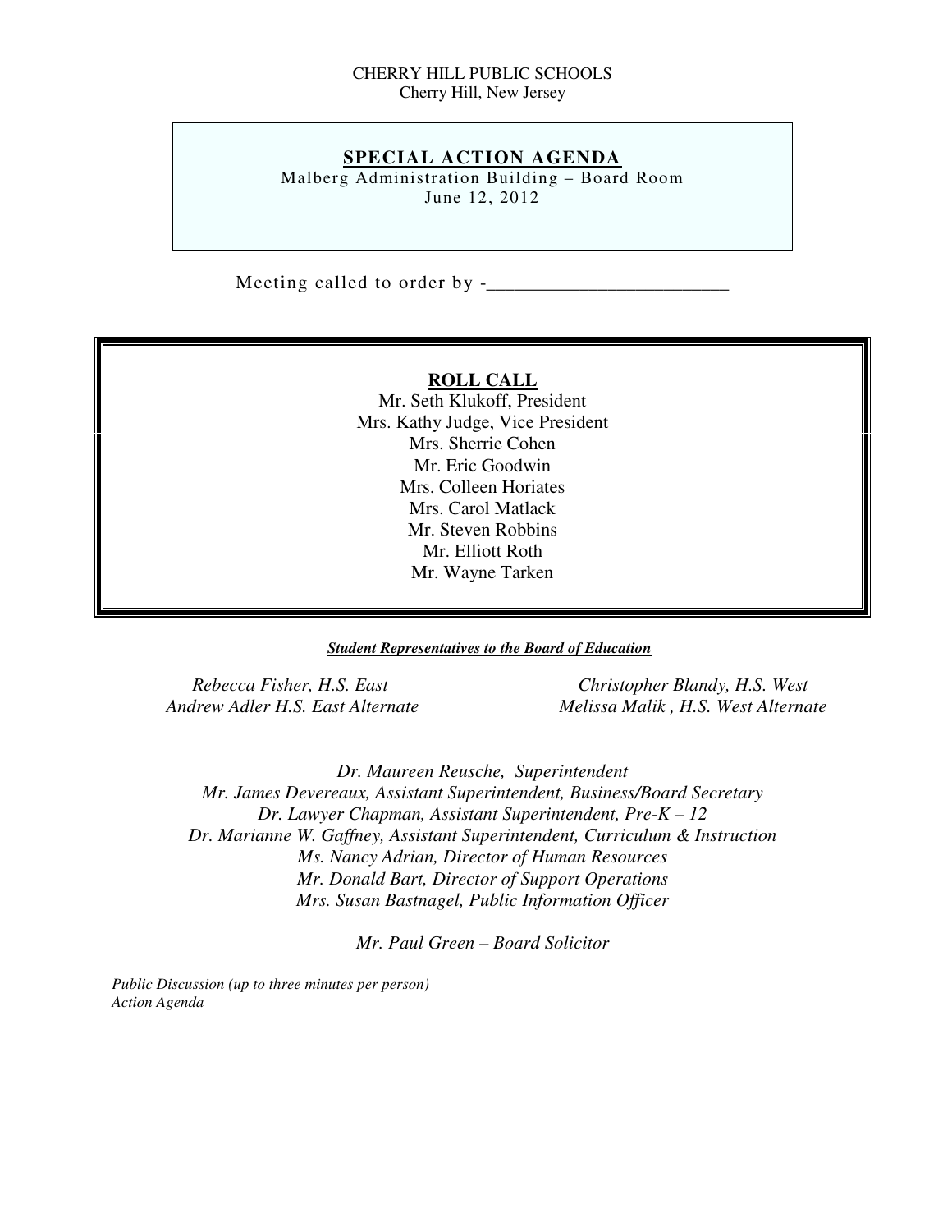CHERRY HILL PUBLIC SCHOOLS
Cherry Hill, New Jersey

## SPECIAL ACTION AGENDA

Malberg Administration Building – Board Room
June 12, 2012

Meeting called to order by -_________________________

### ROLL CALL

Mr. Seth Klukoff, President
Mrs. Kathy Judge, Vice President
Mrs. Sherrie Cohen
Mr. Eric Goodwin
Mrs. Colleen Horiates
Mrs. Carol Matlack
Mr. Steven Robbins
Mr. Elliott Roth
Mr. Wayne Tarken

***Student Representatives to the Board of Education***

*Rebecca Fisher, H.S. East*
*Andrew Adler H.S. East Alternate*

*Christopher Blandy, H.S. West*
*Melissa Malik , H.S. West Alternate*

*Dr. Maureen Reusche, Superintendent*
*Mr. James Devereaux, Assistant Superintendent, Business/Board Secretary*
*Dr. Lawyer Chapman, Assistant Superintendent, Pre-K – 12*
*Dr. Marianne W. Gaffney, Assistant Superintendent, Curriculum & Instruction*
*Ms. Nancy Adrian, Director of Human Resources*
*Mr. Donald Bart, Director of Support Operations*
*Mrs. Susan Bastnagel, Public Information Officer*

*Mr. Paul Green – Board Solicitor*

*Public Discussion (up to three minutes per person)*
*Action Agenda*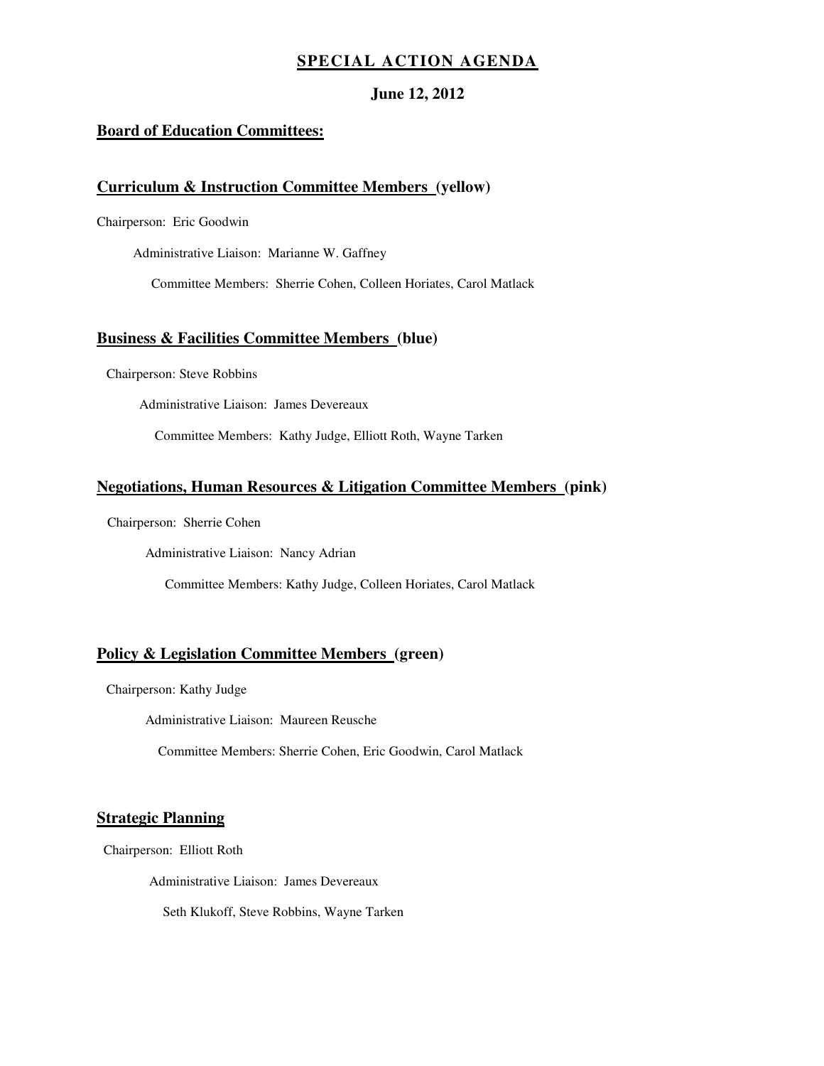# SPECIAL ACTION AGENDA

**June 12, 2012**

## Board of Education Committees:

### Curriculum & Instruction Committee Members (yellow)

Chairperson: Eric Goodwin

Administrative Liaison: Marianne W. Gaffney

Committee Members: Sherrie Cohen, Colleen Horiates, Carol Matlack

### Business & Facilities Committee Members (blue)

Chairperson: Steve Robbins

Administrative Liaison: James Devereaux

Committee Members: Kathy Judge, Elliott Roth, Wayne Tarken

### Negotiations, Human Resources & Litigation Committee Members (pink)

Chairperson: Sherrie Cohen

Administrative Liaison: Nancy Adrian

Committee Members: Kathy Judge, Colleen Horiates, Carol Matlack

### Policy & Legislation Committee Members (green)

Chairperson: Kathy Judge

Administrative Liaison: Maureen Reusche

Committee Members: Sherrie Cohen, Eric Goodwin, Carol Matlack

### Strategic Planning

Chairperson: Elliott Roth

Administrative Liaison: James Devereaux

Seth Klukoff, Steve Robbins, Wayne Tarken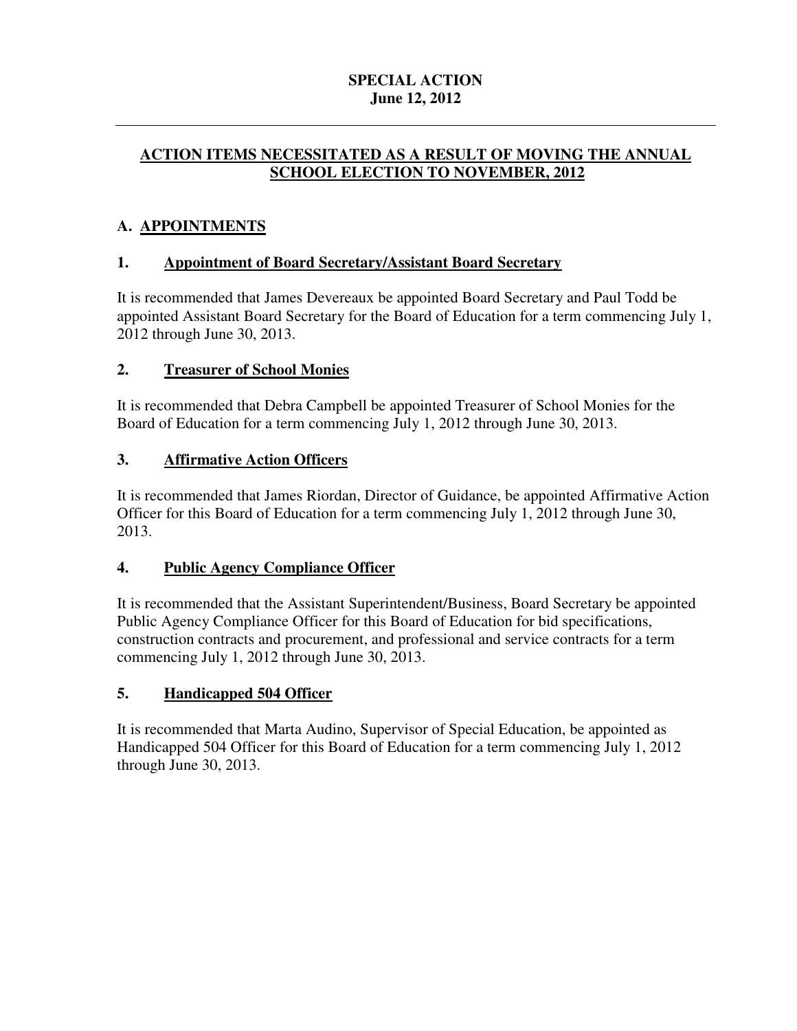**SPECIAL ACTION**
**June 12, 2012**

---

## ACTION ITEMS NECESSITATED AS A RESULT OF MOVING THE ANNUAL SCHOOL ELECTION TO NOVEMBER, 2012

### A. APPOINTMENTS

#### 1. Appointment of Board Secretary/Assistant Board Secretary

It is recommended that James Devereaux be appointed Board Secretary and Paul Todd be appointed Assistant Board Secretary for the Board of Education for a term commencing July 1, 2012 through June 30, 2013.

#### 2. Treasurer of School Monies

It is recommended that Debra Campbell be appointed Treasurer of School Monies for the Board of Education for a term commencing July 1, 2012 through June 30, 2013.

#### 3. Affirmative Action Officers

It is recommended that James Riordan, Director of Guidance, be appointed Affirmative Action Officer for this Board of Education for a term commencing July 1, 2012 through June 30, 2013.

#### 4. Public Agency Compliance Officer

It is recommended that the Assistant Superintendent/Business, Board Secretary be appointed Public Agency Compliance Officer for this Board of Education for bid specifications, construction contracts and procurement, and professional and service contracts for a term commencing July 1, 2012 through June 30, 2013.

#### 5. Handicapped 504 Officer

It is recommended that Marta Audino, Supervisor of Special Education, be appointed as Handicapped 504 Officer for this Board of Education for a term commencing July 1, 2012 through June 30, 2013.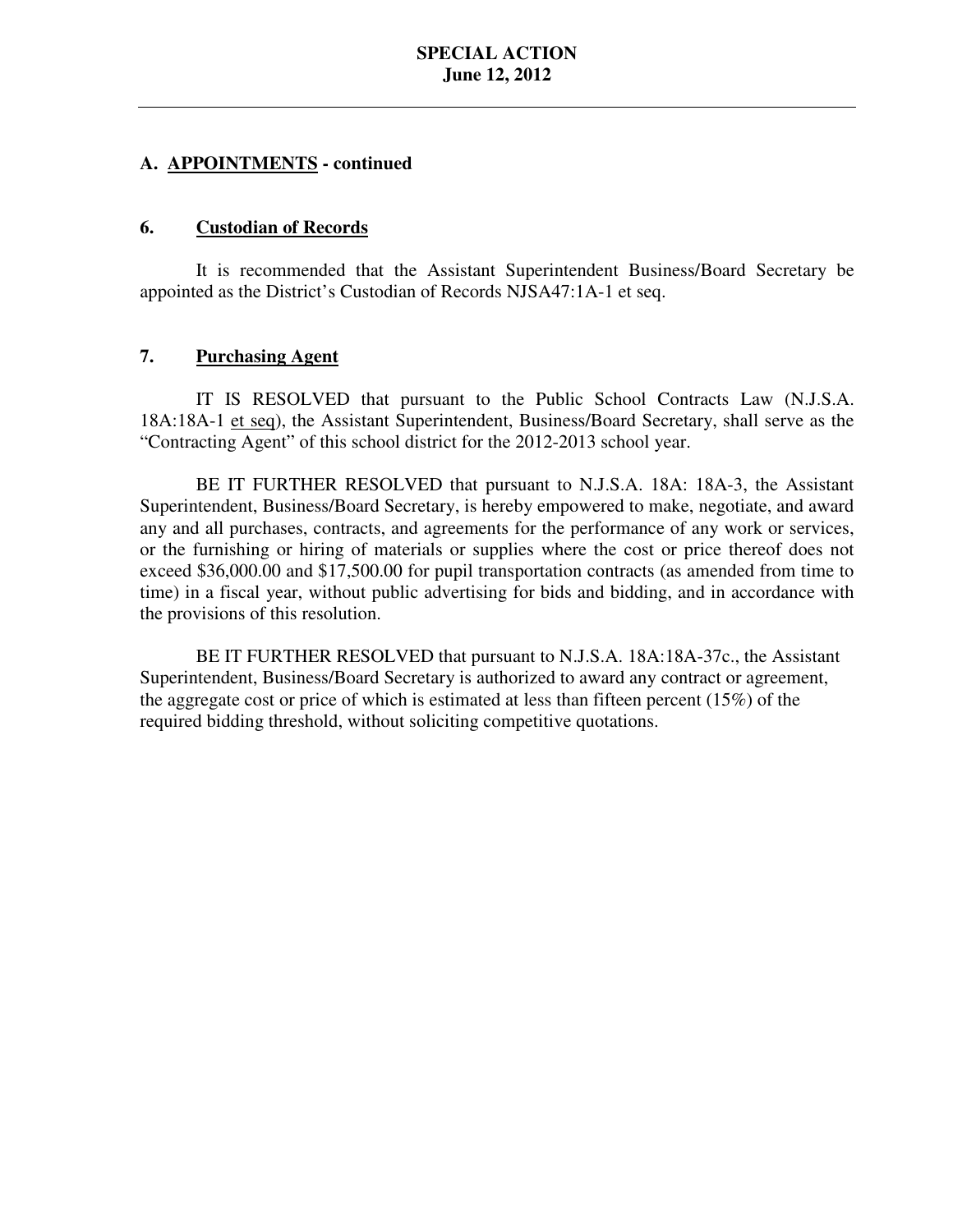## A. APPOINTMENTS - continued

### 6. Custodian of Records

It is recommended that the Assistant Superintendent Business/Board Secretary be appointed as the District's Custodian of Records NJSA47:1A-1 et seq.

### 7. Purchasing Agent

IT IS RESOLVED that pursuant to the Public School Contracts Law (N.J.S.A. 18A:18A-1 et seq), the Assistant Superintendent, Business/Board Secretary, shall serve as the "Contracting Agent" of this school district for the 2012-2013 school year.

BE IT FURTHER RESOLVED that pursuant to N.J.S.A. 18A: 18A-3, the Assistant Superintendent, Business/Board Secretary, is hereby empowered to make, negotiate, and award any and all purchases, contracts, and agreements for the performance of any work or services, or the furnishing or hiring of materials or supplies where the cost or price thereof does not exceed $36,000.00 and $17,500.00 for pupil transportation contracts (as amended from time to time) in a fiscal year, without public advertising for bids and bidding, and in accordance with the provisions of this resolution.

BE IT FURTHER RESOLVED that pursuant to N.J.S.A. 18A:18A-37c., the Assistant Superintendent, Business/Board Secretary is authorized to award any contract or agreement, the aggregate cost or price of which is estimated at less than fifteen percent (15%) of the required bidding threshold, without soliciting competitive quotations.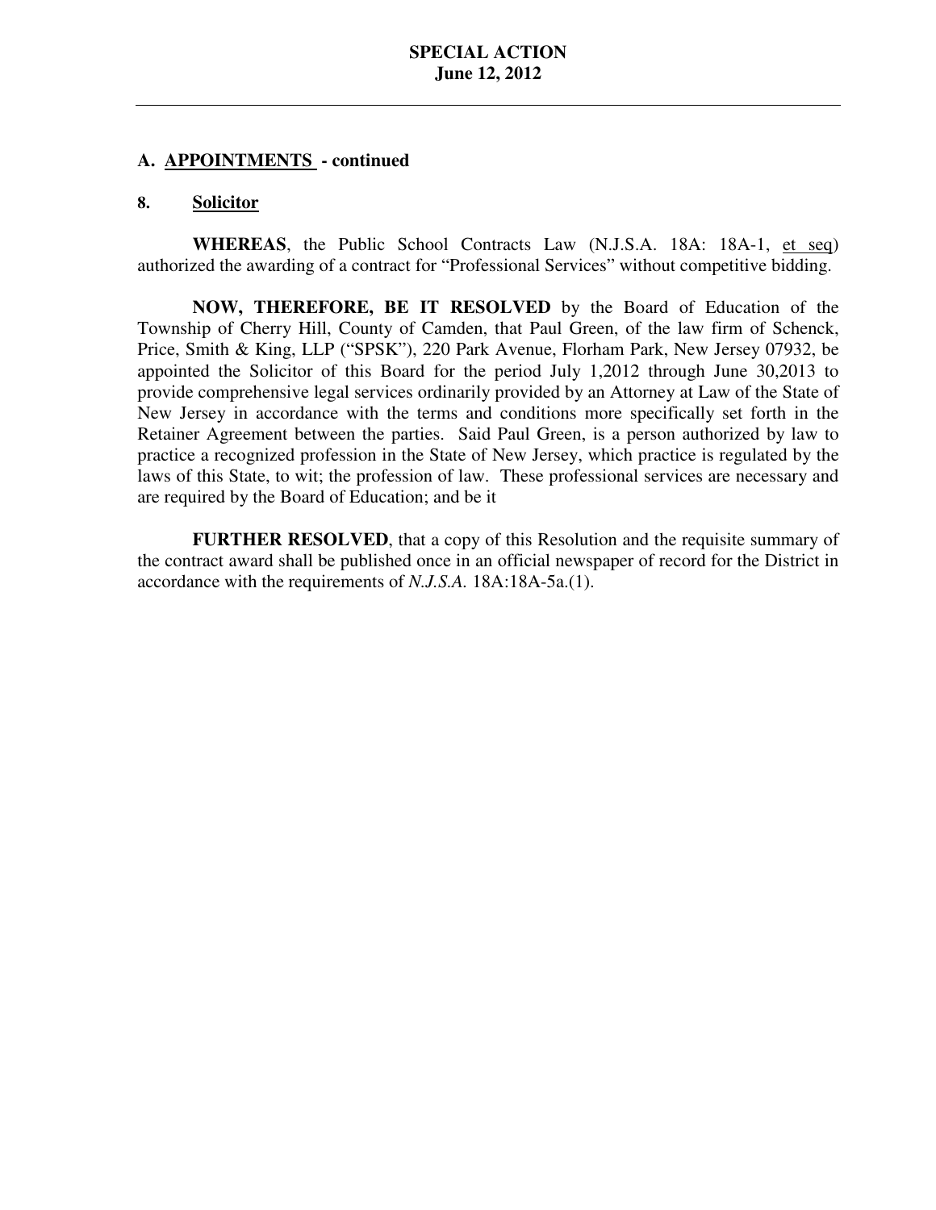## A. APPOINTMENTS - continued

### 8. Solicitor

**WHEREAS**, the Public School Contracts Law (N.J.S.A. 18A: 18A-1, et seq) authorized the awarding of a contract for "Professional Services" without competitive bidding.

**NOW, THEREFORE, BE IT RESOLVED** by the Board of Education of the Township of Cherry Hill, County of Camden, that Paul Green, of the law firm of Schenck, Price, Smith & King, LLP ("SPSK"), 220 Park Avenue, Florham Park, New Jersey 07932, be appointed the Solicitor of this Board for the period July 1,2012 through June 30,2013 to provide comprehensive legal services ordinarily provided by an Attorney at Law of the State of New Jersey in accordance with the terms and conditions more specifically set forth in the Retainer Agreement between the parties. Said Paul Green, is a person authorized by law to practice a recognized profession in the State of New Jersey, which practice is regulated by the laws of this State, to wit; the profession of law. These professional services are necessary and are required by the Board of Education; and be it

**FURTHER RESOLVED**, that a copy of this Resolution and the requisite summary of the contract award shall be published once in an official newspaper of record for the District in accordance with the requirements of *N.J.S.A.* 18A:18A-5a.(1).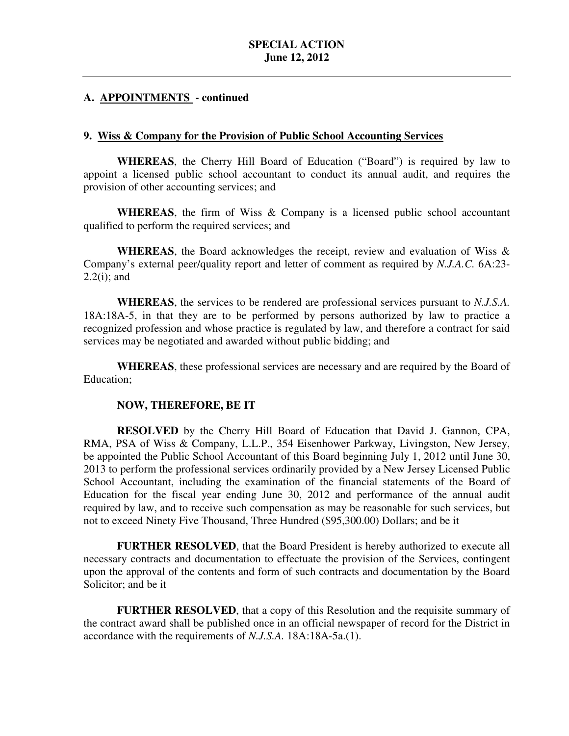## A. APPOINTMENTS - continued

### 9. Wiss & Company for the Provision of Public School Accounting Services

**WHEREAS**, the Cherry Hill Board of Education ("Board") is required by law to appoint a licensed public school accountant to conduct its annual audit, and requires the provision of other accounting services; and

**WHEREAS**, the firm of Wiss & Company is a licensed public school accountant qualified to perform the required services; and

**WHEREAS**, the Board acknowledges the receipt, review and evaluation of Wiss & Company's external peer/quality report and letter of comment as required by *N.J.A.C.* 6A:23-2.2(i); and

**WHEREAS**, the services to be rendered are professional services pursuant to *N.J.S.A.* 18A:18A-5, in that they are to be performed by persons authorized by law to practice a recognized profession and whose practice is regulated by law, and therefore a contract for said services may be negotiated and awarded without public bidding; and

**WHEREAS**, these professional services are necessary and are required by the Board of Education;

**NOW, THEREFORE, BE IT**

**RESOLVED** by the Cherry Hill Board of Education that David J. Gannon, CPA, RMA, PSA of Wiss & Company, L.L.P., 354 Eisenhower Parkway, Livingston, New Jersey, be appointed the Public School Accountant of this Board beginning July 1, 2012 until June 30, 2013 to perform the professional services ordinarily provided by a New Jersey Licensed Public School Accountant, including the examination of the financial statements of the Board of Education for the fiscal year ending June 30, 2012 and performance of the annual audit required by law, and to receive such compensation as may be reasonable for such services, but not to exceed Ninety Five Thousand, Three Hundred ($95,300.00) Dollars; and be it

**FURTHER RESOLVED**, that the Board President is hereby authorized to execute all necessary contracts and documentation to effectuate the provision of the Services, contingent upon the approval of the contents and form of such contracts and documentation by the Board Solicitor; and be it

**FURTHER RESOLVED**, that a copy of this Resolution and the requisite summary of the contract award shall be published once in an official newspaper of record for the District in accordance with the requirements of *N.J.S.A.* 18A:18A-5a.(1).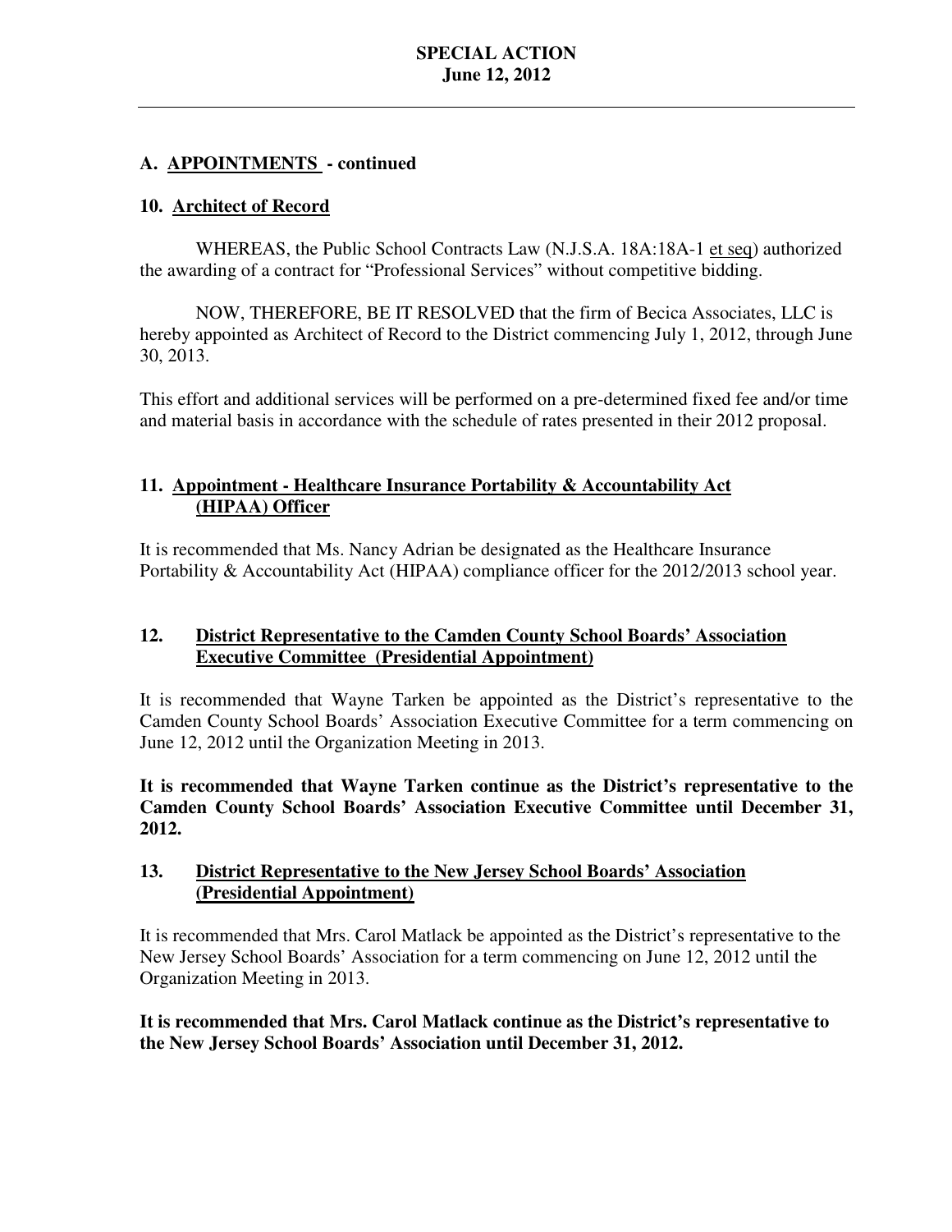## A. APPOINTMENTS - continued

### 10. Architect of Record

WHEREAS, the Public School Contracts Law (N.J.S.A. 18A:18A-1 et seq) authorized the awarding of a contract for "Professional Services" without competitive bidding.

NOW, THEREFORE, BE IT RESOLVED that the firm of Becica Associates, LLC is hereby appointed as Architect of Record to the District commencing July 1, 2012, through June 30, 2013.

This effort and additional services will be performed on a pre-determined fixed fee and/or time and material basis in accordance with the schedule of rates presented in their 2012 proposal.

### 11. Appointment - Healthcare Insurance Portability & Accountability Act (HIPAA) Officer

It is recommended that Ms. Nancy Adrian be designated as the Healthcare Insurance Portability & Accountability Act (HIPAA) compliance officer for the 2012/2013 school year.

### 12. District Representative to the Camden County School Boards' Association Executive Committee (Presidential Appointment)

It is recommended that Wayne Tarken be appointed as the District's representative to the Camden County School Boards' Association Executive Committee for a term commencing on June 12, 2012 until the Organization Meeting in 2013.

**It is recommended that Wayne Tarken continue as the District's representative to the Camden County School Boards' Association Executive Committee until December 31, 2012.**

### 13. District Representative to the New Jersey School Boards' Association (Presidential Appointment)

It is recommended that Mrs. Carol Matlack be appointed as the District's representative to the New Jersey School Boards' Association for a term commencing on June 12, 2012 until the Organization Meeting in 2013.

**It is recommended that Mrs. Carol Matlack continue as the District's representative to the New Jersey School Boards' Association until December 31, 2012.**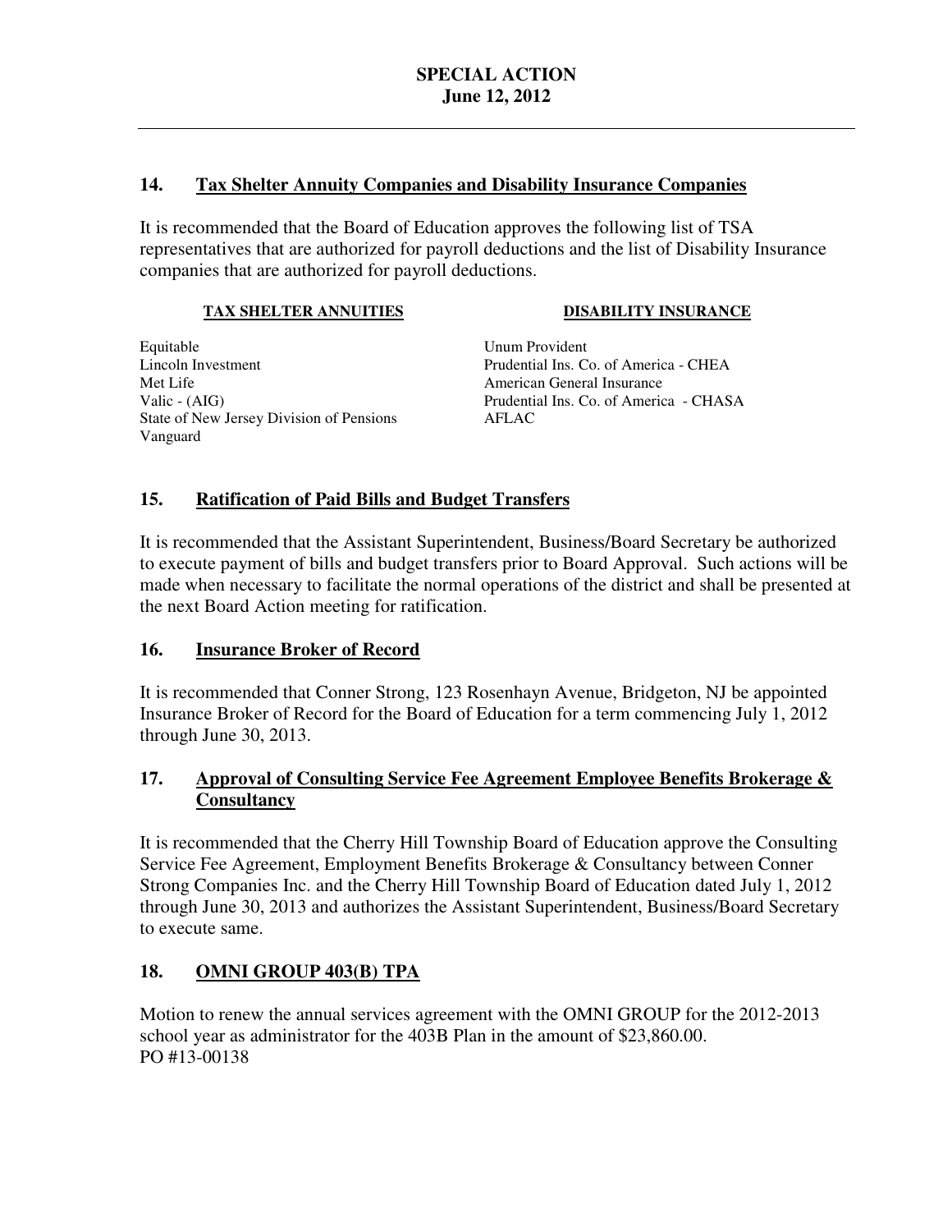# SPECIAL ACTION
## June 12, 2012

### 14. Tax Shelter Annuity Companies and Disability Insurance Companies

It is recommended that the Board of Education approves the following list of TSA representatives that are authorized for payroll deductions and the list of Disability Insurance companies that are authorized for payroll deductions.

| TAX SHELTER ANNUITIES | DISABILITY INSURANCE |
|---|---|
| Equitable | Unum Provident |
| Lincoln Investment | Prudential Ins. Co. of America - CHEA |
| Met Life | American General Insurance |
| Valic - (AIG) | Prudential Ins. Co. of America - CHASA |
| State of New Jersey Division of Pensions | AFLAC |
| Vanguard | |

### 15. Ratification of Paid Bills and Budget Transfers

It is recommended that the Assistant Superintendent, Business/Board Secretary be authorized to execute payment of bills and budget transfers prior to Board Approval. Such actions will be made when necessary to facilitate the normal operations of the district and shall be presented at the next Board Action meeting for ratification.

### 16. Insurance Broker of Record

It is recommended that Conner Strong, 123 Rosenhayn Avenue, Bridgeton, NJ be appointed Insurance Broker of Record for the Board of Education for a term commencing July 1, 2012 through June 30, 2013.

### 17. Approval of Consulting Service Fee Agreement Employee Benefits Brokerage & Consultancy

It is recommended that the Cherry Hill Township Board of Education approve the Consulting Service Fee Agreement, Employment Benefits Brokerage & Consultancy between Conner Strong Companies Inc. and the Cherry Hill Township Board of Education dated July 1, 2012 through June 30, 2013 and authorizes the Assistant Superintendent, Business/Board Secretary to execute same.

### 18. OMNI GROUP 403(B) TPA

Motion to renew the annual services agreement with the OMNI GROUP for the 2012-2013 school year as administrator for the 403B Plan in the amount of $23,860.00.
PO #13-00138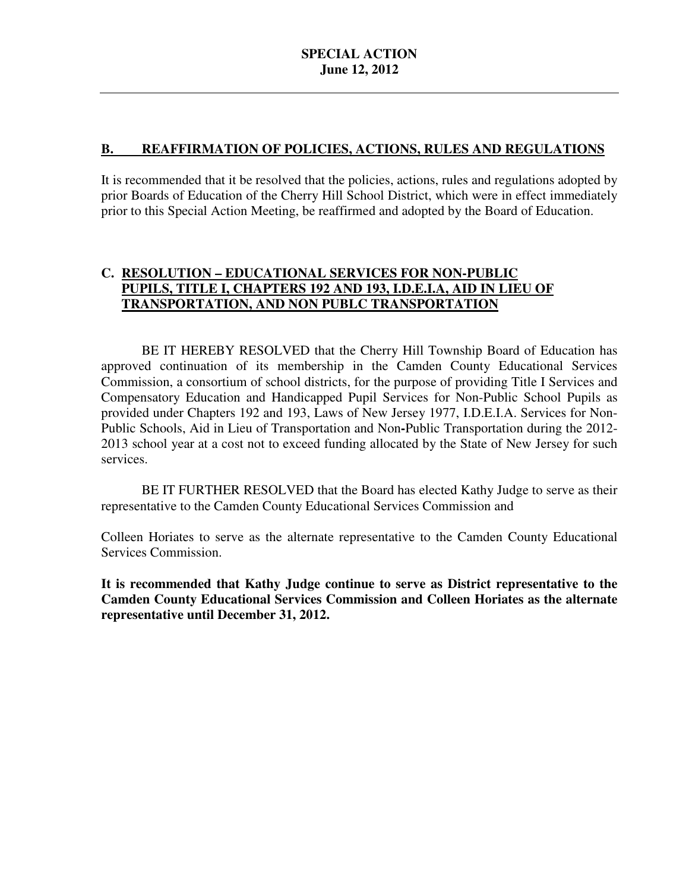## B. REAFFIRMATION OF POLICIES, ACTIONS, RULES AND REGULATIONS

It is recommended that it be resolved that the policies, actions, rules and regulations adopted by prior Boards of Education of the Cherry Hill School District, which were in effect immediately prior to this Special Action Meeting, be reaffirmed and adopted by the Board of Education.

## C. RESOLUTION – EDUCATIONAL SERVICES FOR NON-PUBLIC PUPILS, TITLE I, CHAPTERS 192 AND 193, I.D.E.I.A, AID IN LIEU OF TRANSPORTATION, AND NON PUBLC TRANSPORTATION

BE IT HEREBY RESOLVED that the Cherry Hill Township Board of Education has approved continuation of its membership in the Camden County Educational Services Commission, a consortium of school districts, for the purpose of providing Title I Services and Compensatory Education and Handicapped Pupil Services for Non-Public School Pupils as provided under Chapters 192 and 193, Laws of New Jersey 1977, I.D.E.I.A. Services for Non-Public Schools, Aid in Lieu of Transportation and Non-Public Transportation during the 2012-2013 school year at a cost not to exceed funding allocated by the State of New Jersey for such services.

BE IT FURTHER RESOLVED that the Board has elected Kathy Judge to serve as their representative to the Camden County Educational Services Commission and

Colleen Horiates to serve as the alternate representative to the Camden County Educational Services Commission.

**It is recommended that Kathy Judge continue to serve as District representative to the Camden County Educational Services Commission and Colleen Horiates as the alternate representative until December 31, 2012.**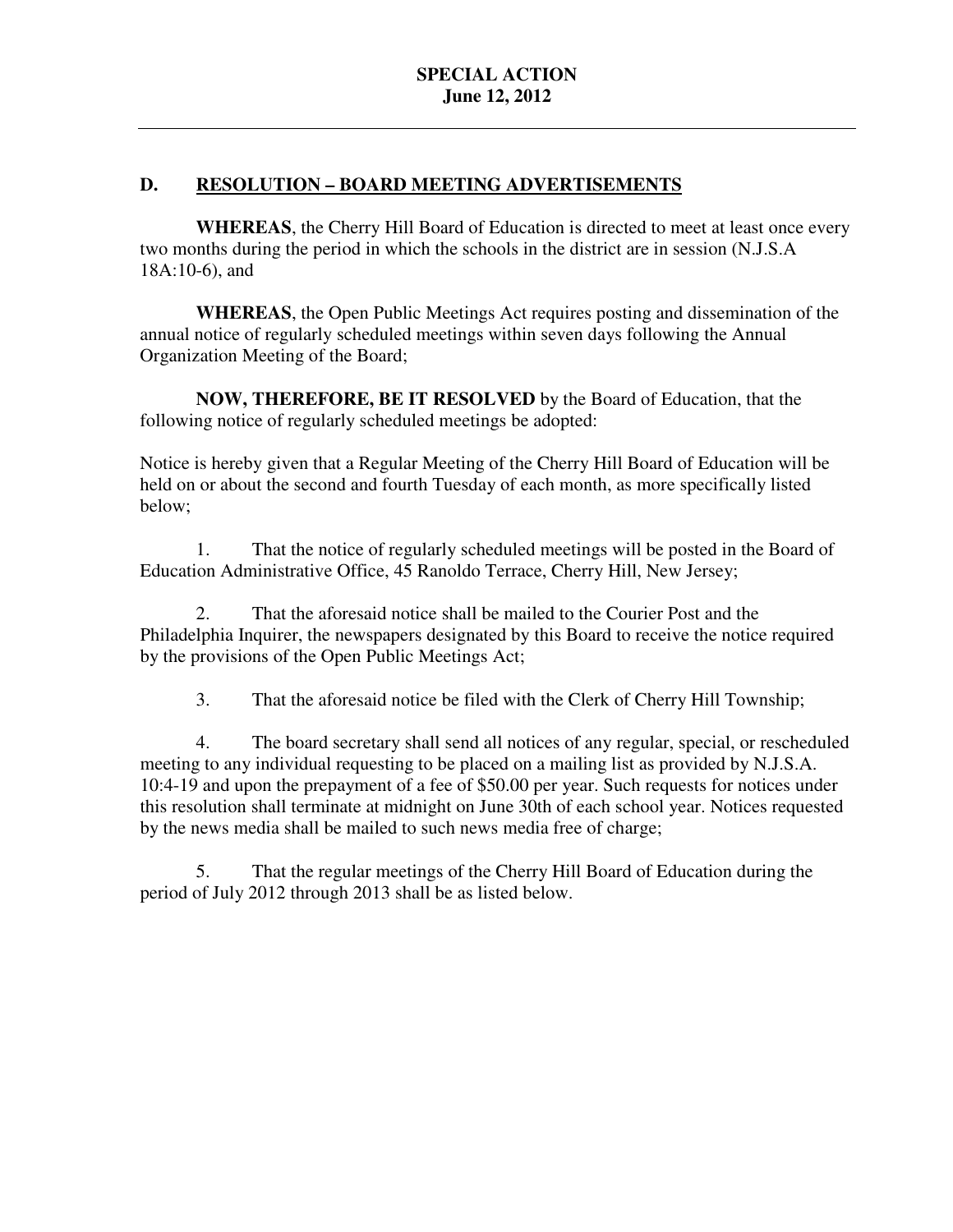## D. RESOLUTION – BOARD MEETING ADVERTISEMENTS

**WHEREAS**, the Cherry Hill Board of Education is directed to meet at least once every two months during the period in which the schools in the district are in session (N.J.S.A 18A:10-6), and

**WHEREAS**, the Open Public Meetings Act requires posting and dissemination of the annual notice of regularly scheduled meetings within seven days following the Annual Organization Meeting of the Board;

**NOW, THEREFORE, BE IT RESOLVED** by the Board of Education, that the following notice of regularly scheduled meetings be adopted:

Notice is hereby given that a Regular Meeting of the Cherry Hill Board of Education will be held on or about the second and fourth Tuesday of each month, as more specifically listed below;

1. That the notice of regularly scheduled meetings will be posted in the Board of Education Administrative Office, 45 Ranoldo Terrace, Cherry Hill, New Jersey;

2. That the aforesaid notice shall be mailed to the Courier Post and the Philadelphia Inquirer, the newspapers designated by this Board to receive the notice required by the provisions of the Open Public Meetings Act;

3. That the aforesaid notice be filed with the Clerk of Cherry Hill Township;

4. The board secretary shall send all notices of any regular, special, or rescheduled meeting to any individual requesting to be placed on a mailing list as provided by N.J.S.A. 10:4-19 and upon the prepayment of a fee of $50.00 per year. Such requests for notices under this resolution shall terminate at midnight on June 30th of each school year. Notices requested by the news media shall be mailed to such news media free of charge;

5. That the regular meetings of the Cherry Hill Board of Education during the period of July 2012 through 2013 shall be as listed below.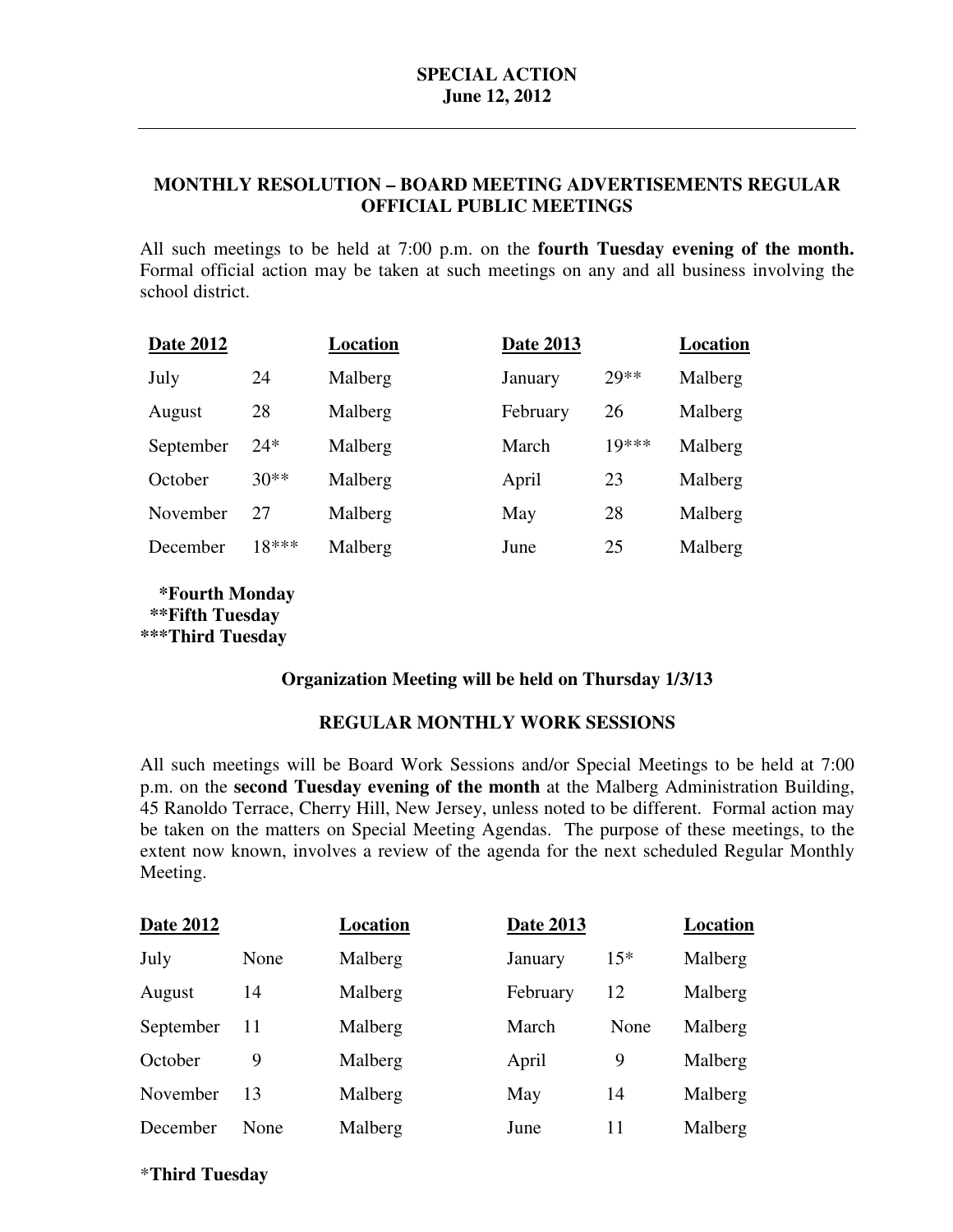**SPECIAL ACTION**
**June 12, 2012**

---

## MONTHLY RESOLUTION – BOARD MEETING ADVERTISEMENTS REGULAR OFFICIAL PUBLIC MEETINGS

All such meetings to be held at 7:00 p.m. on the **fourth Tuesday evening of the month.** Formal official action may be taken at such meetings on any and all business involving the school district.

| Date 2012 | | Location | Date 2013 | | Location |
|---|---|---|---|---|---|
| July | 24 | Malberg | January | 29** | Malberg |
| August | 28 | Malberg | February | 26 | Malberg |
| September | 24* | Malberg | March | 19*** | Malberg |
| October | 30** | Malberg | April | 23 | Malberg |
| November | 27 | Malberg | May | 28 | Malberg |
| December | 18*** | Malberg | June | 25 | Malberg |

**\*Fourth Monday**
**\*\*Fifth Tuesday**
**\*\*\*Third Tuesday**

**Organization Meeting will be held on Thursday 1/3/13**

## REGULAR MONTHLY WORK SESSIONS

All such meetings will be Board Work Sessions and/or Special Meetings to be held at 7:00 p.m. on the **second Tuesday evening of the month** at the Malberg Administration Building, 45 Ranoldo Terrace, Cherry Hill, New Jersey, unless noted to be different. Formal action may be taken on the matters on Special Meeting Agendas. The purpose of these meetings, to the extent now known, involves a review of the agenda for the next scheduled Regular Monthly Meeting.

| Date 2012 | | Location | Date 2013 | | Location |
|---|---|---|---|---|---|
| July | None | Malberg | January | 15* | Malberg |
| August | 14 | Malberg | February | 12 | Malberg |
| September | 11 | Malberg | March | None | Malberg |
| October | 9 | Malberg | April | 9 | Malberg |
| November | 13 | Malberg | May | 14 | Malberg |
| December | None | Malberg | June | 11 | Malberg |

\***Third Tuesday**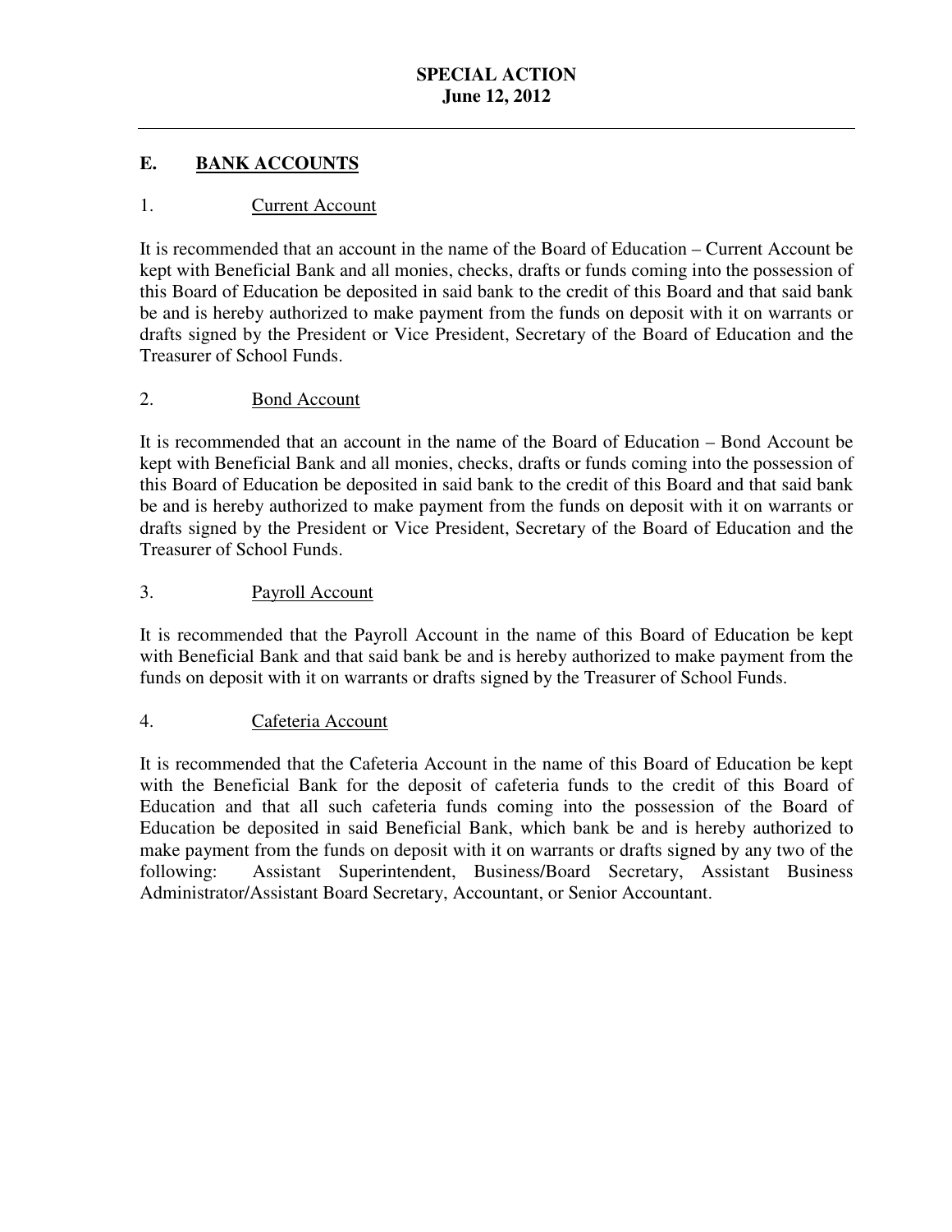## E. BANK ACCOUNTS

### 1. Current Account

It is recommended that an account in the name of the Board of Education – Current Account be kept with Beneficial Bank and all monies, checks, drafts or funds coming into the possession of this Board of Education be deposited in said bank to the credit of this Board and that said bank be and is hereby authorized to make payment from the funds on deposit with it on warrants or drafts signed by the President or Vice President, Secretary of the Board of Education and the Treasurer of School Funds.

### 2. Bond Account

It is recommended that an account in the name of the Board of Education – Bond Account be kept with Beneficial Bank and all monies, checks, drafts or funds coming into the possession of this Board of Education be deposited in said bank to the credit of this Board and that said bank be and is hereby authorized to make payment from the funds on deposit with it on warrants or drafts signed by the President or Vice President, Secretary of the Board of Education and the Treasurer of School Funds.

### 3. Payroll Account

It is recommended that the Payroll Account in the name of this Board of Education be kept with Beneficial Bank and that said bank be and is hereby authorized to make payment from the funds on deposit with it on warrants or drafts signed by the Treasurer of School Funds.

### 4. Cafeteria Account

It is recommended that the Cafeteria Account in the name of this Board of Education be kept with the Beneficial Bank for the deposit of cafeteria funds to the credit of this Board of Education and that all such cafeteria funds coming into the possession of the Board of Education be deposited in said Beneficial Bank, which bank be and is hereby authorized to make payment from the funds on deposit with it on warrants or drafts signed by any two of the following: Assistant Superintendent, Business/Board Secretary, Assistant Business Administrator/Assistant Board Secretary, Accountant, or Senior Accountant.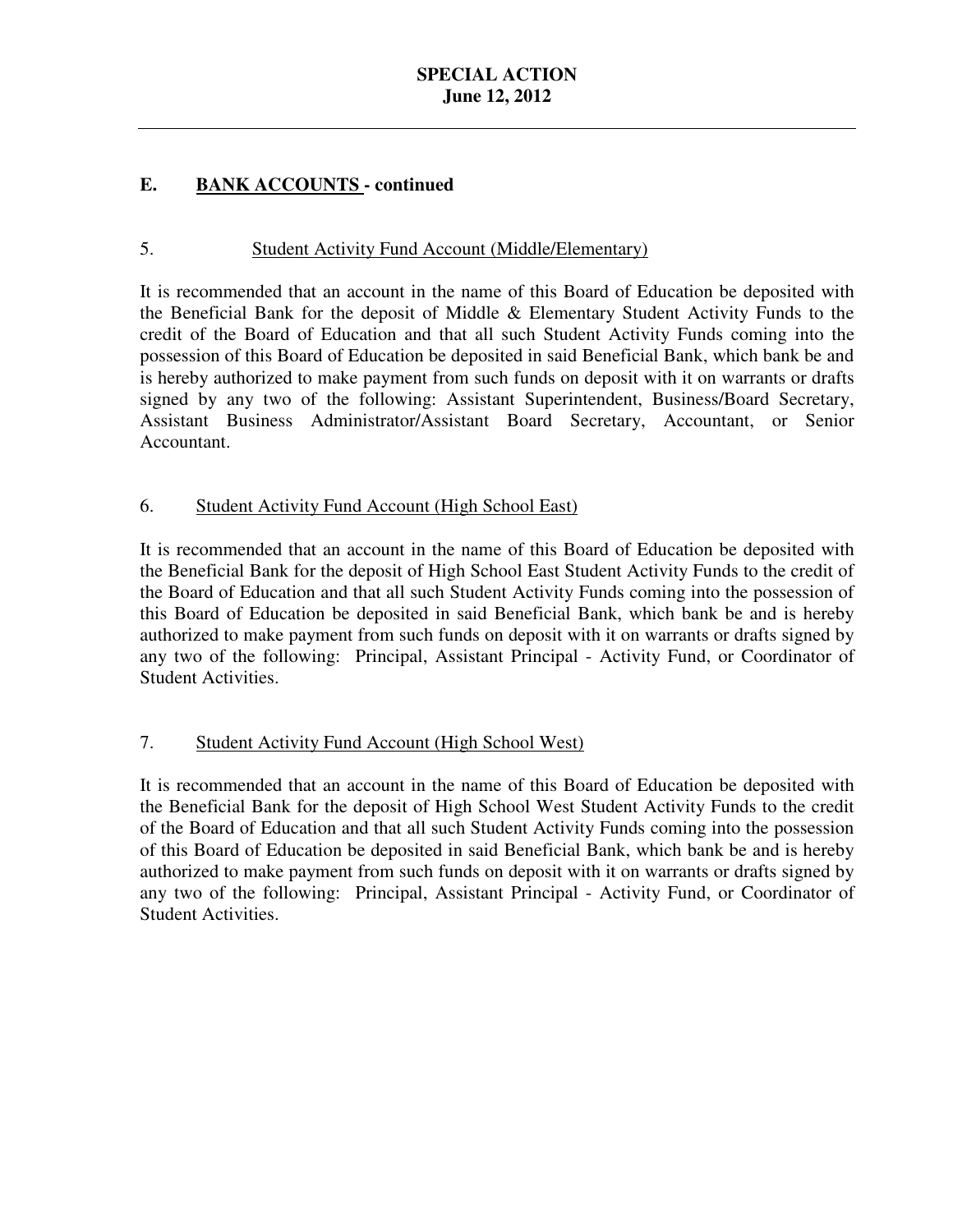## E. BANK ACCOUNTS - continued

5. Student Activity Fund Account (Middle/Elementary)

It is recommended that an account in the name of this Board of Education be deposited with the Beneficial Bank for the deposit of Middle & Elementary Student Activity Funds to the credit of the Board of Education and that all such Student Activity Funds coming into the possession of this Board of Education be deposited in said Beneficial Bank, which bank be and is hereby authorized to make payment from such funds on deposit with it on warrants or drafts signed by any two of the following: Assistant Superintendent, Business/Board Secretary, Assistant Business Administrator/Assistant Board Secretary, Accountant, or Senior Accountant.

6. Student Activity Fund Account (High School East)

It is recommended that an account in the name of this Board of Education be deposited with the Beneficial Bank for the deposit of High School East Student Activity Funds to the credit of the Board of Education and that all such Student Activity Funds coming into the possession of this Board of Education be deposited in said Beneficial Bank, which bank be and is hereby authorized to make payment from such funds on deposit with it on warrants or drafts signed by any two of the following: Principal, Assistant Principal - Activity Fund, or Coordinator of Student Activities.

7. Student Activity Fund Account (High School West)

It is recommended that an account in the name of this Board of Education be deposited with the Beneficial Bank for the deposit of High School West Student Activity Funds to the credit of the Board of Education and that all such Student Activity Funds coming into the possession of this Board of Education be deposited in said Beneficial Bank, which bank be and is hereby authorized to make payment from such funds on deposit with it on warrants or drafts signed by any two of the following: Principal, Assistant Principal - Activity Fund, or Coordinator of Student Activities.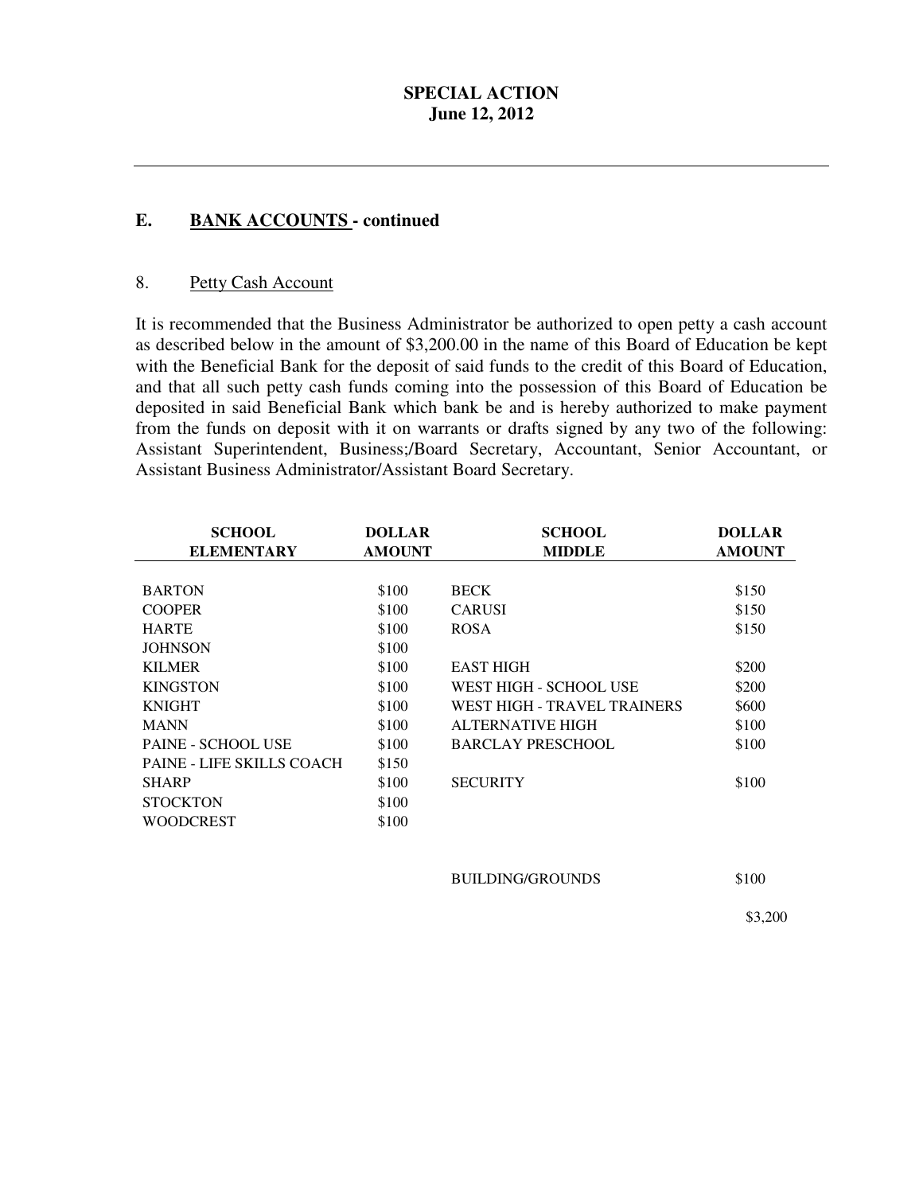**SPECIAL ACTION**
**June 12, 2012**

---

## E. BANK ACCOUNTS - continued

### 8. Petty Cash Account

It is recommended that the Business Administrator be authorized to open petty a cash account as described below in the amount of $3,200.00 in the name of this Board of Education be kept with the Beneficial Bank for the deposit of said funds to the credit of this Board of Education, and that all such petty cash funds coming into the possession of this Board of Education be deposited in said Beneficial Bank which bank be and is hereby authorized to make payment from the funds on deposit with it on warrants or drafts signed by any two of the following: Assistant Superintendent, Business;/Board Secretary, Accountant, Senior Accountant, or Assistant Business Administrator/Assistant Board Secretary.

| SCHOOL ELEMENTARY | DOLLAR AMOUNT | SCHOOL MIDDLE | DOLLAR AMOUNT |
|---|---|---|---|
| BARTON | $100 | BECK | $150 |
| COOPER | $100 | CARUSI | $150 |
| HARTE | $100 | ROSA | $150 |
| JOHNSON | $100 | | |
| KILMER | $100 | EAST HIGH | $200 |
| KINGSTON | $100 | WEST HIGH - SCHOOL USE | $200 |
| KNIGHT | $100 | WEST HIGH - TRAVEL TRAINERS | $600 |
| MANN | $100 | ALTERNATIVE HIGH | $100 |
| PAINE - SCHOOL USE | $100 | BARCLAY PRESCHOOL | $100 |
| PAINE - LIFE SKILLS COACH | $150 | | |
| SHARP | $100 | SECURITY | $100 |
| STOCKTON | $100 | | |
| WOODCREST | $100 | | |
| | | BUILDING/GROUNDS | $100 |
| | | | $3,200 |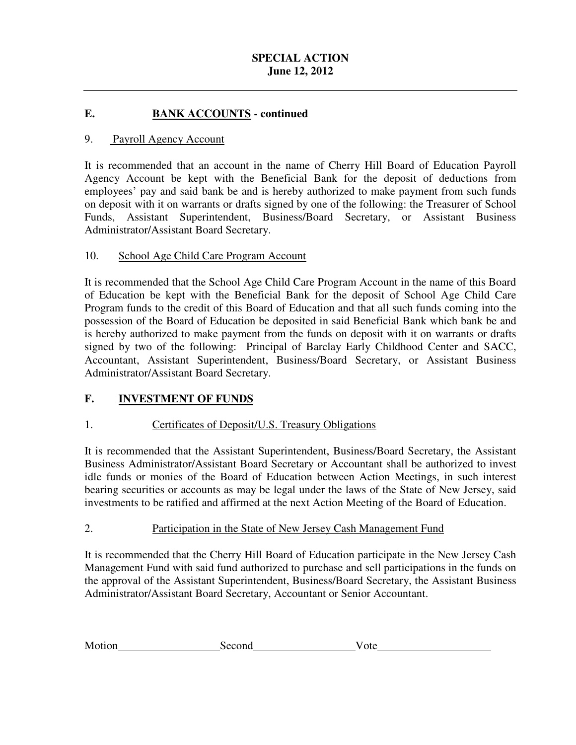**SPECIAL ACTION**
**June 12, 2012**

## E. <u>BANK ACCOUNTS</u> - continued

9. <u>Payroll Agency Account</u>

It is recommended that an account in the name of Cherry Hill Board of Education Payroll Agency Account be kept with the Beneficial Bank for the deposit of deductions from employees' pay and said bank be and is hereby authorized to make payment from such funds on deposit with it on warrants or drafts signed by one of the following: the Treasurer of School Funds, Assistant Superintendent, Business/Board Secretary, or Assistant Business Administrator/Assistant Board Secretary.

10. <u>School Age Child Care Program Account</u>

It is recommended that the School Age Child Care Program Account in the name of this Board of Education be kept with the Beneficial Bank for the deposit of School Age Child Care Program funds to the credit of this Board of Education and that all such funds coming into the possession of the Board of Education be deposited in said Beneficial Bank which bank be and is hereby authorized to make payment from the funds on deposit with it on warrants or drafts signed by two of the following: Principal of Barclay Early Childhood Center and SACC, Accountant, Assistant Superintendent, Business/Board Secretary, or Assistant Business Administrator/Assistant Board Secretary.

## F. <u>INVESTMENT OF FUNDS</u>

1. <u>Certificates of Deposit/U.S. Treasury Obligations</u>

It is recommended that the Assistant Superintendent, Business/Board Secretary, the Assistant Business Administrator/Assistant Board Secretary or Accountant shall be authorized to invest idle funds or monies of the Board of Education between Action Meetings, in such interest bearing securities or accounts as may be legal under the laws of the State of New Jersey, said investments to be ratified and affirmed at the next Action Meeting of the Board of Education.

2. <u>Participation in the State of New Jersey Cash Management Fund</u>

It is recommended that the Cherry Hill Board of Education participate in the New Jersey Cash Management Fund with said fund authorized to purchase and sell participations in the funds on the approval of the Assistant Superintendent, Business/Board Secretary, the Assistant Business Administrator/Assistant Board Secretary, Accountant or Senior Accountant.

Motion__________________ Second__________________ Vote____________________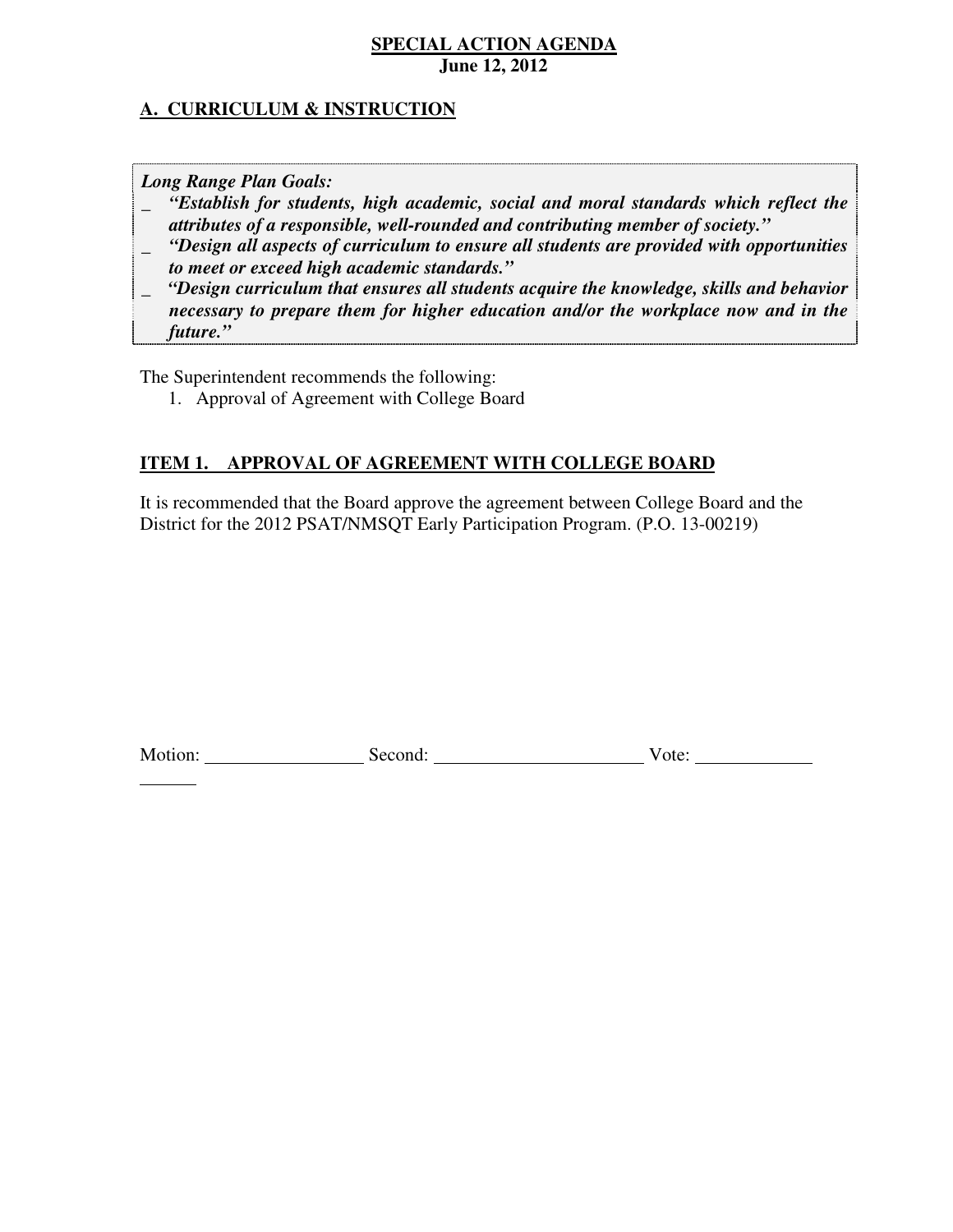**SPECIAL ACTION AGENDA**
**June 12, 2012**

## A. CURRICULUM & INSTRUCTION

***Long Range Plan Goals:***

- ***"Establish for students, high academic, social and moral standards which reflect the attributes of a responsible, well-rounded and contributing member of society."***
- ***"Design all aspects of curriculum to ensure all students are provided with opportunities to meet or exceed high academic standards."***
- ***"Design curriculum that ensures all students acquire the knowledge, skills and behavior necessary to prepare them for higher education and/or the workplace now and in the future."***

The Superintendent recommends the following:

1. Approval of Agreement with College Board

### ITEM 1. APPROVAL OF AGREEMENT WITH COLLEGE BOARD

It is recommended that the Board approve the agreement between College Board and the District for the 2012 PSAT/NMSQT Early Participation Program. (P.O. 13-00219)

Motion: ________________ Second: ______________________ Vote: ________________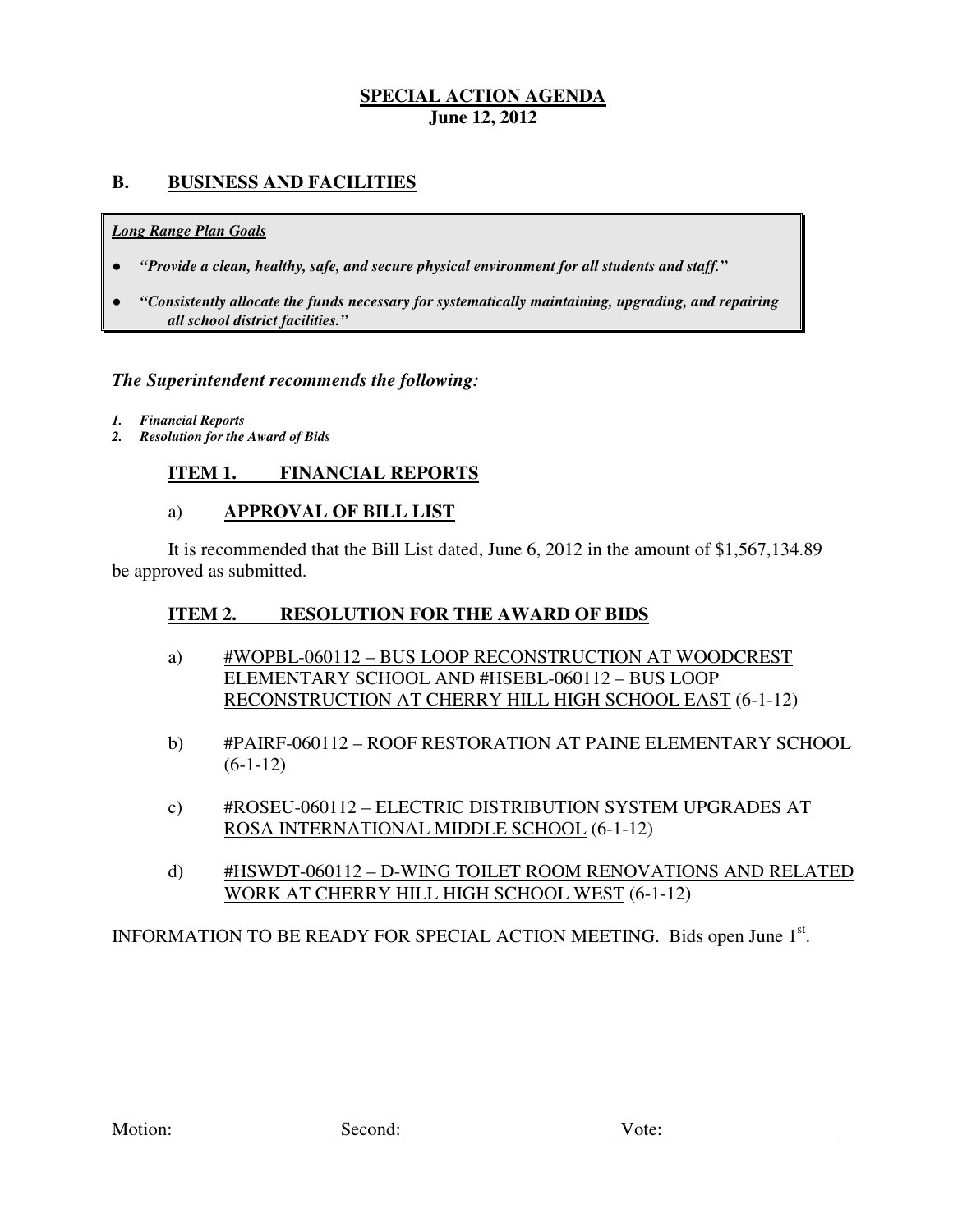**SPECIAL ACTION AGENDA**
**June 12, 2012**

## B. BUSINESS AND FACILITIES

***Long Range Plan Goals***

- ***"Provide a clean, healthy, safe, and secure physical environment for all students and staff."***
- ***"Consistently allocate the funds necessary for systematically maintaining, upgrading, and repairing all school district facilities."***

***The Superintendent recommends the following:***

1. ***Financial Reports***
2. ***Resolution for the Award of Bids***

### ITEM 1. FINANCIAL REPORTS

a) **APPROVAL OF BILL LIST**

It is recommended that the Bill List dated, June 6, 2012 in the amount of $1,567,134.89 be approved as submitted.

### ITEM 2. RESOLUTION FOR THE AWARD OF BIDS

a) #WOPBL-060112 – BUS LOOP RECONSTRUCTION AT WOODCREST ELEMENTARY SCHOOL AND #HSEBL-060112 – BUS LOOP RECONSTRUCTION AT CHERRY HILL HIGH SCHOOL EAST (6-1-12)

b) #PAIRF-060112 – ROOF RESTORATION AT PAINE ELEMENTARY SCHOOL (6-1-12)

c) #ROSEU-060112 – ELECTRIC DISTRIBUTION SYSTEM UPGRADES AT ROSA INTERNATIONAL MIDDLE SCHOOL (6-1-12)

d) #HSWDT-060112 – D-WING TOILET ROOM RENOVATIONS AND RELATED WORK AT CHERRY HILL HIGH SCHOOL WEST (6-1-12)

INFORMATION TO BE READY FOR SPECIAL ACTION MEETING. Bids open June 1st.

Motion: ________________ Second: ____________________ Vote: ________________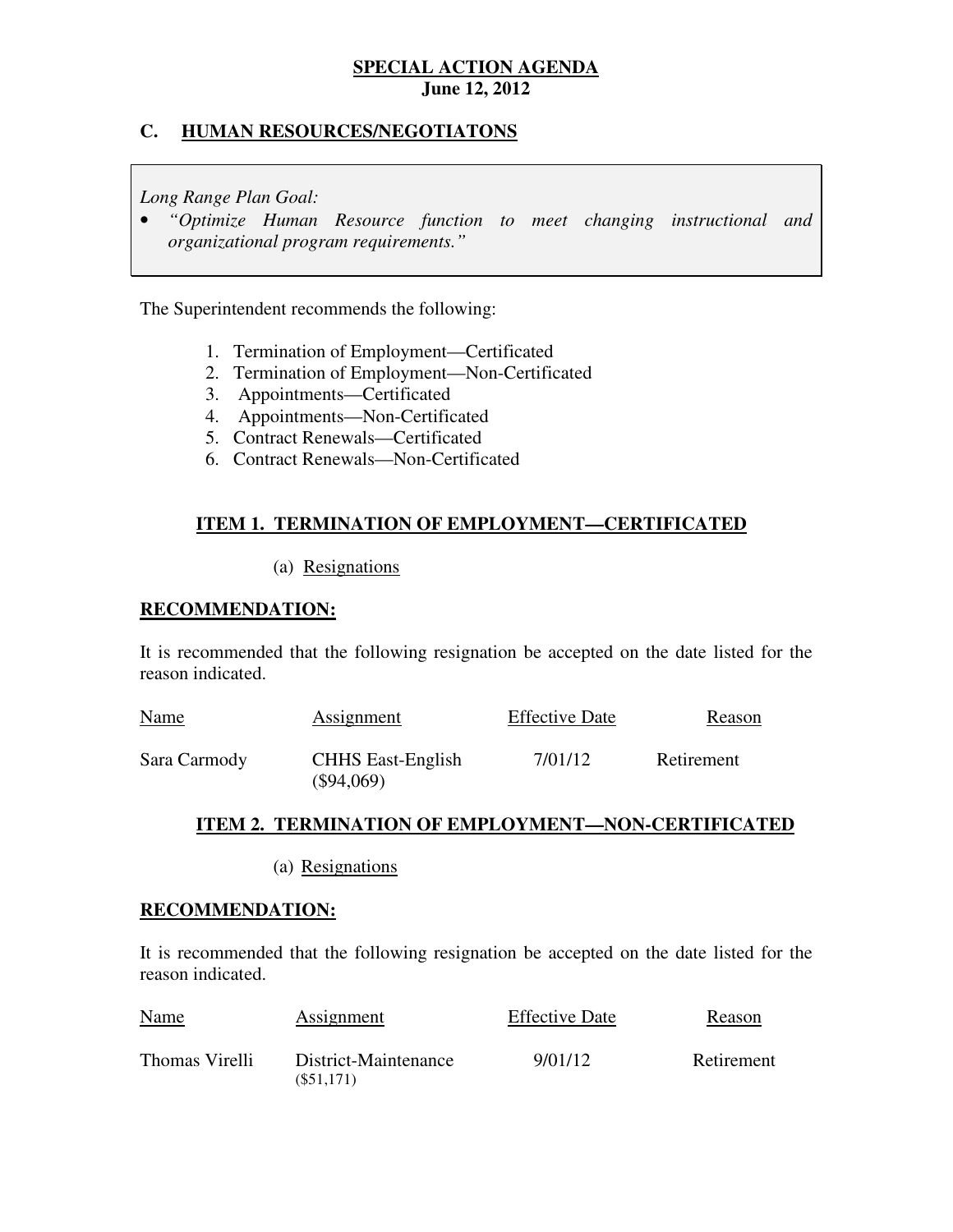**SPECIAL ACTION AGENDA**
**June 12, 2012**

## C. HUMAN RESOURCES/NEGOTIATONS

*Long Range Plan Goal:*

- *"Optimize Human Resource function to meet changing instructional and organizational program requirements."*

The Superintendent recommends the following:

1. Termination of Employment—Certificated
2. Termination of Employment—Non-Certificated
3. Appointments—Certificated
4. Appointments—Non-Certificated
5. Contract Renewals—Certificated
6. Contract Renewals—Non-Certificated

### ITEM 1. TERMINATION OF EMPLOYMENT—CERTIFICATED

(a) Resignations

**RECOMMENDATION:**

It is recommended that the following resignation be accepted on the date listed for the reason indicated.

| Name | Assignment | Effective Date | Reason |
|---|---|---|---|
| Sara Carmody | CHHS East-English ($94,069) | 7/01/12 | Retirement |

### ITEM 2. TERMINATION OF EMPLOYMENT—NON-CERTIFICATED

(a) Resignations

**RECOMMENDATION:**

It is recommended that the following resignation be accepted on the date listed for the reason indicated.

| Name | Assignment | Effective Date | Reason |
|---|---|---|---|
| Thomas Virelli | District-Maintenance ($51,171) | 9/01/12 | Retirement |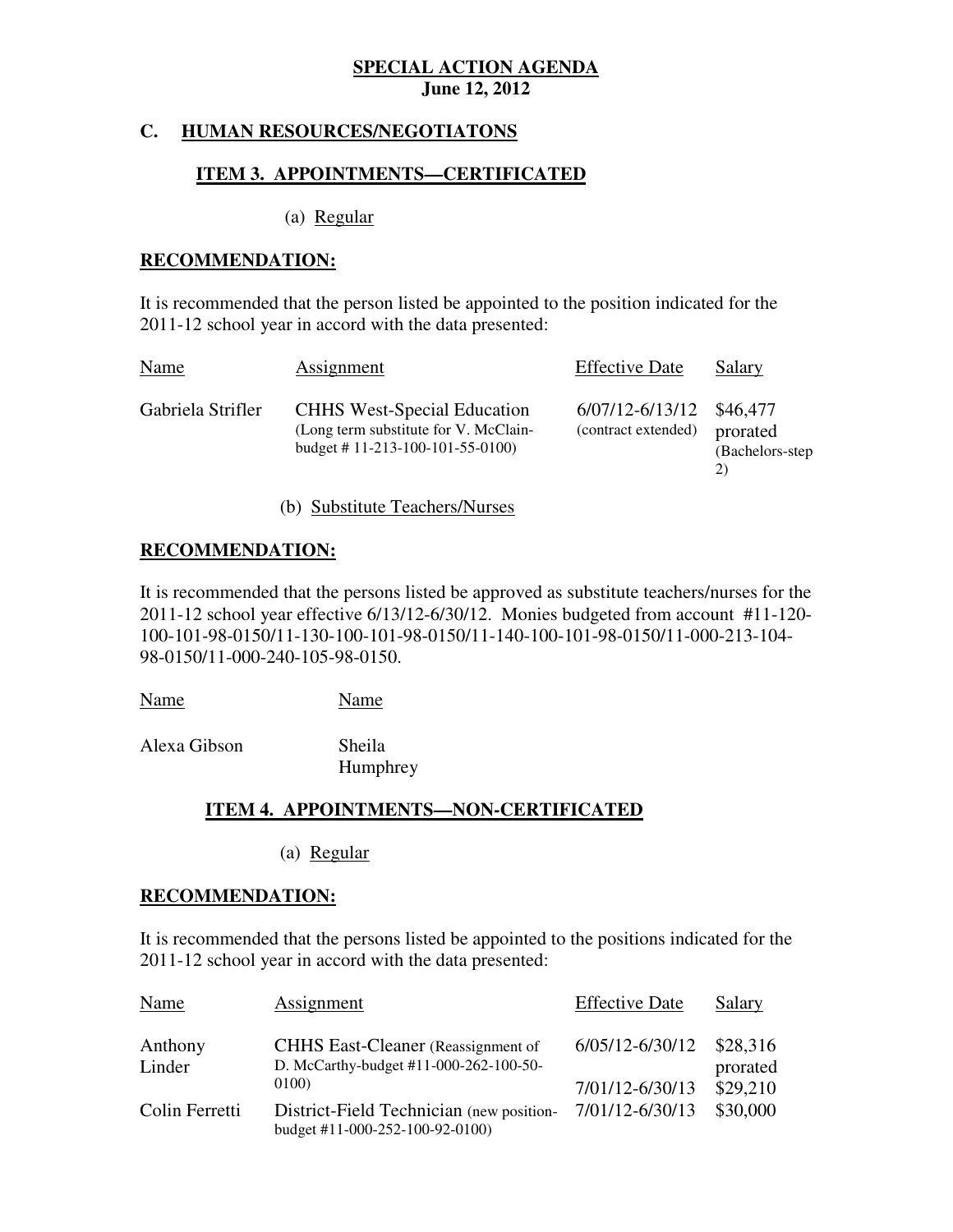**SPECIAL ACTION AGENDA**
**June 12, 2012**

## C. HUMAN RESOURCES/NEGOTIATONS

### ITEM 3. APPOINTMENTS—CERTIFICATED

(a) Regular

**RECOMMENDATION:**

It is recommended that the person listed be appointed to the position indicated for the 2011-12 school year in accord with the data presented:

| Name | Assignment | Effective Date | Salary |
|---|---|---|---|
| Gabriela Strifler | CHHS West-Special Education (Long term substitute for V. McClain-budget # 11-213-100-101-55-0100) | 6/07/12-6/13/12 (contract extended) | $46,477 prorated (Bachelors-step 2) |

(b) Substitute Teachers/Nurses

**RECOMMENDATION:**

It is recommended that the persons listed be approved as substitute teachers/nurses for the 2011-12 school year effective 6/13/12-6/30/12. Monies budgeted from account #11-120-100-101-98-0150/11-130-100-101-98-0150/11-140-100-101-98-0150/11-000-213-104-98-0150/11-000-240-105-98-0150.

| Name | Name |
|---|---|
| Alexa Gibson | Sheila Humphrey |

### ITEM 4. APPOINTMENTS—NON-CERTIFICATED

(a) Regular

**RECOMMENDATION:**

It is recommended that the persons listed be appointed to the positions indicated for the 2011-12 school year in accord with the data presented:

| Name | Assignment | Effective Date | Salary |
|---|---|---|---|
| Anthony Linder | CHHS East-Cleaner (Reassignment of D. McCarthy-budget #11-000-262-100-50-0100) | 6/05/12-6/30/12 | $28,316 prorated |
| | | 7/01/12-6/30/13 | $29,210 |
| Colin Ferretti | District-Field Technician (new position-budget #11-000-252-100-92-0100) | 7/01/12-6/30/13 | $30,000 |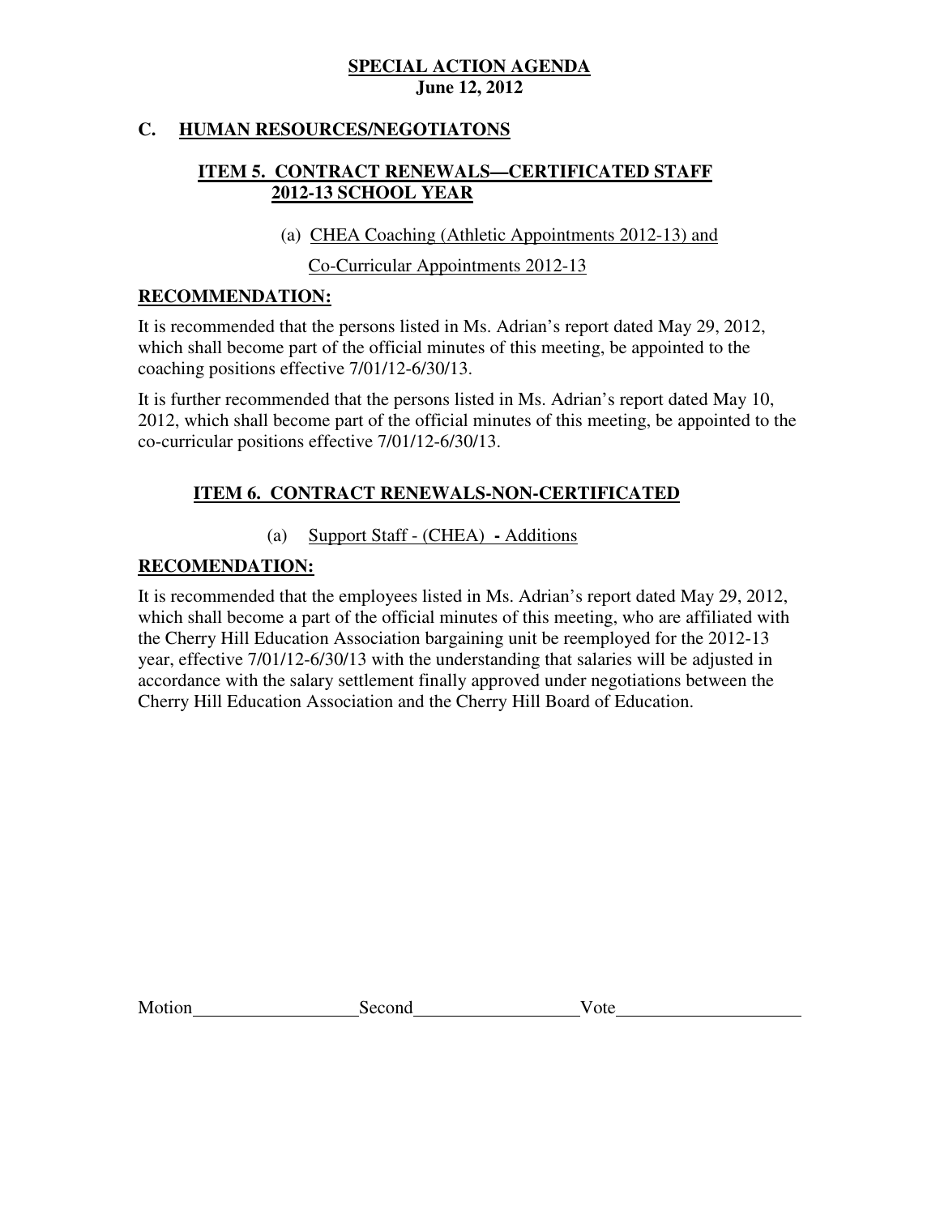**SPECIAL ACTION AGENDA**
**June 12, 2012**

## C. HUMAN RESOURCES/NEGOTIATONS

### ITEM 5. CONTRACT RENEWALS—CERTIFICATED STAFF 2012-13 SCHOOL YEAR

(a) CHEA Coaching (Athletic Appointments 2012-13) and Co-Curricular Appointments 2012-13

**RECOMMENDATION:**

It is recommended that the persons listed in Ms. Adrian's report dated May 29, 2012, which shall become part of the official minutes of this meeting, be appointed to the coaching positions effective 7/01/12-6/30/13.

It is further recommended that the persons listed in Ms. Adrian's report dated May 10, 2012, which shall become part of the official minutes of this meeting, be appointed to the co-curricular positions effective 7/01/12-6/30/13.

### ITEM 6. CONTRACT RENEWALS-NON-CERTIFICATED

(a) Support Staff - (CHEA) **-** Additions

**RECOMENDATION:**

It is recommended that the employees listed in Ms. Adrian's report dated May 29, 2012, which shall become a part of the official minutes of this meeting, who are affiliated with the Cherry Hill Education Association bargaining unit be reemployed for the 2012-13 year, effective 7/01/12-6/30/13 with the understanding that salaries will be adjusted in accordance with the salary settlement finally approved under negotiations between the Cherry Hill Education Association and the Cherry Hill Board of Education.

Motion__________________Second__________________Vote____________________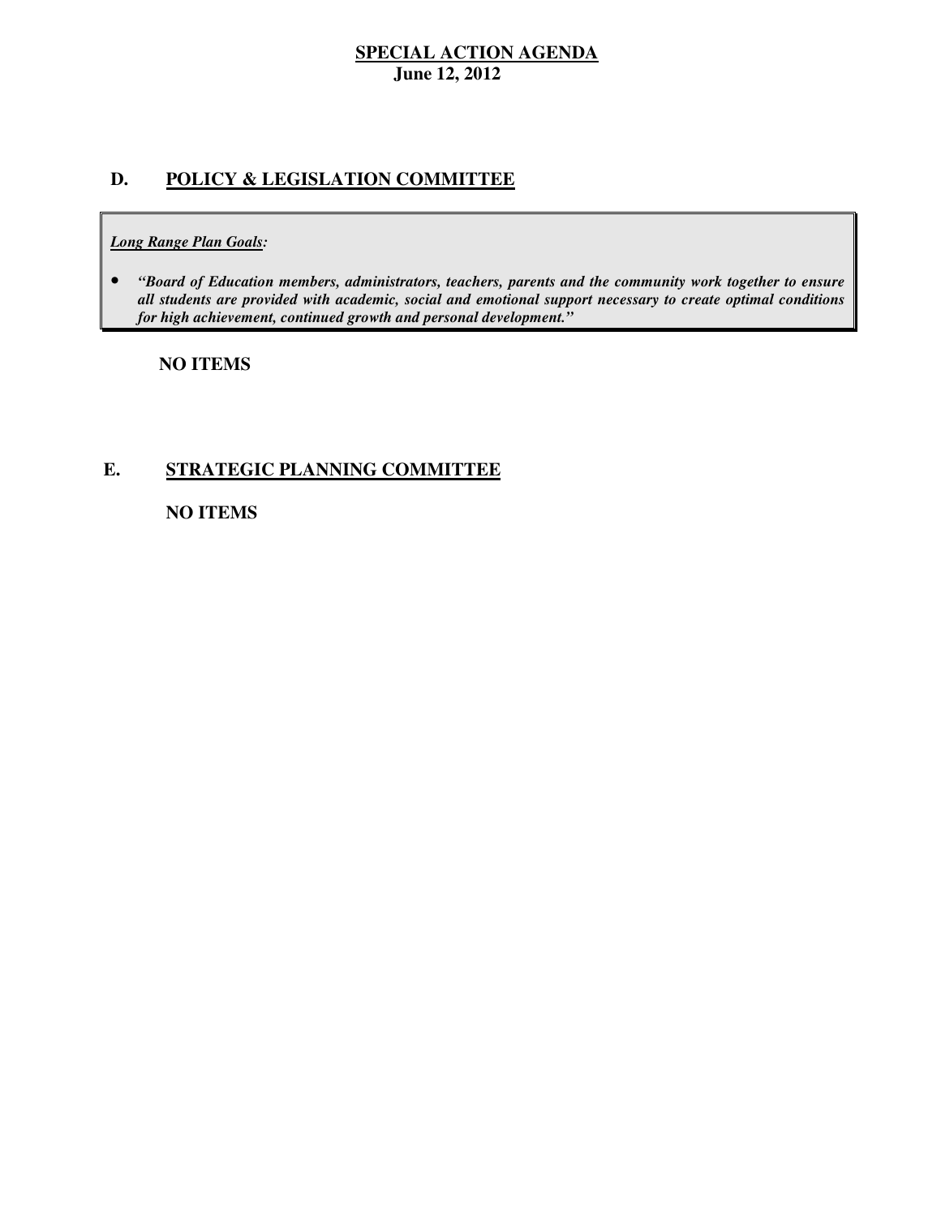## SPECIAL ACTION AGENDA
**June 12, 2012**

## D. POLICY & LEGISLATION COMMITTEE

***Long Range Plan Goals:***

- ***"Board of Education members, administrators, teachers, parents and the community work together to ensure all students are provided with academic, social and emotional support necessary to create optimal conditions for high achievement, continued growth and personal development."***

**NO ITEMS**

## E. STRATEGIC PLANNING COMMITTEE

**NO ITEMS**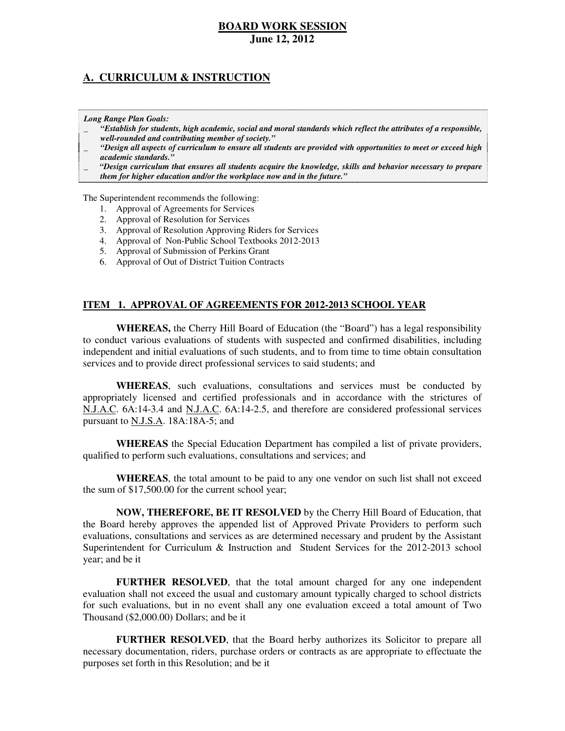**BOARD WORK SESSION**
**June 12, 2012**

## A. CURRICULUM & INSTRUCTION

***Long Range Plan Goals:***

- ***"Establish for students, high academic, social and moral standards which reflect the attributes of a responsible, well-rounded and contributing member of society."***
- ***"Design all aspects of curriculum to ensure all students are provided with opportunities to meet or exceed high academic standards."***
- ***"Design curriculum that ensures all students acquire the knowledge, skills and behavior necessary to prepare them for higher education and/or the workplace now and in the future."***

The Superintendent recommends the following:

1. Approval of Agreements for Services
2. Approval of Resolution for Services
3. Approval of Resolution Approving Riders for Services
4. Approval of Non-Public School Textbooks 2012-2013
5. Approval of Submission of Perkins Grant
6. Approval of Out of District Tuition Contracts

### ITEM 1. APPROVAL OF AGREEMENTS FOR 2012-2013 SCHOOL YEAR

**WHEREAS,** the Cherry Hill Board of Education (the "Board") has a legal responsibility to conduct various evaluations of students with suspected and confirmed disabilities, including independent and initial evaluations of such students, and to from time to time obtain consultation services and to provide direct professional services to said students; and

**WHEREAS**, such evaluations, consultations and services must be conducted by appropriately licensed and certified professionals and in accordance with the strictures of N.J.A.C. 6A:14-3.4 and N.J.A.C. 6A:14-2.5, and therefore are considered professional services pursuant to N.J.S.A. 18A:18A-5; and

**WHEREAS** the Special Education Department has compiled a list of private providers, qualified to perform such evaluations, consultations and services; and

**WHEREAS**, the total amount to be paid to any one vendor on such list shall not exceed the sum of $17,500.00 for the current school year;

**NOW, THEREFORE, BE IT RESOLVED** by the Cherry Hill Board of Education, that the Board hereby approves the appended list of Approved Private Providers to perform such evaluations, consultations and services as are determined necessary and prudent by the Assistant Superintendent for Curriculum & Instruction and Student Services for the 2012-2013 school year; and be it

**FURTHER RESOLVED**, that the total amount charged for any one independent evaluation shall not exceed the usual and customary amount typically charged to school districts for such evaluations, but in no event shall any one evaluation exceed a total amount of Two Thousand ($2,000.00) Dollars; and be it

**FURTHER RESOLVED**, that the Board herby authorizes its Solicitor to prepare all necessary documentation, riders, purchase orders or contracts as are appropriate to effectuate the purposes set forth in this Resolution; and be it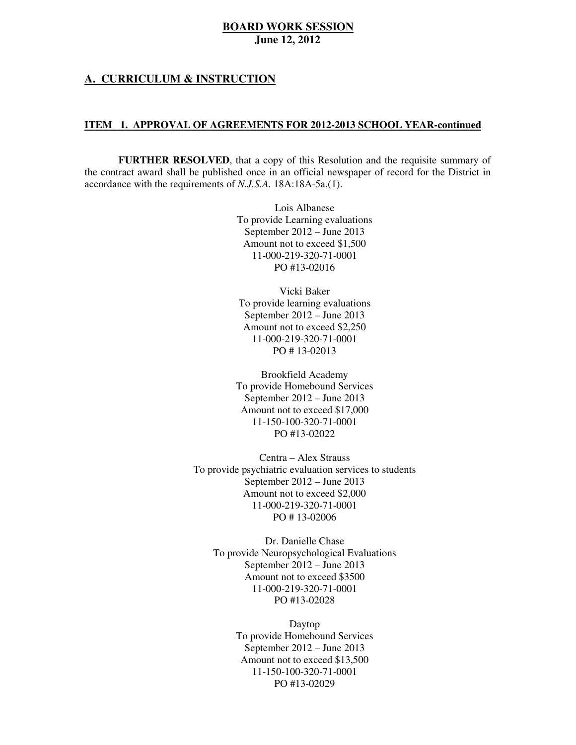## BOARD WORK SESSION
**June 12, 2012**

## A. CURRICULUM & INSTRUCTION

### ITEM 1. APPROVAL OF AGREEMENTS FOR 2012-2013 SCHOOL YEAR-continued

**FURTHER RESOLVED**, that a copy of this Resolution and the requisite summary of the contract award shall be published once in an official newspaper of record for the District in accordance with the requirements of *N.J.S.A.* 18A:18A-5a.(1).

Lois Albanese  
To provide Learning evaluations  
September 2012 – June 2013  
Amount not to exceed $1,500  
11-000-219-320-71-0001  
PO #13-02016

Vicki Baker  
To provide learning evaluations  
September 2012 – June 2013  
Amount not to exceed $2,250  
11-000-219-320-71-0001  
PO # 13-02013

Brookfield Academy  
To provide Homebound Services  
September 2012 – June 2013  
Amount not to exceed $17,000  
11-150-100-320-71-0001  
PO #13-02022

Centra – Alex Strauss  
To provide psychiatric evaluation services to students  
September 2012 – June 2013  
Amount not to exceed $2,000  
11-000-219-320-71-0001  
PO # 13-02006

Dr. Danielle Chase  
To provide Neuropsychological Evaluations  
September 2012 – June 2013  
Amount not to exceed $3500  
11-000-219-320-71-0001  
PO #13-02028

Daytop  
To provide Homebound Services  
September 2012 – June 2013  
Amount not to exceed $13,500  
11-150-100-320-71-0001  
PO #13-02029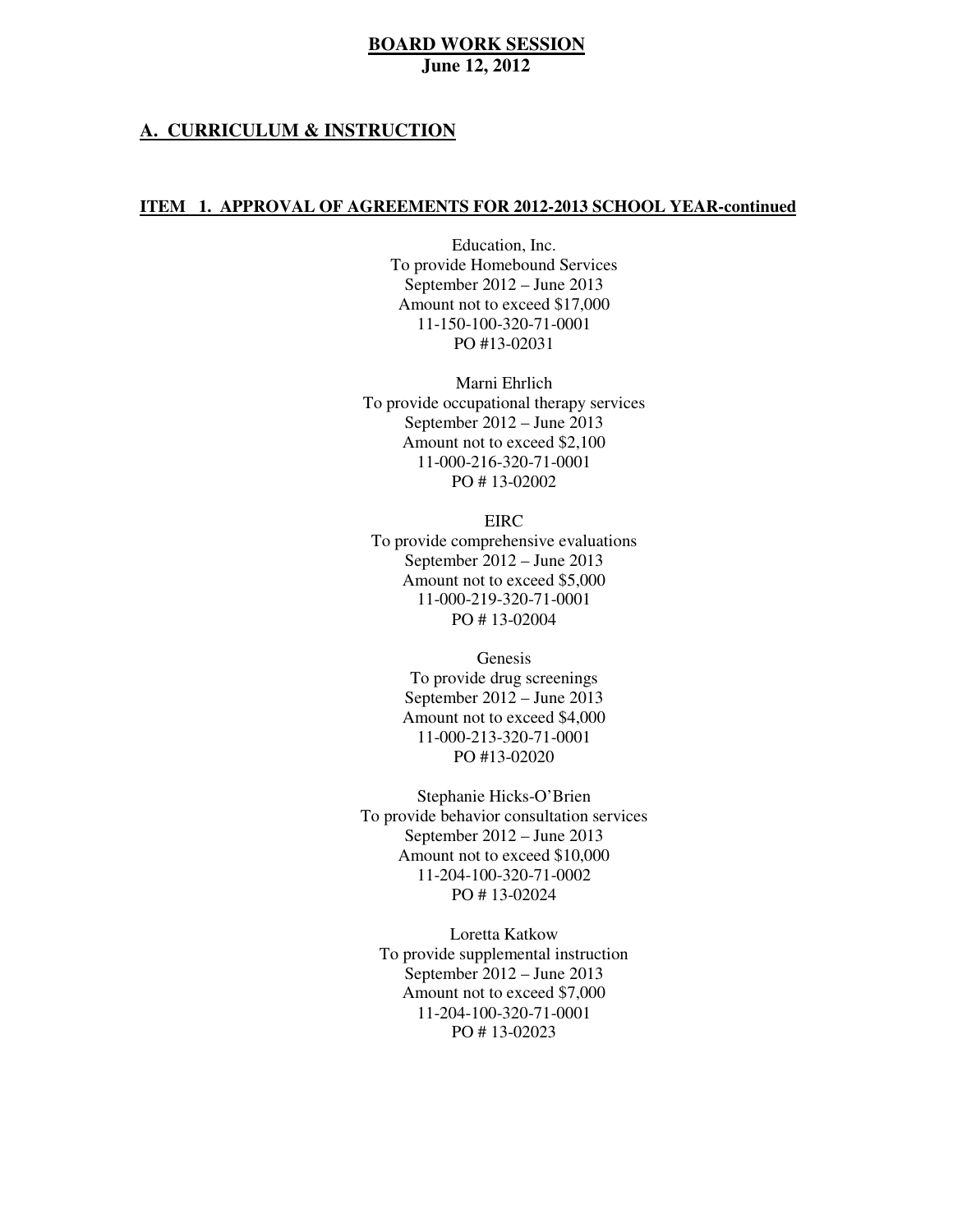**BOARD WORK SESSION**
**June 12, 2012**

## A. CURRICULUM & INSTRUCTION

### ITEM 1. APPROVAL OF AGREEMENTS FOR 2012-2013 SCHOOL YEAR-continued

Education, Inc.
To provide Homebound Services
September 2012 – June 2013
Amount not to exceed $17,000
11-150-100-320-71-0001
PO #13-02031

Marni Ehrlich
To provide occupational therapy services
September 2012 – June 2013
Amount not to exceed $2,100
11-000-216-320-71-0001
PO # 13-02002

EIRC
To provide comprehensive evaluations
September 2012 – June 2013
Amount not to exceed $5,000
11-000-219-320-71-0001
PO # 13-02004

Genesis
To provide drug screenings
September 2012 – June 2013
Amount not to exceed $4,000
11-000-213-320-71-0001
PO #13-02020

Stephanie Hicks-O'Brien
To provide behavior consultation services
September 2012 – June 2013
Amount not to exceed $10,000
11-204-100-320-71-0002
PO # 13-02024

Loretta Katkow
To provide supplemental instruction
September 2012 – June 2013
Amount not to exceed $7,000
11-204-100-320-71-0001
PO # 13-02023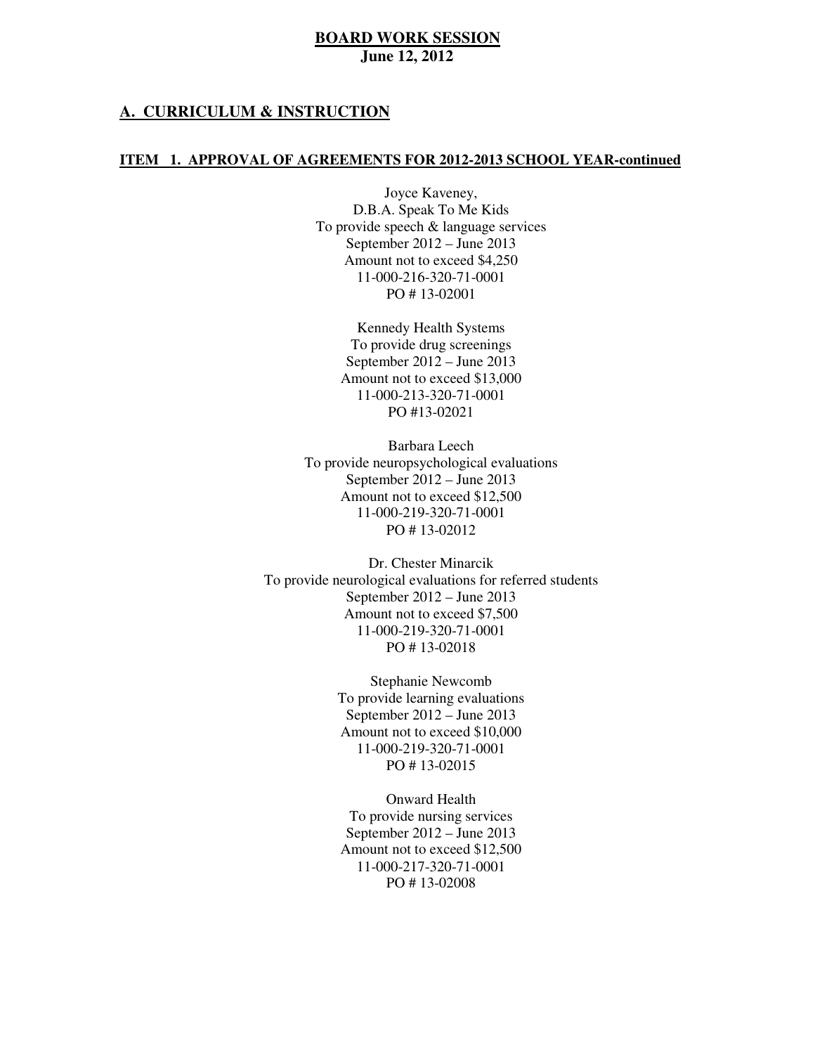**BOARD WORK SESSION**
**June 12, 2012**

## A. CURRICULUM & INSTRUCTION

### ITEM 1. APPROVAL OF AGREEMENTS FOR 2012-2013 SCHOOL YEAR-continued

Joyce Kaveney,
D.B.A. Speak To Me Kids
To provide speech & language services
September 2012 – June 2013
Amount not to exceed $4,250
11-000-216-320-71-0001
PO # 13-02001

Kennedy Health Systems
To provide drug screenings
September 2012 – June 2013
Amount not to exceed $13,000
11-000-213-320-71-0001
PO #13-02021

Barbara Leech
To provide neuropsychological evaluations
September 2012 – June 2013
Amount not to exceed $12,500
11-000-219-320-71-0001
PO # 13-02012

Dr. Chester Minarcik
To provide neurological evaluations for referred students
September 2012 – June 2013
Amount not to exceed $7,500
11-000-219-320-71-0001
PO # 13-02018

Stephanie Newcomb
To provide learning evaluations
September 2012 – June 2013
Amount not to exceed $10,000
11-000-219-320-71-0001
PO # 13-02015

Onward Health
To provide nursing services
September 2012 – June 2013
Amount not to exceed $12,500
11-000-217-320-71-0001
PO # 13-02008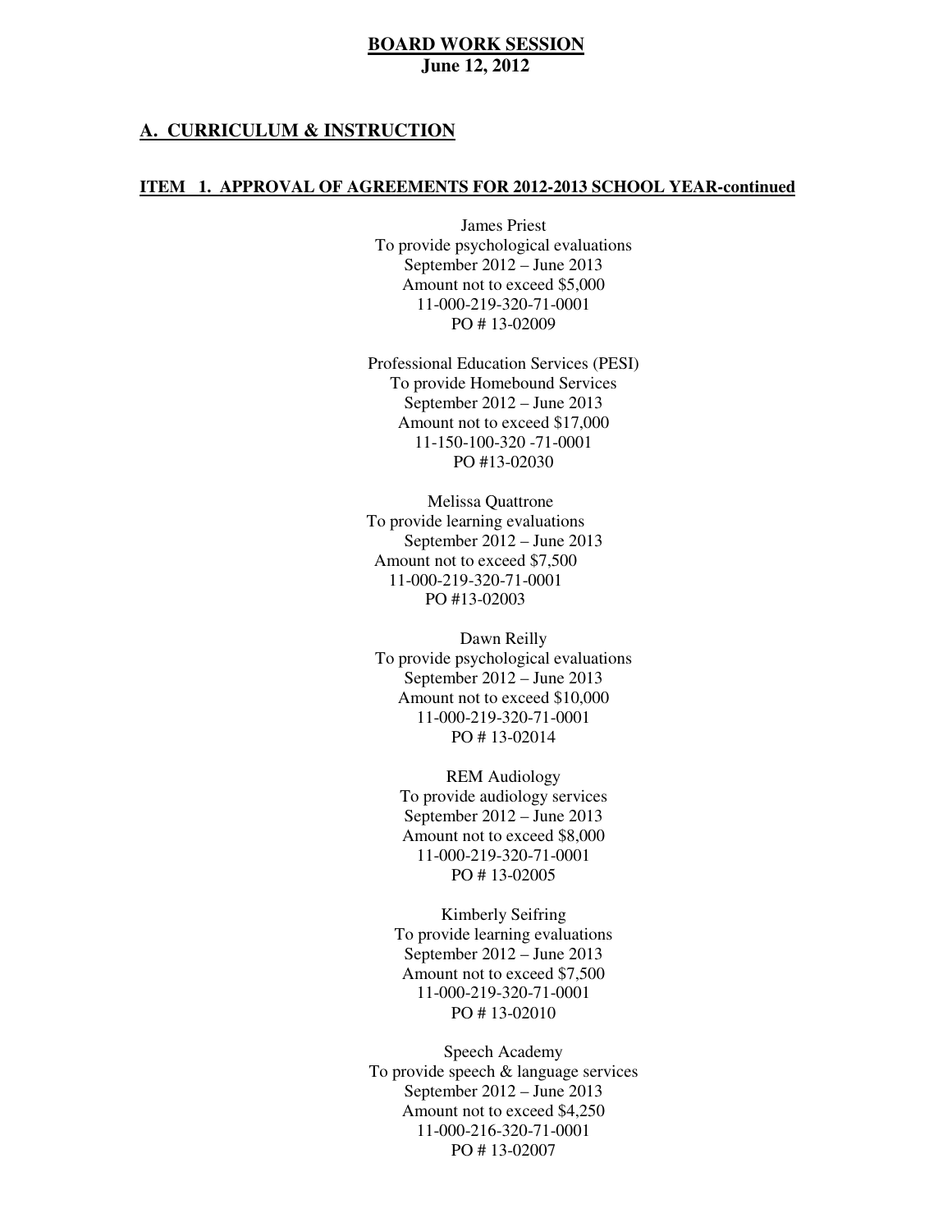**BOARD WORK SESSION**
**June 12, 2012**

## A. CURRICULUM & INSTRUCTION

### ITEM 1. APPROVAL OF AGREEMENTS FOR 2012-2013 SCHOOL YEAR-continued

James Priest
To provide psychological evaluations
September 2012 – June 2013
Amount not to exceed $5,000
11-000-219-320-71-0001
PO # 13-02009

Professional Education Services (PESI)
To provide Homebound Services
September 2012 – June 2013
Amount not to exceed $17,000
11-150-100-320 -71-0001
PO #13-02030

Melissa Quattrone
To provide learning evaluations
September 2012 – June 2013
Amount not to exceed $7,500
11-000-219-320-71-0001
PO #13-02003

Dawn Reilly
To provide psychological evaluations
September 2012 – June 2013
Amount not to exceed $10,000
11-000-219-320-71-0001
PO # 13-02014

REM Audiology
To provide audiology services
September 2012 – June 2013
Amount not to exceed $8,000
11-000-219-320-71-0001
PO # 13-02005

Kimberly Seifring
To provide learning evaluations
September 2012 – June 2013
Amount not to exceed $7,500
11-000-219-320-71-0001
PO # 13-02010

Speech Academy
To provide speech & language services
September 2012 – June 2013
Amount not to exceed $4,250
11-000-216-320-71-0001
PO # 13-02007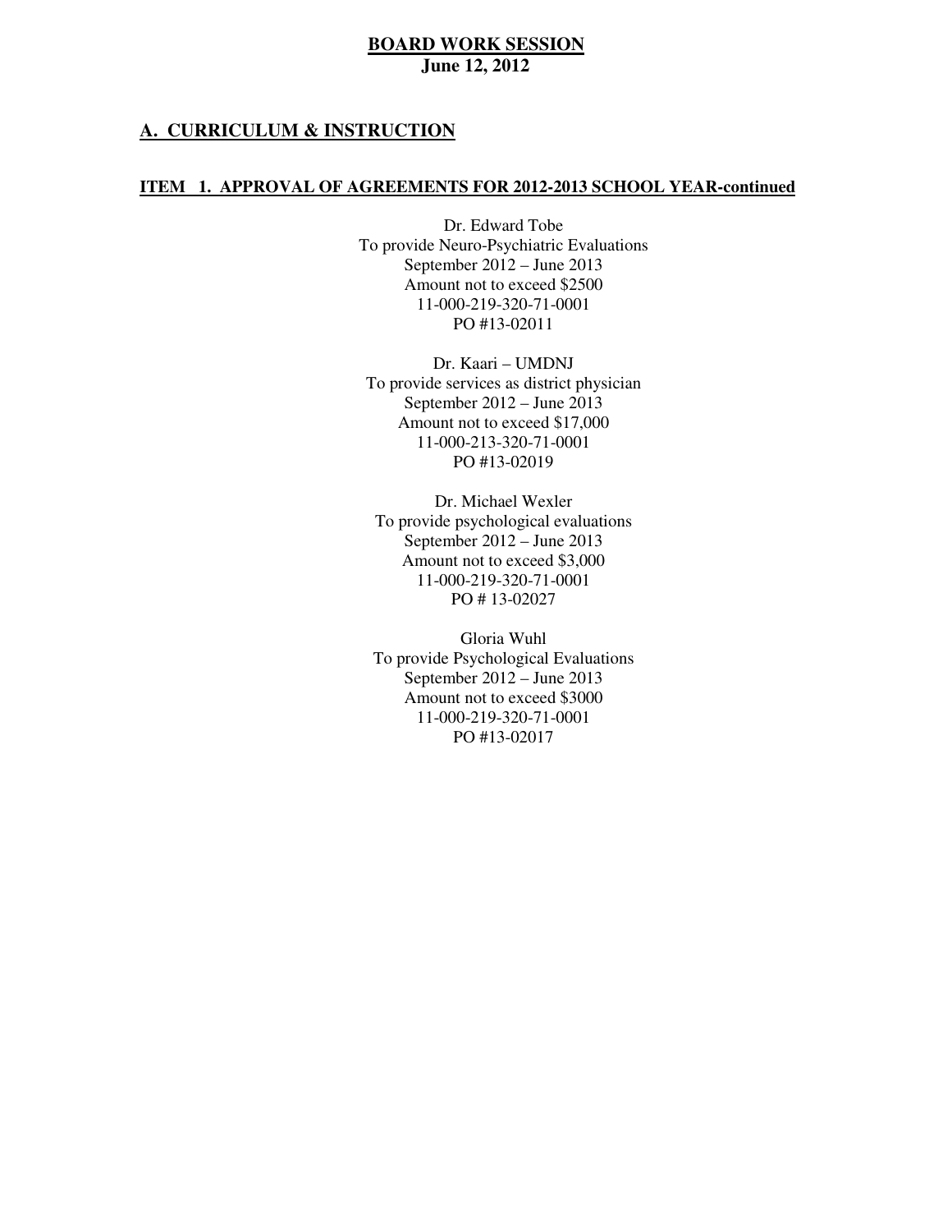**BOARD WORK SESSION**
**June 12, 2012**

## A. CURRICULUM & INSTRUCTION

### ITEM 1. APPROVAL OF AGREEMENTS FOR 2012-2013 SCHOOL YEAR-continued

Dr. Edward Tobe
To provide Neuro-Psychiatric Evaluations
September 2012 – June 2013
Amount not to exceed $2500
11-000-219-320-71-0001
PO #13-02011

Dr. Kaari – UMDNJ
To provide services as district physician
September 2012 – June 2013
Amount not to exceed $17,000
11-000-213-320-71-0001
PO #13-02019

Dr. Michael Wexler
To provide psychological evaluations
September 2012 – June 2013
Amount not to exceed $3,000
11-000-219-320-71-0001
PO # 13-02027

Gloria Wuhl
To provide Psychological Evaluations
September 2012 – June 2013
Amount not to exceed $3000
11-000-219-320-71-0001
PO #13-02017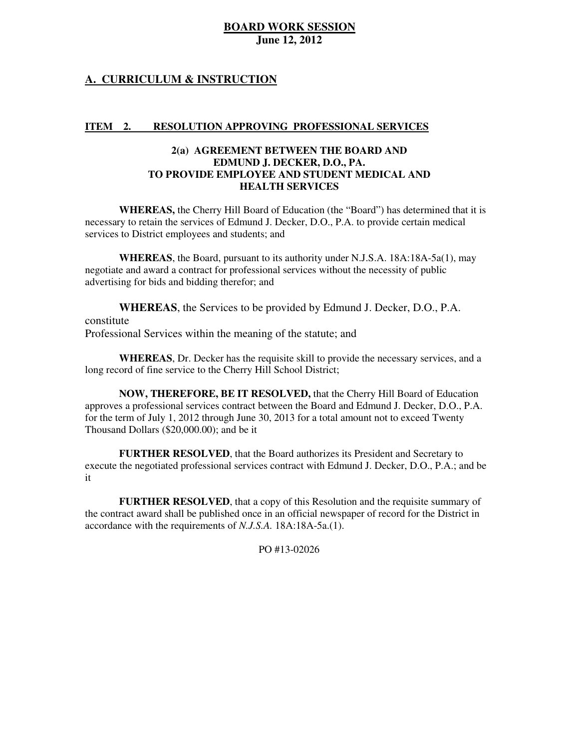## BOARD WORK SESSION
**June 12, 2012**

## A. CURRICULUM & INSTRUCTION

### ITEM 2. RESOLUTION APPROVING PROFESSIONAL SERVICES

**2(a) AGREEMENT BETWEEN THE BOARD AND EDMUND J. DECKER, D.O., PA. TO PROVIDE EMPLOYEE AND STUDENT MEDICAL AND HEALTH SERVICES**

**WHEREAS,** the Cherry Hill Board of Education (the "Board") has determined that it is necessary to retain the services of Edmund J. Decker, D.O., P.A. to provide certain medical services to District employees and students; and

**WHEREAS**, the Board, pursuant to its authority under N.J.S.A. 18A:18A-5a(1), may negotiate and award a contract for professional services without the necessity of public advertising for bids and bidding therefor; and

**WHEREAS**, the Services to be provided by Edmund J. Decker, D.O., P.A. constitute Professional Services within the meaning of the statute; and

**WHEREAS**, Dr. Decker has the requisite skill to provide the necessary services, and a long record of fine service to the Cherry Hill School District;

**NOW, THEREFORE, BE IT RESOLVED,** that the Cherry Hill Board of Education approves a professional services contract between the Board and Edmund J. Decker, D.O., P.A. for the term of July 1, 2012 through June 30, 2013 for a total amount not to exceed Twenty Thousand Dollars ($20,000.00); and be it

**FURTHER RESOLVED**, that the Board authorizes its President and Secretary to execute the negotiated professional services contract with Edmund J. Decker, D.O., P.A.; and be it

**FURTHER RESOLVED**, that a copy of this Resolution and the requisite summary of the contract award shall be published once in an official newspaper of record for the District in accordance with the requirements of *N.J.S.A.* 18A:18A-5a.(1).

PO #13-02026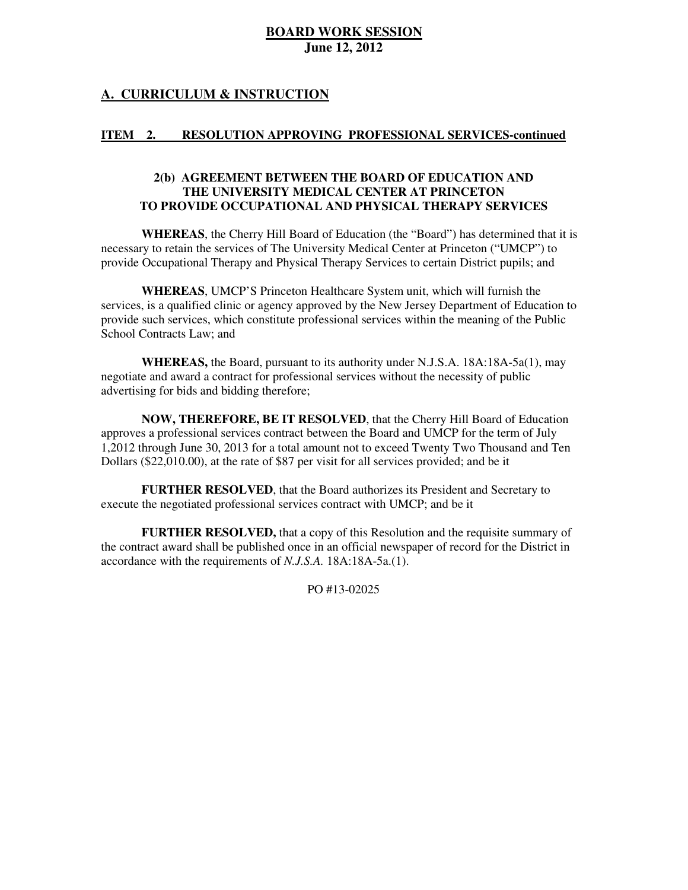**BOARD WORK SESSION**
**June 12, 2012**

## A. CURRICULUM & INSTRUCTION

### ITEM 2. RESOLUTION APPROVING PROFESSIONAL SERVICES-continued

**2(b) AGREEMENT BETWEEN THE BOARD OF EDUCATION AND THE UNIVERSITY MEDICAL CENTER AT PRINCETON TO PROVIDE OCCUPATIONAL AND PHYSICAL THERAPY SERVICES**

**WHEREAS**, the Cherry Hill Board of Education (the "Board") has determined that it is necessary to retain the services of The University Medical Center at Princeton ("UMCP") to provide Occupational Therapy and Physical Therapy Services to certain District pupils; and

**WHEREAS**, UMCP'S Princeton Healthcare System unit, which will furnish the services, is a qualified clinic or agency approved by the New Jersey Department of Education to provide such services, which constitute professional services within the meaning of the Public School Contracts Law; and

**WHEREAS,** the Board, pursuant to its authority under N.J.S.A. 18A:18A-5a(1), may negotiate and award a contract for professional services without the necessity of public advertising for bids and bidding therefore;

**NOW, THEREFORE, BE IT RESOLVED**, that the Cherry Hill Board of Education approves a professional services contract between the Board and UMCP for the term of July 1,2012 through June 30, 2013 for a total amount not to exceed Twenty Two Thousand and Ten Dollars ($22,010.00), at the rate of $87 per visit for all services provided; and be it

**FURTHER RESOLVED**, that the Board authorizes its President and Secretary to execute the negotiated professional services contract with UMCP; and be it

**FURTHER RESOLVED,** that a copy of this Resolution and the requisite summary of the contract award shall be published once in an official newspaper of record for the District in accordance with the requirements of *N.J.S.A.* 18A:18A-5a.(1).

PO #13-02025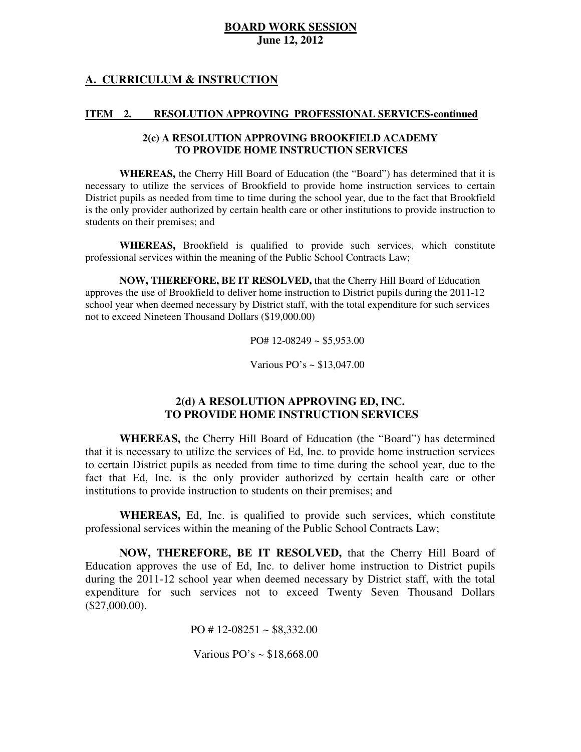**BOARD WORK SESSION**
**June 12, 2012**

## A. CURRICULUM & INSTRUCTION

### ITEM 2. RESOLUTION APPROVING PROFESSIONAL SERVICES-continued

**2(c) A RESOLUTION APPROVING BROOKFIELD ACADEMY TO PROVIDE HOME INSTRUCTION SERVICES**

**WHEREAS,** the Cherry Hill Board of Education (the "Board") has determined that it is necessary to utilize the services of Brookfield to provide home instruction services to certain District pupils as needed from time to time during the school year, due to the fact that Brookfield is the only provider authorized by certain health care or other institutions to provide instruction to students on their premises; and

**WHEREAS,** Brookfield is qualified to provide such services, which constitute professional services within the meaning of the Public School Contracts Law;

**NOW, THEREFORE, BE IT RESOLVED,** that the Cherry Hill Board of Education approves the use of Brookfield to deliver home instruction to District pupils during the 2011-12 school year when deemed necessary by District staff, with the total expenditure for such services not to exceed Nineteen Thousand Dollars ($19,000.00)

PO# 12-08249 ~ $5,953.00

Various PO's ~ $13,047.00

**2(d) A RESOLUTION APPROVING ED, INC. TO PROVIDE HOME INSTRUCTION SERVICES**

**WHEREAS,** the Cherry Hill Board of Education (the "Board") has determined that it is necessary to utilize the services of Ed, Inc. to provide home instruction services to certain District pupils as needed from time to time during the school year, due to the fact that Ed, Inc. is the only provider authorized by certain health care or other institutions to provide instruction to students on their premises; and

**WHEREAS,** Ed, Inc. is qualified to provide such services, which constitute professional services within the meaning of the Public School Contracts Law;

**NOW, THEREFORE, BE IT RESOLVED,** that the Cherry Hill Board of Education approves the use of Ed, Inc. to deliver home instruction to District pupils during the 2011-12 school year when deemed necessary by District staff, with the total expenditure for such services not to exceed Twenty Seven Thousand Dollars ($27,000.00).

PO # 12-08251 ~ $8,332.00

Various PO's ~ $18,668.00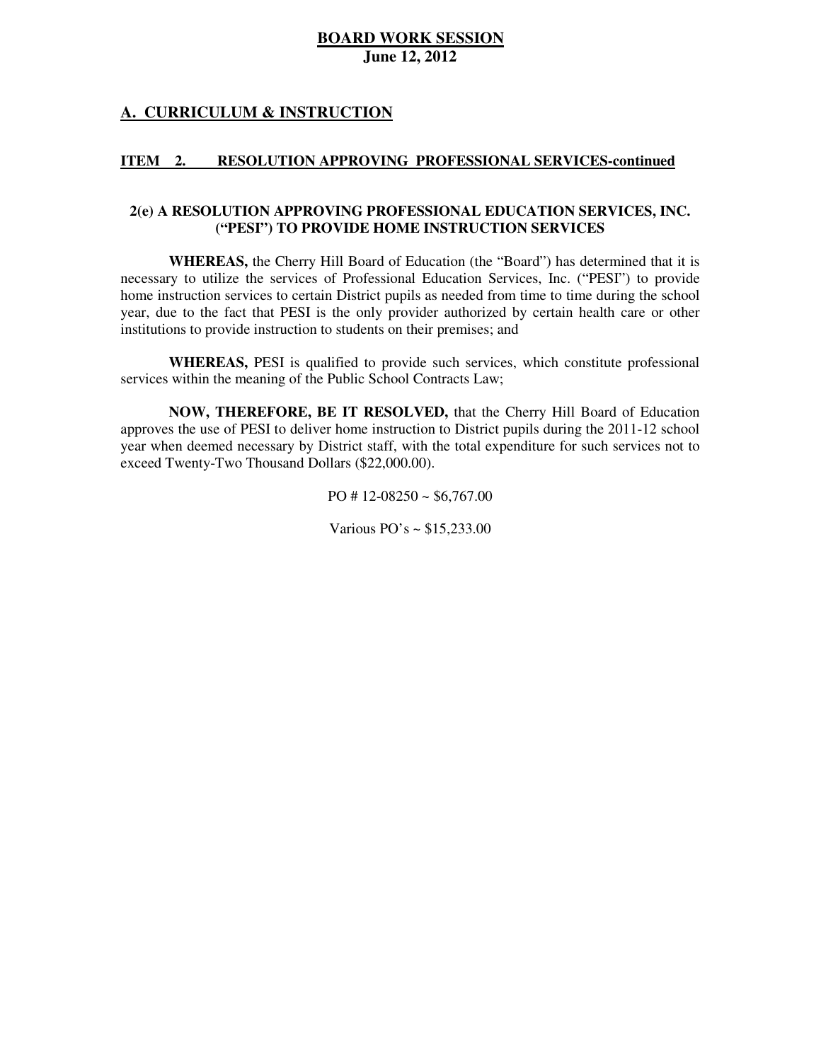**BOARD WORK SESSION**
**June 12, 2012**

## A. CURRICULUM & INSTRUCTION

### ITEM 2. RESOLUTION APPROVING PROFESSIONAL SERVICES-continued

#### 2(e) A RESOLUTION APPROVING PROFESSIONAL EDUCATION SERVICES, INC. ("PESI") TO PROVIDE HOME INSTRUCTION SERVICES

**WHEREAS,** the Cherry Hill Board of Education (the "Board") has determined that it is necessary to utilize the services of Professional Education Services, Inc. ("PESI") to provide home instruction services to certain District pupils as needed from time to time during the school year, due to the fact that PESI is the only provider authorized by certain health care or other institutions to provide instruction to students on their premises; and

**WHEREAS,** PESI is qualified to provide such services, which constitute professional services within the meaning of the Public School Contracts Law;

**NOW, THEREFORE, BE IT RESOLVED,** that the Cherry Hill Board of Education approves the use of PESI to deliver home instruction to District pupils during the 2011-12 school year when deemed necessary by District staff, with the total expenditure for such services not to exceed Twenty-Two Thousand Dollars ($22,000.00).

PO # 12-08250 ~ $6,767.00

Various PO's ~ $15,233.00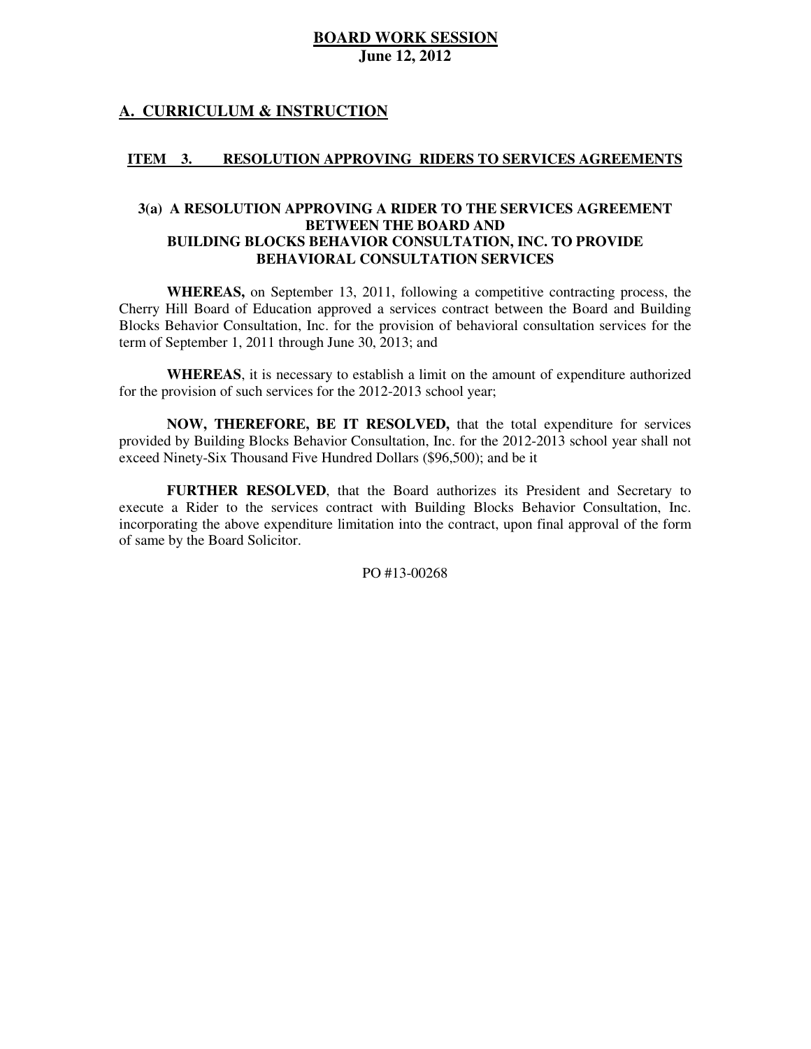**BOARD WORK SESSION**
**June 12, 2012**

## A. CURRICULUM & INSTRUCTION

### ITEM 3. RESOLUTION APPROVING RIDERS TO SERVICES AGREEMENTS

#### 3(a) A RESOLUTION APPROVING A RIDER TO THE SERVICES AGREEMENT BETWEEN THE BOARD AND BUILDING BLOCKS BEHAVIOR CONSULTATION, INC. TO PROVIDE BEHAVIORAL CONSULTATION SERVICES

**WHEREAS,** on September 13, 2011, following a competitive contracting process, the Cherry Hill Board of Education approved a services contract between the Board and Building Blocks Behavior Consultation, Inc. for the provision of behavioral consultation services for the term of September 1, 2011 through June 30, 2013; and

**WHEREAS**, it is necessary to establish a limit on the amount of expenditure authorized for the provision of such services for the 2012-2013 school year;

**NOW, THEREFORE, BE IT RESOLVED,** that the total expenditure for services provided by Building Blocks Behavior Consultation, Inc. for the 2012-2013 school year shall not exceed Ninety-Six Thousand Five Hundred Dollars ($96,500); and be it

**FURTHER RESOLVED**, that the Board authorizes its President and Secretary to execute a Rider to the services contract with Building Blocks Behavior Consultation, Inc. incorporating the above expenditure limitation into the contract, upon final approval of the form of same by the Board Solicitor.

PO #13-00268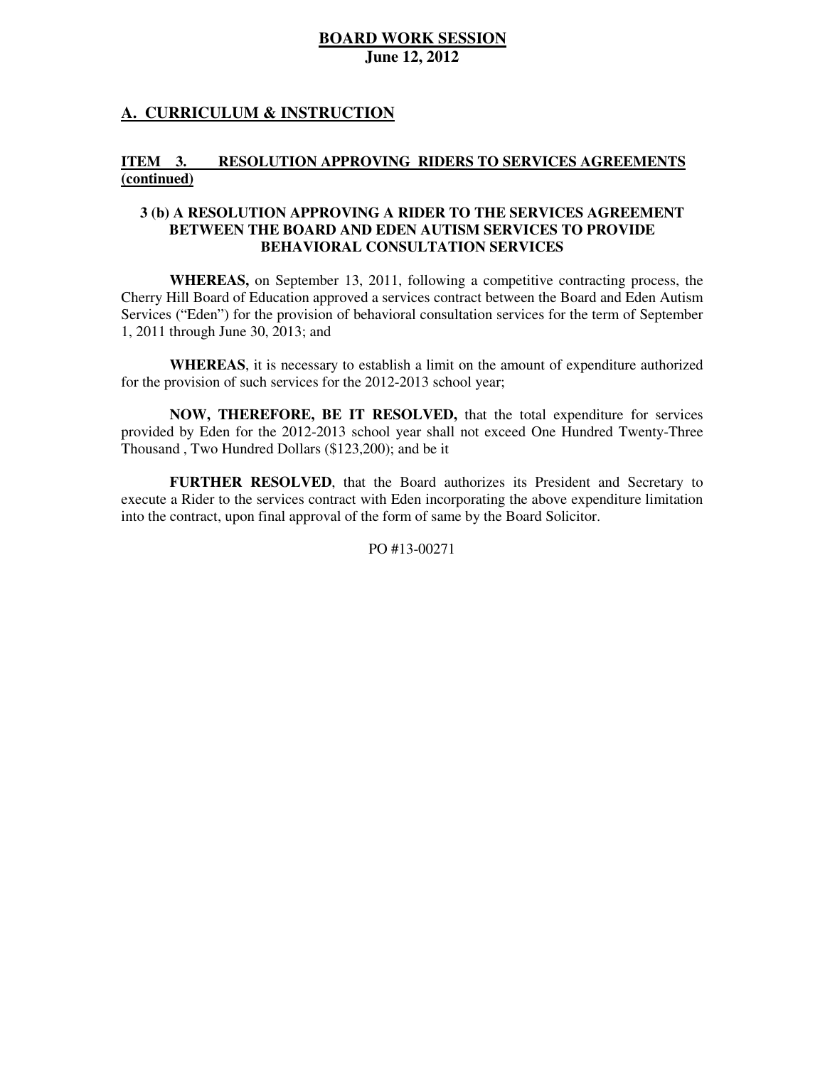## A. CURRICULUM & INSTRUCTION

### ITEM 3. RESOLUTION APPROVING RIDERS TO SERVICES AGREEMENTS (continued)

#### 3 (b) A RESOLUTION APPROVING A RIDER TO THE SERVICES AGREEMENT BETWEEN THE BOARD AND EDEN AUTISM SERVICES TO PROVIDE BEHAVIORAL CONSULTATION SERVICES

**WHEREAS,** on September 13, 2011, following a competitive contracting process, the Cherry Hill Board of Education approved a services contract between the Board and Eden Autism Services ("Eden") for the provision of behavioral consultation services for the term of September 1, 2011 through June 30, 2013; and

**WHEREAS**, it is necessary to establish a limit on the amount of expenditure authorized for the provision of such services for the 2012-2013 school year;

**NOW, THEREFORE, BE IT RESOLVED,** that the total expenditure for services provided by Eden for the 2012-2013 school year shall not exceed One Hundred Twenty-Three Thousand , Two Hundred Dollars ($123,200); and be it

**FURTHER RESOLVED**, that the Board authorizes its President and Secretary to execute a Rider to the services contract with Eden incorporating the above expenditure limitation into the contract, upon final approval of the form of same by the Board Solicitor.

PO #13-00271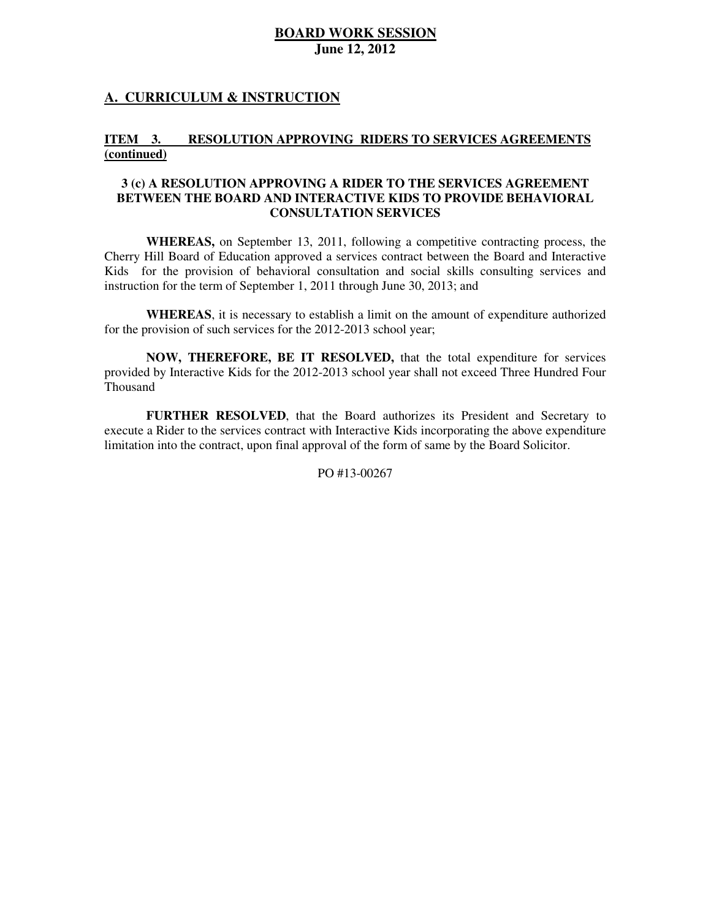**BOARD WORK SESSION**
**June 12, 2012**

## A. CURRICULUM & INSTRUCTION

**ITEM 3. RESOLUTION APPROVING RIDERS TO SERVICES AGREEMENTS (continued)**

### 3 (c) A RESOLUTION APPROVING A RIDER TO THE SERVICES AGREEMENT BETWEEN THE BOARD AND INTERACTIVE KIDS TO PROVIDE BEHAVIORAL CONSULTATION SERVICES

**WHEREAS,** on September 13, 2011, following a competitive contracting process, the Cherry Hill Board of Education approved a services contract between the Board and Interactive Kids for the provision of behavioral consultation and social skills consulting services and instruction for the term of September 1, 2011 through June 30, 2013; and

**WHEREAS**, it is necessary to establish a limit on the amount of expenditure authorized for the provision of such services for the 2012-2013 school year;

**NOW, THEREFORE, BE IT RESOLVED,** that the total expenditure for services provided by Interactive Kids for the 2012-2013 school year shall not exceed Three Hundred Four Thousand

**FURTHER RESOLVED**, that the Board authorizes its President and Secretary to execute a Rider to the services contract with Interactive Kids incorporating the above expenditure limitation into the contract, upon final approval of the form of same by the Board Solicitor.

PO #13-00267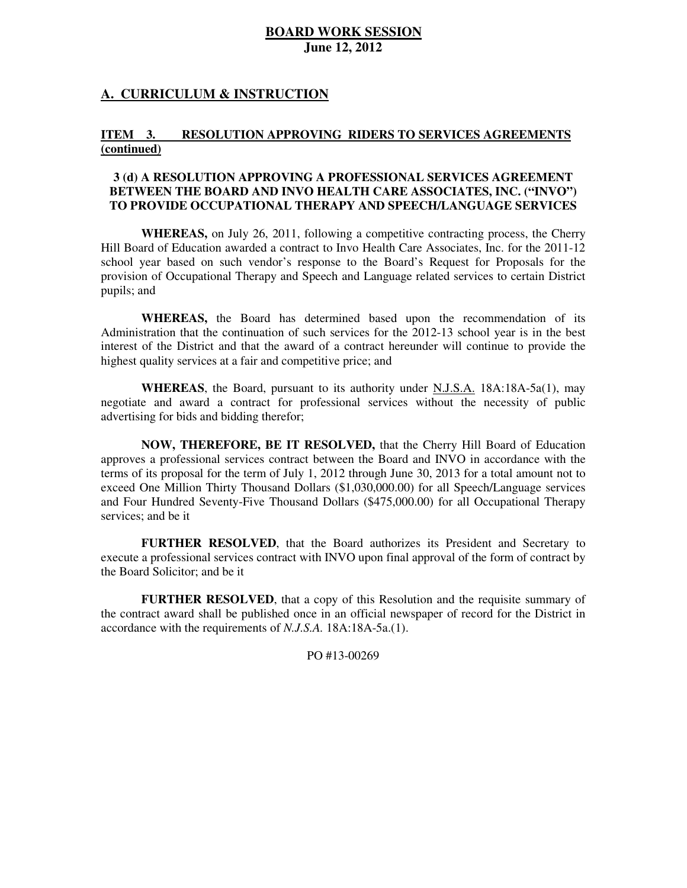**BOARD WORK SESSION**
**June 12, 2012**

## A. CURRICULUM & INSTRUCTION

### ITEM 3. RESOLUTION APPROVING RIDERS TO SERVICES AGREEMENTS (continued)

**3 (d) A RESOLUTION APPROVING A PROFESSIONAL SERVICES AGREEMENT BETWEEN THE BOARD AND INVO HEALTH CARE ASSOCIATES, INC. ("INVO") TO PROVIDE OCCUPATIONAL THERAPY AND SPEECH/LANGUAGE SERVICES**

**WHEREAS,** on July 26, 2011, following a competitive contracting process, the Cherry Hill Board of Education awarded a contract to Invo Health Care Associates, Inc. for the 2011-12 school year based on such vendor's response to the Board's Request for Proposals for the provision of Occupational Therapy and Speech and Language related services to certain District pupils; and

**WHEREAS,** the Board has determined based upon the recommendation of its Administration that the continuation of such services for the 2012-13 school year is in the best interest of the District and that the award of a contract hereunder will continue to provide the highest quality services at a fair and competitive price; and

**WHEREAS**, the Board, pursuant to its authority under N.J.S.A. 18A:18A-5a(1), may negotiate and award a contract for professional services without the necessity of public advertising for bids and bidding therefor;

**NOW, THEREFORE, BE IT RESOLVED,** that the Cherry Hill Board of Education approves a professional services contract between the Board and INVO in accordance with the terms of its proposal for the term of July 1, 2012 through June 30, 2013 for a total amount not to exceed One Million Thirty Thousand Dollars ($1,030,000.00) for all Speech/Language services and Four Hundred Seventy-Five Thousand Dollars ($475,000.00) for all Occupational Therapy services; and be it

**FURTHER RESOLVED**, that the Board authorizes its President and Secretary to execute a professional services contract with INVO upon final approval of the form of contract by the Board Solicitor; and be it

**FURTHER RESOLVED**, that a copy of this Resolution and the requisite summary of the contract award shall be published once in an official newspaper of record for the District in accordance with the requirements of *N.J.S.A.* 18A:18A-5a.(1).

PO #13-00269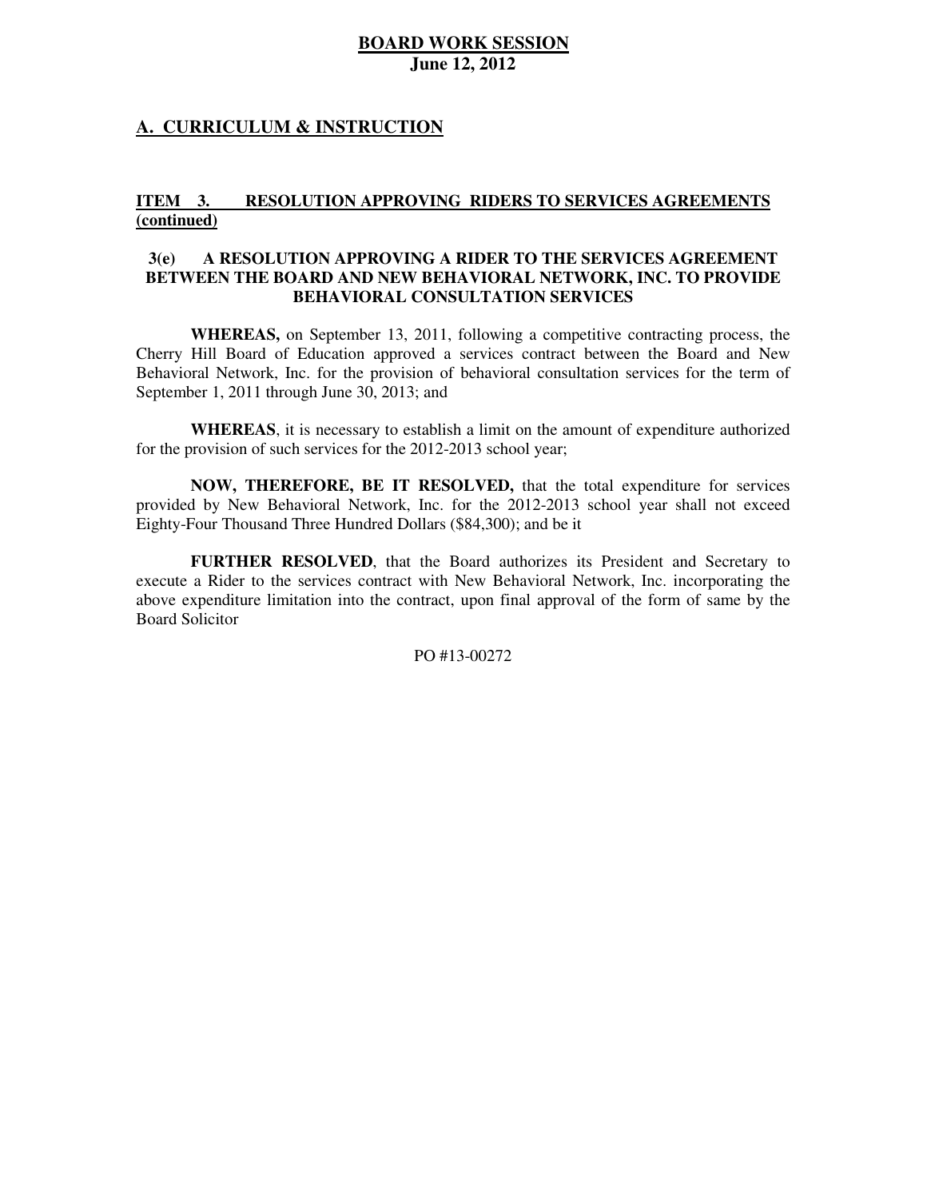## A. CURRICULUM & INSTRUCTION

### ITEM 3. RESOLUTION APPROVING RIDERS TO SERVICES AGREEMENTS (continued)

#### 3(e) A RESOLUTION APPROVING A RIDER TO THE SERVICES AGREEMENT BETWEEN THE BOARD AND NEW BEHAVIORAL NETWORK, INC. TO PROVIDE BEHAVIORAL CONSULTATION SERVICES

**WHEREAS,** on September 13, 2011, following a competitive contracting process, the Cherry Hill Board of Education approved a services contract between the Board and New Behavioral Network, Inc. for the provision of behavioral consultation services for the term of September 1, 2011 through June 30, 2013; and

**WHEREAS**, it is necessary to establish a limit on the amount of expenditure authorized for the provision of such services for the 2012-2013 school year;

**NOW, THEREFORE, BE IT RESOLVED,** that the total expenditure for services provided by New Behavioral Network, Inc. for the 2012-2013 school year shall not exceed Eighty-Four Thousand Three Hundred Dollars ($84,300); and be it

**FURTHER RESOLVED**, that the Board authorizes its President and Secretary to execute a Rider to the services contract with New Behavioral Network, Inc. incorporating the above expenditure limitation into the contract, upon final approval of the form of same by the Board Solicitor

PO #13-00272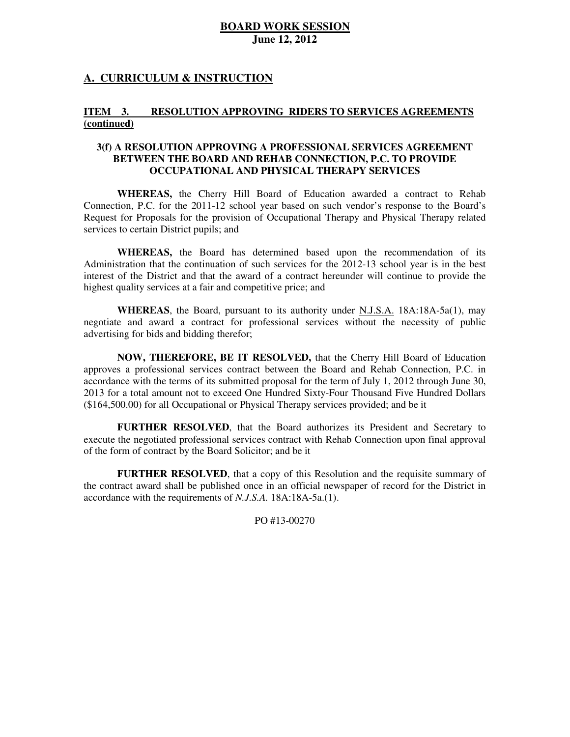**BOARD WORK SESSION**
**June 12, 2012**

## A. CURRICULUM & INSTRUCTION

### ITEM 3. RESOLUTION APPROVING RIDERS TO SERVICES AGREEMENTS (continued)

**3(f) A RESOLUTION APPROVING A PROFESSIONAL SERVICES AGREEMENT BETWEEN THE BOARD AND REHAB CONNECTION, P.C. TO PROVIDE OCCUPATIONAL AND PHYSICAL THERAPY SERVICES**

**WHEREAS,** the Cherry Hill Board of Education awarded a contract to Rehab Connection, P.C. for the 2011-12 school year based on such vendor's response to the Board's Request for Proposals for the provision of Occupational Therapy and Physical Therapy related services to certain District pupils; and

**WHEREAS,** the Board has determined based upon the recommendation of its Administration that the continuation of such services for the 2012-13 school year is in the best interest of the District and that the award of a contract hereunder will continue to provide the highest quality services at a fair and competitive price; and

**WHEREAS**, the Board, pursuant to its authority under N.J.S.A. 18A:18A-5a(1), may negotiate and award a contract for professional services without the necessity of public advertising for bids and bidding therefor;

**NOW, THEREFORE, BE IT RESOLVED,** that the Cherry Hill Board of Education approves a professional services contract between the Board and Rehab Connection, P.C. in accordance with the terms of its submitted proposal for the term of July 1, 2012 through June 30, 2013 for a total amount not to exceed One Hundred Sixty-Four Thousand Five Hundred Dollars ($164,500.00) for all Occupational or Physical Therapy services provided; and be it

**FURTHER RESOLVED**, that the Board authorizes its President and Secretary to execute the negotiated professional services contract with Rehab Connection upon final approval of the form of contract by the Board Solicitor; and be it

**FURTHER RESOLVED**, that a copy of this Resolution and the requisite summary of the contract award shall be published once in an official newspaper of record for the District in accordance with the requirements of *N.J.S.A.* 18A:18A-5a.(1).

PO #13-00270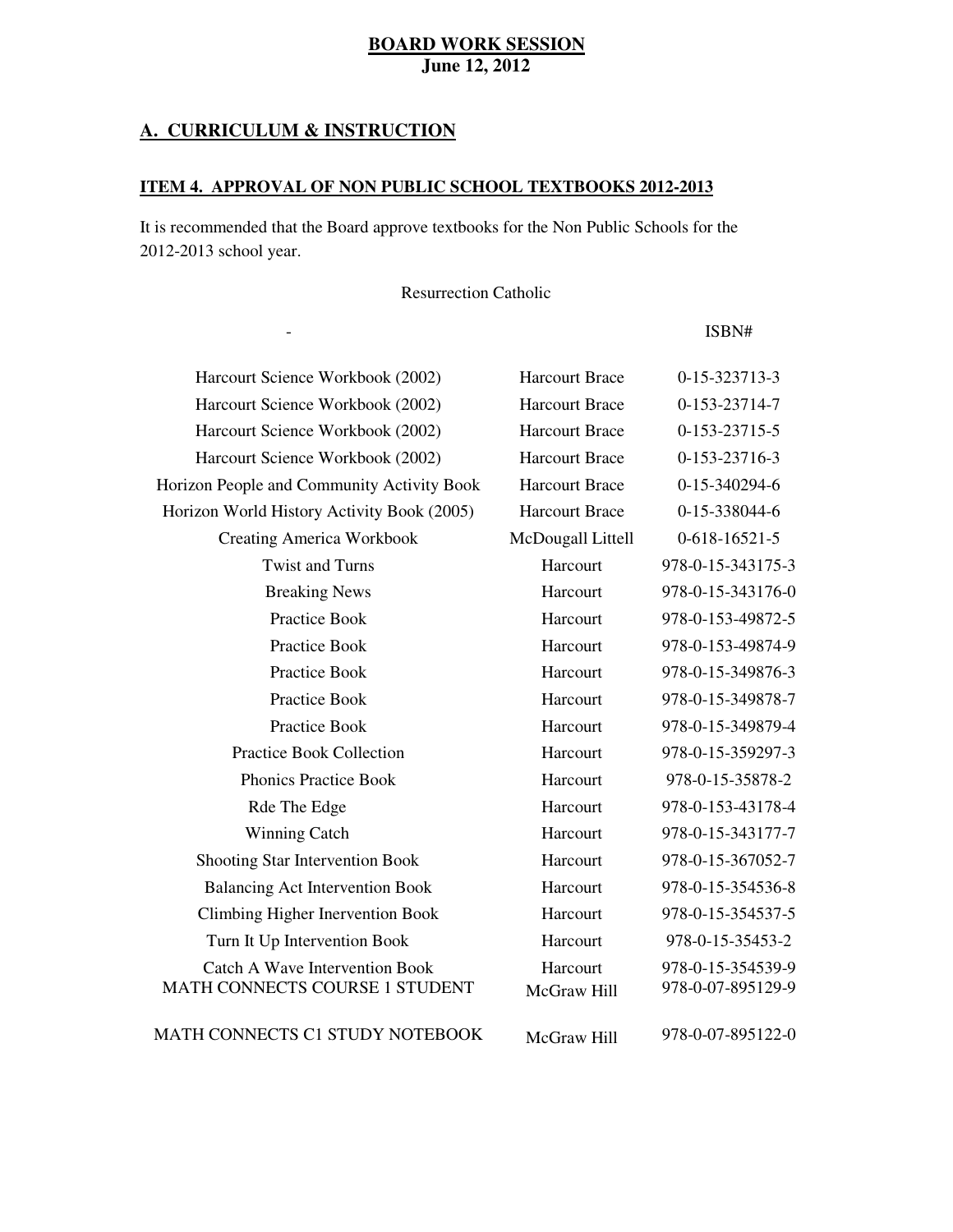**BOARD WORK SESSION**
**June 12, 2012**

## A. CURRICULUM & INSTRUCTION

### ITEM 4. APPROVAL OF NON PUBLIC SCHOOL TEXTBOOKS 2012-2013

It is recommended that the Board approve textbooks for the Non Public Schools for the 2012-2013 school year.

Resurrection Catholic

| - | | ISBN# |
|---|---|---|
| Harcourt Science Workbook (2002) | Harcourt Brace | 0-15-323713-3 |
| Harcourt Science Workbook (2002) | Harcourt Brace | 0-153-23714-7 |
| Harcourt Science Workbook (2002) | Harcourt Brace | 0-153-23715-5 |
| Harcourt Science Workbook (2002) | Harcourt Brace | 0-153-23716-3 |
| Horizon People and Community Activity Book | Harcourt Brace | 0-15-340294-6 |
| Horizon World History Activity Book (2005) | Harcourt Brace | 0-15-338044-6 |
| Creating America Workbook | McDougall Littell | 0-618-16521-5 |
| Twist and Turns | Harcourt | 978-0-15-343175-3 |
| Breaking News | Harcourt | 978-0-15-343176-0 |
| Practice Book | Harcourt | 978-0-153-49872-5 |
| Practice Book | Harcourt | 978-0-153-49874-9 |
| Practice Book | Harcourt | 978-0-15-349876-3 |
| Practice Book | Harcourt | 978-0-15-349878-7 |
| Practice Book | Harcourt | 978-0-15-349879-4 |
| Practice Book Collection | Harcourt | 978-0-15-359297-3 |
| Phonics Practice Book | Harcourt | 978-0-15-35878-2 |
| Rde The Edge | Harcourt | 978-0-153-43178-4 |
| Winning Catch | Harcourt | 978-0-15-343177-7 |
| Shooting Star Intervention Book | Harcourt | 978-0-15-367052-7 |
| Balancing Act Intervention Book | Harcourt | 978-0-15-354536-8 |
| Climbing Higher Inervention Book | Harcourt | 978-0-15-354537-5 |
| Turn It Up Intervention Book | Harcourt | 978-0-15-35453-2 |
| Catch A Wave Intervention Book | Harcourt | 978-0-15-354539-9 |
| MATH CONNECTS COURSE 1 STUDENT | McGraw Hill | 978-0-07-895129-9 |
| MATH CONNECTS C1 STUDY NOTEBOOK | McGraw Hill | 978-0-07-895122-0 |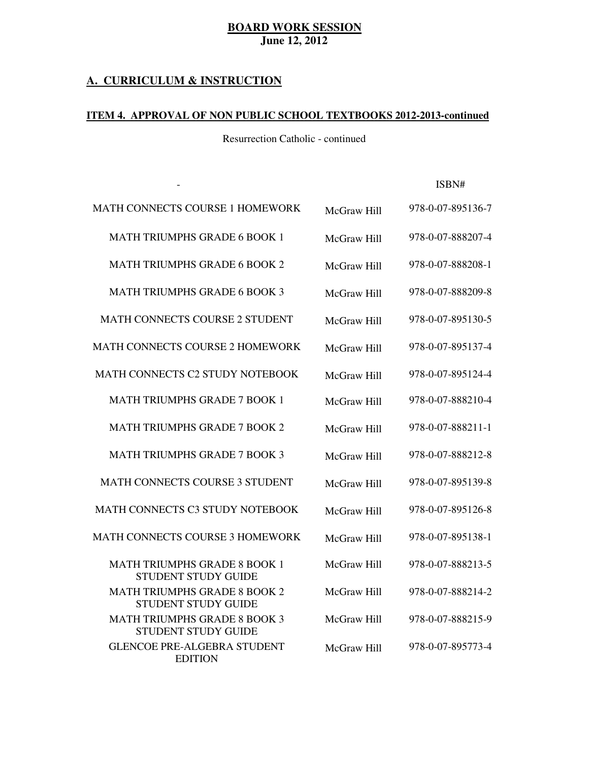**BOARD WORK SESSION**
**June 12, 2012**

## A. CURRICULUM & INSTRUCTION

### ITEM 4. APPROVAL OF NON PUBLIC SCHOOL TEXTBOOKS 2012-2013-continued

Resurrection Catholic - continued

| - | | ISBN# |
|---|---|---|
| MATH CONNECTS COURSE 1 HOMEWORK | McGraw Hill | 978-0-07-895136-7 |
| MATH TRIUMPHS GRADE 6 BOOK 1 | McGraw Hill | 978-0-07-888207-4 |
| MATH TRIUMPHS GRADE 6 BOOK 2 | McGraw Hill | 978-0-07-888208-1 |
| MATH TRIUMPHS GRADE 6 BOOK 3 | McGraw Hill | 978-0-07-888209-8 |
| MATH CONNECTS COURSE 2 STUDENT | McGraw Hill | 978-0-07-895130-5 |
| MATH CONNECTS COURSE 2 HOMEWORK | McGraw Hill | 978-0-07-895137-4 |
| MATH CONNECTS C2 STUDY NOTEBOOK | McGraw Hill | 978-0-07-895124-4 |
| MATH TRIUMPHS GRADE 7 BOOK 1 | McGraw Hill | 978-0-07-888210-4 |
| MATH TRIUMPHS GRADE 7 BOOK 2 | McGraw Hill | 978-0-07-888211-1 |
| MATH TRIUMPHS GRADE 7 BOOK 3 | McGraw Hill | 978-0-07-888212-8 |
| MATH CONNECTS COURSE 3 STUDENT | McGraw Hill | 978-0-07-895139-8 |
| MATH CONNECTS C3 STUDY NOTEBOOK | McGraw Hill | 978-0-07-895126-8 |
| MATH CONNECTS COURSE 3 HOMEWORK | McGraw Hill | 978-0-07-895138-1 |
| MATH TRIUMPHS GRADE 8 BOOK 1 STUDENT STUDY GUIDE | McGraw Hill | 978-0-07-888213-5 |
| MATH TRIUMPHS GRADE 8 BOOK 2 STUDENT STUDY GUIDE | McGraw Hill | 978-0-07-888214-2 |
| MATH TRIUMPHS GRADE 8 BOOK 3 STUDENT STUDY GUIDE | McGraw Hill | 978-0-07-888215-9 |
| GLENCOE PRE-ALGEBRA STUDENT EDITION | McGraw Hill | 978-0-07-895773-4 |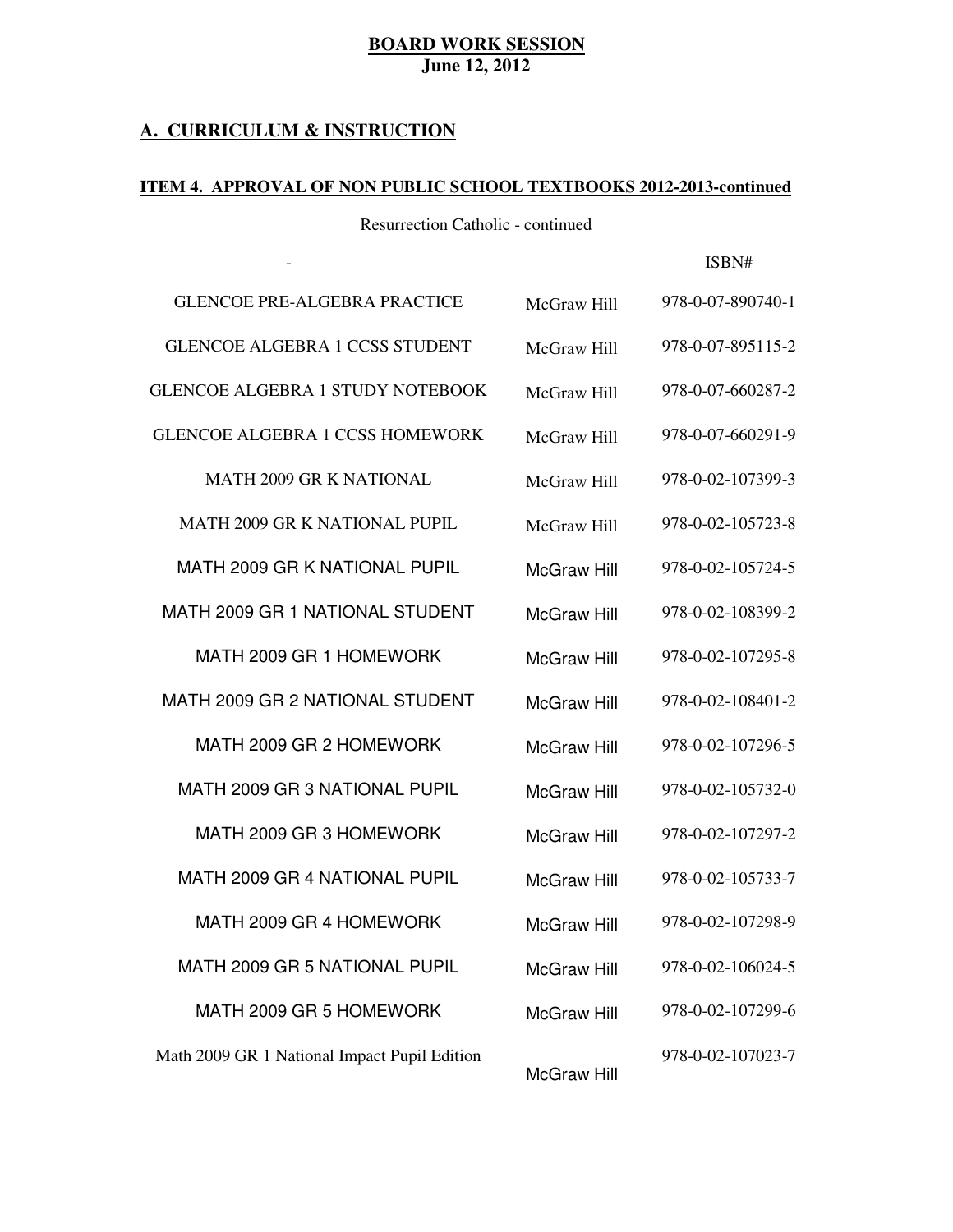**BOARD WORK SESSION**
**June 12, 2012**

## A. CURRICULUM & INSTRUCTION

### ITEM 4. APPROVAL OF NON PUBLIC SCHOOL TEXTBOOKS 2012-2013-continued

Resurrection Catholic - continued

| - | | ISBN# |
|---|---|---|
| GLENCOE PRE-ALGEBRA PRACTICE | McGraw Hill | 978-0-07-890740-1 |
| GLENCOE ALGEBRA 1 CCSS STUDENT | McGraw Hill | 978-0-07-895115-2 |
| GLENCOE ALGEBRA 1 STUDY NOTEBOOK | McGraw Hill | 978-0-07-660287-2 |
| GLENCOE ALGEBRA 1 CCSS HOMEWORK | McGraw Hill | 978-0-07-660291-9 |
| MATH 2009 GR K NATIONAL | McGraw Hill | 978-0-02-107399-3 |
| MATH 2009 GR K NATIONAL PUPIL | McGraw Hill | 978-0-02-105723-8 |
| MATH 2009 GR K NATIONAL PUPIL | McGraw Hill | 978-0-02-105724-5 |
| MATH 2009 GR 1 NATIONAL STUDENT | McGraw Hill | 978-0-02-108399-2 |
| MATH 2009 GR 1 HOMEWORK | McGraw Hill | 978-0-02-107295-8 |
| MATH 2009 GR 2 NATIONAL STUDENT | McGraw Hill | 978-0-02-108401-2 |
| MATH 2009 GR 2 HOMEWORK | McGraw Hill | 978-0-02-107296-5 |
| MATH 2009 GR 3 NATIONAL PUPIL | McGraw Hill | 978-0-02-105732-0 |
| MATH 2009 GR 3 HOMEWORK | McGraw Hill | 978-0-02-107297-2 |
| MATH 2009 GR 4 NATIONAL PUPIL | McGraw Hill | 978-0-02-105733-7 |
| MATH 2009 GR 4 HOMEWORK | McGraw Hill | 978-0-02-107298-9 |
| MATH 2009 GR 5 NATIONAL PUPIL | McGraw Hill | 978-0-02-106024-5 |
| MATH 2009 GR 5 HOMEWORK | McGraw Hill | 978-0-02-107299-6 |
| Math 2009 GR 1 National Impact Pupil Edition | McGraw Hill | 978-0-02-107023-7 |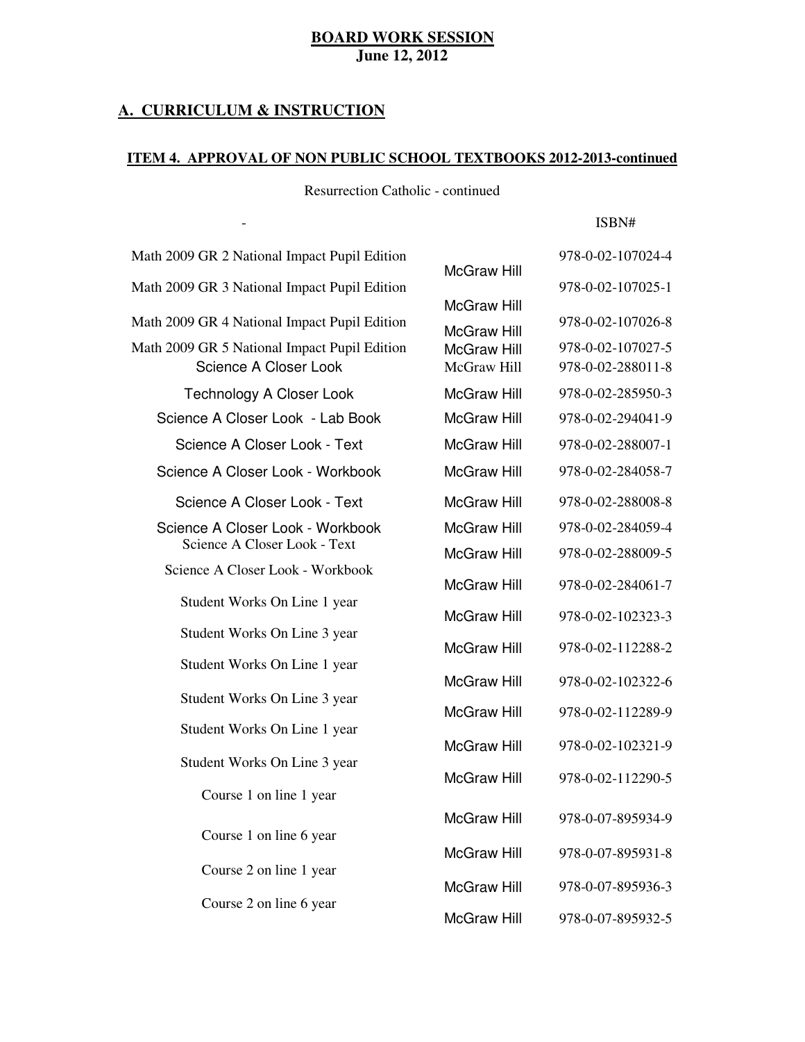**BOARD WORK SESSION**
**June 12, 2012**

## A. CURRICULUM & INSTRUCTION

### ITEM 4. APPROVAL OF NON PUBLIC SCHOOL TEXTBOOKS 2012-2013-continued

Resurrection Catholic - continued

| - | | ISBN# |
|---|---|---|
| Math 2009 GR 2 National Impact Pupil Edition | McGraw Hill | 978-0-02-107024-4 |
| Math 2009 GR 3 National Impact Pupil Edition | McGraw Hill | 978-0-02-107025-1 |
| Math 2009 GR 4 National Impact Pupil Edition | McGraw Hill | 978-0-02-107026-8 |
| Math 2009 GR 5 National Impact Pupil Edition | McGraw Hill | 978-0-02-107027-5 |
| Science A Closer Look | McGraw Hill | 978-0-02-288011-8 |
| Technology A Closer Look | McGraw Hill | 978-0-02-285950-3 |
| Science A Closer Look - Lab Book | McGraw Hill | 978-0-02-294041-9 |
| Science A Closer Look - Text | McGraw Hill | 978-0-02-288007-1 |
| Science A Closer Look - Workbook | McGraw Hill | 978-0-02-284058-7 |
| Science A Closer Look - Text | McGraw Hill | 978-0-02-288008-8 |
| Science A Closer Look - Workbook | McGraw Hill | 978-0-02-284059-4 |
| Science A Closer Look - Text | McGraw Hill | 978-0-02-288009-5 |
| Science A Closer Look - Workbook | McGraw Hill | 978-0-02-284061-7 |
| Student Works On Line 1 year | McGraw Hill | 978-0-02-102323-3 |
| Student Works On Line 3 year | McGraw Hill | 978-0-02-112288-2 |
| Student Works On Line 1 year | McGraw Hill | 978-0-02-102322-6 |
| Student Works On Line 3 year | McGraw Hill | 978-0-02-112289-9 |
| Student Works On Line 1 year | McGraw Hill | 978-0-02-102321-9 |
| Student Works On Line 3 year | McGraw Hill | 978-0-02-112290-5 |
| Course 1 on line 1 year | McGraw Hill | 978-0-07-895934-9 |
| Course 1 on line 6 year | McGraw Hill | 978-0-07-895931-8 |
| Course 2 on line 1 year | McGraw Hill | 978-0-07-895936-3 |
| Course 2 on line 6 year | McGraw Hill | 978-0-07-895932-5 |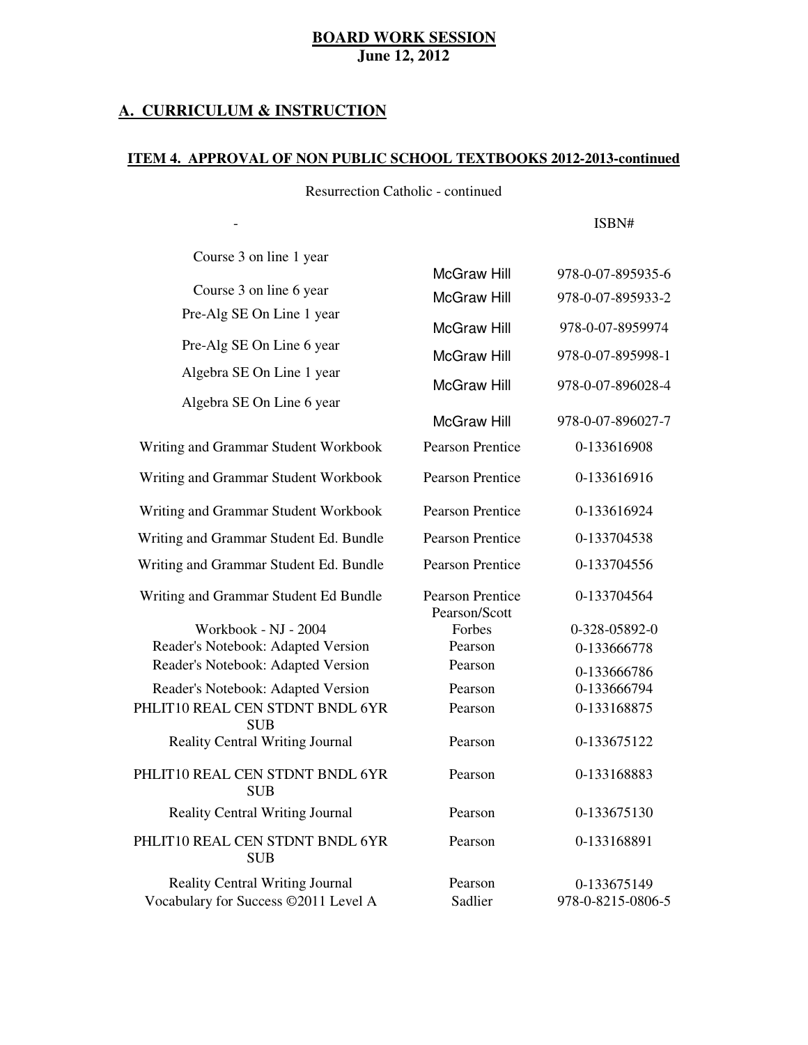**BOARD WORK SESSION**
**June 12, 2012**

## A. CURRICULUM & INSTRUCTION

### ITEM 4. APPROVAL OF NON PUBLIC SCHOOL TEXTBOOKS 2012-2013-continued

Resurrection Catholic - continued

| - | | ISBN# |
|---|---|---|
| Course 3 on line 1 year | McGraw Hill | 978-0-07-895935-6 |
| Course 3 on line 6 year | McGraw Hill | 978-0-07-895933-2 |
| Pre-Alg SE On Line 1 year | McGraw Hill | 978-0-07-8959974 |
| Pre-Alg SE On Line 6 year | McGraw Hill | 978-0-07-895998-1 |
| Algebra SE On Line 1 year | McGraw Hill | 978-0-07-896028-4 |
| Algebra SE On Line 6 year | McGraw Hill | 978-0-07-896027-7 |
| Writing and Grammar Student Workbook | Pearson Prentice | 0-133616908 |
| Writing and Grammar Student Workbook | Pearson Prentice | 0-133616916 |
| Writing and Grammar Student Workbook | Pearson Prentice | 0-133616924 |
| Writing and Grammar Student Ed. Bundle | Pearson Prentice | 0-133704538 |
| Writing and Grammar Student Ed. Bundle | Pearson Prentice | 0-133704556 |
| Writing and Grammar Student Ed Bundle | Pearson Prentice | 0-133704564 |
| Workbook - NJ - 2004 | Pearson/Scott Forbes | 0-328-05892-0 |
| Reader's Notebook: Adapted Version | Pearson | 0-133666778 |
| Reader's Notebook: Adapted Version | Pearson | 0-133666786 |
| Reader's Notebook: Adapted Version | Pearson | 0-133666794 |
| PHLIT10 REAL CEN STDNT BNDL 6YR SUB | Pearson | 0-133168875 |
| Reality Central Writing Journal | Pearson | 0-133675122 |
| PHLIT10 REAL CEN STDNT BNDL 6YR SUB | Pearson | 0-133168883 |
| Reality Central Writing Journal | Pearson | 0-133675130 |
| PHLIT10 REAL CEN STDNT BNDL 6YR SUB | Pearson | 0-133168891 |
| Reality Central Writing Journal | Pearson | 0-133675149 |
| Vocabulary for Success ©2011 Level A | Sadlier | 978-0-8215-0806-5 |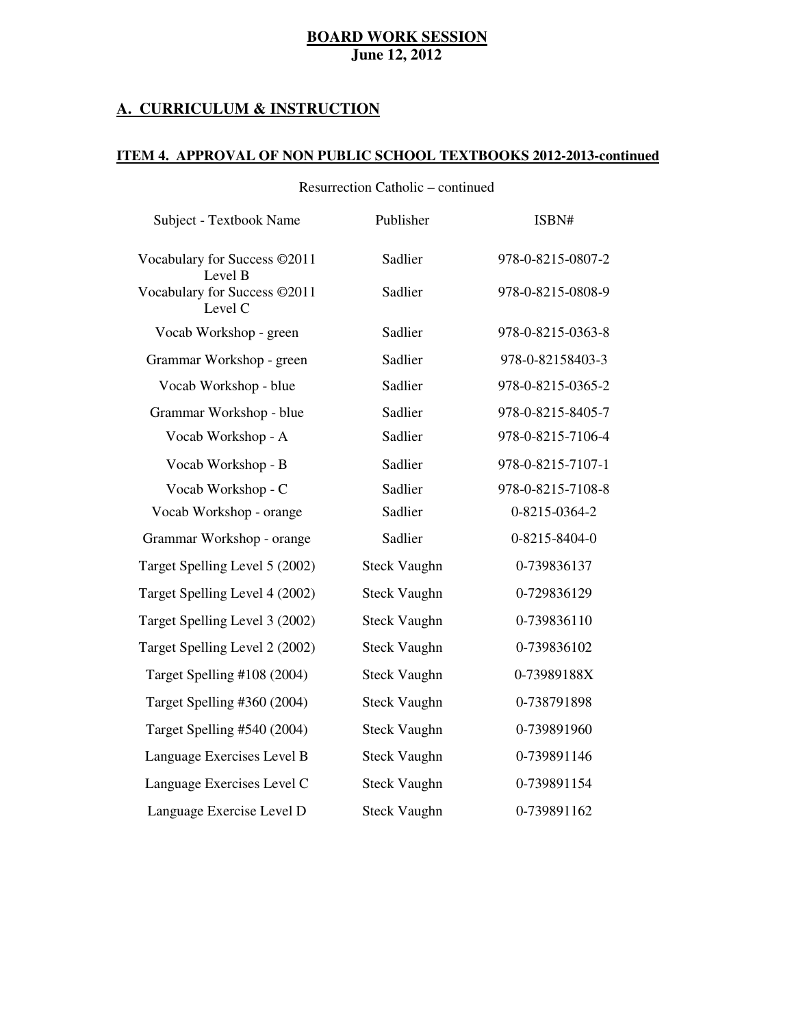**BOARD WORK SESSION**
**June 12, 2012**

## A. CURRICULUM & INSTRUCTION

### ITEM 4. APPROVAL OF NON PUBLIC SCHOOL TEXTBOOKS 2012-2013-continued

Resurrection Catholic – continued

| Subject - Textbook Name | Publisher | ISBN# |
|---|---|---|
| Vocabulary for Success ©2011 Level B | Sadlier | 978-0-8215-0807-2 |
| Vocabulary for Success ©2011 Level C | Sadlier | 978-0-8215-0808-9 |
| Vocab Workshop - green | Sadlier | 978-0-8215-0363-8 |
| Grammar Workshop - green | Sadlier | 978-0-82158403-3 |
| Vocab Workshop - blue | Sadlier | 978-0-8215-0365-2 |
| Grammar Workshop - blue | Sadlier | 978-0-8215-8405-7 |
| Vocab Workshop - A | Sadlier | 978-0-8215-7106-4 |
| Vocab Workshop - B | Sadlier | 978-0-8215-7107-1 |
| Vocab Workshop - C | Sadlier | 978-0-8215-7108-8 |
| Vocab Workshop - orange | Sadlier | 0-8215-0364-2 |
| Grammar Workshop - orange | Sadlier | 0-8215-8404-0 |
| Target Spelling Level 5 (2002) | Steck Vaughn | 0-739836137 |
| Target Spelling Level 4 (2002) | Steck Vaughn | 0-729836129 |
| Target Spelling Level 3 (2002) | Steck Vaughn | 0-739836110 |
| Target Spelling Level 2 (2002) | Steck Vaughn | 0-739836102 |
| Target Spelling #108 (2004) | Steck Vaughn | 0-73989188X |
| Target Spelling #360 (2004) | Steck Vaughn | 0-738791898 |
| Target Spelling #540 (2004) | Steck Vaughn | 0-739891960 |
| Language Exercises Level B | Steck Vaughn | 0-739891146 |
| Language Exercises Level C | Steck Vaughn | 0-739891154 |
| Language Exercise Level D | Steck Vaughn | 0-739891162 |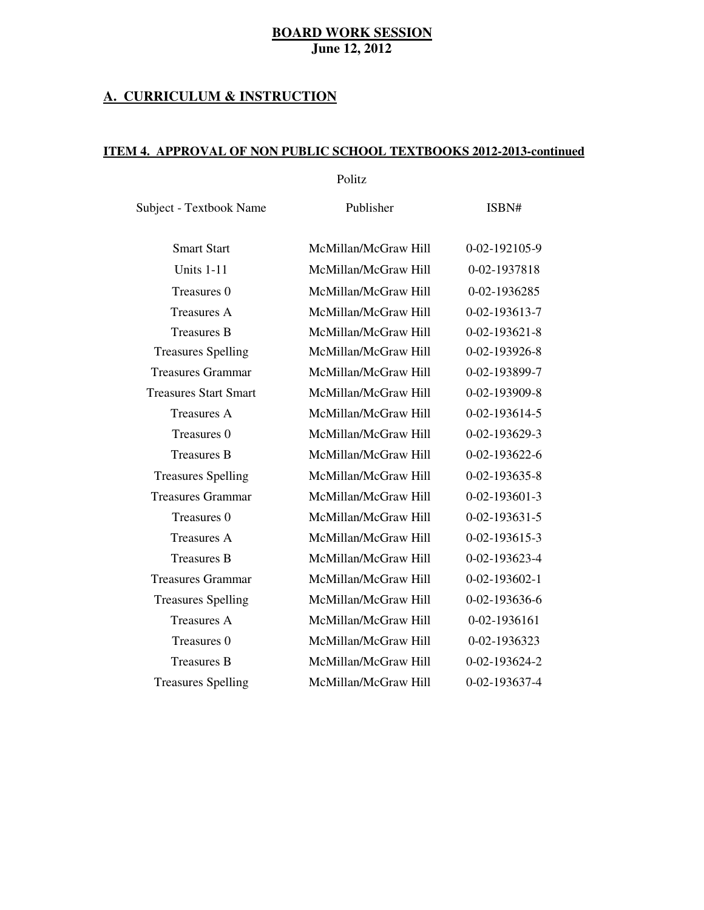**BOARD WORK SESSION**
**June 12, 2012**

## A. CURRICULUM & INSTRUCTION

### ITEM 4. APPROVAL OF NON PUBLIC SCHOOL TEXTBOOKS 2012-2013-continued

Politz

| Subject - Textbook Name | Publisher | ISBN# |
|---|---|---|
| Smart Start | McMillan/McGraw Hill | 0-02-192105-9 |
| Units 1-11 | McMillan/McGraw Hill | 0-02-1937818 |
| Treasures 0 | McMillan/McGraw Hill | 0-02-1936285 |
| Treasures A | McMillan/McGraw Hill | 0-02-193613-7 |
| Treasures B | McMillan/McGraw Hill | 0-02-193621-8 |
| Treasures Spelling | McMillan/McGraw Hill | 0-02-193926-8 |
| Treasures Grammar | McMillan/McGraw Hill | 0-02-193899-7 |
| Treasures Start Smart | McMillan/McGraw Hill | 0-02-193909-8 |
| Treasures A | McMillan/McGraw Hill | 0-02-193614-5 |
| Treasures 0 | McMillan/McGraw Hill | 0-02-193629-3 |
| Treasures B | McMillan/McGraw Hill | 0-02-193622-6 |
| Treasures Spelling | McMillan/McGraw Hill | 0-02-193635-8 |
| Treasures Grammar | McMillan/McGraw Hill | 0-02-193601-3 |
| Treasures 0 | McMillan/McGraw Hill | 0-02-193631-5 |
| Treasures A | McMillan/McGraw Hill | 0-02-193615-3 |
| Treasures B | McMillan/McGraw Hill | 0-02-193623-4 |
| Treasures Grammar | McMillan/McGraw Hill | 0-02-193602-1 |
| Treasures Spelling | McMillan/McGraw Hill | 0-02-193636-6 |
| Treasures A | McMillan/McGraw Hill | 0-02-1936161 |
| Treasures 0 | McMillan/McGraw Hill | 0-02-1936323 |
| Treasures B | McMillan/McGraw Hill | 0-02-193624-2 |
| Treasures Spelling | McMillan/McGraw Hill | 0-02-193637-4 |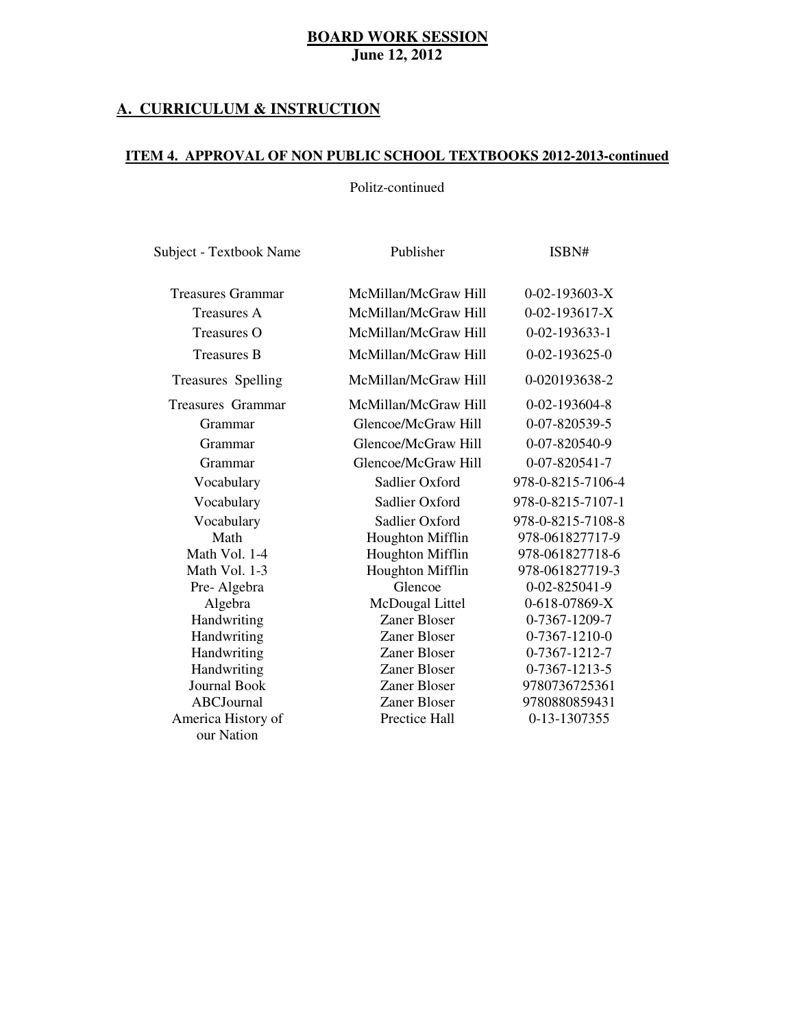**BOARD WORK SESSION**
**June 12, 2012**

## A. CURRICULUM & INSTRUCTION

### ITEM 4. APPROVAL OF NON PUBLIC SCHOOL TEXTBOOKS 2012-2013-continued

Politz-continued

| Subject - Textbook Name | Publisher | ISBN# |
|---|---|---|
| Treasures Grammar | McMillan/McGraw Hill | 0-02-193603-X |
| Treasures A | McMillan/McGraw Hill | 0-02-193617-X |
| Treasures O | McMillan/McGraw Hill | 0-02-193633-1 |
| Treasures B | McMillan/McGraw Hill | 0-02-193625-0 |
| Treasures Spelling | McMillan/McGraw Hill | 0-020193638-2 |
| Treasures Grammar | McMillan/McGraw Hill | 0-02-193604-8 |
| Grammar | Glencoe/McGraw Hill | 0-07-820539-5 |
| Grammar | Glencoe/McGraw Hill | 0-07-820540-9 |
| Grammar | Glencoe/McGraw Hill | 0-07-820541-7 |
| Vocabulary | Sadlier Oxford | 978-0-8215-7106-4 |
| Vocabulary | Sadlier Oxford | 978-0-8215-7107-1 |
| Vocabulary | Sadlier Oxford | 978-0-8215-7108-8 |
| Math | Houghton Mifflin | 978-061827717-9 |
| Math Vol. 1-4 | Houghton Mifflin | 978-061827718-6 |
| Math Vol. 1-3 | Houghton Mifflin | 978-061827719-3 |
| Pre- Algebra | Glencoe | 0-02-825041-9 |
| Algebra | McDougal Littel | 0-618-07869-X |
| Handwriting | Zaner Bloser | 0-7367-1209-7 |
| Handwriting | Zaner Bloser | 0-7367-1210-0 |
| Handwriting | Zaner Bloser | 0-7367-1212-7 |
| Handwriting | Zaner Bloser | 0-7367-1213-5 |
| Journal Book | Zaner Bloser | 9780736725361 |
| ABCJournal | Zaner Bloser | 9780880859431 |
| America History of our Nation | Prectice Hall | 0-13-1307355 |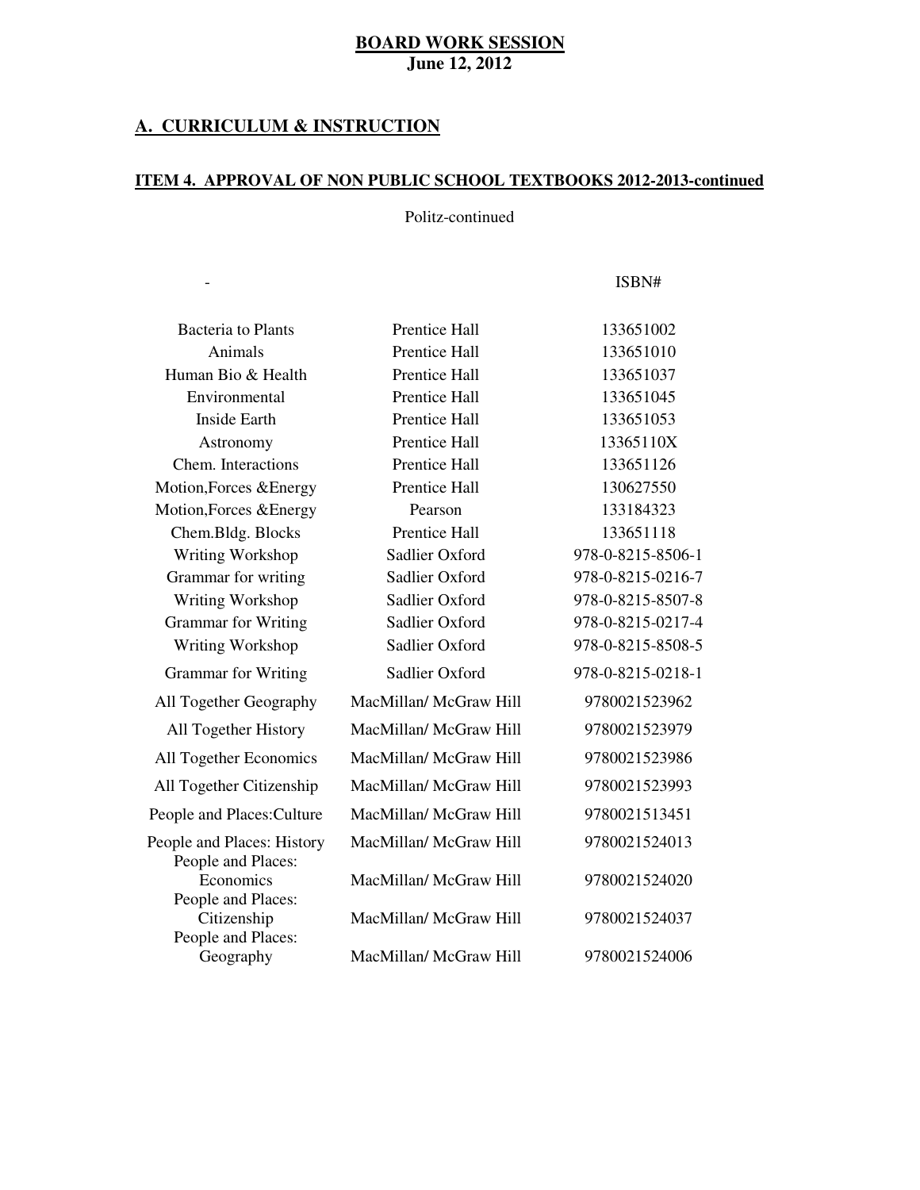**BOARD WORK SESSION**
**June 12, 2012**

## A. CURRICULUM & INSTRUCTION

### ITEM 4. APPROVAL OF NON PUBLIC SCHOOL TEXTBOOKS 2012-2013-continued

Politz-continued

| - | | ISBN# |
|---|---|---|
| Bacteria to Plants | Prentice Hall | 133651002 |
| Animals | Prentice Hall | 133651010 |
| Human Bio & Health | Prentice Hall | 133651037 |
| Environmental | Prentice Hall | 133651045 |
| Inside Earth | Prentice Hall | 133651053 |
| Astronomy | Prentice Hall | 13365110X |
| Chem. Interactions | Prentice Hall | 133651126 |
| Motion,Forces &Energy | Prentice Hall | 130627550 |
| Motion,Forces &Energy | Pearson | 133184323 |
| Chem.Bldg. Blocks | Prentice Hall | 133651118 |
| Writing Workshop | Sadlier Oxford | 978-0-8215-8506-1 |
| Grammar for writing | Sadlier Oxford | 978-0-8215-0216-7 |
| Writing Workshop | Sadlier Oxford | 978-0-8215-8507-8 |
| Grammar for Writing | Sadlier Oxford | 978-0-8215-0217-4 |
| Writing Workshop | Sadlier Oxford | 978-0-8215-8508-5 |
| Grammar for Writing | Sadlier Oxford | 978-0-8215-0218-1 |
| All Together Geography | MacMillan/ McGraw Hill | 9780021523962 |
| All Together History | MacMillan/ McGraw Hill | 9780021523979 |
| All Together Economics | MacMillan/ McGraw Hill | 9780021523986 |
| All Together Citizenship | MacMillan/ McGraw Hill | 9780021523993 |
| People and Places:Culture | MacMillan/ McGraw Hill | 9780021513451 |
| People and Places: History | MacMillan/ McGraw Hill | 9780021524013 |
| People and Places: Economics | MacMillan/ McGraw Hill | 9780021524020 |
| People and Places: Citizenship | MacMillan/ McGraw Hill | 9780021524037 |
| People and Places: Geography | MacMillan/ McGraw Hill | 9780021524006 |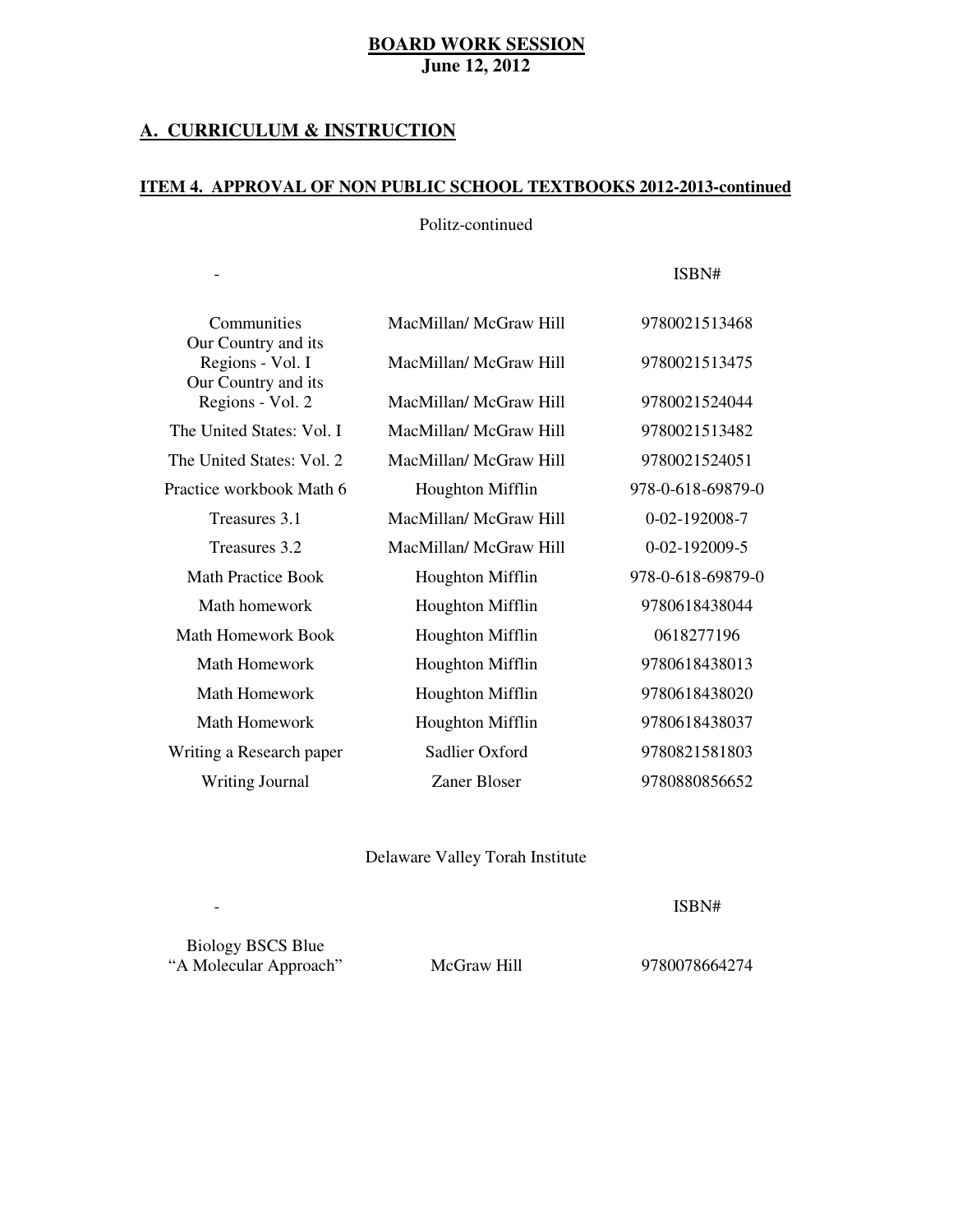## BOARD WORK SESSION
**June 12, 2012**

## A. CURRICULUM & INSTRUCTION

### ITEM 4. APPROVAL OF NON PUBLIC SCHOOL TEXTBOOKS 2012-2013-continued

Politz-continued

| - | | ISBN# |
|---|---|---|
| Communities | MacMillan/ McGraw Hill | 9780021513468 |
| Our Country and its Regions - Vol. I | MacMillan/ McGraw Hill | 9780021513475 |
| Our Country and its Regions - Vol. 2 | MacMillan/ McGraw Hill | 9780021524044 |
| The United States: Vol. I | MacMillan/ McGraw Hill | 9780021513482 |
| The United States: Vol. 2 | MacMillan/ McGraw Hill | 9780021524051 |
| Practice workbook Math 6 | Houghton Mifflin | 978-0-618-69879-0 |
| Treasures 3.1 | MacMillan/ McGraw Hill | 0-02-192008-7 |
| Treasures 3.2 | MacMillan/ McGraw Hill | 0-02-192009-5 |
| Math Practice Book | Houghton Mifflin | 978-0-618-69879-0 |
| Math homework | Houghton Mifflin | 9780618438044 |
| Math Homework Book | Houghton Mifflin | 0618277196 |
| Math Homework | Houghton Mifflin | 9780618438013 |
| Math Homework | Houghton Mifflin | 9780618438020 |
| Math Homework | Houghton Mifflin | 9780618438037 |
| Writing a Research paper | Sadlier Oxford | 9780821581803 |
| Writing Journal | Zaner Bloser | 9780880856652 |

Delaware Valley Torah Institute

| - | | ISBN# |
|---|---|---|
| Biology BSCS Blue "A Molecular Approach" | McGraw Hill | 9780078664274 |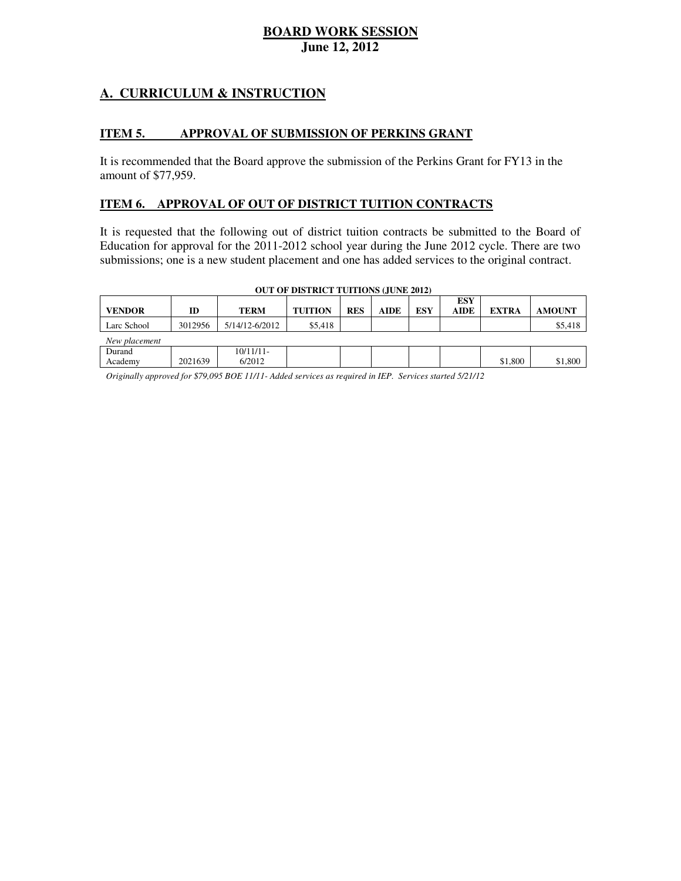# BOARD WORK SESSION
**June 12, 2012**

## A. CURRICULUM & INSTRUCTION

### ITEM 5. APPROVAL OF SUBMISSION OF PERKINS GRANT

It is recommended that the Board approve the submission of the Perkins Grant for FY13 in the amount of $77,959.

### ITEM 6. APPROVAL OF OUT OF DISTRICT TUITION CONTRACTS

It is requested that the following out of district tuition contracts be submitted to the Board of Education for approval for the 2011-2012 school year during the June 2012 cycle. There are two submissions; one is a new student placement and one has added services to the original contract.

**OUT OF DISTRICT TUITIONS (JUNE 2012)**

| VENDOR | ID | TERM | TUITION | RES | AIDE | ESY | ESY AIDE | EXTRA | AMOUNT |
|---|---|---|---|---|---|---|---|---|---|
| Larc School | 3012956 | 5/14/12-6/2012 | $5,418 | | | | | | $5,418 |
| *New placement* | | | | | | | | | |
| Durand Academy | 2021639 | 10/11/11-6/2012 | | | | | | $1,800 | $1,800 |

*Originally approved for $79,095 BOE 11/11- Added services as required in IEP. Services started 5/21/12*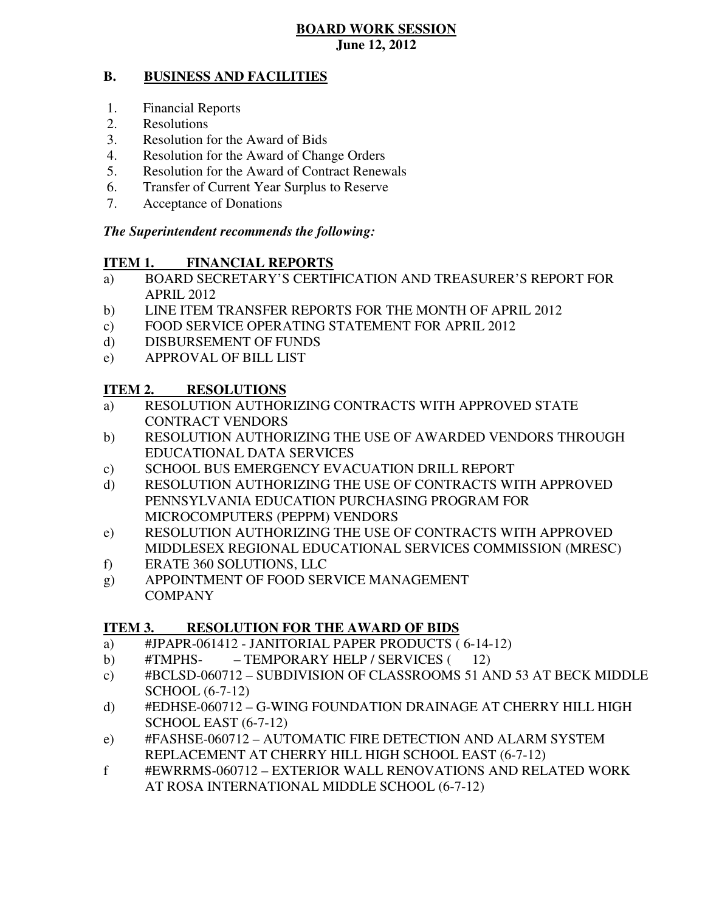**BOARD WORK SESSION**
**June 12, 2012**

## B. BUSINESS AND FACILITIES

1. Financial Reports
2. Resolutions
3. Resolution for the Award of Bids
4. Resolution for the Award of Change Orders
5. Resolution for the Award of Contract Renewals
6. Transfer of Current Year Surplus to Reserve
7. Acceptance of Donations

***The Superintendent recommends the following:***

### ITEM 1. FINANCIAL REPORTS

a) BOARD SECRETARY'S CERTIFICATION AND TREASURER'S REPORT FOR APRIL 2012
b) LINE ITEM TRANSFER REPORTS FOR THE MONTH OF APRIL 2012
c) FOOD SERVICE OPERATING STATEMENT FOR APRIL 2012
d) DISBURSEMENT OF FUNDS
e) APPROVAL OF BILL LIST

### ITEM 2. RESOLUTIONS

a) RESOLUTION AUTHORIZING CONTRACTS WITH APPROVED STATE CONTRACT VENDORS
b) RESOLUTION AUTHORIZING THE USE OF AWARDED VENDORS THROUGH EDUCATIONAL DATA SERVICES
c) SCHOOL BUS EMERGENCY EVACUATION DRILL REPORT
d) RESOLUTION AUTHORIZING THE USE OF CONTRACTS WITH APPROVED PENNSYLVANIA EDUCATION PURCHASING PROGRAM FOR MICROCOMPUTERS (PEPPM) VENDORS
e) RESOLUTION AUTHORIZING THE USE OF CONTRACTS WITH APPROVED MIDDLESEX REGIONAL EDUCATIONAL SERVICES COMMISSION (MRESC)
f) ERATE 360 SOLUTIONS, LLC
g) APPOINTMENT OF FOOD SERVICE MANAGEMENT COMPANY

### ITEM 3. RESOLUTION FOR THE AWARD OF BIDS

a) #JPAPR-061412 - JANITORIAL PAPER PRODUCTS ( 6-14-12)
b) #TMPHS- – TEMPORARY HELP / SERVICES ( 12)
c) #BCLSD-060712 – SUBDIVISION OF CLASSROOMS 51 AND 53 AT BECK MIDDLE SCHOOL (6-7-12)
d) #EDHSE-060712 – G-WING FOUNDATION DRAINAGE AT CHERRY HILL HIGH SCHOOL EAST (6-7-12)
e) #FASHSE-060712 – AUTOMATIC FIRE DETECTION AND ALARM SYSTEM REPLACEMENT AT CHERRY HILL HIGH SCHOOL EAST (6-7-12)
f #EWRRMS-060712 – EXTERIOR WALL RENOVATIONS AND RELATED WORK AT ROSA INTERNATIONAL MIDDLE SCHOOL (6-7-12)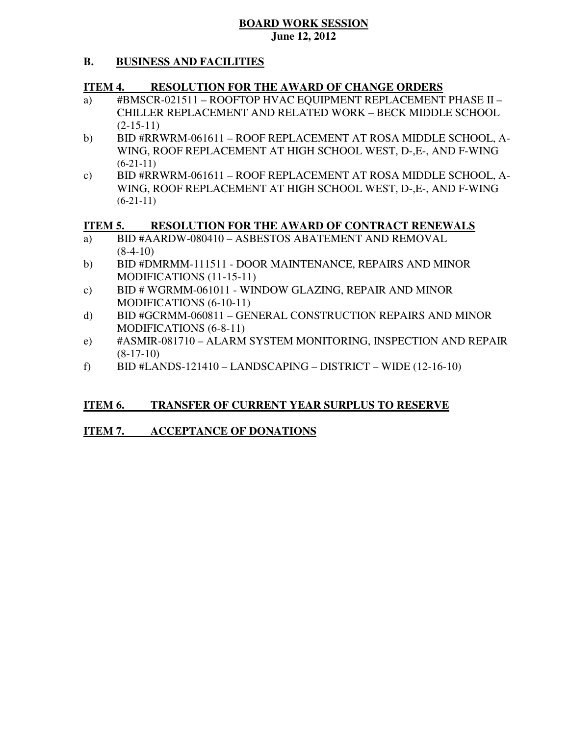**BOARD WORK SESSION**
**June 12, 2012**

## B. BUSINESS AND FACILITIES

### ITEM 4. RESOLUTION FOR THE AWARD OF CHANGE ORDERS

a) #BMSCR-021511 – ROOFTOP HVAC EQUIPMENT REPLACEMENT PHASE II – CHILLER REPLACEMENT AND RELATED WORK – BECK MIDDLE SCHOOL (2-15-11)

b) BID #RRWRM-061611 – ROOF REPLACEMENT AT ROSA MIDDLE SCHOOL, A-WING, ROOF REPLACEMENT AT HIGH SCHOOL WEST, D-,E-, AND F-WING (6-21-11)

c) BID #RRWRM-061611 – ROOF REPLACEMENT AT ROSA MIDDLE SCHOOL, A-WING, ROOF REPLACEMENT AT HIGH SCHOOL WEST, D-,E-, AND F-WING (6-21-11)

### ITEM 5. RESOLUTION FOR THE AWARD OF CONTRACT RENEWALS

a) BID #AARDW-080410 – ASBESTOS ABATEMENT AND REMOVAL (8-4-10)

b) BID #DMRMM-111511 - DOOR MAINTENANCE, REPAIRS AND MINOR MODIFICATIONS (11-15-11)

c) BID # WGRMM-061011 - WINDOW GLAZING, REPAIR AND MINOR MODIFICATIONS (6-10-11)

d) BID #GCRMM-060811 – GENERAL CONSTRUCTION REPAIRS AND MINOR MODIFICATIONS (6-8-11)

e) #ASMIR-081710 – ALARM SYSTEM MONITORING, INSPECTION AND REPAIR (8-17-10)

f) BID #LANDS-121410 – LANDSCAPING – DISTRICT – WIDE (12-16-10)

### ITEM 6. TRANSFER OF CURRENT YEAR SURPLUS TO RESERVE

### ITEM 7. ACCEPTANCE OF DONATIONS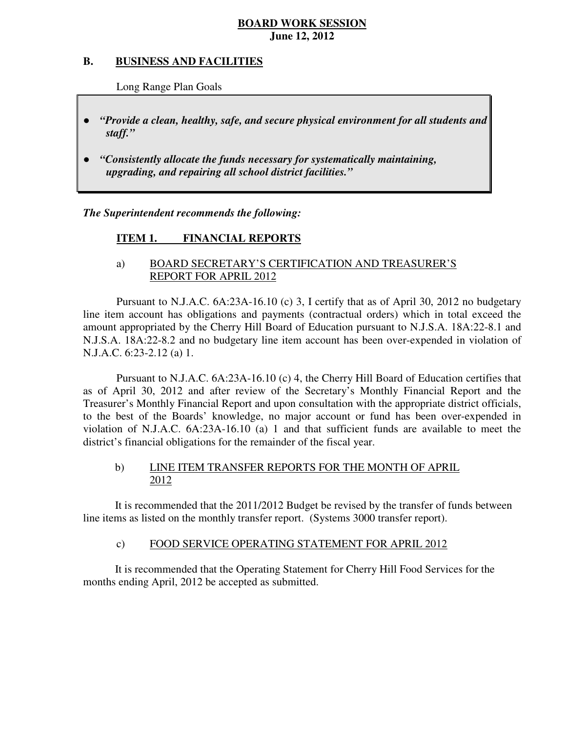**BOARD WORK SESSION**
**June 12, 2012**

## B. BUSINESS AND FACILITIES

Long Range Plan Goals

- ***"Provide a clean, healthy, safe, and secure physical environment for all students and staff."***
- ***"Consistently allocate the funds necessary for systematically maintaining, upgrading, and repairing all school district facilities."***

***The Superintendent recommends the following:***

### ITEM 1. FINANCIAL REPORTS

a) BOARD SECRETARY'S CERTIFICATION AND TREASURER'S REPORT FOR APRIL 2012

Pursuant to N.J.A.C. 6A:23A-16.10 (c) 3, I certify that as of April 30, 2012 no budgetary line item account has obligations and payments (contractual orders) which in total exceed the amount appropriated by the Cherry Hill Board of Education pursuant to N.J.S.A. 18A:22-8.1 and N.J.S.A. 18A:22-8.2 and no budgetary line item account has been over-expended in violation of N.J.A.C. 6:23-2.12 (a) 1.

Pursuant to N.J.A.C. 6A:23A-16.10 (c) 4, the Cherry Hill Board of Education certifies that as of April 30, 2012 and after review of the Secretary's Monthly Financial Report and the Treasurer's Monthly Financial Report and upon consultation with the appropriate district officials, to the best of the Boards' knowledge, no major account or fund has been over-expended in violation of N.J.A.C. 6A:23A-16.10 (a) 1 and that sufficient funds are available to meet the district's financial obligations for the remainder of the fiscal year.

b) LINE ITEM TRANSFER REPORTS FOR THE MONTH OF APRIL 2012

It is recommended that the 2011/2012 Budget be revised by the transfer of funds between line items as listed on the monthly transfer report. (Systems 3000 transfer report).

c) FOOD SERVICE OPERATING STATEMENT FOR APRIL 2012

It is recommended that the Operating Statement for Cherry Hill Food Services for the months ending April, 2012 be accepted as submitted.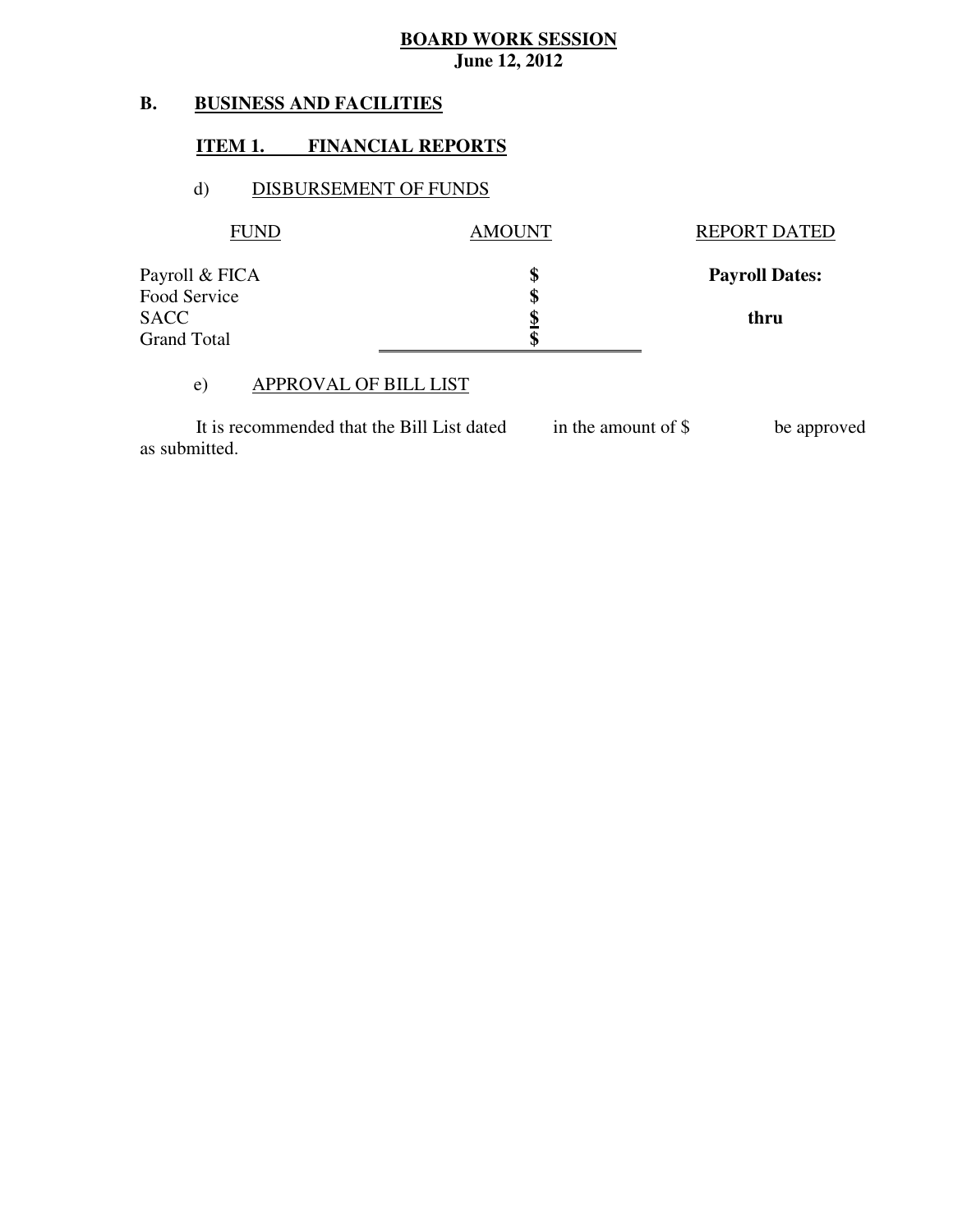**BOARD WORK SESSION**
**June 12, 2012**

## B. BUSINESS AND FACILITIES

### ITEM 1. FINANCIAL REPORTS

d) DISBURSEMENT OF FUNDS

| FUND | AMOUNT | REPORT DATED |
|---|---|---|
| Payroll & FICA | $ | **Payroll Dates:** |
| Food Service | $ | |
| SACC | $ | **thru** |
| Grand Total | $ | |

e) APPROVAL OF BILL LIST

It is recommended that the Bill List dated in the amount of $ be approved as submitted.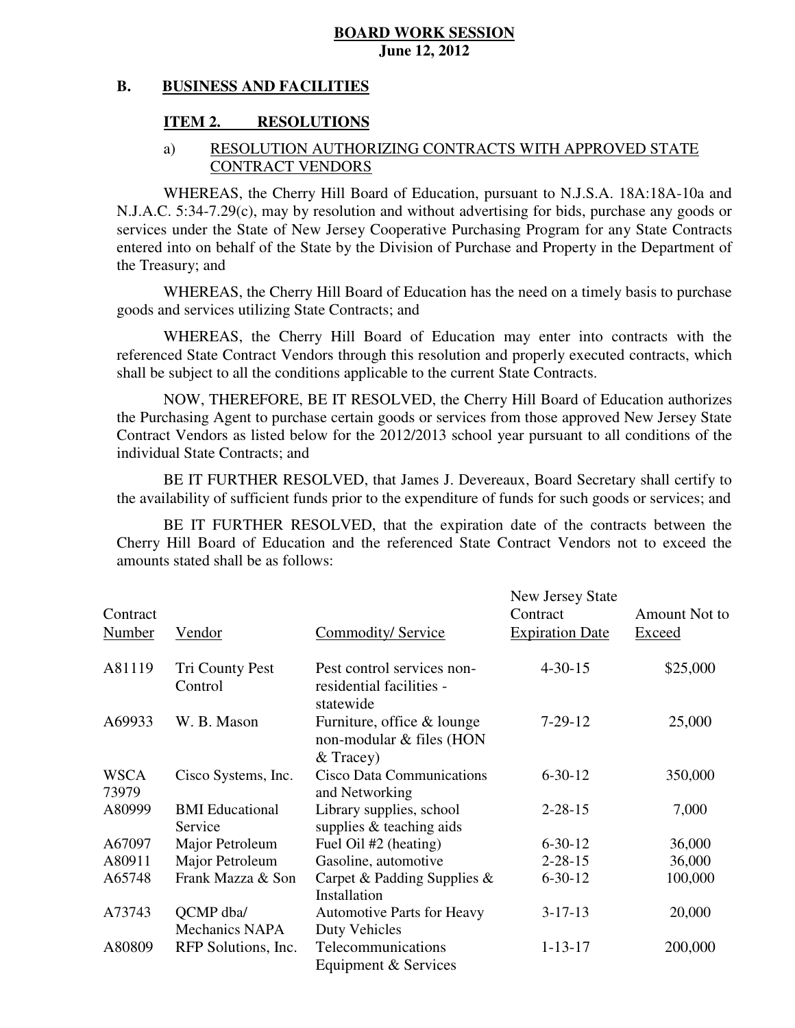**BOARD WORK SESSION**
**June 12, 2012**

**B. BUSINESS AND FACILITIES**

**ITEM 2. RESOLUTIONS**

a) RESOLUTION AUTHORIZING CONTRACTS WITH APPROVED STATE CONTRACT VENDORS

WHEREAS, the Cherry Hill Board of Education, pursuant to N.J.S.A. 18A:18A-10a and N.J.A.C. 5:34-7.29(c), may by resolution and without advertising for bids, purchase any goods or services under the State of New Jersey Cooperative Purchasing Program for any State Contracts entered into on behalf of the State by the Division of Purchase and Property in the Department of the Treasury; and

WHEREAS, the Cherry Hill Board of Education has the need on a timely basis to purchase goods and services utilizing State Contracts; and

WHEREAS, the Cherry Hill Board of Education may enter into contracts with the referenced State Contract Vendors through this resolution and properly executed contracts, which shall be subject to all the conditions applicable to the current State Contracts.

NOW, THEREFORE, BE IT RESOLVED, the Cherry Hill Board of Education authorizes the Purchasing Agent to purchase certain goods or services from those approved New Jersey State Contract Vendors as listed below for the 2012/2013 school year pursuant to all conditions of the individual State Contracts; and

BE IT FURTHER RESOLVED, that James J. Devereaux, Board Secretary shall certify to the availability of sufficient funds prior to the expenditure of funds for such goods or services; and

BE IT FURTHER RESOLVED, that the expiration date of the contracts between the Cherry Hill Board of Education and the referenced State Contract Vendors not to exceed the amounts stated shall be as follows:

| Contract Number | Vendor | Commodity/ Service | New Jersey State Contract Expiration Date | Amount Not to Exceed |
|---|---|---|---|---|
| A81119 | Tri County Pest Control | Pest control services non-residential facilities - statewide | 4-30-15 | $25,000 |
| A69933 | W. B. Mason | Furniture, office & lounge non-modular & files (HON & Tracey) | 7-29-12 | 25,000 |
| WSCA 73979 | Cisco Systems, Inc. | Cisco Data Communications and Networking | 6-30-12 | 350,000 |
| A80999 | BMI Educational Service | Library supplies, school supplies & teaching aids | 2-28-15 | 7,000 |
| A67097 | Major Petroleum | Fuel Oil #2 (heating) | 6-30-12 | 36,000 |
| A80911 | Major Petroleum | Gasoline, automotive | 2-28-15 | 36,000 |
| A65748 | Frank Mazza & Son | Carpet & Padding Supplies & Installation | 6-30-12 | 100,000 |
| A73743 | QCMP dba/ Mechanics NAPA | Automotive Parts for Heavy Duty Vehicles | 3-17-13 | 20,000 |
| A80809 | RFP Solutions, Inc. | Telecommunications Equipment & Services | 1-13-17 | 200,000 |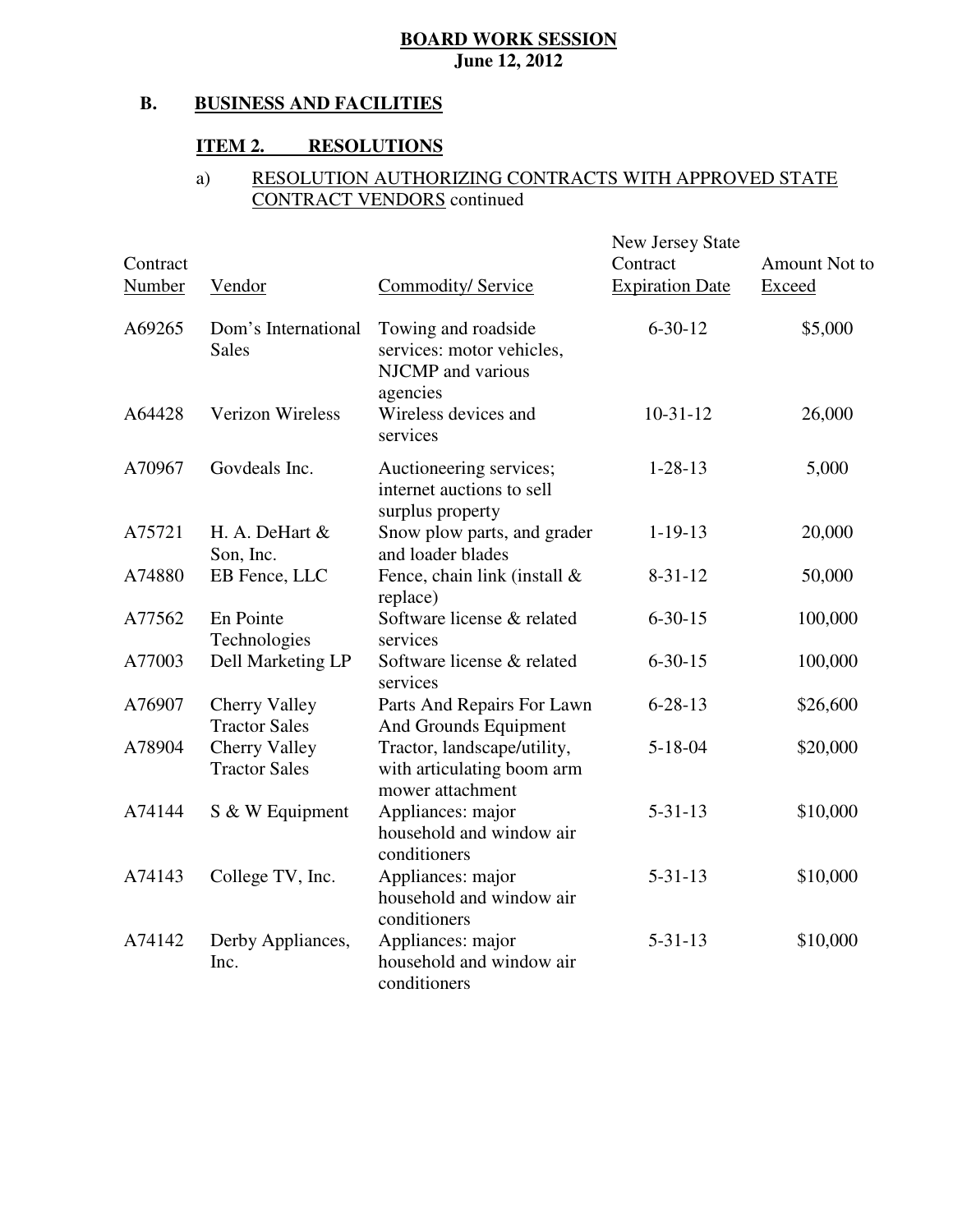**BOARD WORK SESSION**
**June 12, 2012**

## B. BUSINESS AND FACILITIES

### ITEM 2. RESOLUTIONS

a) RESOLUTION AUTHORIZING CONTRACTS WITH APPROVED STATE CONTRACT VENDORS continued

| Contract Number | Vendor | Commodity/ Service | New Jersey State Contract Expiration Date | Amount Not to Exceed |
|---|---|---|---|---|
| A69265 | Dom's International Sales | Towing and roadside services: motor vehicles, NJCMP and various agencies | 6-30-12 | $5,000 |
| A64428 | Verizon Wireless | Wireless devices and services | 10-31-12 | 26,000 |
| A70967 | Govdeals Inc. | Auctioneering services; internet auctions to sell surplus property | 1-28-13 | 5,000 |
| A75721 | H. A. DeHart & Son, Inc. | Snow plow parts, and grader and loader blades | 1-19-13 | 20,000 |
| A74880 | EB Fence, LLC | Fence, chain link (install & replace) | 8-31-12 | 50,000 |
| A77562 | En Pointe Technologies | Software license & related services | 6-30-15 | 100,000 |
| A77003 | Dell Marketing LP | Software license & related services | 6-30-15 | 100,000 |
| A76907 | Cherry Valley Tractor Sales | Parts And Repairs For Lawn And Grounds Equipment | 6-28-13 | $26,600 |
| A78904 | Cherry Valley Tractor Sales | Tractor, landscape/utility, with articulating boom arm mower attachment | 5-18-04 | $20,000 |
| A74144 | S & W Equipment | Appliances: major household and window air conditioners | 5-31-13 | $10,000 |
| A74143 | College TV, Inc. | Appliances: major household and window air conditioners | 5-31-13 | $10,000 |
| A74142 | Derby Appliances, Inc. | Appliances: major household and window air conditioners | 5-31-13 | $10,000 |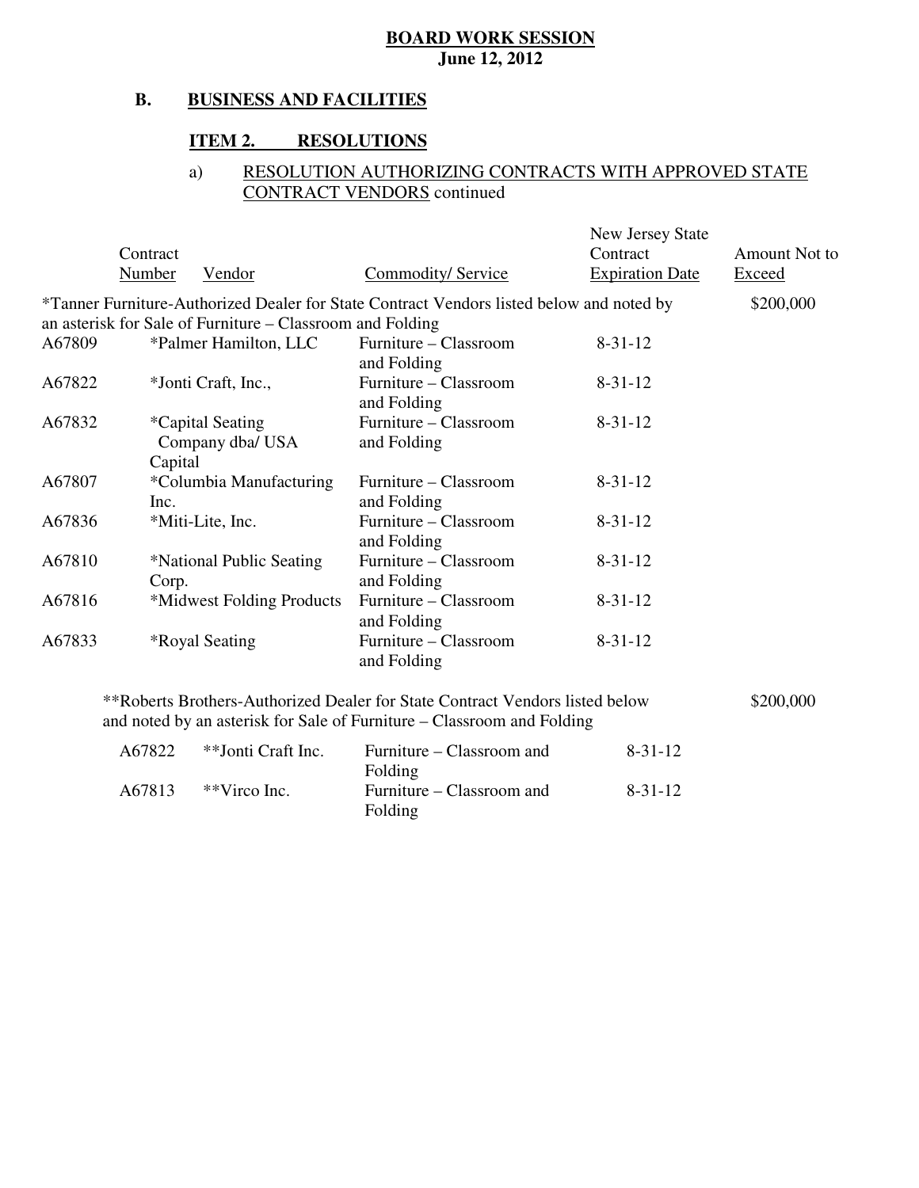**BOARD WORK SESSION**
**June 12, 2012**

## B. BUSINESS AND FACILITIES

### ITEM 2. RESOLUTIONS

a) RESOLUTION AUTHORIZING CONTRACTS WITH APPROVED STATE CONTRACT VENDORS continued

| Contract Number | Vendor | Commodity/ Service | New Jersey State Contract Expiration Date | Amount Not to Exceed |
|---|---|---|---|---|
| *Tanner Furniture-Authorized Dealer for State Contract Vendors listed below and noted by an asterisk for Sale of Furniture – Classroom and Folding | | | | $200,000 |
| A67809 | *Palmer Hamilton, LLC | Furniture – Classroom and Folding | 8-31-12 | |
| A67822 | *Jonti Craft, Inc., | Furniture – Classroom and Folding | 8-31-12 | |
| A67832 | *Capital Seating Company dba/ USA Capital | Furniture – Classroom and Folding | 8-31-12 | |
| A67807 | *Columbia Manufacturing Inc. | Furniture – Classroom and Folding | 8-31-12 | |
| A67836 | *Miti-Lite, Inc. | Furniture – Classroom and Folding | 8-31-12 | |
| A67810 | *National Public Seating Corp. | Furniture – Classroom and Folding | 8-31-12 | |
| A67816 | *Midwest Folding Products | Furniture – Classroom and Folding | 8-31-12 | |
| A67833 | *Royal Seating | Furniture – Classroom and Folding | 8-31-12 | |
| **Roberts Brothers-Authorized Dealer for State Contract Vendors listed below and noted by an asterisk for Sale of Furniture – Classroom and Folding | | | | $200,000 |
| A67822 | **Jonti Craft Inc. | Furniture – Classroom and Folding | 8-31-12 | |
| A67813 | **Virco Inc. | Furniture – Classroom and Folding | 8-31-12 | |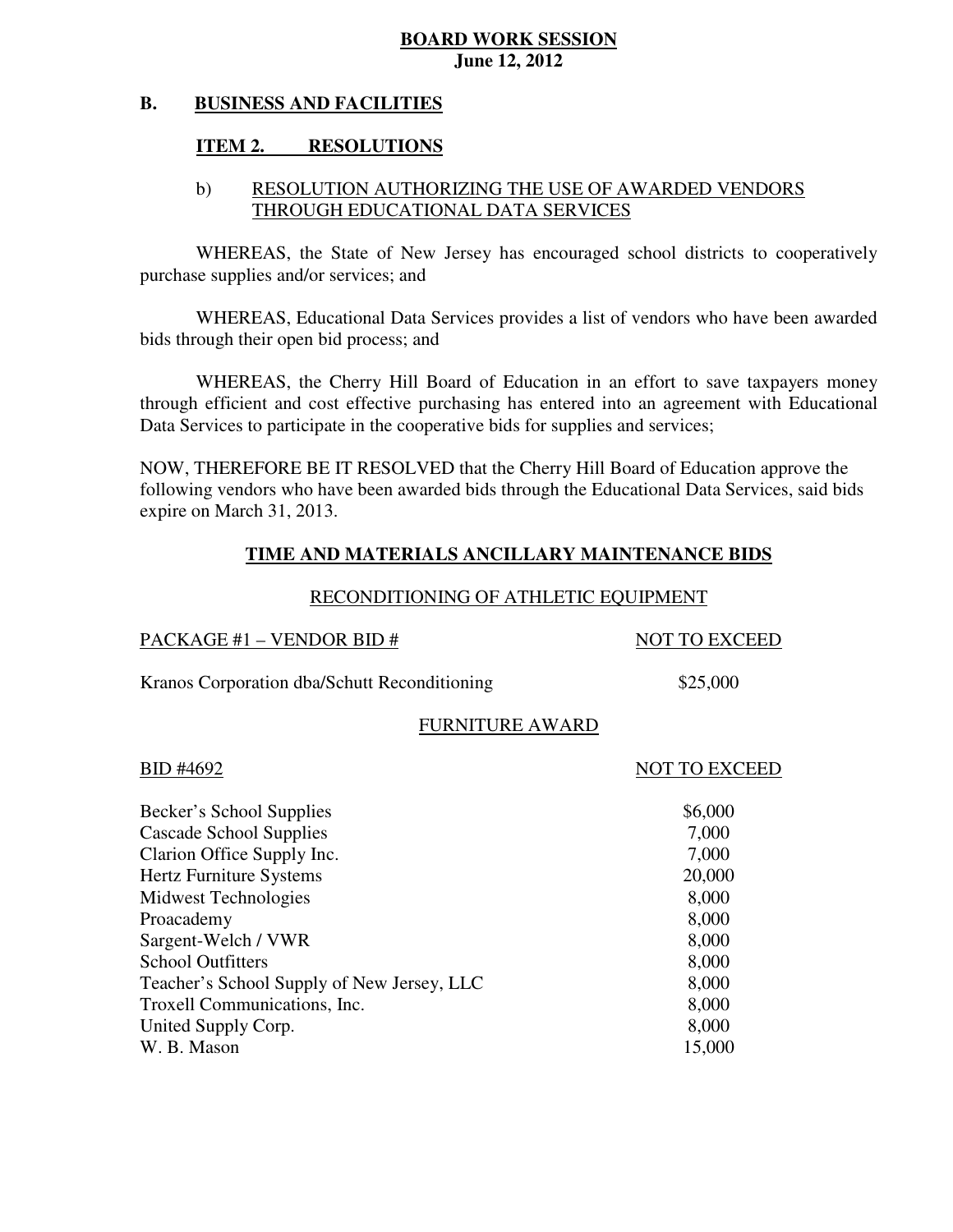**BOARD WORK SESSION**
**June 12, 2012**

## B. BUSINESS AND FACILITIES

### ITEM 2. RESOLUTIONS

b) RESOLUTION AUTHORIZING THE USE OF AWARDED VENDORS THROUGH EDUCATIONAL DATA SERVICES

WHEREAS, the State of New Jersey has encouraged school districts to cooperatively purchase supplies and/or services; and

WHEREAS, Educational Data Services provides a list of vendors who have been awarded bids through their open bid process; and

WHEREAS, the Cherry Hill Board of Education in an effort to save taxpayers money through efficient and cost effective purchasing has entered into an agreement with Educational Data Services to participate in the cooperative bids for supplies and services;

NOW, THEREFORE BE IT RESOLVED that the Cherry Hill Board of Education approve the following vendors who have been awarded bids through the Educational Data Services, said bids expire on March 31, 2013.

**TIME AND MATERIALS ANCILLARY MAINTENANCE BIDS**

RECONDITIONING OF ATHLETIC EQUIPMENT

| PACKAGE #1 – VENDOR BID # | NOT TO EXCEED |
|---|---|
| Kranos Corporation dba/Schutt Reconditioning | $25,000 |

FURNITURE AWARD

| BID #4692 | NOT TO EXCEED |
|---|---|
| Becker's School Supplies | $6,000 |
| Cascade School Supplies | 7,000 |
| Clarion Office Supply Inc. | 7,000 |
| Hertz Furniture Systems | 20,000 |
| Midwest Technologies | 8,000 |
| Proacademy | 8,000 |
| Sargent-Welch / VWR | 8,000 |
| School Outfitters | 8,000 |
| Teacher's School Supply of New Jersey, LLC | 8,000 |
| Troxell Communications, Inc. | 8,000 |
| United Supply Corp. | 8,000 |
| W. B. Mason | 15,000 |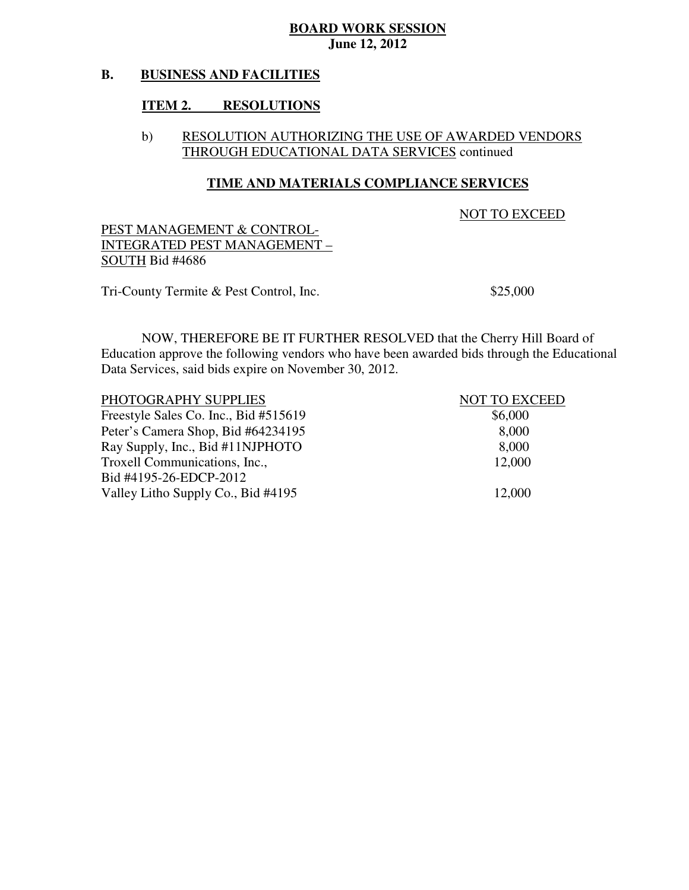**BOARD WORK SESSION**
**June 12, 2012**

## B. BUSINESS AND FACILITIES

### ITEM 2. RESOLUTIONS

b) RESOLUTION AUTHORIZING THE USE OF AWARDED VENDORS THROUGH EDUCATIONAL DATA SERVICES continued

**TIME AND MATERIALS COMPLIANCE SERVICES**

| PEST MANAGEMENT & CONTROL- INTEGRATED PEST MANAGEMENT – SOUTH Bid #4686 | NOT TO EXCEED |
|---|---|
| Tri-County Termite & Pest Control, Inc. | $25,000 |

NOW, THEREFORE BE IT FURTHER RESOLVED that the Cherry Hill Board of Education approve the following vendors who have been awarded bids through the Educational Data Services, said bids expire on November 30, 2012.

| PHOTOGRAPHY SUPPLIES | NOT TO EXCEED |
|---|---|
| Freestyle Sales Co. Inc., Bid #515619 | $6,000 |
| Peter's Camera Shop, Bid #64234195 | 8,000 |
| Ray Supply, Inc., Bid #11NJPHOTO | 8,000 |
| Troxell Communications, Inc., Bid #4195-26-EDCP-2012 | 12,000 |
| Valley Litho Supply Co., Bid #4195 | 12,000 |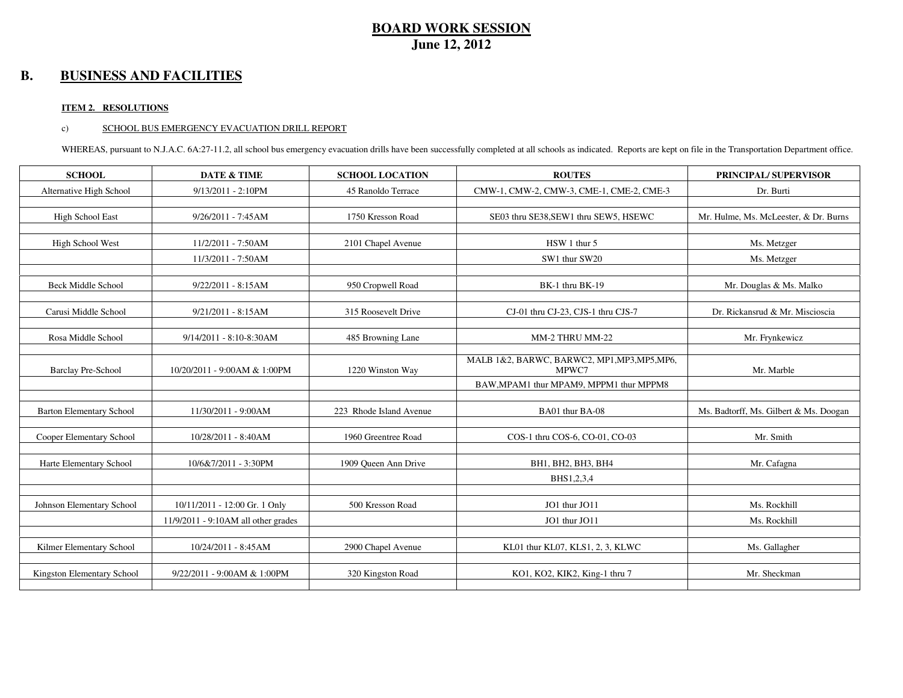# BOARD WORK SESSION

**June 12, 2012**

## B. BUSINESS AND FACILITIES

**ITEM 2. RESOLUTIONS**

c) SCHOOL BUS EMERGENCY EVACUATION DRILL REPORT

WHEREAS, pursuant to N.J.A.C. 6A:27-11.2, all school bus emergency evacuation drills have been successfully completed at all schools as indicated. Reports are kept on file in the Transportation Department office.

| SCHOOL | DATE & TIME | SCHOOL LOCATION | ROUTES | PRINCIPAL/ SUPERVISOR |
|---|---|---|---|---|
| Alternative High School | 9/13/2011 - 2:10PM | 45 Ranoldo Terrace | CMW-1, CMW-2, CMW-3, CME-1, CME-2, CME-3 | Dr. Burti |
| | | | | |
| High School East | 9/26/2011 - 7:45AM | 1750 Kresson Road | SE03 thru SE38,SEW1 thru SEW5, HSEWC | Mr. Hulme, Ms. McLeester, & Dr. Burns |
| | | | | |
| High School West | 11/2/2011 - 7:50AM | 2101 Chapel Avenue | HSW 1 thur 5 | Ms. Metzger |
| | 11/3/2011 - 7:50AM | | SW1 thur SW20 | Ms. Metzger |
| | | | | |
| Beck Middle School | 9/22/2011 - 8:15AM | 950 Cropwell Road | BK-1 thru BK-19 | Mr. Douglas & Ms. Malko |
| | | | | |
| Carusi Middle School | 9/21/2011 - 8:15AM | 315 Roosevelt Drive | CJ-01 thru CJ-23, CJS-1 thru CJS-7 | Dr. Rickansrud & Mr. Miscioscia |
| | | | | |
| Rosa Middle School | 9/14/2011 - 8:10-8:30AM | 485 Browning Lane | MM-2 THRU MM-22 | Mr. Frynkewicz |
| | | | | |
| Barclay Pre-School | 10/20/2011 - 9:00AM & 1:00PM | 1220 Winston Way | MALB 1&2, BARWC, BARWC2, MP1,MP3,MP5,MP6, MPWC7 | Mr. Marble |
| | | | BAW,MPAM1 thur MPAM9, MPPM1 thur MPPM8 | |
| | | | | |
| Barton Elementary School | 11/30/2011 - 9:00AM | 223 Rhode Island Avenue | BA01 thur BA-08 | Ms. Badtorff, Ms. Gilbert & Ms. Doogan |
| | | | | |
| Cooper Elementary School | 10/28/2011 - 8:40AM | 1960 Greentree Road | COS-1 thru COS-6, CO-01, CO-03 | Mr. Smith |
| | | | | |
| Harte Elementary School | 10/6&7/2011 - 3:30PM | 1909 Queen Ann Drive | BH1, BH2, BH3, BH4 | Mr. Cafagna |
| | | | BHS1,2,3,4 | |
| | | | | |
| Johnson Elementary School | 10/11/2011 - 12:00 Gr. 1 Only | 500 Kresson Road | JO1 thur JO11 | Ms. Rockhill |
| | 11/9/2011 - 9:10AM all other grades | | JO1 thur JO11 | Ms. Rockhill |
| | | | | |
| Kilmer Elementary School | 10/24/2011 - 8:45AM | 2900 Chapel Avenue | KL01 thur KL07, KLS1, 2, 3, KLWC | Ms. Gallagher |
| | | | | |
| Kingston Elementary School | 9/22/2011 - 9:00AM & 1:00PM | 320 Kingston Road | KO1, KO2, KIK2, King-1 thru 7 | Mr. Sheckman |
| | | | | |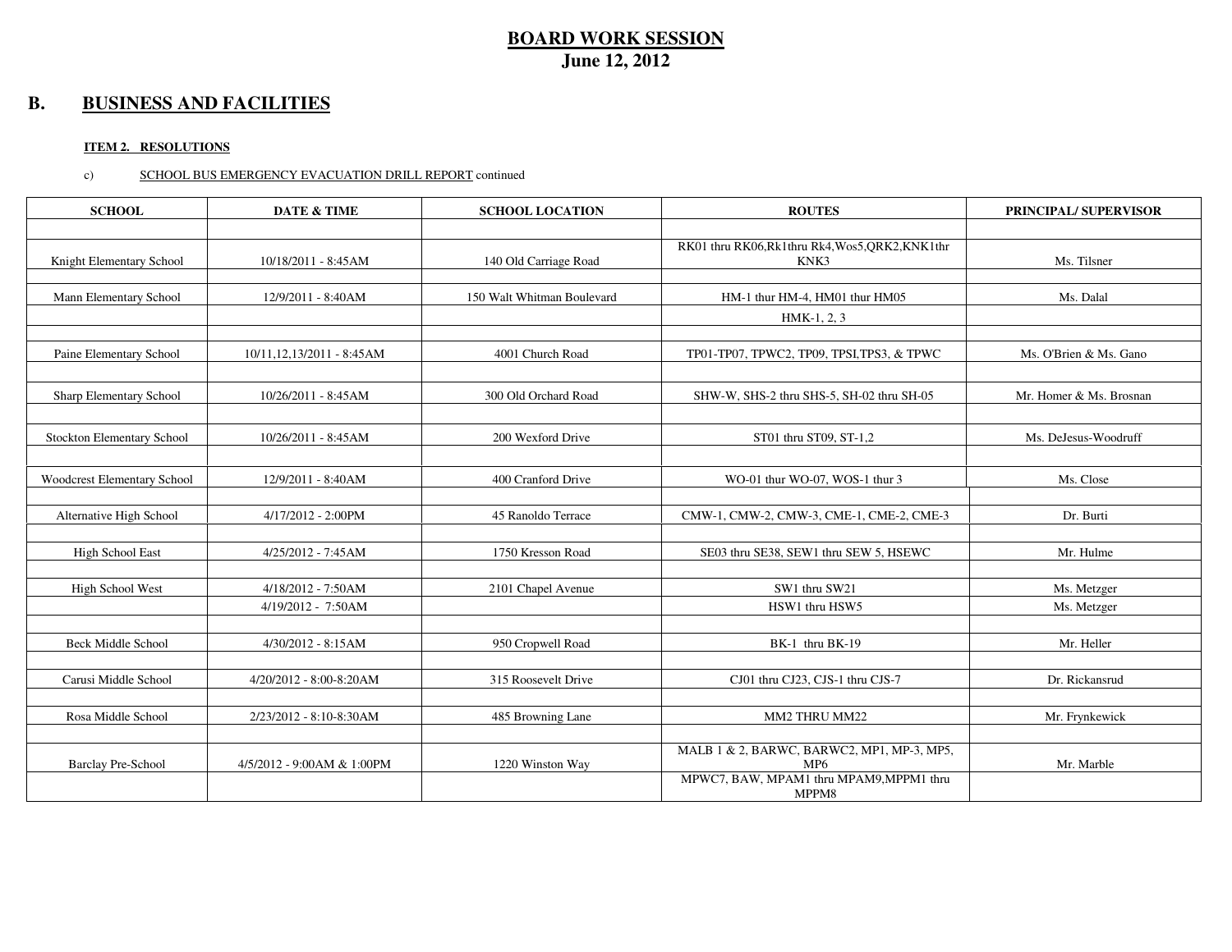# BOARD WORK SESSION
**June 12, 2012**

## B. BUSINESS AND FACILITIES

**ITEM 2. RESOLUTIONS**

c) SCHOOL BUS EMERGENCY EVACUATION DRILL REPORT continued

| SCHOOL | DATE & TIME | SCHOOL LOCATION | ROUTES | PRINCIPAL/ SUPERVISOR |
|---|---|---|---|---|
| Knight Elementary School | 10/18/2011 - 8:45AM | 140 Old Carriage Road | RK01 thru RK06,Rk1thru Rk4,Wos5,QRK2,KNK1thr KNK3 | Ms. Tilsner |
| Mann Elementary School | 12/9/2011 - 8:40AM | 150 Walt Whitman Boulevard | HM-1 thur HM-4, HM01 thur HM05 | Ms. Dalal |
| | | | HMK-1, 2, 3 | |
| Paine Elementary School | 10/11,12,13/2011 - 8:45AM | 4001 Church Road | TP01-TP07, TPWC2, TP09, TPSI,TPS3, & TPWC | Ms. O'Brien & Ms. Gano |
| Sharp Elementary School | 10/26/2011 - 8:45AM | 300 Old Orchard Road | SHW-W, SHS-2 thru SHS-5, SH-02 thru SH-05 | Mr. Homer & Ms. Brosnan |
| Stockton Elementary School | 10/26/2011 - 8:45AM | 200 Wexford Drive | ST01 thru ST09, ST-1,2 | Ms. DeJesus-Woodruff |
| Woodcrest Elementary School | 12/9/2011 - 8:40AM | 400 Cranford Drive | WO-01 thur WO-07, WOS-1 thur 3 | Ms. Close |
| Alternative High School | 4/17/2012 - 2:00PM | 45 Ranoldo Terrace | CMW-1, CMW-2, CMW-3, CME-1, CME-2, CME-3 | Dr. Burti |
| High School East | 4/25/2012 - 7:45AM | 1750 Kresson Road | SE03 thru SE38, SEW1 thru SEW 5, HSEWC | Mr. Hulme |
| High School West | 4/18/2012 - 7:50AM | 2101 Chapel Avenue | SW1 thru SW21 | Ms. Metzger |
| | 4/19/2012 - 7:50AM | | HSW1 thru HSW5 | Ms. Metzger |
| Beck Middle School | 4/30/2012 - 8:15AM | 950 Cropwell Road | BK-1 thru BK-19 | Mr. Heller |
| Carusi Middle School | 4/20/2012 - 8:00-8:20AM | 315 Roosevelt Drive | CJ01 thru CJ23, CJS-1 thru CJS-7 | Dr. Rickansrud |
| Rosa Middle School | 2/23/2012 - 8:10-8:30AM | 485 Browning Lane | MM2 THRU MM22 | Mr. Frynkewick |
| Barclay Pre-School | 4/5/2012 - 9:00AM & 1:00PM | 1220 Winston Way | MALB 1 & 2, BARWC, BARWC2, MP1, MP-3, MP5, MP6 | Mr. Marble |
| | | | MPWC7, BAW, MPAM1 thru MPAM9,MPPM1 thru MPPM8 | |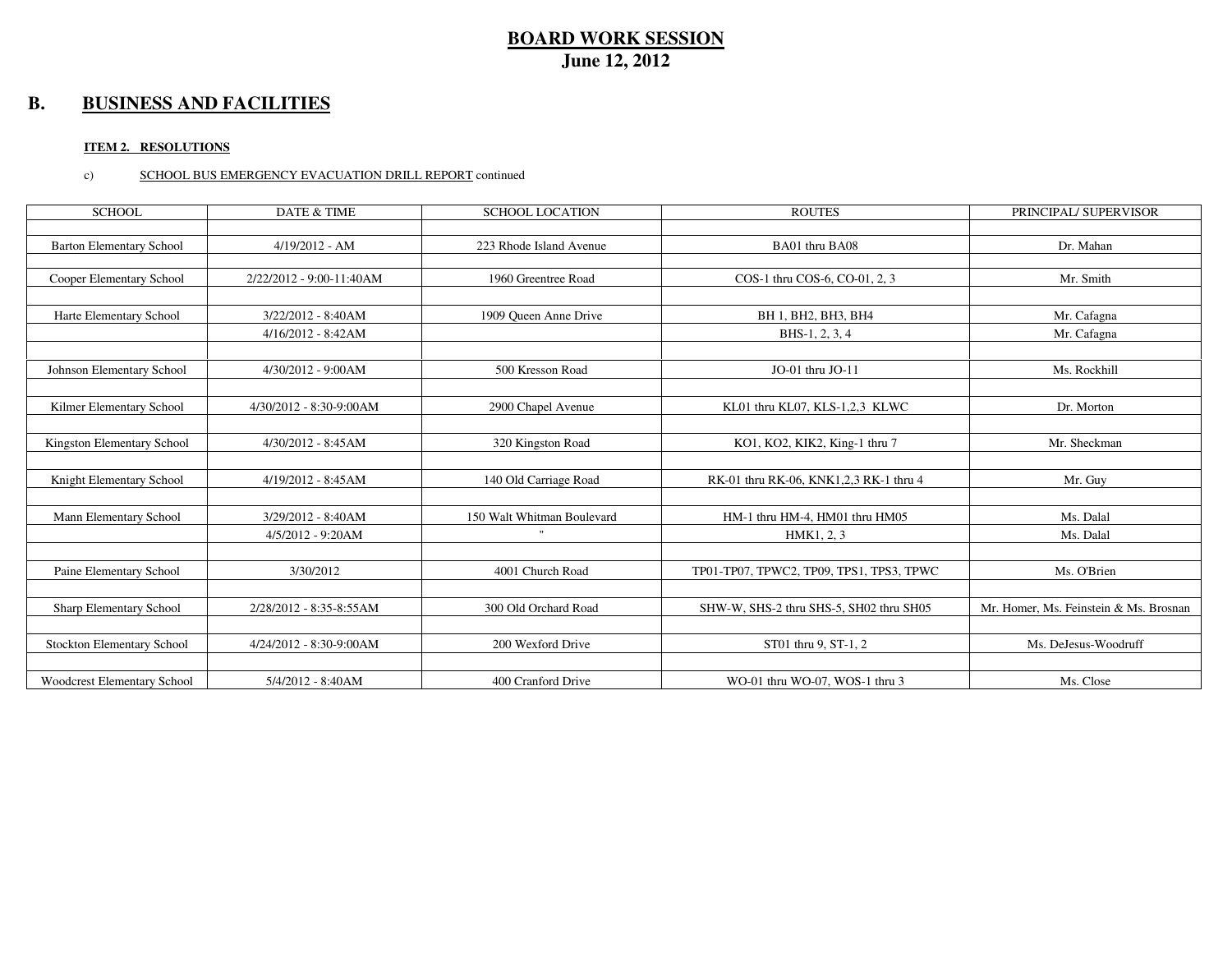# BOARD WORK SESSION
## June 12, 2012

## B. BUSINESS AND FACILITIES

**ITEM 2. RESOLUTIONS**

c) SCHOOL BUS EMERGENCY EVACUATION DRILL REPORT continued

| SCHOOL | DATE & TIME | SCHOOL LOCATION | ROUTES | PRINCIPAL/ SUPERVISOR |
|---|---|---|---|---|
| | | | | |
| Barton Elementary School | 4/19/2012 - AM | 223 Rhode Island Avenue | BA01 thru BA08 | Dr. Mahan |
| | | | | |
| Cooper Elementary School | 2/22/2012 - 9:00-11:40AM | 1960 Greentree Road | COS-1 thru COS-6, CO-01, 2, 3 | Mr. Smith |
| | | | | |
| Harte Elementary School | 3/22/2012 - 8:40AM | 1909 Queen Anne Drive | BH 1, BH2, BH3, BH4 | Mr. Cafagna |
| | 4/16/2012 - 8:42AM | | BHS-1, 2, 3, 4 | Mr. Cafagna |
| | | | | |
| Johnson Elementary School | 4/30/2012 - 9:00AM | 500 Kresson Road | JO-01 thru JO-11 | Ms. Rockhill |
| | | | | |
| Kilmer Elementary School | 4/30/2012 - 8:30-9:00AM | 2900 Chapel Avenue | KL01 thru KL07, KLS-1,2,3 KLWC | Dr. Morton |
| | | | | |
| Kingston Elementary School | 4/30/2012 - 8:45AM | 320 Kingston Road | KO1, KO2, KIK2, King-1 thru 7 | Mr. Sheckman |
| | | | | |
| Knight Elementary School | 4/19/2012 - 8:45AM | 140 Old Carriage Road | RK-01 thru RK-06, KNK1,2,3 RK-1 thru 4 | Mr. Guy |
| | | | | |
| Mann Elementary School | 3/29/2012 - 8:40AM | 150 Walt Whitman Boulevard | HM-1 thru HM-4, HM01 thru HM05 | Ms. Dalal |
| | 4/5/2012 - 9:20AM | " | HMK1, 2, 3 | Ms. Dalal |
| | | | | |
| Paine Elementary School | 3/30/2012 | 4001 Church Road | TP01-TP07, TPWC2, TP09, TPS1, TPS3, TPWC | Ms. O'Brien |
| | | | | |
| Sharp Elementary School | 2/28/2012 - 8:35-8:55AM | 300 Old Orchard Road | SHW-W, SHS-2 thru SHS-5, SH02 thru SH05 | Mr. Homer, Ms. Feinstein & Ms. Brosnan |
| | | | | |
| Stockton Elementary School | 4/24/2012 - 8:30-9:00AM | 200 Wexford Drive | ST01 thru 9, ST-1, 2 | Ms. DeJesus-Woodruff |
| | | | | |
| Woodcrest Elementary School | 5/4/2012 - 8:40AM | 400 Cranford Drive | WO-01 thru WO-07, WOS-1 thru 3 | Ms. Close |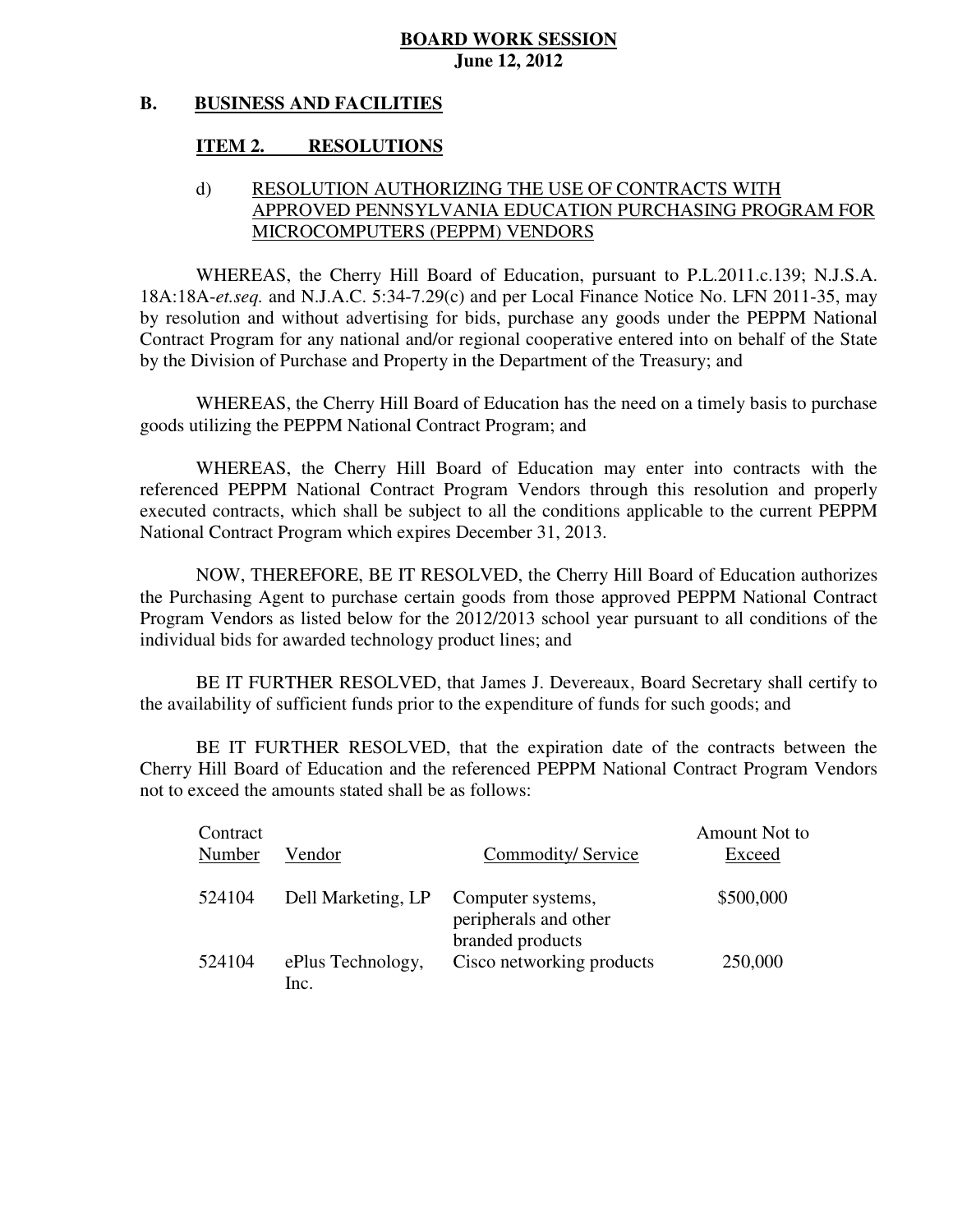**BOARD WORK SESSION**
**June 12, 2012**

**B. BUSINESS AND FACILITIES**

**ITEM 2. RESOLUTIONS**

d) RESOLUTION AUTHORIZING THE USE OF CONTRACTS WITH APPROVED PENNSYLVANIA EDUCATION PURCHASING PROGRAM FOR MICROCOMPUTERS (PEPPM) VENDORS

WHEREAS, the Cherry Hill Board of Education, pursuant to P.L.2011.c.139; N.J.S.A. 18A:18A-*et.seq.* and N.J.A.C. 5:34-7.29(c) and per Local Finance Notice No. LFN 2011-35, may by resolution and without advertising for bids, purchase any goods under the PEPPM National Contract Program for any national and/or regional cooperative entered into on behalf of the State by the Division of Purchase and Property in the Department of the Treasury; and

WHEREAS, the Cherry Hill Board of Education has the need on a timely basis to purchase goods utilizing the PEPPM National Contract Program; and

WHEREAS, the Cherry Hill Board of Education may enter into contracts with the referenced PEPPM National Contract Program Vendors through this resolution and properly executed contracts, which shall be subject to all the conditions applicable to the current PEPPM National Contract Program which expires December 31, 2013.

NOW, THEREFORE, BE IT RESOLVED, the Cherry Hill Board of Education authorizes the Purchasing Agent to purchase certain goods from those approved PEPPM National Contract Program Vendors as listed below for the 2012/2013 school year pursuant to all conditions of the individual bids for awarded technology product lines; and

BE IT FURTHER RESOLVED, that James J. Devereaux, Board Secretary shall certify to the availability of sufficient funds prior to the expenditure of funds for such goods; and

BE IT FURTHER RESOLVED, that the expiration date of the contracts between the Cherry Hill Board of Education and the referenced PEPPM National Contract Program Vendors not to exceed the amounts stated shall be as follows:

| Contract Number | Vendor | Commodity/ Service | Amount Not to Exceed |
|---|---|---|---|
| 524104 | Dell Marketing, LP | Computer systems, peripherals and other branded products | $500,000 |
| 524104 | ePlus Technology, Inc. | Cisco networking products | 250,000 |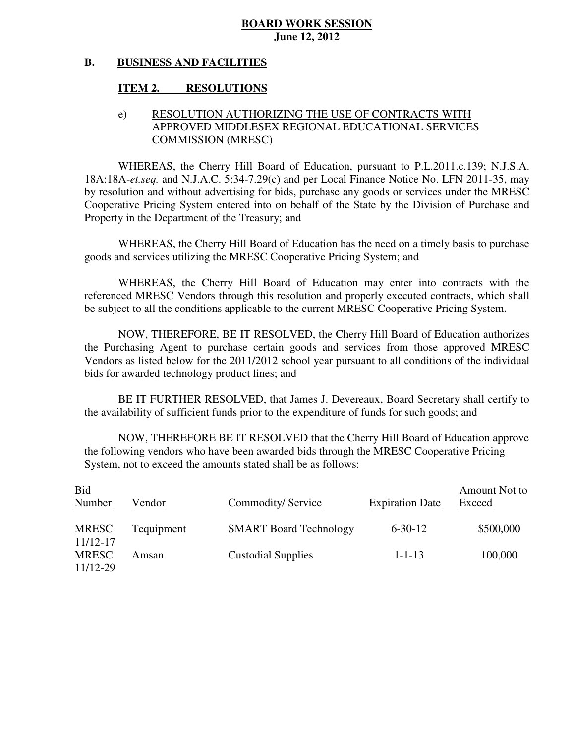**BOARD WORK SESSION**
**June 12, 2012**

## B. BUSINESS AND FACILITIES

### ITEM 2. RESOLUTIONS

e) RESOLUTION AUTHORIZING THE USE OF CONTRACTS WITH APPROVED MIDDLESEX REGIONAL EDUCATIONAL SERVICES COMMISSION (MRESC)

WHEREAS, the Cherry Hill Board of Education, pursuant to P.L.2011.c.139; N.J.S.A. 18A:18A-*et.seq.* and N.J.A.C. 5:34-7.29(c) and per Local Finance Notice No. LFN 2011-35, may by resolution and without advertising for bids, purchase any goods or services under the MRESC Cooperative Pricing System entered into on behalf of the State by the Division of Purchase and Property in the Department of the Treasury; and

WHEREAS, the Cherry Hill Board of Education has the need on a timely basis to purchase goods and services utilizing the MRESC Cooperative Pricing System; and

WHEREAS, the Cherry Hill Board of Education may enter into contracts with the referenced MRESC Vendors through this resolution and properly executed contracts, which shall be subject to all the conditions applicable to the current MRESC Cooperative Pricing System.

NOW, THEREFORE, BE IT RESOLVED, the Cherry Hill Board of Education authorizes the Purchasing Agent to purchase certain goods and services from those approved MRESC Vendors as listed below for the 2011/2012 school year pursuant to all conditions of the individual bids for awarded technology product lines; and

BE IT FURTHER RESOLVED, that James J. Devereaux, Board Secretary shall certify to the availability of sufficient funds prior to the expenditure of funds for such goods; and

NOW, THEREFORE BE IT RESOLVED that the Cherry Hill Board of Education approve the following vendors who have been awarded bids through the MRESC Cooperative Pricing System, not to exceed the amounts stated shall be as follows:

| Bid Number | Vendor | Commodity/ Service | Expiration Date | Amount Not to Exceed |
|---|---|---|---|---|
| MRESC 11/12-17 | Tequipment | SMART Board Technology | 6-30-12 | $500,000 |
| MRESC 11/12-29 | Amsan | Custodial Supplies | 1-1-13 | 100,000 |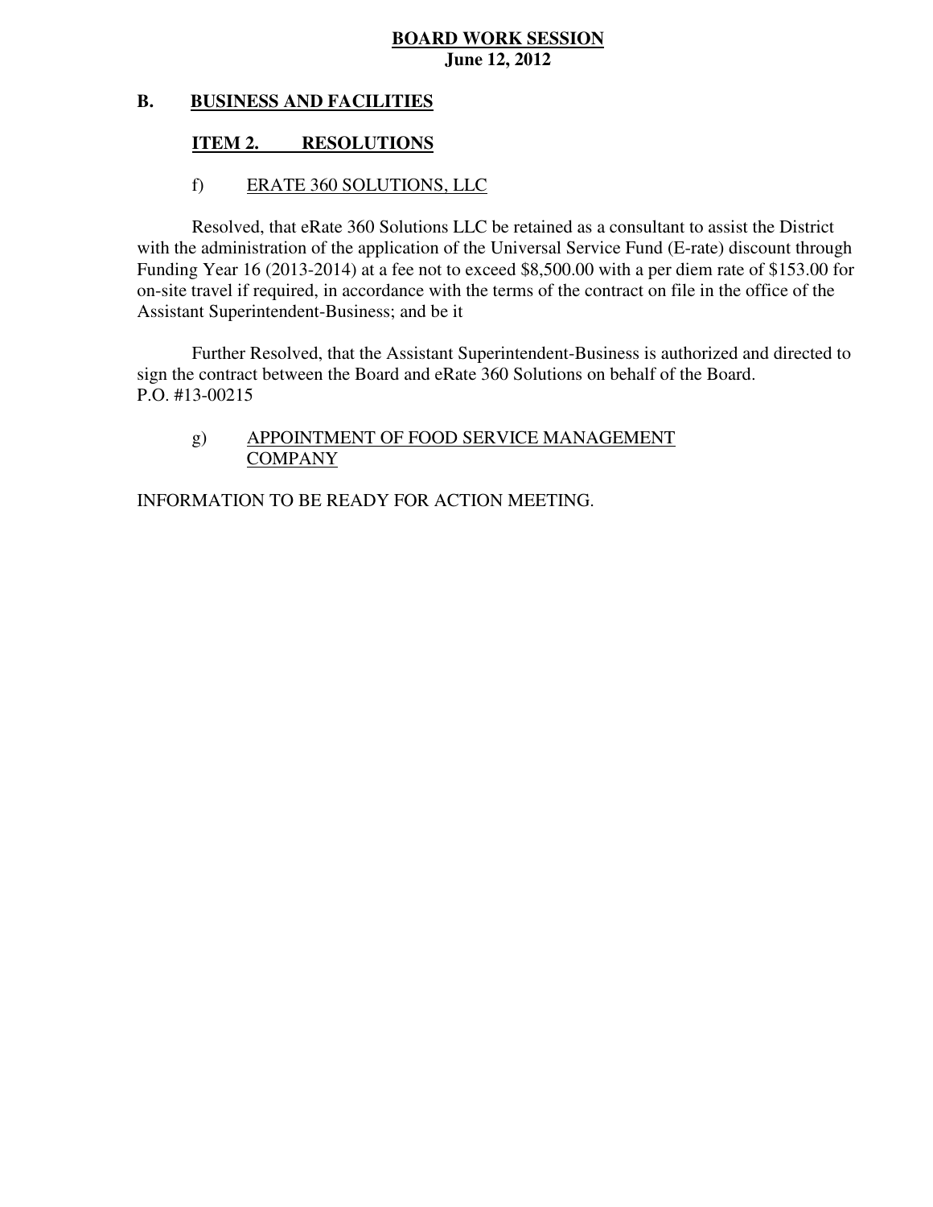**BOARD WORK SESSION**
**June 12, 2012**

## B. BUSINESS AND FACILITIES

### ITEM 2. RESOLUTIONS

#### f) ERATE 360 SOLUTIONS, LLC

Resolved, that eRate 360 Solutions LLC be retained as a consultant to assist the District with the administration of the application of the Universal Service Fund (E-rate) discount through Funding Year 16 (2013-2014) at a fee not to exceed $8,500.00 with a per diem rate of $153.00 for on-site travel if required, in accordance with the terms of the contract on file in the office of the Assistant Superintendent-Business; and be it

Further Resolved, that the Assistant Superintendent-Business is authorized and directed to sign the contract between the Board and eRate 360 Solutions on behalf of the Board.
P.O. #13-00215

#### g) APPOINTMENT OF FOOD SERVICE MANAGEMENT COMPANY

INFORMATION TO BE READY FOR ACTION MEETING.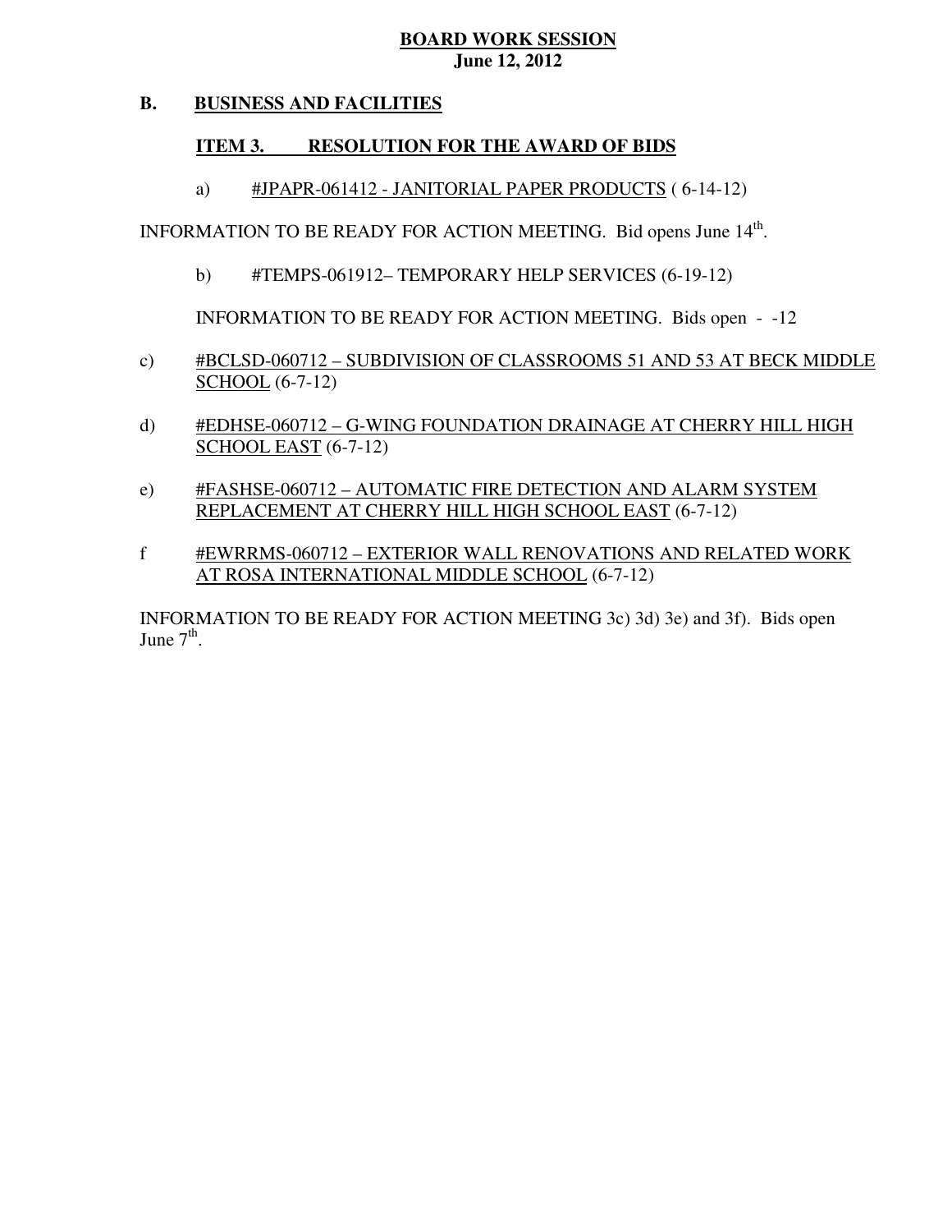**BOARD WORK SESSION**
**June 12, 2012**

## B. BUSINESS AND FACILITIES

### ITEM 3. RESOLUTION FOR THE AWARD OF BIDS

a) #JPAPR-061412 - JANITORIAL PAPER PRODUCTS ( 6-14-12)

INFORMATION TO BE READY FOR ACTION MEETING. Bid opens June 14th.

b) #TEMPS-061912– TEMPORARY HELP SERVICES (6-19-12)

INFORMATION TO BE READY FOR ACTION MEETING. Bids open - -12

c) #BCLSD-060712 – SUBDIVISION OF CLASSROOMS 51 AND 53 AT BECK MIDDLE SCHOOL (6-7-12)

d) #EDHSE-060712 – G-WING FOUNDATION DRAINAGE AT CHERRY HILL HIGH SCHOOL EAST (6-7-12)

e) #FASHSE-060712 – AUTOMATIC FIRE DETECTION AND ALARM SYSTEM REPLACEMENT AT CHERRY HILL HIGH SCHOOL EAST (6-7-12)

f #EWRRMS-060712 – EXTERIOR WALL RENOVATIONS AND RELATED WORK AT ROSA INTERNATIONAL MIDDLE SCHOOL (6-7-12)

INFORMATION TO BE READY FOR ACTION MEETING 3c) 3d) 3e) and 3f). Bids open June 7th.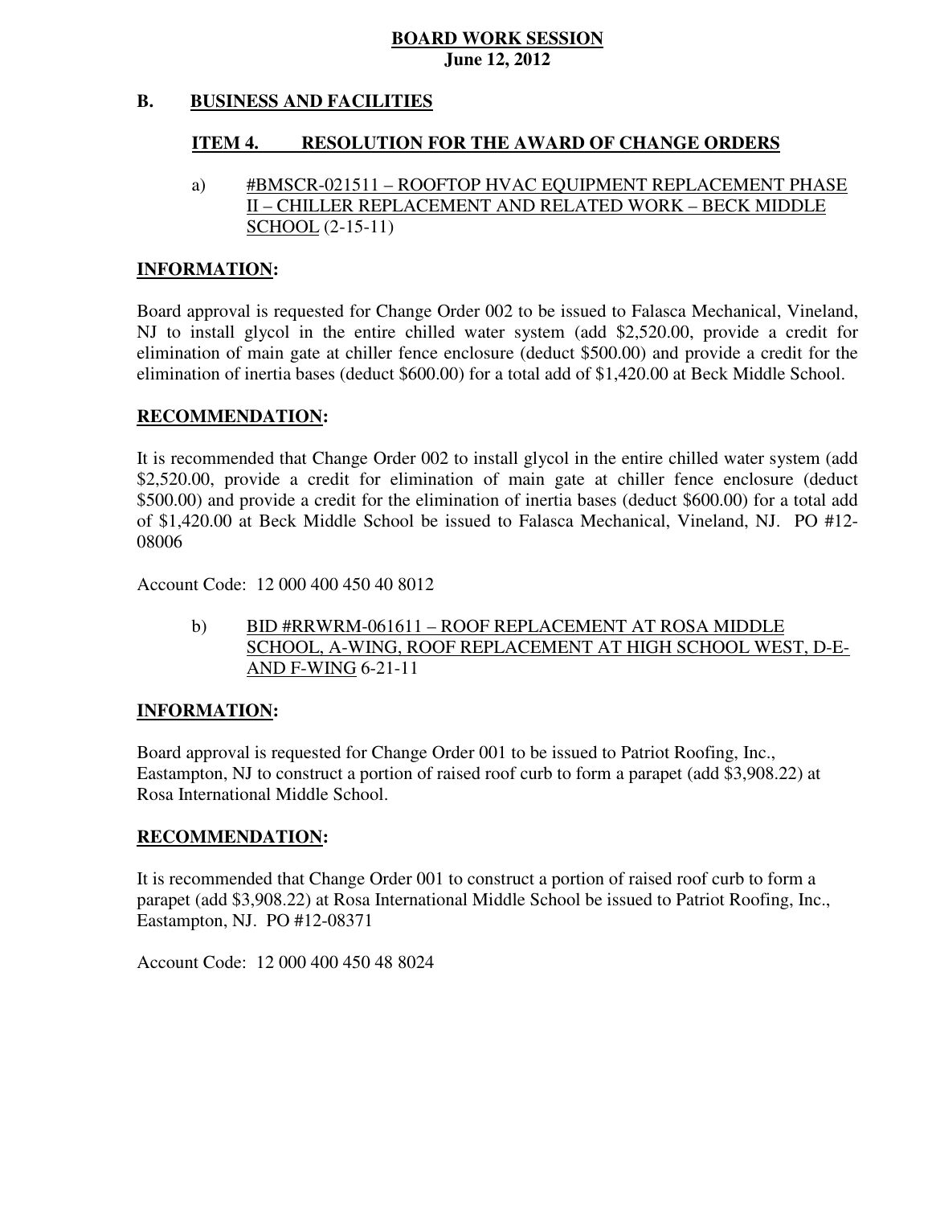**BOARD WORK SESSION**
**June 12, 2012**

## B. BUSINESS AND FACILITIES

### ITEM 4. RESOLUTION FOR THE AWARD OF CHANGE ORDERS

a) #BMSCR-021511 – ROOFTOP HVAC EQUIPMENT REPLACEMENT PHASE II – CHILLER REPLACEMENT AND RELATED WORK – BECK MIDDLE SCHOOL (2-15-11)

**INFORMATION:**

Board approval is requested for Change Order 002 to be issued to Falasca Mechanical, Vineland, NJ to install glycol in the entire chilled water system (add $2,520.00, provide a credit for elimination of main gate at chiller fence enclosure (deduct $500.00) and provide a credit for the elimination of inertia bases (deduct $600.00) for a total add of $1,420.00 at Beck Middle School.

**RECOMMENDATION:**

It is recommended that Change Order 002 to install glycol in the entire chilled water system (add $2,520.00, provide a credit for elimination of main gate at chiller fence enclosure (deduct $500.00) and provide a credit for the elimination of inertia bases (deduct $600.00) for a total add of $1,420.00 at Beck Middle School be issued to Falasca Mechanical, Vineland, NJ. PO #12-08006

Account Code: 12 000 400 450 40 8012

b) BID #RRWRM-061611 – ROOF REPLACEMENT AT ROSA MIDDLE SCHOOL, A-WING, ROOF REPLACEMENT AT HIGH SCHOOL WEST, D-E-AND F-WING 6-21-11

**INFORMATION:**

Board approval is requested for Change Order 001 to be issued to Patriot Roofing, Inc., Eastampton, NJ to construct a portion of raised roof curb to form a parapet (add $3,908.22) at Rosa International Middle School.

**RECOMMENDATION:**

It is recommended that Change Order 001 to construct a portion of raised roof curb to form a parapet (add $3,908.22) at Rosa International Middle School be issued to Patriot Roofing, Inc., Eastampton, NJ. PO #12-08371

Account Code: 12 000 400 450 48 8024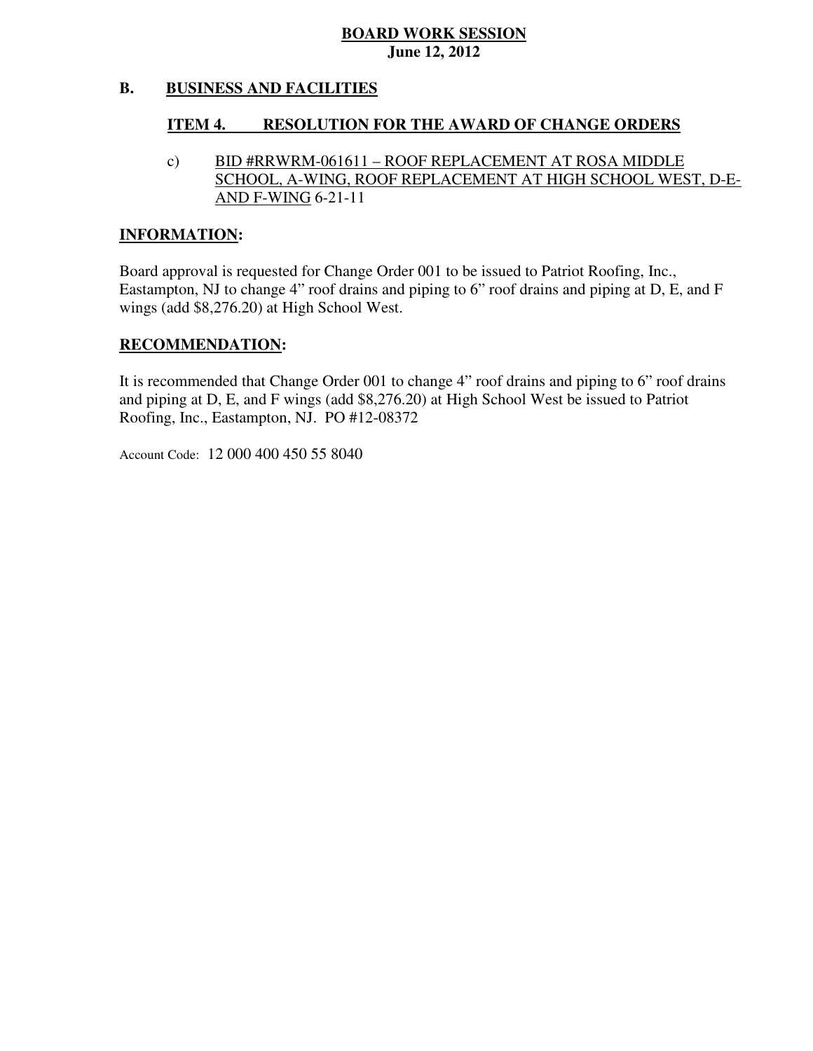**BOARD WORK SESSION**
**June 12, 2012**

**B. BUSINESS AND FACILITIES**

**ITEM 4. RESOLUTION FOR THE AWARD OF CHANGE ORDERS**

c) BID #RRWRM-061611 – ROOF REPLACEMENT AT ROSA MIDDLE SCHOOL, A-WING, ROOF REPLACEMENT AT HIGH SCHOOL WEST, D-E- AND F-WING 6-21-11

**INFORMATION:**

Board approval is requested for Change Order 001 to be issued to Patriot Roofing, Inc., Eastampton, NJ to change 4" roof drains and piping to 6" roof drains and piping at D, E, and F wings (add $8,276.20) at High School West.

**RECOMMENDATION:**

It is recommended that Change Order 001 to change 4" roof drains and piping to 6" roof drains and piping at D, E, and F wings (add $8,276.20) at High School West be issued to Patriot Roofing, Inc., Eastampton, NJ. PO #12-08372

Account Code: 12 000 400 450 55 8040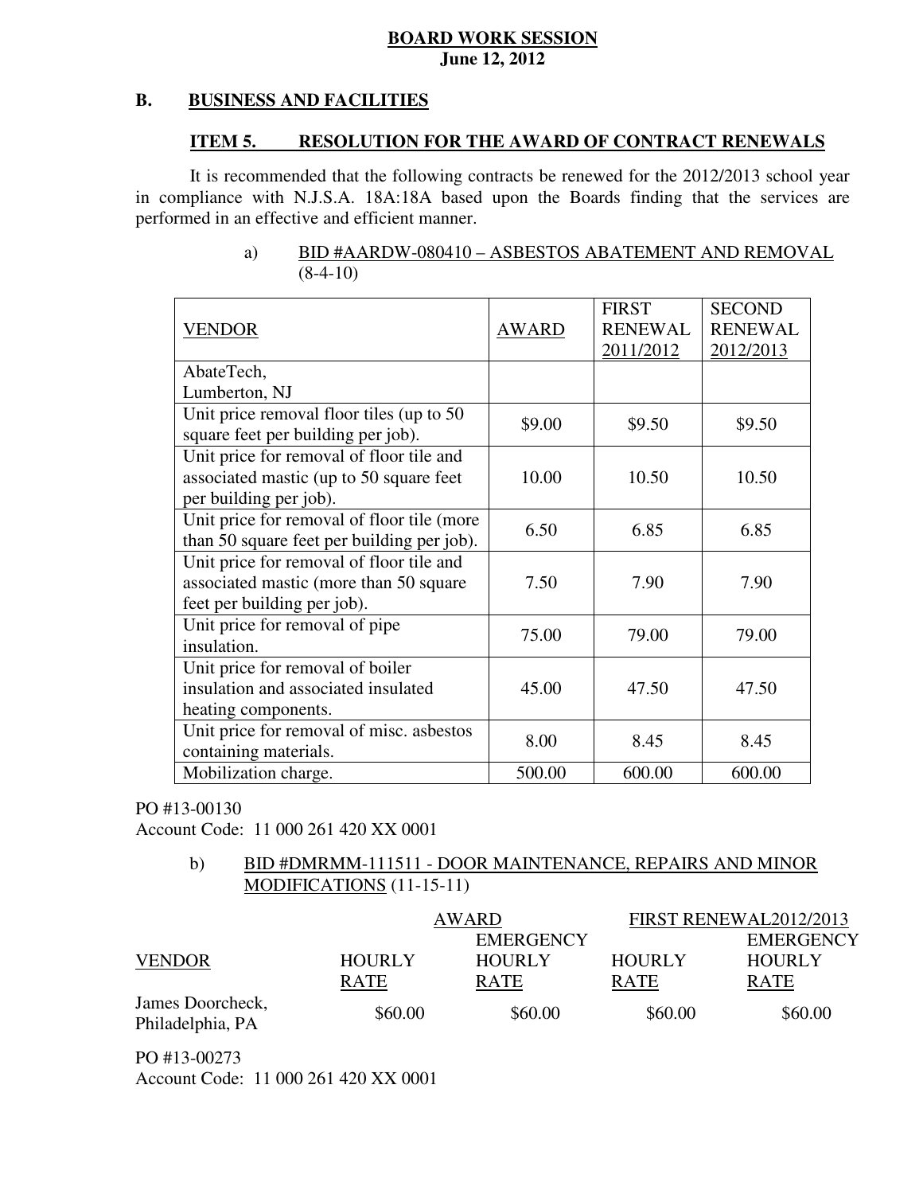**BOARD WORK SESSION**
**June 12, 2012**

## B. BUSINESS AND FACILITIES

### ITEM 5. RESOLUTION FOR THE AWARD OF CONTRACT RENEWALS

It is recommended that the following contracts be renewed for the 2012/2013 school year in compliance with N.J.S.A. 18A:18A based upon the Boards finding that the services are performed in an effective and efficient manner.

a) BID #AARDW-080410 – ASBESTOS ABATEMENT AND REMOVAL (8-4-10)

| VENDOR | AWARD | FIRST RENEWAL 2011/2012 | SECOND RENEWAL 2012/2013 |
|---|---|---|---|
| AbateTech, Lumberton, NJ | | | |
| Unit price removal floor tiles (up to 50 square feet per building per job). | $9.00 | $9.50 | $9.50 |
| Unit price for removal of floor tile and associated mastic (up to 50 square feet per building per job). | 10.00 | 10.50 | 10.50 |
| Unit price for removal of floor tile (more than 50 square feet per building per job). | 6.50 | 6.85 | 6.85 |
| Unit price for removal of floor tile and associated mastic (more than 50 square feet per building per job). | 7.50 | 7.90 | 7.90 |
| Unit price for removal of pipe insulation. | 75.00 | 79.00 | 79.00 |
| Unit price for removal of boiler insulation and associated insulated heating components. | 45.00 | 47.50 | 47.50 |
| Unit price for removal of misc. asbestos containing materials. | 8.00 | 8.45 | 8.45 |
| Mobilization charge. | 500.00 | 600.00 | 600.00 |

PO #13-00130
Account Code: 11 000 261 420 XX 0001

b) BID #DMRMM-111511 - DOOR MAINTENANCE, REPAIRS AND MINOR MODIFICATIONS (11-15-11)

| | AWARD | | FIRST RENEWAL2012/2013 | |
|---|---|---|---|---|
| VENDOR | HOURLY RATE | EMERGENCY HOURLY RATE | HOURLY RATE | EMERGENCY HOURLY RATE |
| James Doorcheck, Philadelphia, PA | $60.00 | $60.00 | $60.00 | $60.00 |

PO #13-00273
Account Code: 11 000 261 420 XX 0001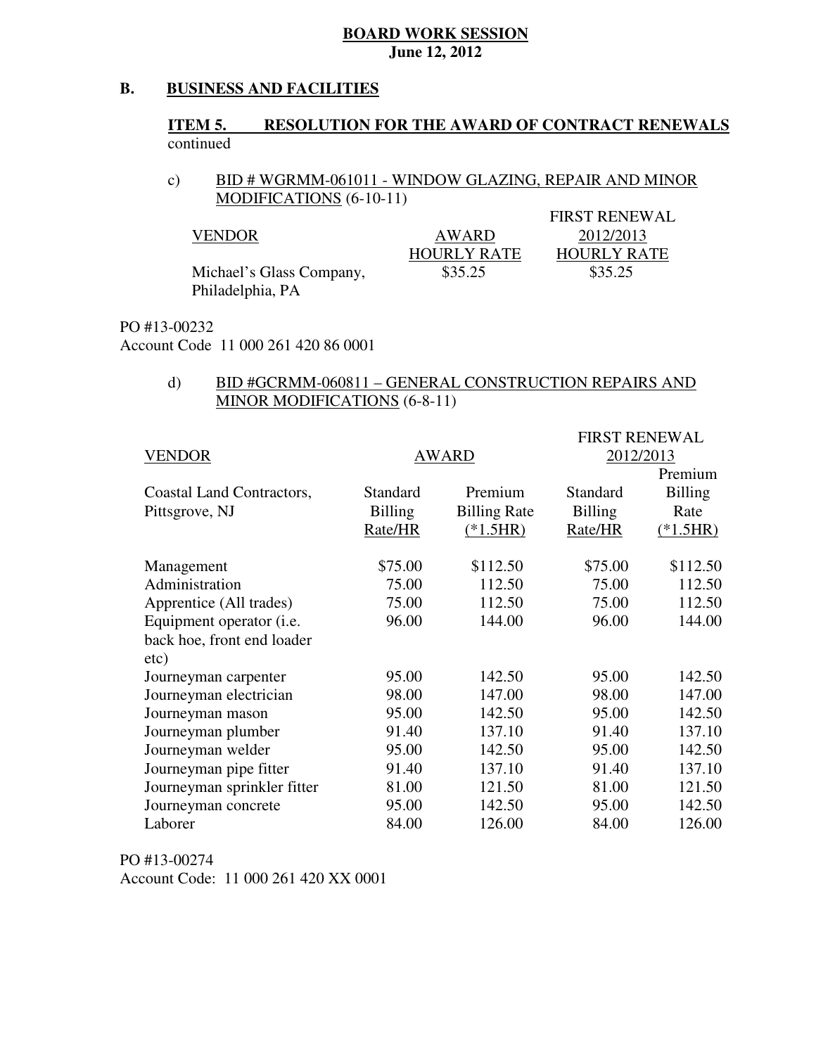**BOARD WORK SESSION**
**June 12, 2012**

## B. BUSINESS AND FACILITIES

### ITEM 5. RESOLUTION FOR THE AWARD OF CONTRACT RENEWALS

continued

c) BID # WGRMM-061011 - WINDOW GLAZING, REPAIR AND MINOR MODIFICATIONS (6-10-11)

| VENDOR | AWARD HOURLY RATE | FIRST RENEWAL 2012/2013 HOURLY RATE |
|---|---|---|
| Michael's Glass Company, Philadelphia, PA | $35.25 | $35.25 |

PO #13-00232
Account Code 11 000 261 420 86 0001

d) BID #GCRMM-060811 – GENERAL CONSTRUCTION REPAIRS AND MINOR MODIFICATIONS (6-8-11)

| VENDOR | AWARD | | FIRST RENEWAL 2012/2013 | |
|---|---|---|---|---|
| Coastal Land Contractors, Pittsgrove, NJ | Standard Billing Rate/HR | Premium Billing Rate (*1.5HR) | Standard Billing Rate/HR | Premium Billing Rate (*1.5HR) |
| Management | $75.00 | $112.50 | $75.00 | $112.50 |
| Administration | 75.00 | 112.50 | 75.00 | 112.50 |
| Apprentice (All trades) | 75.00 | 112.50 | 75.00 | 112.50 |
| Equipment operator (i.e. back hoe, front end loader etc) | 96.00 | 144.00 | 96.00 | 144.00 |
| Journeyman carpenter | 95.00 | 142.50 | 95.00 | 142.50 |
| Journeyman electrician | 98.00 | 147.00 | 98.00 | 147.00 |
| Journeyman mason | 95.00 | 142.50 | 95.00 | 142.50 |
| Journeyman plumber | 91.40 | 137.10 | 91.40 | 137.10 |
| Journeyman welder | 95.00 | 142.50 | 95.00 | 142.50 |
| Journeyman pipe fitter | 91.40 | 137.10 | 91.40 | 137.10 |
| Journeyman sprinkler fitter | 81.00 | 121.50 | 81.00 | 121.50 |
| Journeyman concrete | 95.00 | 142.50 | 95.00 | 142.50 |
| Laborer | 84.00 | 126.00 | 84.00 | 126.00 |

PO #13-00274
Account Code: 11 000 261 420 XX 0001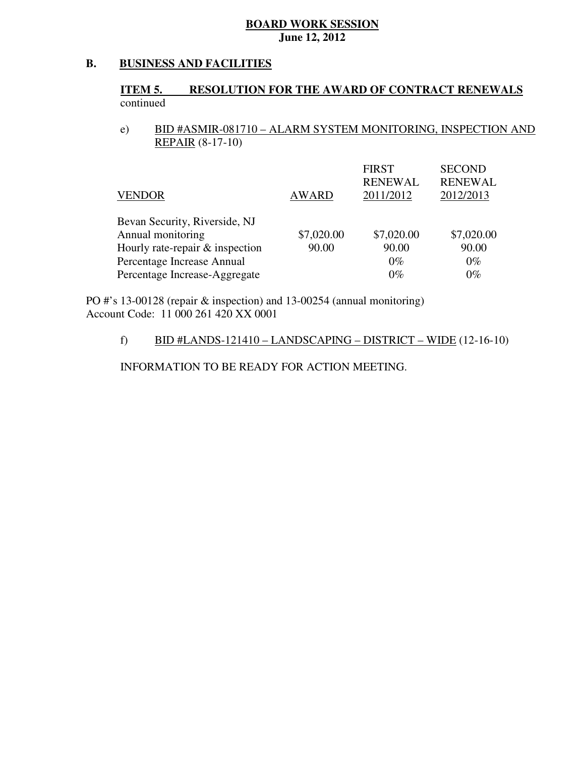**BOARD WORK SESSION**
**June 12, 2012**

## B. BUSINESS AND FACILITIES

### ITEM 5. RESOLUTION FOR THE AWARD OF CONTRACT RENEWALS continued

e) BID #ASMIR-081710 – ALARM SYSTEM MONITORING, INSPECTION AND REPAIR (8-17-10)

| VENDOR | AWARD | FIRST RENEWAL 2011/2012 | SECOND RENEWAL 2012/2013 |
|---|---|---|---|
| Bevan Security, Riverside, NJ | | | |
| Annual monitoring | $7,020.00 | $7,020.00 | $7,020.00 |
| Hourly rate-repair & inspection | 90.00 | 90.00 | 90.00 |
| Percentage Increase Annual | | 0% | 0% |
| Percentage Increase-Aggregate | | 0% | 0% |

PO #'s 13-00128 (repair & inspection) and 13-00254 (annual monitoring)
Account Code: 11 000 261 420 XX 0001

f) BID #LANDS-121410 – LANDSCAPING – DISTRICT – WIDE (12-16-10)

INFORMATION TO BE READY FOR ACTION MEETING.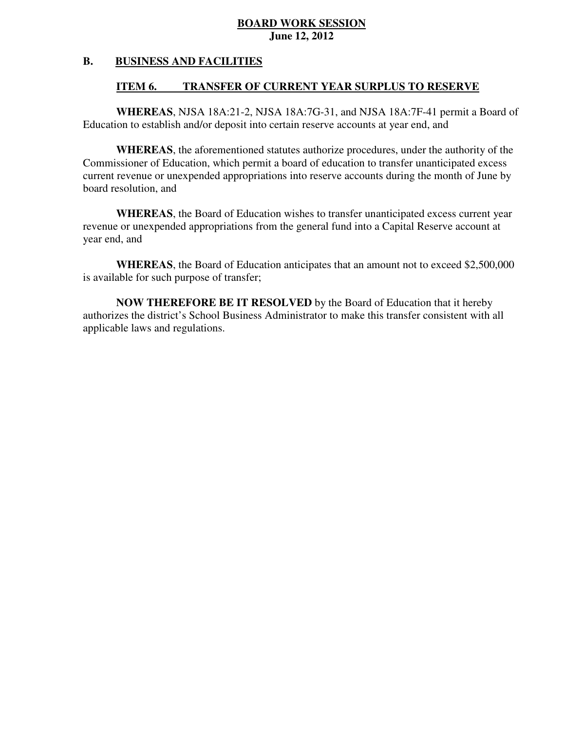**B. BUSINESS AND FACILITIES**

**ITEM 6. TRANSFER OF CURRENT YEAR SURPLUS TO RESERVE**

**WHEREAS**, NJSA 18A:21-2, NJSA 18A:7G-31, and NJSA 18A:7F-41 permit a Board of Education to establish and/or deposit into certain reserve accounts at year end, and

**WHEREAS**, the aforementioned statutes authorize procedures, under the authority of the Commissioner of Education, which permit a board of education to transfer unanticipated excess current revenue or unexpended appropriations into reserve accounts during the month of June by board resolution, and

**WHEREAS**, the Board of Education wishes to transfer unanticipated excess current year revenue or unexpended appropriations from the general fund into a Capital Reserve account at year end, and

**WHEREAS**, the Board of Education anticipates that an amount not to exceed $2,500,000 is available for such purpose of transfer;

**NOW THEREFORE BE IT RESOLVED** by the Board of Education that it hereby authorizes the district's School Business Administrator to make this transfer consistent with all applicable laws and regulations.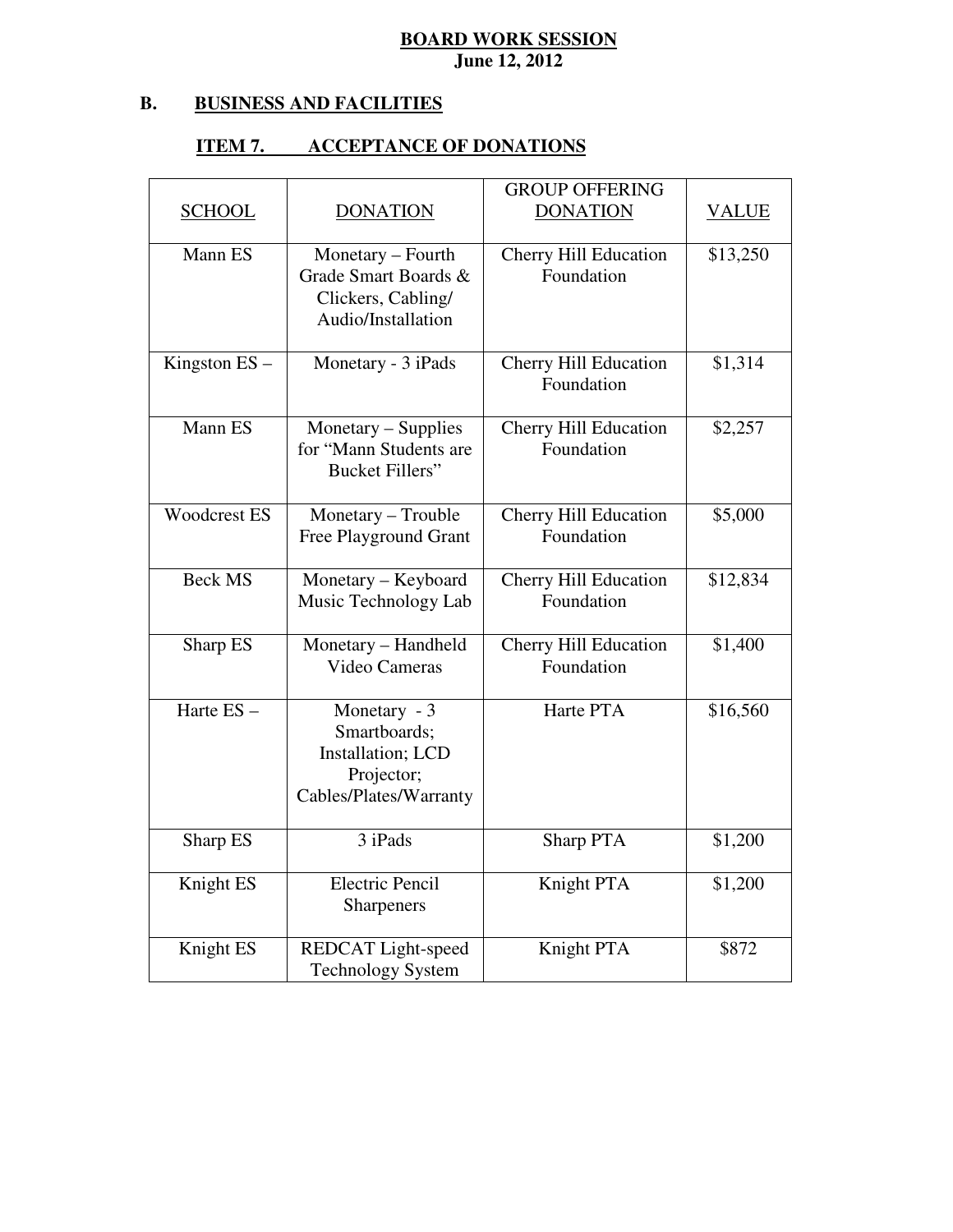**BOARD WORK SESSION**
**June 12, 2012**

## B. BUSINESS AND FACILITIES

### ITEM 7. ACCEPTANCE OF DONATIONS

| SCHOOL | DONATION | GROUP OFFERING DONATION | VALUE |
|---|---|---|---|
| Mann ES | Monetary – Fourth Grade Smart Boards & Clickers, Cabling/ Audio/Installation | Cherry Hill Education Foundation | $13,250 |
| Kingston ES – | Monetary - 3 iPads | Cherry Hill Education Foundation | $1,314 |
| Mann ES | Monetary – Supplies for "Mann Students are Bucket Fillers" | Cherry Hill Education Foundation | $2,257 |
| Woodcrest ES | Monetary – Trouble Free Playground Grant | Cherry Hill Education Foundation | $5,000 |
| Beck MS | Monetary – Keyboard Music Technology Lab | Cherry Hill Education Foundation | $12,834 |
| Sharp ES | Monetary – Handheld Video Cameras | Cherry Hill Education Foundation | $1,400 |
| Harte ES – | Monetary - 3 Smartboards; Installation; LCD Projector; Cables/Plates/Warranty | Harte PTA | $16,560 |
| Sharp ES | 3 iPads | Sharp PTA | $1,200 |
| Knight ES | Electric Pencil Sharpeners | Knight PTA | $1,200 |
| Knight ES | REDCAT Light-speed Technology System | Knight PTA | $872 |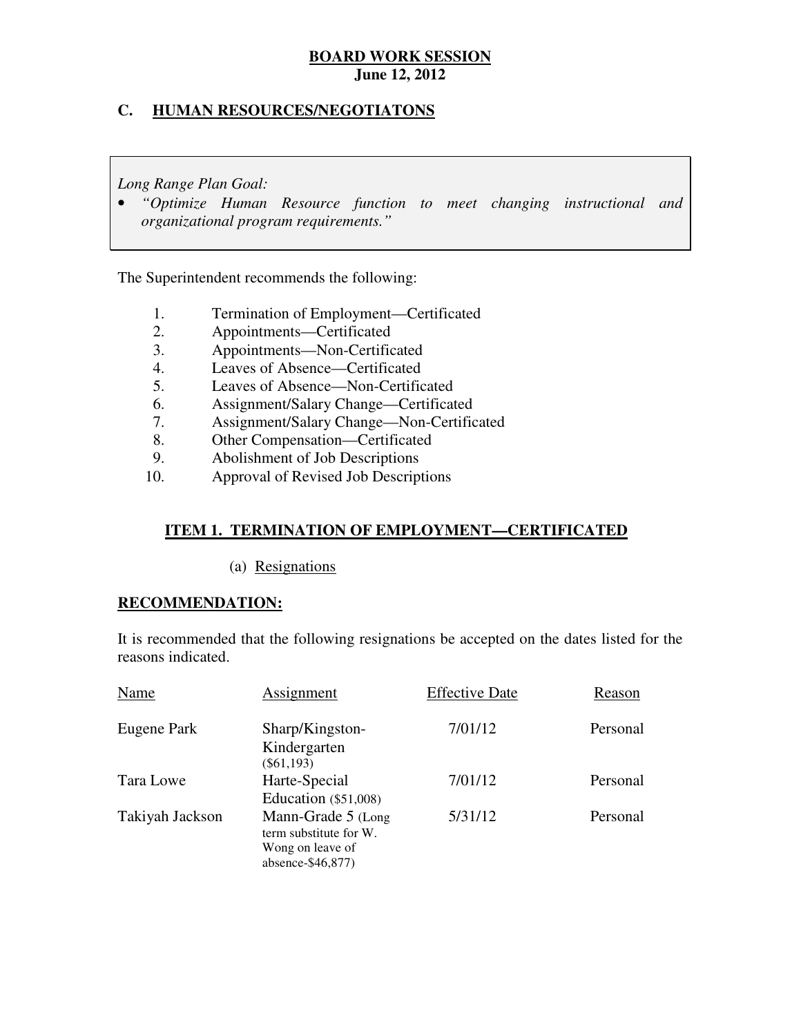**BOARD WORK SESSION**
**June 12, 2012**

## C. HUMAN RESOURCES/NEGOTIATONS

*Long Range Plan Goal:*

- *"Optimize Human Resource function to meet changing instructional and organizational program requirements."*

The Superintendent recommends the following:

1. Termination of Employment—Certificated
2. Appointments—Certificated
3. Appointments—Non-Certificated
4. Leaves of Absence—Certificated
5. Leaves of Absence—Non-Certificated
6. Assignment/Salary Change—Certificated
7. Assignment/Salary Change—Non-Certificated
8. Other Compensation—Certificated
9. Abolishment of Job Descriptions
10. Approval of Revised Job Descriptions

### ITEM 1. TERMINATION OF EMPLOYMENT—CERTIFICATED

(a) Resignations

**RECOMMENDATION:**

It is recommended that the following resignations be accepted on the dates listed for the reasons indicated.

| Name | Assignment | Effective Date | Reason |
|---|---|---|---|
| Eugene Park | Sharp/Kingston-Kindergarten ($61,193) | 7/01/12 | Personal |
| Tara Lowe | Harte-Special Education ($51,008) | 7/01/12 | Personal |
| Takiyah Jackson | Mann-Grade 5 (Long term substitute for W. Wong on leave of absence-$46,877) | 5/31/12 | Personal |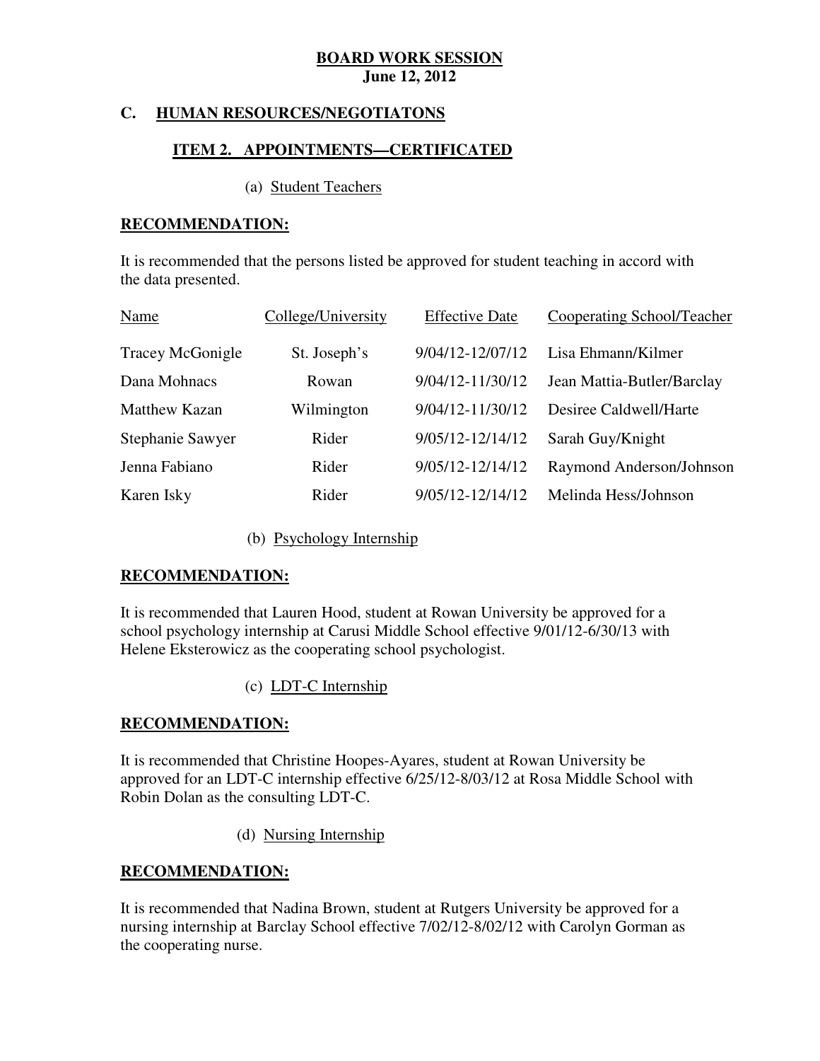# BOARD WORK SESSION
**June 12, 2012**

## C. HUMAN RESOURCES/NEGOTIATONS

### ITEM 2. APPOINTMENTS—CERTIFICATED

(a) Student Teachers

**RECOMMENDATION:**

It is recommended that the persons listed be approved for student teaching in accord with the data presented.

| Name | College/University | Effective Date | Cooperating School/Teacher |
|---|---|---|---|
| Tracey McGonigle | St. Joseph's | 9/04/12-12/07/12 | Lisa Ehmann/Kilmer |
| Dana Mohnacs | Rowan | 9/04/12-11/30/12 | Jean Mattia-Butler/Barclay |
| Matthew Kazan | Wilmington | 9/04/12-11/30/12 | Desiree Caldwell/Harte |
| Stephanie Sawyer | Rider | 9/05/12-12/14/12 | Sarah Guy/Knight |
| Jenna Fabiano | Rider | 9/05/12-12/14/12 | Raymond Anderson/Johnson |
| Karen Isky | Rider | 9/05/12-12/14/12 | Melinda Hess/Johnson |

(b) Psychology Internship

**RECOMMENDATION:**

It is recommended that Lauren Hood, student at Rowan University be approved for a school psychology internship at Carusi Middle School effective 9/01/12-6/30/13 with Helene Eksterowicz as the cooperating school psychologist.

(c) LDT-C Internship

**RECOMMENDATION:**

It is recommended that Christine Hoopes-Ayares, student at Rowan University be approved for an LDT-C internship effective 6/25/12-8/03/12 at Rosa Middle School with Robin Dolan as the consulting LDT-C.

(d) Nursing Internship

**RECOMMENDATION:**

It is recommended that Nadina Brown, student at Rutgers University be approved for a nursing internship at Barclay School effective 7/02/12-8/02/12 with Carolyn Gorman as the cooperating nurse.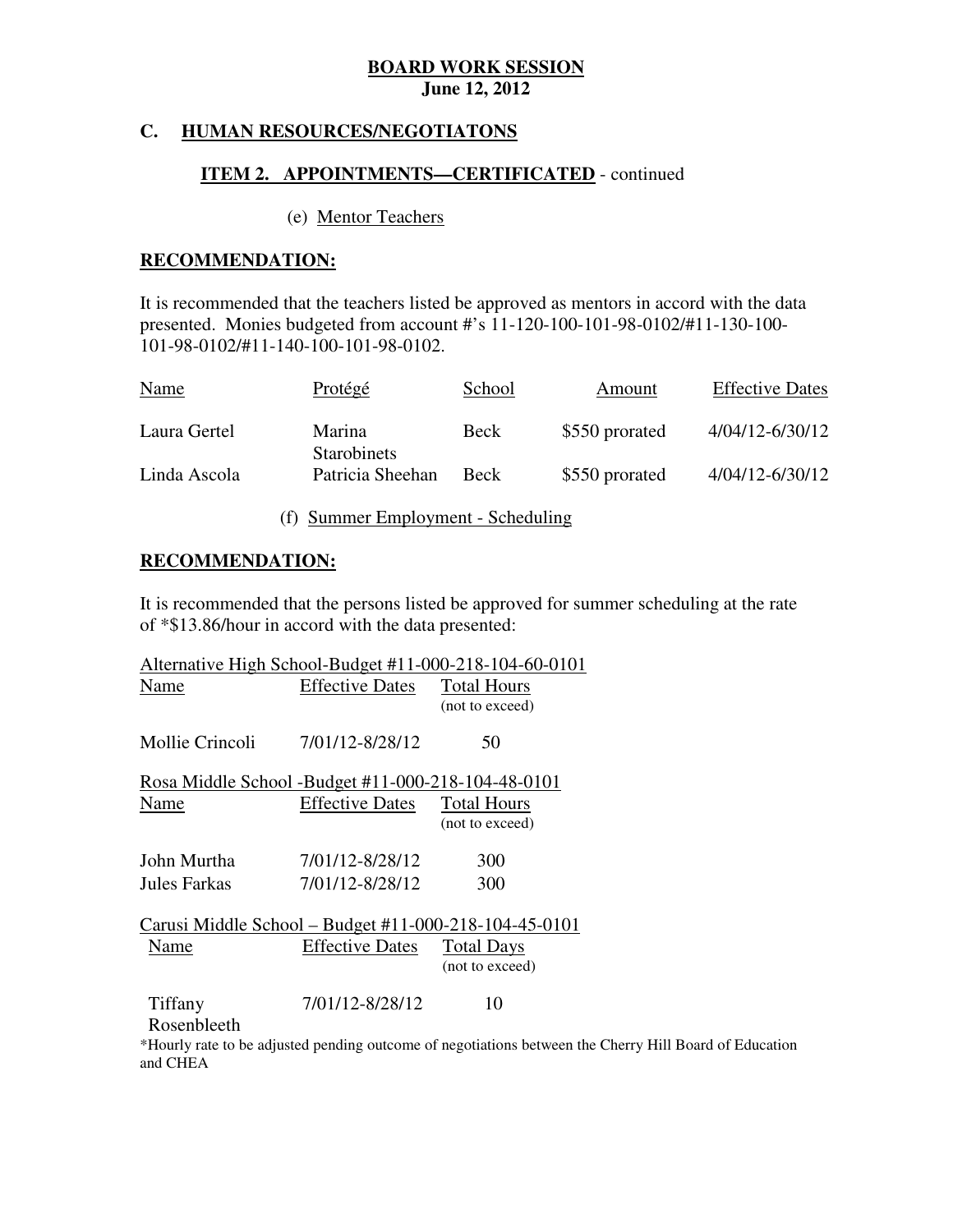**BOARD WORK SESSION**
**June 12, 2012**

## C. HUMAN RESOURCES/NEGOTIATONS

### ITEM 2. APPOINTMENTS—CERTIFICATED - continued

(e) Mentor Teachers

**RECOMMENDATION:**

It is recommended that the teachers listed be approved as mentors in accord with the data presented. Monies budgeted from account #'s 11-120-100-101-98-0102/#11-130-100-101-98-0102/#11-140-100-101-98-0102.

| Name | Protégé | School | Amount | Effective Dates |
|---|---|---|---|---|
| Laura Gertel | Marina Starobinets | Beck | $550 prorated | 4/04/12-6/30/12 |
| Linda Ascola | Patricia Sheehan | Beck | $550 prorated | 4/04/12-6/30/12 |

(f) Summer Employment - Scheduling

**RECOMMENDATION:**

It is recommended that the persons listed be approved for summer scheduling at the rate of *$13.86/hour in accord with the data presented:

Alternative High School-Budget #11-000-218-104-60-0101

| Name | Effective Dates | Total Hours (not to exceed) |
|---|---|---|
| Mollie Crincoli | 7/01/12-8/28/12 | 50 |

Rosa Middle School -Budget #11-000-218-104-48-0101

| Name | Effective Dates | Total Hours (not to exceed) |
|---|---|---|
| John Murtha | 7/01/12-8/28/12 | 300 |
| Jules Farkas | 7/01/12-8/28/12 | 300 |

Carusi Middle School – Budget #11-000-218-104-45-0101

| Name | Effective Dates | Total Days (not to exceed) |
|---|---|---|
| Tiffany Rosenbleeth | 7/01/12-8/28/12 | 10 |

*Hourly rate to be adjusted pending outcome of negotiations between the Cherry Hill Board of Education and CHEA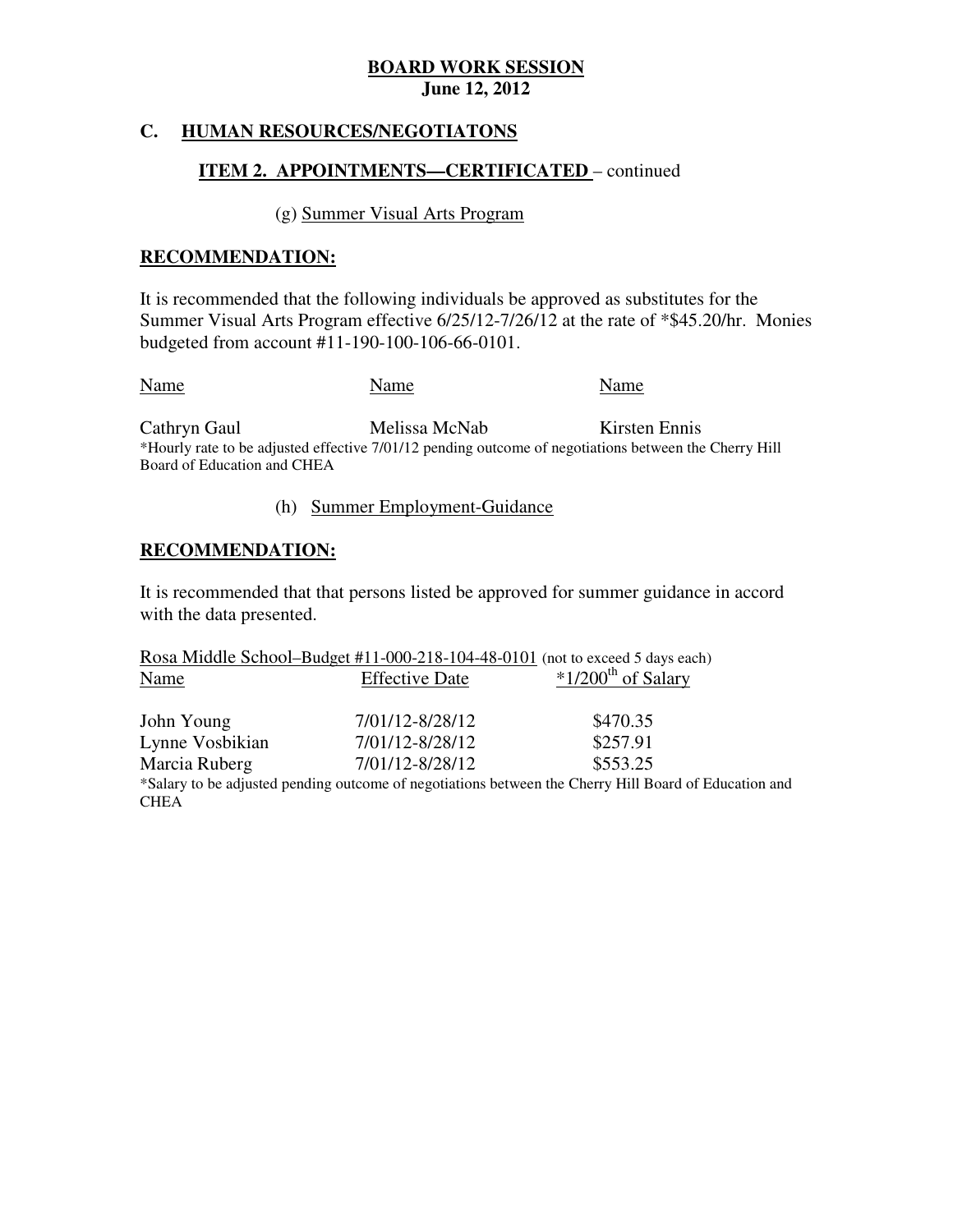**BOARD WORK SESSION**
**June 12, 2012**

## C. HUMAN RESOURCES/NEGOTIATONS

### ITEM 2. APPOINTMENTS—CERTIFICATED – continued

(g) Summer Visual Arts Program

**RECOMMENDATION:**

It is recommended that the following individuals be approved as substitutes for the Summer Visual Arts Program effective 6/25/12-7/26/12 at the rate of *$45.20/hr. Monies budgeted from account #11-190-100-106-66-0101.

| Name | Name | Name |
|---|---|---|
| Cathryn Gaul | Melissa McNab | Kirsten Ennis |

*Hourly rate to be adjusted effective 7/01/12 pending outcome of negotiations between the Cherry Hill Board of Education and CHEA

(h) Summer Employment-Guidance

**RECOMMENDATION:**

It is recommended that that persons listed be approved for summer guidance in accord with the data presented.

Rosa Middle School–Budget #11-000-218-104-48-0101 (not to exceed 5 days each)

| Name | Effective Date | *1/200th of Salary |
|---|---|---|
| John Young | 7/01/12-8/28/12 | $470.35 |
| Lynne Vosbikian | 7/01/12-8/28/12 | $257.91 |
| Marcia Ruberg | 7/01/12-8/28/12 | $553.25 |

*Salary to be adjusted pending outcome of negotiations between the Cherry Hill Board of Education and CHEA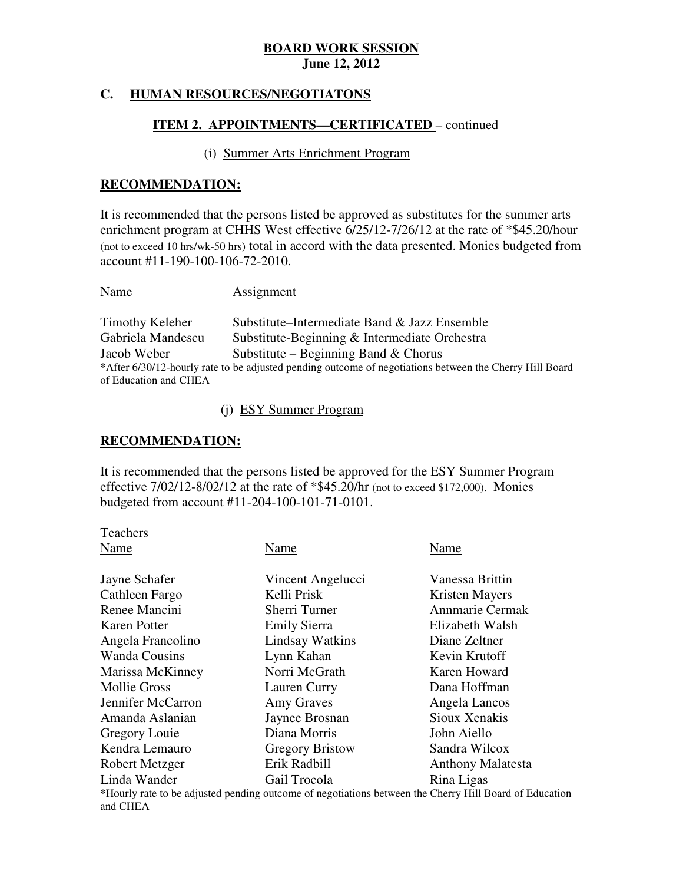**BOARD WORK SESSION**
**June 12, 2012**

## C. HUMAN RESOURCES/NEGOTIATONS

### ITEM 2. APPOINTMENTS—CERTIFICATED – continued

(i) Summer Arts Enrichment Program

**RECOMMENDATION:**

It is recommended that the persons listed be approved as substitutes for the summer arts enrichment program at CHHS West effective 6/25/12-7/26/12 at the rate of *$45.20/hour (not to exceed 10 hrs/wk-50 hrs) total in accord with the data presented. Monies budgeted from account #11-190-100-106-72-2010.

| Name | Assignment |
|---|---|
| Timothy Keleher | Substitute–Intermediate Band & Jazz Ensemble |
| Gabriela Mandescu | Substitute-Beginning & Intermediate Orchestra |
| Jacob Weber | Substitute – Beginning Band & Chorus |

*After 6/30/12-hourly rate to be adjusted pending outcome of negotiations between the Cherry Hill Board of Education and CHEA

(j) ESY Summer Program

**RECOMMENDATION:**

It is recommended that the persons listed be approved for the ESY Summer Program effective 7/02/12-8/02/12 at the rate of *$45.20/hr (not to exceed $172,000). Monies budgeted from account #11-204-100-101-71-0101.

Teachers

| Name | Name | Name |
|---|---|---|
| Jayne Schafer | Vincent Angelucci | Vanessa Brittin |
| Cathleen Fargo | Kelli Prisk | Kristen Mayers |
| Renee Mancini | Sherri Turner | Annmarie Cermak |
| Karen Potter | Emily Sierra | Elizabeth Walsh |
| Angela Francolino | Lindsay Watkins | Diane Zeltner |
| Wanda Cousins | Lynn Kahan | Kevin Krutoff |
| Marissa McKinney | Norri McGrath | Karen Howard |
| Mollie Gross | Lauren Curry | Dana Hoffman |
| Jennifer McCarron | Amy Graves | Angela Lancos |
| Amanda Aslanian | Jaynee Brosnan | Sioux Xenakis |
| Gregory Louie | Diana Morris | John Aiello |
| Kendra Lemauro | Gregory Bristow | Sandra Wilcox |
| Robert Metzger | Erik Radbill | Anthony Malatesta |
| Linda Wander | Gail Trocola | Rina Ligas |

*Hourly rate to be adjusted pending outcome of negotiations between the Cherry Hill Board of Education and CHEA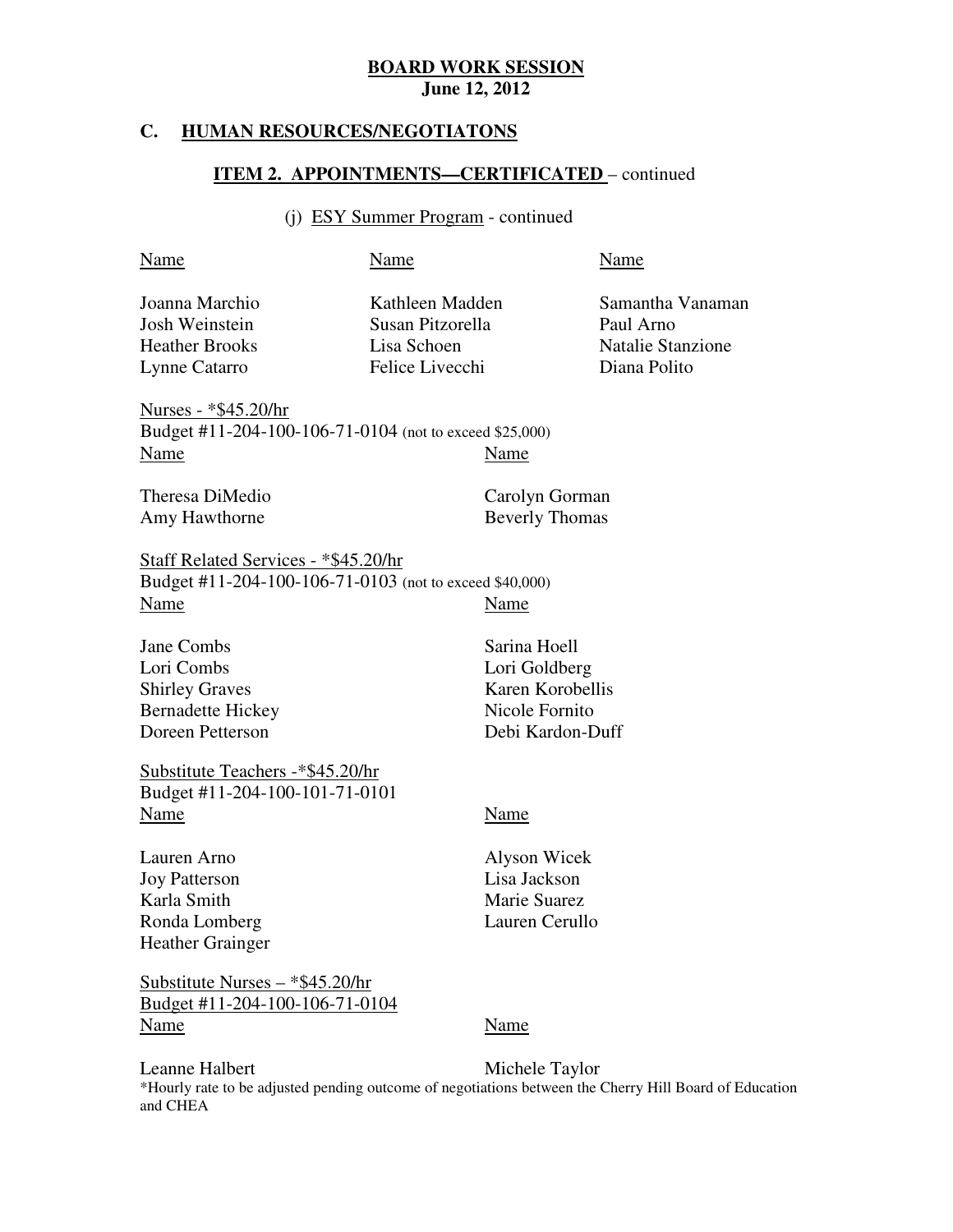**BOARD WORK SESSION**
**June 12, 2012**

## C. HUMAN RESOURCES/NEGOTIATONS

### ITEM 2. APPOINTMENTS—CERTIFICATED – continued

(j) ESY Summer Program - continued

| Name | Name | Name |
|---|---|---|
| Joanna Marchio | Kathleen Madden | Samantha Vanaman |
| Josh Weinstein | Susan Pitzorella | Paul Arno |
| Heather Brooks | Lisa Schoen | Natalie Stanzione |
| Lynne Catarro | Felice Livecchi | Diana Polito |

Nurses - *$45.20/hr
Budget #11-204-100-106-71-0104 (not to exceed $25,000)

| Name | Name |
|---|---|
| Theresa DiMedio | Carolyn Gorman |
| Amy Hawthorne | Beverly Thomas |

Staff Related Services - *$45.20/hr
Budget #11-204-100-106-71-0103 (not to exceed $40,000)

| Name | Name |
|---|---|
| Jane Combs | Sarina Hoell |
| Lori Combs | Lori Goldberg |
| Shirley Graves | Karen Korobellis |
| Bernadette Hickey | Nicole Fornito |
| Doreen Petterson | Debi Kardon-Duff |

Substitute Teachers -*$45.20/hr
Budget #11-204-100-101-71-0101

| Name | Name |
|---|---|
| Lauren Arno | Alyson Wicek |
| Joy Patterson | Lisa Jackson |
| Karla Smith | Marie Suarez |
| Ronda Lomberg | Lauren Cerullo |
| Heather Grainger | |

Substitute Nurses – *$45.20/hr
Budget #11-204-100-106-71-0104

| Name | Name |
|---|---|
| Leanne Halbert | Michele Taylor |

*Hourly rate to be adjusted pending outcome of negotiations between the Cherry Hill Board of Education and CHEA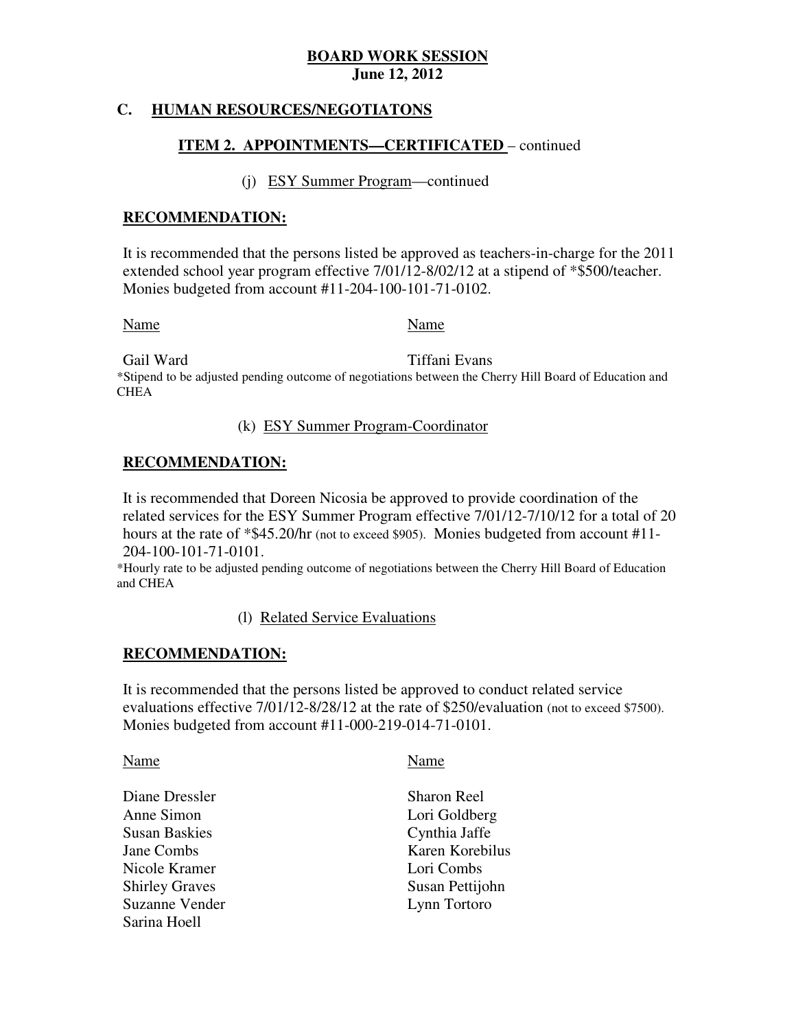**BOARD WORK SESSION**
**June 12, 2012**

## C. HUMAN RESOURCES/NEGOTIATONS

### ITEM 2. APPOINTMENTS—CERTIFICATED – continued

(j) ESY Summer Program—continued

**RECOMMENDATION:**

It is recommended that the persons listed be approved as teachers-in-charge for the 2011 extended school year program effective 7/01/12-8/02/12 at a stipend of *$500/teacher. Monies budgeted from account #11-204-100-101-71-0102.

| Name | Name |
|---|---|
| Gail Ward | Tiffani Evans |

*Stipend to be adjusted pending outcome of negotiations between the Cherry Hill Board of Education and CHEA

(k) ESY Summer Program-Coordinator

**RECOMMENDATION:**

It is recommended that Doreen Nicosia be approved to provide coordination of the related services for the ESY Summer Program effective 7/01/12-7/10/12 for a total of 20 hours at the rate of *$45.20/hr (not to exceed $905). Monies budgeted from account #11-204-100-101-71-0101.

*Hourly rate to be adjusted pending outcome of negotiations between the Cherry Hill Board of Education and CHEA

(l) Related Service Evaluations

**RECOMMENDATION:**

It is recommended that the persons listed be approved to conduct related service evaluations effective 7/01/12-8/28/12 at the rate of $250/evaluation (not to exceed $7500). Monies budgeted from account #11-000-219-014-71-0101.

| Name | Name |
|---|---|
| Diane Dressler | Sharon Reel |
| Anne Simon | Lori Goldberg |
| Susan Baskies | Cynthia Jaffe |
| Jane Combs | Karen Korebilus |
| Nicole Kramer | Lori Combs |
| Shirley Graves | Susan Pettijohn |
| Suzanne Vender | Lynn Tortoro |
| Sarina Hoell | |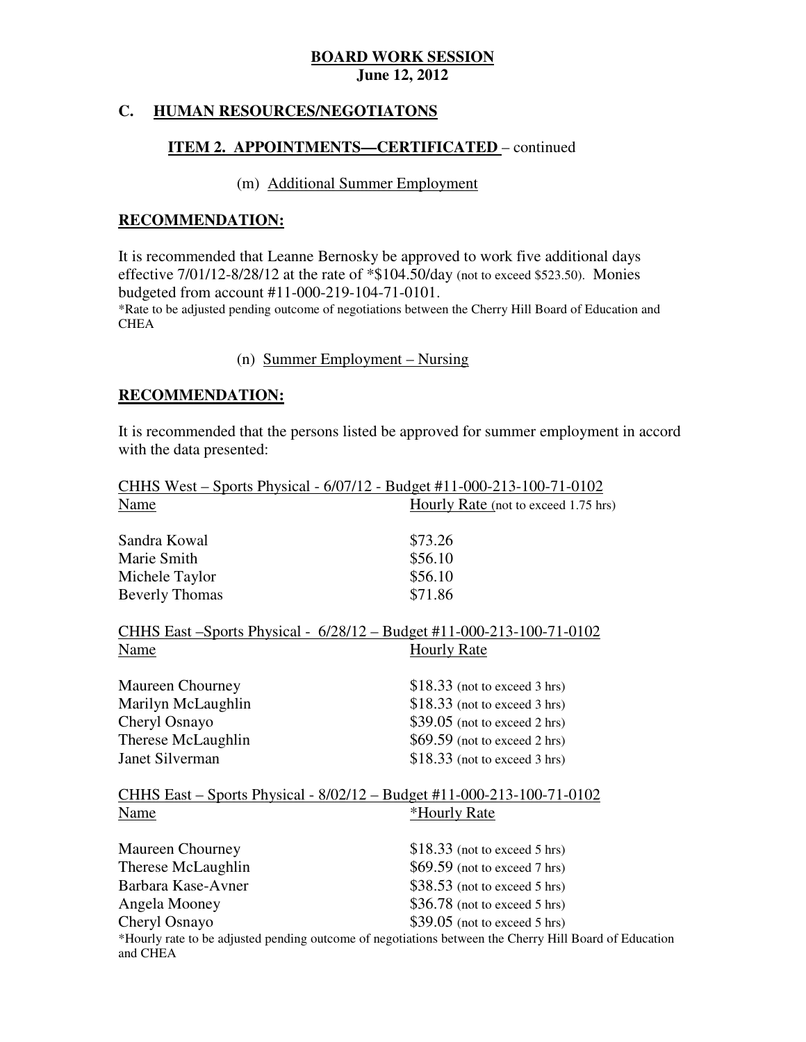**BOARD WORK SESSION**
**June 12, 2012**

## C. HUMAN RESOURCES/NEGOTIATONS

### ITEM 2. APPOINTMENTS—CERTIFICATED – continued

(m) Additional Summer Employment

**RECOMMENDATION:**

It is recommended that Leanne Bernosky be approved to work five additional days effective 7/01/12-8/28/12 at the rate of *$104.50/day (not to exceed $523.50). Monies budgeted from account #11-000-219-104-71-0101.
*Rate to be adjusted pending outcome of negotiations between the Cherry Hill Board of Education and CHEA

(n) Summer Employment – Nursing

**RECOMMENDATION:**

It is recommended that the persons listed be approved for summer employment in accord with the data presented:

CHHS West – Sports Physical - 6/07/12 - Budget #11-000-213-100-71-0102

| Name | Hourly Rate (not to exceed 1.75 hrs) |
|---|---|
| Sandra Kowal | $73.26 |
| Marie Smith | $56.10 |
| Michele Taylor | $56.10 |
| Beverly Thomas | $71.86 |

CHHS East –Sports Physical - 6/28/12 – Budget #11-000-213-100-71-0102

| Name | Hourly Rate |
|---|---|
| Maureen Chourney | $18.33 (not to exceed 3 hrs) |
| Marilyn McLaughlin | $18.33 (not to exceed 3 hrs) |
| Cheryl Osnayo | $39.05 (not to exceed 2 hrs) |
| Therese McLaughlin | $69.59 (not to exceed 2 hrs) |
| Janet Silverman | $18.33 (not to exceed 3 hrs) |

CHHS East – Sports Physical - 8/02/12 – Budget #11-000-213-100-71-0102

| Name | *Hourly Rate |
|---|---|
| Maureen Chourney | $18.33 (not to exceed 5 hrs) |
| Therese McLaughlin | $69.59 (not to exceed 7 hrs) |
| Barbara Kase-Avner | $38.53 (not to exceed 5 hrs) |
| Angela Mooney | $36.78 (not to exceed 5 hrs) |
| Cheryl Osnayo | $39.05 (not to exceed 5 hrs) |

*Hourly rate to be adjusted pending outcome of negotiations between the Cherry Hill Board of Education and CHEA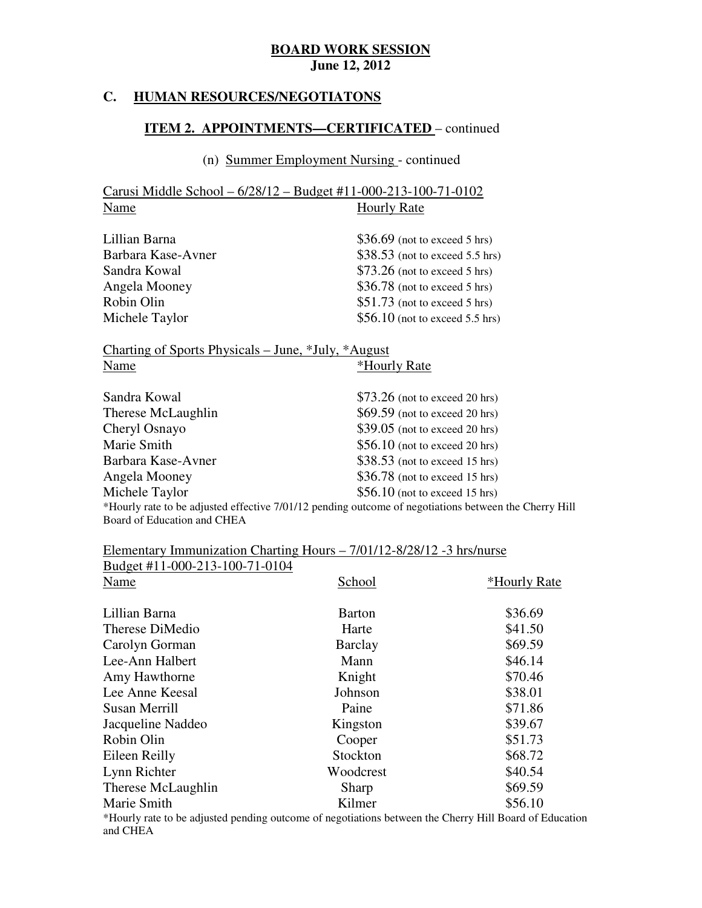**BOARD WORK SESSION**
**June 12, 2012**

## C. HUMAN RESOURCES/NEGOTIATONS

### ITEM 2. APPOINTMENTS—CERTIFICATED – continued

(n) Summer Employment Nursing - continued

Carusi Middle School – 6/28/12 – Budget #11-000-213-100-71-0102

| Name | Hourly Rate |
|---|---|
| Lillian Barna | $36.69 (not to exceed 5 hrs) |
| Barbara Kase-Avner | $38.53 (not to exceed 5.5 hrs) |
| Sandra Kowal | $73.26 (not to exceed 5 hrs) |
| Angela Mooney | $36.78 (not to exceed 5 hrs) |
| Robin Olin | $51.73 (not to exceed 5 hrs) |
| Michele Taylor | $56.10 (not to exceed 5.5 hrs) |

Charting of Sports Physicals – June, *July, *August

| Name | *Hourly Rate |
|---|---|
| Sandra Kowal | $73.26 (not to exceed 20 hrs) |
| Therese McLaughlin | $69.59 (not to exceed 20 hrs) |
| Cheryl Osnayo | $39.05 (not to exceed 20 hrs) |
| Marie Smith | $56.10 (not to exceed 20 hrs) |
| Barbara Kase-Avner | $38.53 (not to exceed 15 hrs) |
| Angela Mooney | $36.78 (not to exceed 15 hrs) |
| Michele Taylor | $56.10 (not to exceed 15 hrs) |

*Hourly rate to be adjusted effective 7/01/12 pending outcome of negotiations between the Cherry Hill Board of Education and CHEA

Elementary Immunization Charting Hours – 7/01/12-8/28/12 -3 hrs/nurse
Budget #11-000-213-100-71-0104

| Name | School | *Hourly Rate |
|---|---|---|
| Lillian Barna | Barton | $36.69 |
| Therese DiMedio | Harte | $41.50 |
| Carolyn Gorman | Barclay | $69.59 |
| Lee-Ann Halbert | Mann | $46.14 |
| Amy Hawthorne | Knight | $70.46 |
| Lee Anne Keesal | Johnson | $38.01 |
| Susan Merrill | Paine | $71.86 |
| Jacqueline Naddeo | Kingston | $39.67 |
| Robin Olin | Cooper | $51.73 |
| Eileen Reilly | Stockton | $68.72 |
| Lynn Richter | Woodcrest | $40.54 |
| Therese McLaughlin | Sharp | $69.59 |
| Marie Smith | Kilmer | $56.10 |

*Hourly rate to be adjusted pending outcome of negotiations between the Cherry Hill Board of Education and CHEA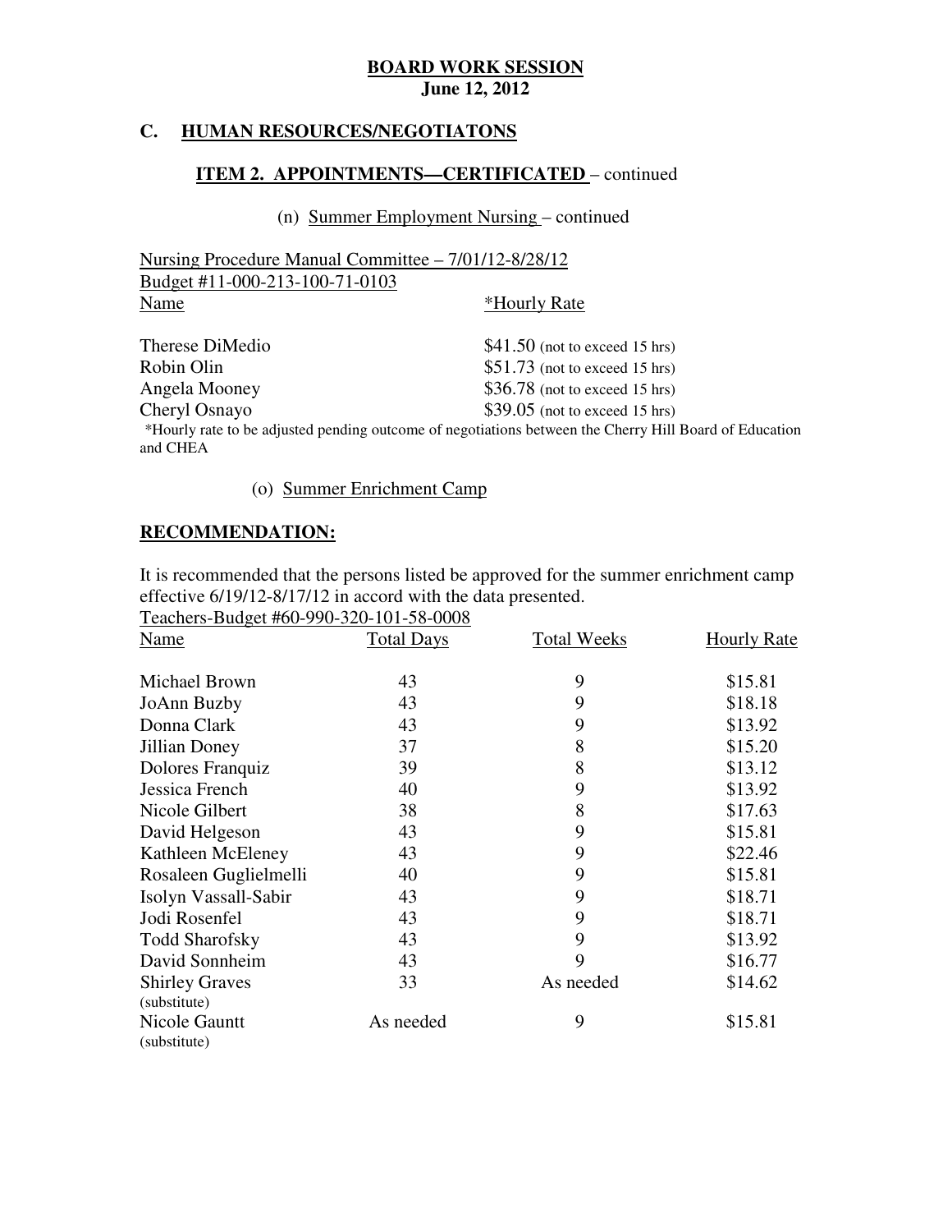**BOARD WORK SESSION**
**June 12, 2012**

## C. HUMAN RESOURCES/NEGOTIATONS

### ITEM 2. APPOINTMENTS—CERTIFICATED – continued

(n) Summer Employment Nursing – continued

Nursing Procedure Manual Committee – 7/01/12-8/28/12
Budget #11-000-213-100-71-0103

| Name | *Hourly Rate |
|---|---|
| Therese DiMedio | $41.50 (not to exceed 15 hrs) |
| Robin Olin | $51.73 (not to exceed 15 hrs) |
| Angela Mooney | $36.78 (not to exceed 15 hrs) |
| Cheryl Osnayo | $39.05 (not to exceed 15 hrs) |

*Hourly rate to be adjusted pending outcome of negotiations between the Cherry Hill Board of Education and CHEA

(o) Summer Enrichment Camp

**RECOMMENDATION:**

It is recommended that the persons listed be approved for the summer enrichment camp effective 6/19/12-8/17/12 in accord with the data presented.

Teachers-Budget #60-990-320-101-58-0008

| Name | Total Days | Total Weeks | Hourly Rate |
|---|---|---|---|
| Michael Brown | 43 | 9 | $15.81 |
| JoAnn Buzby | 43 | 9 | $18.18 |
| Donna Clark | 43 | 9 | $13.92 |
| Jillian Doney | 37 | 8 | $15.20 |
| Dolores Franquiz | 39 | 8 | $13.12 |
| Jessica French | 40 | 9 | $13.92 |
| Nicole Gilbert | 38 | 8 | $17.63 |
| David Helgeson | 43 | 9 | $15.81 |
| Kathleen McEleney | 43 | 9 | $22.46 |
| Rosaleen Guglielmelli | 40 | 9 | $15.81 |
| Isolyn Vassall-Sabir | 43 | 9 | $18.71 |
| Jodi Rosenfel | 43 | 9 | $18.71 |
| Todd Sharofsky | 43 | 9 | $13.92 |
| David Sonnheim | 43 | 9 | $16.77 |
| Shirley Graves (substitute) | 33 | As needed | $14.62 |
| Nicole Gauntt (substitute) | As needed | 9 | $15.81 |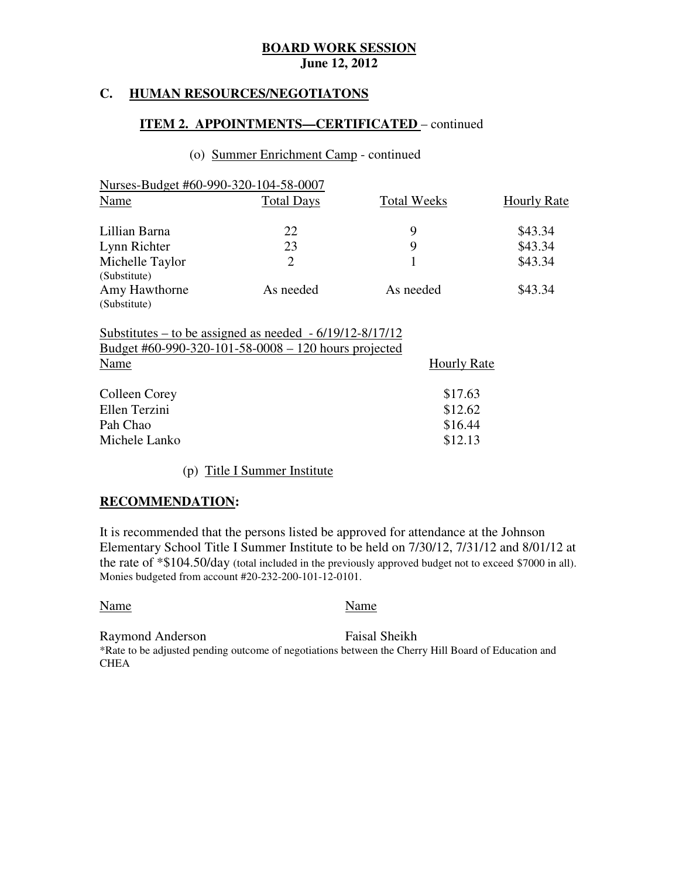**BOARD WORK SESSION**
**June 12, 2012**

## C. HUMAN RESOURCES/NEGOTIATONS

### ITEM 2. APPOINTMENTS—CERTIFICATED – continued

(o) Summer Enrichment Camp - continued

Nurses-Budget #60-990-320-104-58-0007

| Name | Total Days | Total Weeks | Hourly Rate |
|---|---|---|---|
| Lillian Barna | 22 | 9 | $43.34 |
| Lynn Richter | 23 | 9 | $43.34 |
| Michelle Taylor (Substitute) | 2 | 1 | $43.34 |
| Amy Hawthorne (Substitute) | As needed | As needed | $43.34 |

Substitutes – to be assigned as needed - 6/19/12-8/17/12
Budget #60-990-320-101-58-0008 – 120 hours projected

| Name | Hourly Rate |
|---|---|
| Colleen Corey | $17.63 |
| Ellen Terzini | $12.62 |
| Pah Chao | $16.44 |
| Michele Lanko | $12.13 |

(p) Title I Summer Institute

**RECOMMENDATION:**

It is recommended that the persons listed be approved for attendance at the Johnson Elementary School Title I Summer Institute to be held on 7/30/12, 7/31/12 and 8/01/12 at the rate of *$104.50/day (total included in the previously approved budget not to exceed $7000 in all). Monies budgeted from account #20-232-200-101-12-0101.

| Name | Name |
|---|---|
| Raymond Anderson | Faisal Sheikh |

*Rate to be adjusted pending outcome of negotiations between the Cherry Hill Board of Education and CHEA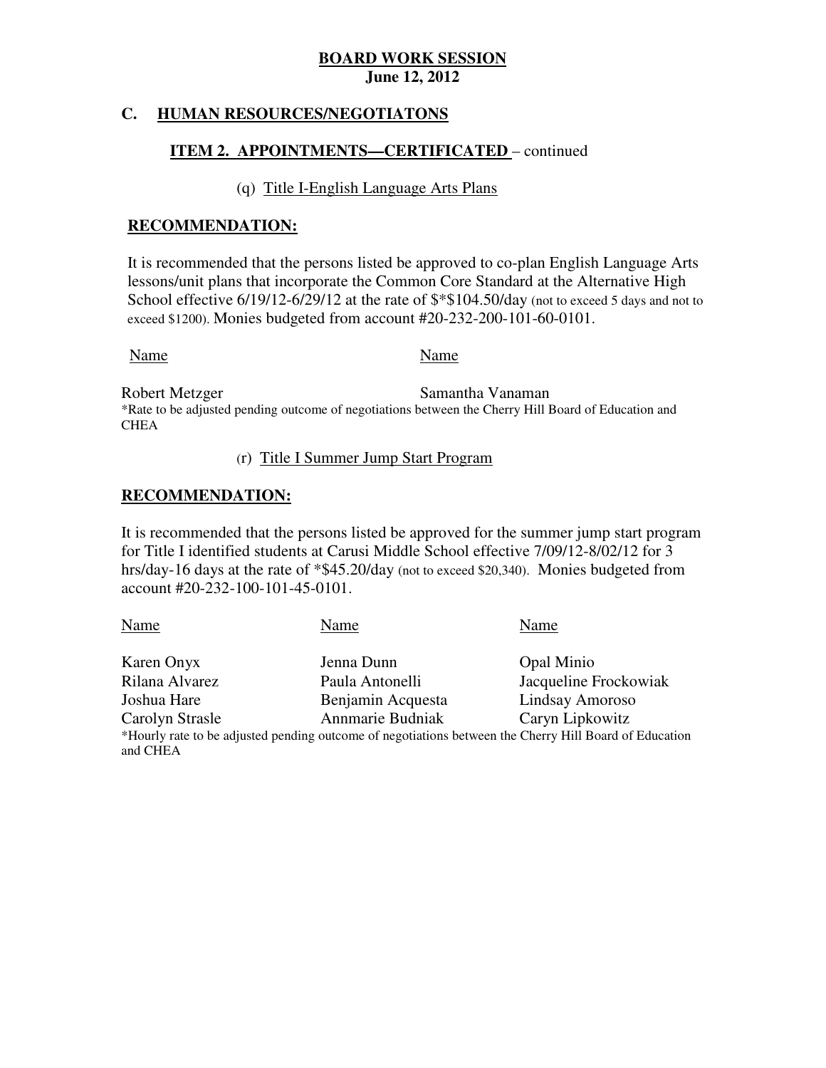**BOARD WORK SESSION**
**June 12, 2012**

## C. HUMAN RESOURCES/NEGOTIATONS

### ITEM 2. APPOINTMENTS—CERTIFICATED – continued

(q) Title I-English Language Arts Plans

**RECOMMENDATION:**

It is recommended that the persons listed be approved to co-plan English Language Arts lessons/unit plans that incorporate the Common Core Standard at the Alternative High School effective 6/19/12-6/29/12 at the rate of $*$104.50/day (not to exceed 5 days and not to exceed $1200). Monies budgeted from account #20-232-200-101-60-0101.

| Name | Name |
|---|---|
| Robert Metzger | Samantha Vanaman |

*Rate to be adjusted pending outcome of negotiations between the Cherry Hill Board of Education and CHEA

(r) Title I Summer Jump Start Program

**RECOMMENDATION:**

It is recommended that the persons listed be approved for the summer jump start program for Title I identified students at Carusi Middle School effective 7/09/12-8/02/12 for 3 hrs/day-16 days at the rate of *$45.20/day (not to exceed $20,340). Monies budgeted from account #20-232-100-101-45-0101.

| Name | Name | Name |
|---|---|---|
| Karen Onyx | Jenna Dunn | Opal Minio |
| Rilana Alvarez | Paula Antonelli | Jacqueline Frockowiak |
| Joshua Hare | Benjamin Acquesta | Lindsay Amoroso |
| Carolyn Strasle | Annmarie Budniak | Caryn Lipkowitz |

*Hourly rate to be adjusted pending outcome of negotiations between the Cherry Hill Board of Education and CHEA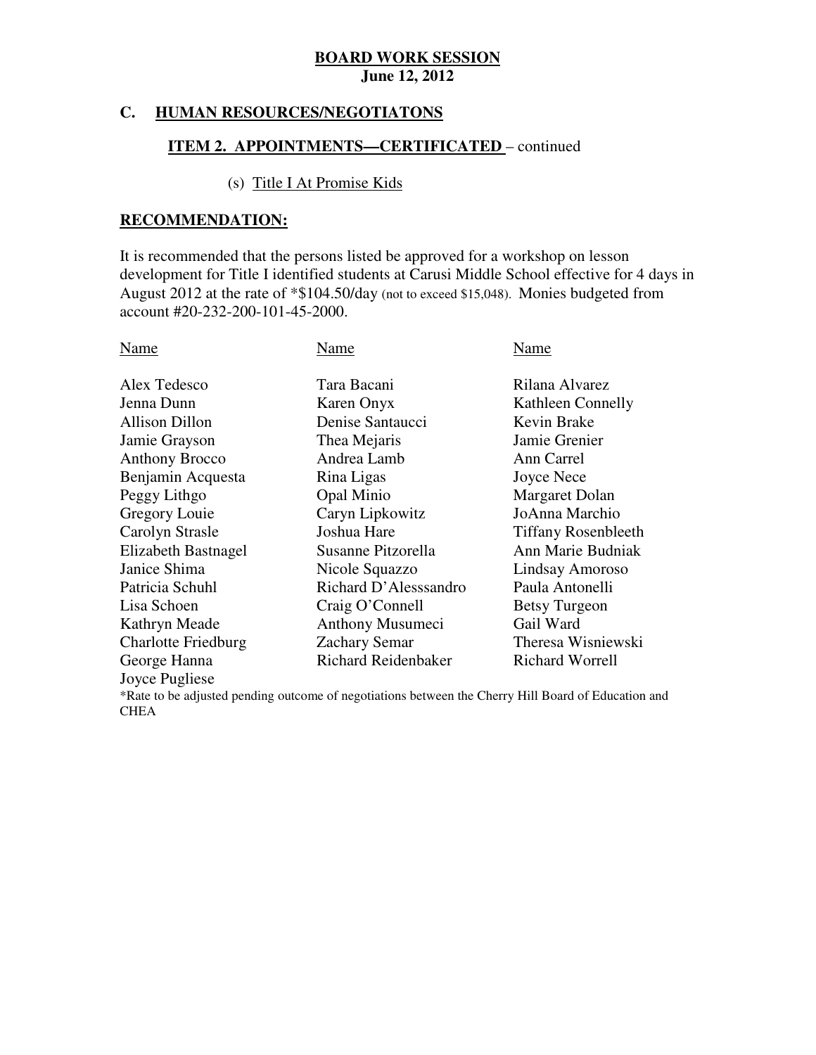**BOARD WORK SESSION**
**June 12, 2012**

## C. HUMAN RESOURCES/NEGOTIATONS

### ITEM 2. APPOINTMENTS—CERTIFICATED – continued

(s) Title I At Promise Kids

**RECOMMENDATION:**

It is recommended that the persons listed be approved for a workshop on lesson development for Title I identified students at Carusi Middle School effective for 4 days in August 2012 at the rate of *$104.50/day (not to exceed $15,048). Monies budgeted from account #20-232-200-101-45-2000.

| Name | Name | Name |
|---|---|---|
| Alex Tedesco | Tara Bacani | Rilana Alvarez |
| Jenna Dunn | Karen Onyx | Kathleen Connelly |
| Allison Dillon | Denise Santaucci | Kevin Brake |
| Jamie Grayson | Thea Mejaris | Jamie Grenier |
| Anthony Brocco | Andrea Lamb | Ann Carrel |
| Benjamin Acquesta | Rina Ligas | Joyce Nece |
| Peggy Lithgo | Opal Minio | Margaret Dolan |
| Gregory Louie | Caryn Lipkowitz | JoAnna Marchio |
| Carolyn Strasle | Joshua Hare | Tiffany Rosenbleeth |
| Elizabeth Bastnagel | Susanne Pitzorella | Ann Marie Budniak |
| Janice Shima | Nicole Squazzo | Lindsay Amoroso |
| Patricia Schuhl | Richard D'Alesssandro | Paula Antonelli |
| Lisa Schoen | Craig O'Connell | Betsy Turgeon |
| Kathryn Meade | Anthony Musumeci | Gail Ward |
| Charlotte Friedburg | Zachary Semar | Theresa Wisniewski |
| George Hanna | Richard Reidenbaker | Richard Worrell |
| Joyce Pugliese | | |

*Rate to be adjusted pending outcome of negotiations between the Cherry Hill Board of Education and CHEA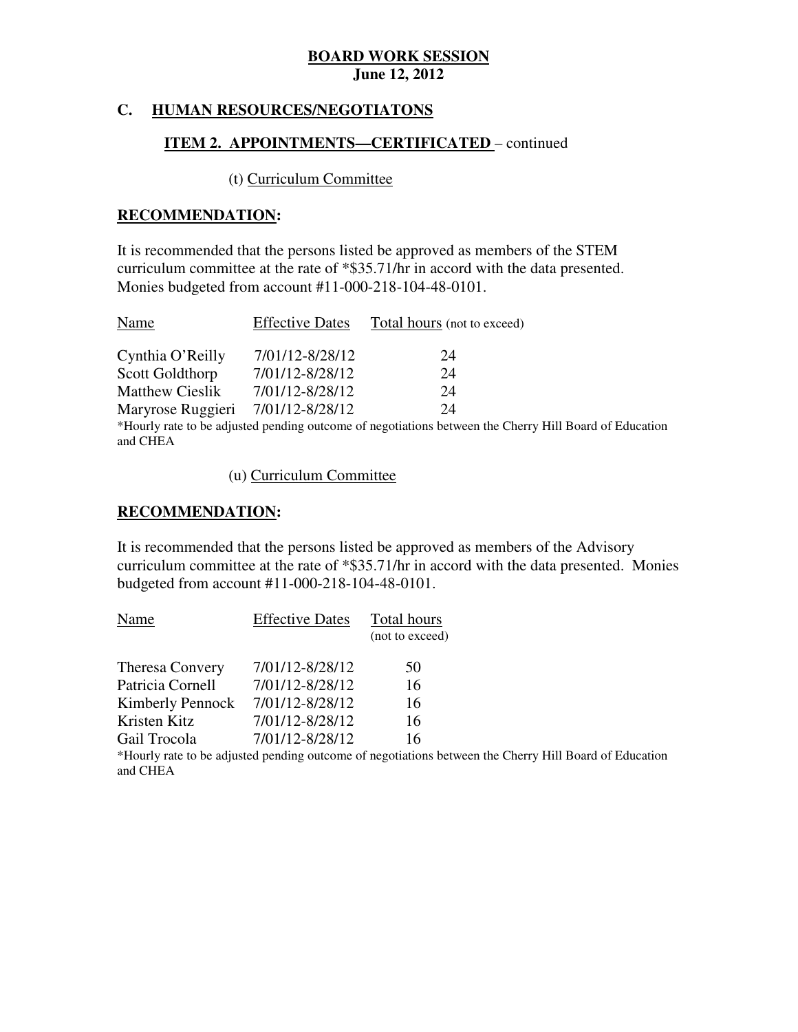**BOARD WORK SESSION**
**June 12, 2012**

## C. HUMAN RESOURCES/NEGOTIATONS

### ITEM 2. APPOINTMENTS—CERTIFICATED – continued

(t) Curriculum Committee

**RECOMMENDATION:**

It is recommended that the persons listed be approved as members of the STEM curriculum committee at the rate of *$35.71/hr in accord with the data presented. Monies budgeted from account #11-000-218-104-48-0101.

| Name | Effective Dates | Total hours (not to exceed) |
|---|---|---|
| Cynthia O'Reilly | 7/01/12-8/28/12 | 24 |
| Scott Goldthorp | 7/01/12-8/28/12 | 24 |
| Matthew Cieslik | 7/01/12-8/28/12 | 24 |
| Maryrose Ruggieri | 7/01/12-8/28/12 | 24 |

*Hourly rate to be adjusted pending outcome of negotiations between the Cherry Hill Board of Education and CHEA

(u) Curriculum Committee

**RECOMMENDATION:**

It is recommended that the persons listed be approved as members of the Advisory curriculum committee at the rate of *$35.71/hr in accord with the data presented. Monies budgeted from account #11-000-218-104-48-0101.

| Name | Effective Dates | Total hours (not to exceed) |
|---|---|---|
| Theresa Convery | 7/01/12-8/28/12 | 50 |
| Patricia Cornell | 7/01/12-8/28/12 | 16 |
| Kimberly Pennock | 7/01/12-8/28/12 | 16 |
| Kristen Kitz | 7/01/12-8/28/12 | 16 |
| Gail Trocola | 7/01/12-8/28/12 | 16 |

*Hourly rate to be adjusted pending outcome of negotiations between the Cherry Hill Board of Education and CHEA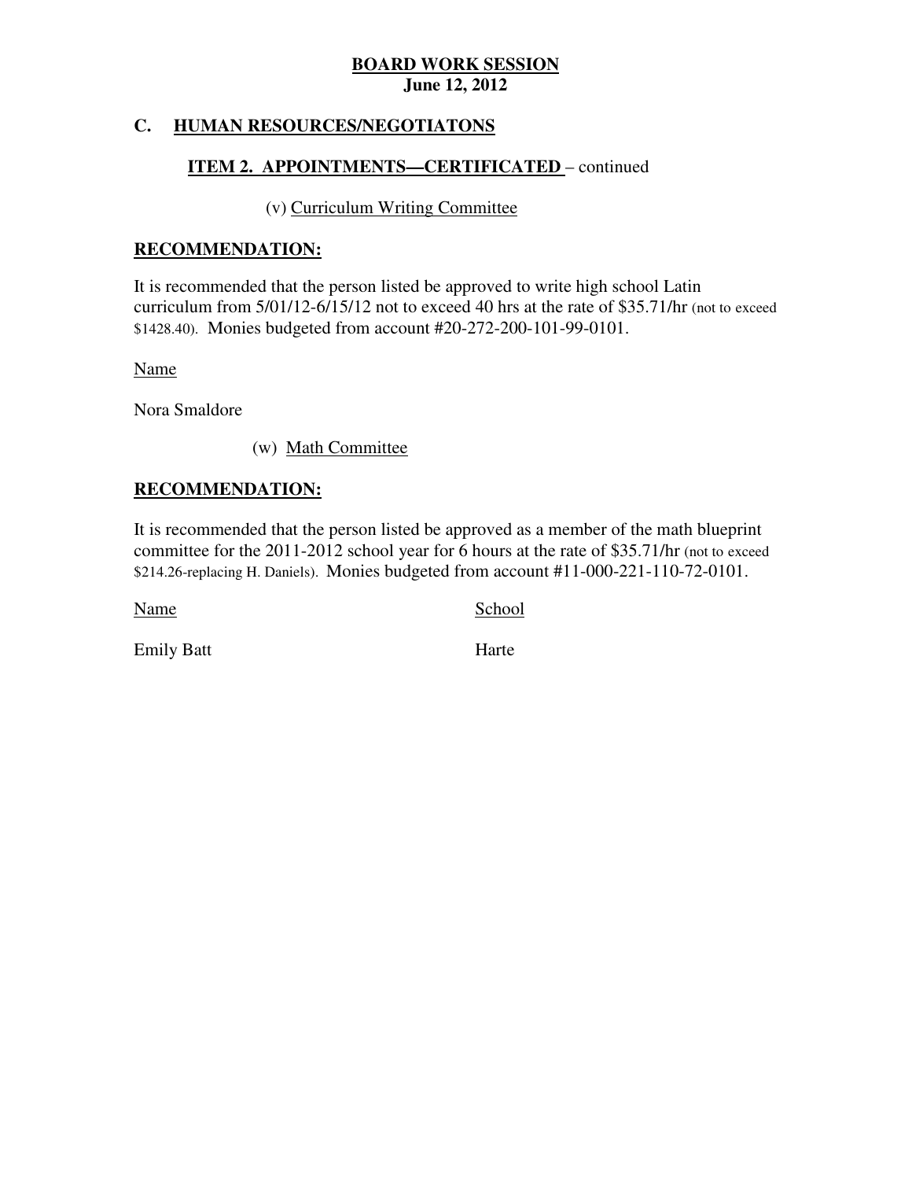**BOARD WORK SESSION**
**June 12, 2012**

## C. HUMAN RESOURCES/NEGOTIATONS

### ITEM 2. APPOINTMENTS—CERTIFICATED – continued

(v) Curriculum Writing Committee

**RECOMMENDATION:**

It is recommended that the person listed be approved to write high school Latin curriculum from 5/01/12-6/15/12 not to exceed 40 hrs at the rate of $35.71/hr (not to exceed $1428.40). Monies budgeted from account #20-272-200-101-99-0101.

Name

Nora Smaldore

(w) Math Committee

**RECOMMENDATION:**

It is recommended that the person listed be approved as a member of the math blueprint committee for the 2011-2012 school year for 6 hours at the rate of $35.71/hr (not to exceed $214.26-replacing H. Daniels). Monies budgeted from account #11-000-221-110-72-0101.

| Name | School |
|---|---|
| Emily Batt | Harte |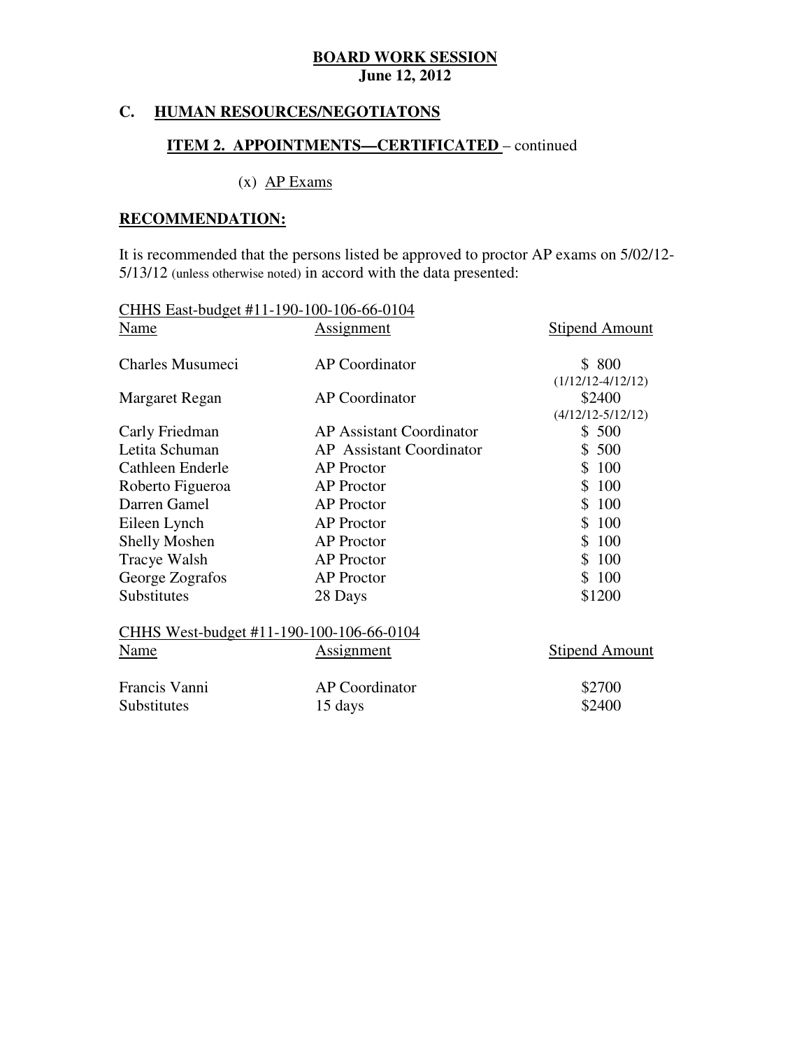**BOARD WORK SESSION**
**June 12, 2012**

## C. HUMAN RESOURCES/NEGOTIATONS

### ITEM 2. APPOINTMENTS—CERTIFICATED – continued

(x) AP Exams

**RECOMMENDATION:**

It is recommended that the persons listed be approved to proctor AP exams on 5/02/12-5/13/12 (unless otherwise noted) in accord with the data presented:

CHHS East-budget #11-190-100-106-66-0104

| Name | Assignment | Stipend Amount |
|---|---|---|
| Charles Musumeci | AP Coordinator | $ 800 (1/12/12-4/12/12) |
| Margaret Regan | AP Coordinator | $2400 (4/12/12-5/12/12) |
| Carly Friedman | AP Assistant Coordinator | $ 500 |
| Letita Schuman | AP Assistant Coordinator | $ 500 |
| Cathleen Enderle | AP Proctor | $ 100 |
| Roberto Figueroa | AP Proctor | $ 100 |
| Darren Gamel | AP Proctor | $ 100 |
| Eileen Lynch | AP Proctor | $ 100 |
| Shelly Moshen | AP Proctor | $ 100 |
| Tracye Walsh | AP Proctor | $ 100 |
| George Zografos | AP Proctor | $ 100 |
| Substitutes | 28 Days | $1200 |

CHHS West-budget #11-190-100-106-66-0104

| Name | Assignment | Stipend Amount |
|---|---|---|
| Francis Vanni | AP Coordinator | $2700 |
| Substitutes | 15 days | $2400 |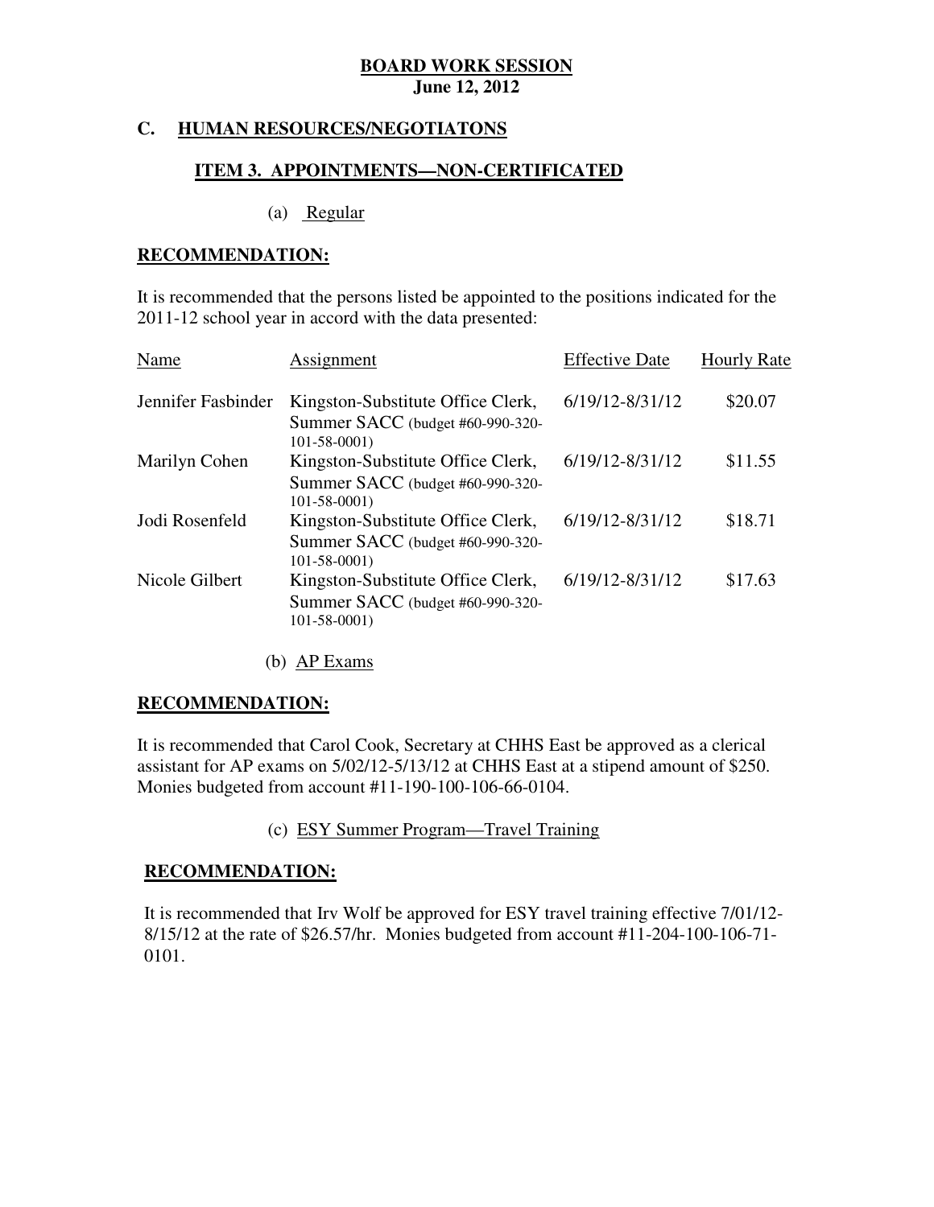**BOARD WORK SESSION**
**June 12, 2012**

## C. HUMAN RESOURCES/NEGOTIATONS

### ITEM 3. APPOINTMENTS—NON-CERTIFICATED

(a) Regular

**RECOMMENDATION:**

It is recommended that the persons listed be appointed to the positions indicated for the 2011-12 school year in accord with the data presented:

| Name | Assignment | Effective Date | Hourly Rate |
|---|---|---|---|
| Jennifer Fasbinder | Kingston-Substitute Office Clerk, Summer SACC (budget #60-990-320-101-58-0001) | 6/19/12-8/31/12 | $20.07 |
| Marilyn Cohen | Kingston-Substitute Office Clerk, Summer SACC (budget #60-990-320-101-58-0001) | 6/19/12-8/31/12 | $11.55 |
| Jodi Rosenfeld | Kingston-Substitute Office Clerk, Summer SACC (budget #60-990-320-101-58-0001) | 6/19/12-8/31/12 | $18.71 |
| Nicole Gilbert | Kingston-Substitute Office Clerk, Summer SACC (budget #60-990-320-101-58-0001) | 6/19/12-8/31/12 | $17.63 |

(b) AP Exams

**RECOMMENDATION:**

It is recommended that Carol Cook, Secretary at CHHS East be approved as a clerical assistant for AP exams on 5/02/12-5/13/12 at CHHS East at a stipend amount of $250. Monies budgeted from account #11-190-100-106-66-0104.

(c) ESY Summer Program—Travel Training

**RECOMMENDATION:**

It is recommended that Irv Wolf be approved for ESY travel training effective 7/01/12-8/15/12 at the rate of $26.57/hr. Monies budgeted from account #11-204-100-106-71-0101.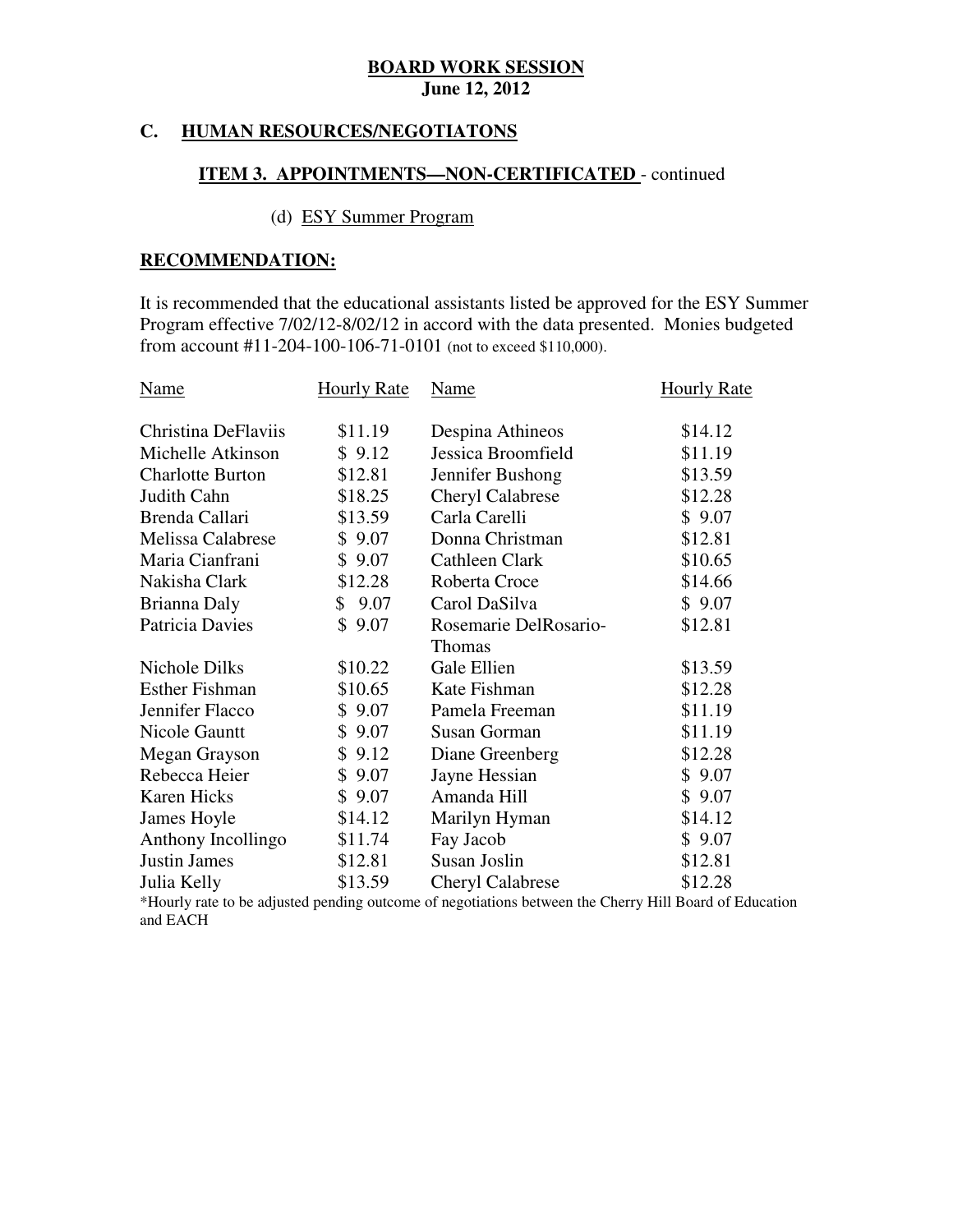**BOARD WORK SESSION**
**June 12, 2012**

## C. HUMAN RESOURCES/NEGOTIATONS

### ITEM 3. APPOINTMENTS—NON-CERTIFICATED - continued

(d) ESY Summer Program

**RECOMMENDATION:**

It is recommended that the educational assistants listed be approved for the ESY Summer Program effective 7/02/12-8/02/12 in accord with the data presented. Monies budgeted from account #11-204-100-106-71-0101 (not to exceed $110,000).

| Name | Hourly Rate | Name | Hourly Rate |
|---|---|---|---|
| Christina DeFlaviis | $11.19 | Despina Athineos | $14.12 |
| Michelle Atkinson | $ 9.12 | Jessica Broomfield | $11.19 |
| Charlotte Burton | $12.81 | Jennifer Bushong | $13.59 |
| Judith Cahn | $18.25 | Cheryl Calabrese | $12.28 |
| Brenda Callari | $13.59 | Carla Carelli | $ 9.07 |
| Melissa Calabrese | $ 9.07 | Donna Christman | $12.81 |
| Maria Cianfrani | $ 9.07 | Cathleen Clark | $10.65 |
| Nakisha Clark | $12.28 | Roberta Croce | $14.66 |
| Brianna Daly | $ 9.07 | Carol DaSilva | $ 9.07 |
| Patricia Davies | $ 9.07 | Rosemarie DelRosario-Thomas | $12.81 |
| Nichole Dilks | $10.22 | Gale Ellien | $13.59 |
| Esther Fishman | $10.65 | Kate Fishman | $12.28 |
| Jennifer Flacco | $ 9.07 | Pamela Freeman | $11.19 |
| Nicole Gauntt | $ 9.07 | Susan Gorman | $11.19 |
| Megan Grayson | $ 9.12 | Diane Greenberg | $12.28 |
| Rebecca Heier | $ 9.07 | Jayne Hessian | $ 9.07 |
| Karen Hicks | $ 9.07 | Amanda Hill | $ 9.07 |
| James Hoyle | $14.12 | Marilyn Hyman | $14.12 |
| Anthony Incollingo | $11.74 | Fay Jacob | $ 9.07 |
| Justin James | $12.81 | Susan Joslin | $12.81 |
| Julia Kelly | $13.59 | Cheryl Calabrese | $12.28 |

*Hourly rate to be adjusted pending outcome of negotiations between the Cherry Hill Board of Education and EACH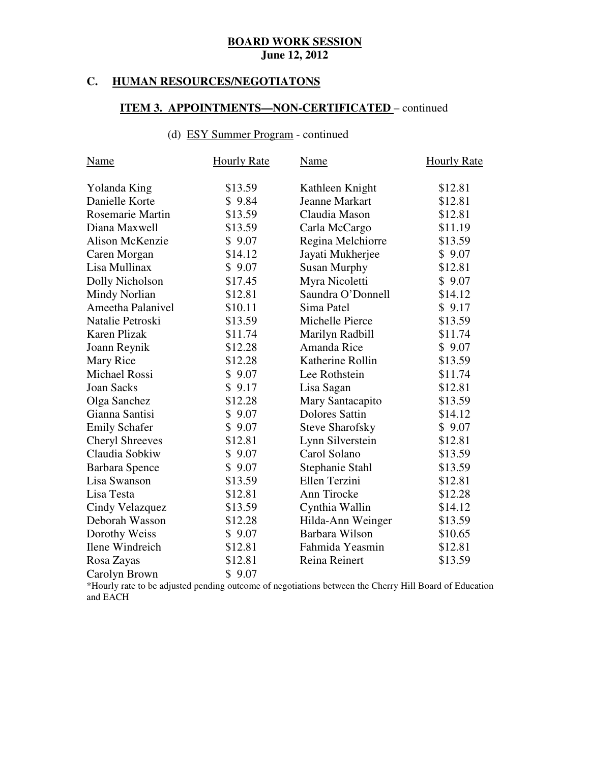**BOARD WORK SESSION**
**June 12, 2012**

## C. HUMAN RESOURCES/NEGOTIATONS

### ITEM 3. APPOINTMENTS—NON-CERTIFICATED – continued

(d) ESY Summer Program - continued

| Name | Hourly Rate | Name | Hourly Rate |
|---|---|---|---|
| Yolanda King | $13.59 | Kathleen Knight | $12.81 |
| Danielle Korte | $ 9.84 | Jeanne Markart | $12.81 |
| Rosemarie Martin | $13.59 | Claudia Mason | $12.81 |
| Diana Maxwell | $13.59 | Carla McCargo | $11.19 |
| Alison McKenzie | $ 9.07 | Regina Melchiorre | $13.59 |
| Caren Morgan | $14.12 | Jayati Mukherjee | $ 9.07 |
| Lisa Mullinax | $ 9.07 | Susan Murphy | $12.81 |
| Dolly Nicholson | $17.45 | Myra Nicoletti | $ 9.07 |
| Mindy Norlian | $12.81 | Saundra O'Donnell | $14.12 |
| Ameetha Palanivel | $10.11 | Sima Patel | $ 9.17 |
| Natalie Petroski | $13.59 | Michelle Pierce | $13.59 |
| Karen Plizak | $11.74 | Marilyn Radbill | $11.74 |
| Joann Reynik | $12.28 | Amanda Rice | $ 9.07 |
| Mary Rice | $12.28 | Katherine Rollin | $13.59 |
| Michael Rossi | $ 9.07 | Lee Rothstein | $11.74 |
| Joan Sacks | $ 9.17 | Lisa Sagan | $12.81 |
| Olga Sanchez | $12.28 | Mary Santacapito | $13.59 |
| Gianna Santisi | $ 9.07 | Dolores Sattin | $14.12 |
| Emily Schafer | $ 9.07 | Steve Sharofsky | $ 9.07 |
| Cheryl Shreeves | $12.81 | Lynn Silverstein | $12.81 |
| Claudia Sobkiw | $ 9.07 | Carol Solano | $13.59 |
| Barbara Spence | $ 9.07 | Stephanie Stahl | $13.59 |
| Lisa Swanson | $13.59 | Ellen Terzini | $12.81 |
| Lisa Testa | $12.81 | Ann Tirocke | $12.28 |
| Cindy Velazquez | $13.59 | Cynthia Wallin | $14.12 |
| Deborah Wasson | $12.28 | Hilda-Ann Weinger | $13.59 |
| Dorothy Weiss | $ 9.07 | Barbara Wilson | $10.65 |
| Ilene Windreich | $12.81 | Fahmida Yeasmin | $12.81 |
| Rosa Zayas | $12.81 | Reina Reinert | $13.59 |
| Carolyn Brown | $ 9.07 | | |

*Hourly rate to be adjusted pending outcome of negotiations between the Cherry Hill Board of Education and EACH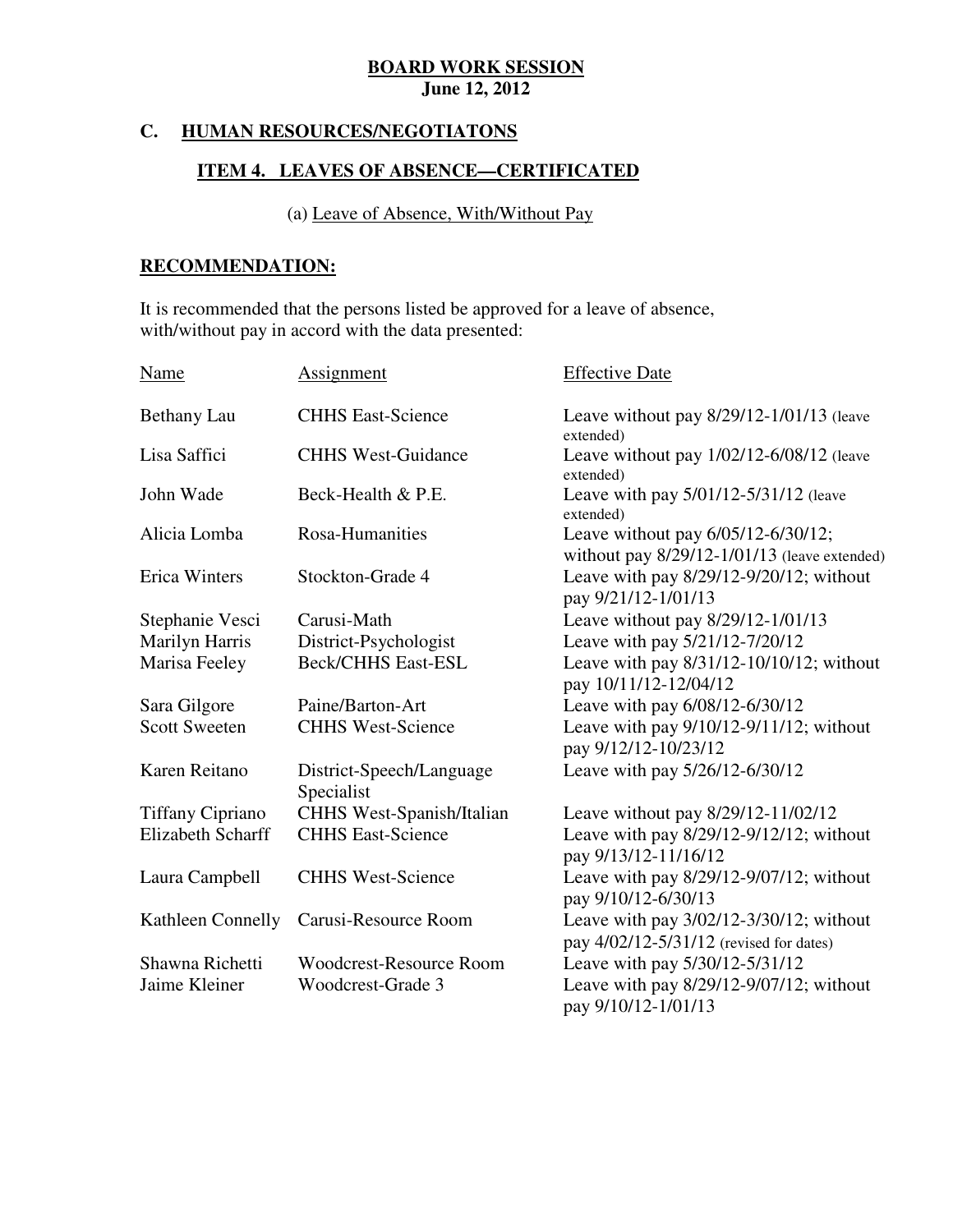**BOARD WORK SESSION**
**June 12, 2012**

## C. HUMAN RESOURCES/NEGOTIATONS

### ITEM 4. LEAVES OF ABSENCE—CERTIFICATED

(a) Leave of Absence, With/Without Pay

**RECOMMENDATION:**

It is recommended that the persons listed be approved for a leave of absence, with/without pay in accord with the data presented:

| Name | Assignment | Effective Date |
|---|---|---|
| Bethany Lau | CHHS East-Science | Leave without pay 8/29/12-1/01/13 (leave extended) |
| Lisa Saffici | CHHS West-Guidance | Leave without pay 1/02/12-6/08/12 (leave extended) |
| John Wade | Beck-Health & P.E. | Leave with pay 5/01/12-5/31/12 (leave extended) |
| Alicia Lomba | Rosa-Humanities | Leave without pay 6/05/12-6/30/12; without pay 8/29/12-1/01/13 (leave extended) |
| Erica Winters | Stockton-Grade 4 | Leave with pay 8/29/12-9/20/12; without pay 9/21/12-1/01/13 |
| Stephanie Vesci | Carusi-Math | Leave without pay 8/29/12-1/01/13 |
| Marilyn Harris | District-Psychologist | Leave with pay 5/21/12-7/20/12 |
| Marisa Feeley | Beck/CHHS East-ESL | Leave with pay 8/31/12-10/10/12; without pay 10/11/12-12/04/12 |
| Sara Gilgore | Paine/Barton-Art | Leave with pay 6/08/12-6/30/12 |
| Scott Sweeten | CHHS West-Science | Leave with pay 9/10/12-9/11/12; without pay 9/12/12-10/23/12 |
| Karen Reitano | District-Speech/Language Specialist | Leave with pay 5/26/12-6/30/12 |
| Tiffany Cipriano | CHHS West-Spanish/Italian | Leave without pay 8/29/12-11/02/12 |
| Elizabeth Scharff | CHHS East-Science | Leave with pay 8/29/12-9/12/12; without pay 9/13/12-11/16/12 |
| Laura Campbell | CHHS West-Science | Leave with pay 8/29/12-9/07/12; without pay 9/10/12-6/30/13 |
| Kathleen Connelly | Carusi-Resource Room | Leave with pay 3/02/12-3/30/12; without pay 4/02/12-5/31/12 (revised for dates) |
| Shawna Richetti | Woodcrest-Resource Room | Leave with pay 5/30/12-5/31/12 |
| Jaime Kleiner | Woodcrest-Grade 3 | Leave with pay 8/29/12-9/07/12; without pay 9/10/12-1/01/13 |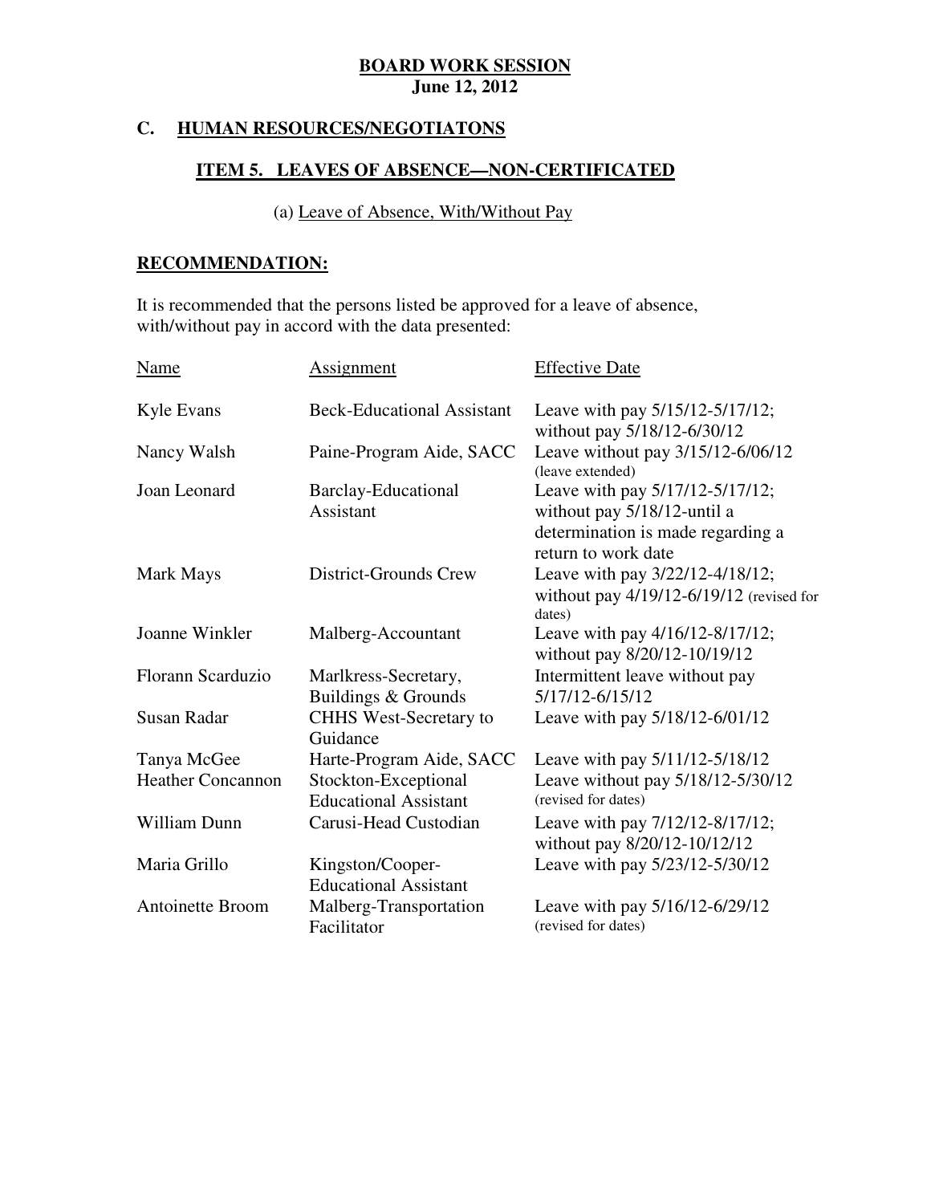**BOARD WORK SESSION**
**June 12, 2012**

## C. HUMAN RESOURCES/NEGOTIATONS

### ITEM 5. LEAVES OF ABSENCE—NON-CERTIFICATED

(a) Leave of Absence, With/Without Pay

**RECOMMENDATION:**

It is recommended that the persons listed be approved for a leave of absence, with/without pay in accord with the data presented:

| Name | Assignment | Effective Date |
|---|---|---|
| Kyle Evans | Beck-Educational Assistant | Leave with pay 5/15/12-5/17/12; without pay 5/18/12-6/30/12 |
| Nancy Walsh | Paine-Program Aide, SACC | Leave without pay 3/15/12-6/06/12 (leave extended) |
| Joan Leonard | Barclay-Educational Assistant | Leave with pay 5/17/12-5/17/12; without pay 5/18/12-until a determination is made regarding a return to work date |
| Mark Mays | District-Grounds Crew | Leave with pay 3/22/12-4/18/12; without pay 4/19/12-6/19/12 (revised for dates) |
| Joanne Winkler | Malberg-Accountant | Leave with pay 4/16/12-8/17/12; without pay 8/20/12-10/19/12 |
| Florann Scarduzio | Marlkress-Secretary, Buildings & Grounds | Intermittent leave without pay 5/17/12-6/15/12 |
| Susan Radar | CHHS West-Secretary to Guidance | Leave with pay 5/18/12-6/01/12 |
| Tanya McGee | Harte-Program Aide, SACC | Leave with pay 5/11/12-5/18/12 |
| Heather Concannon | Stockton-Exceptional Educational Assistant | Leave without pay 5/18/12-5/30/12 (revised for dates) |
| William Dunn | Carusi-Head Custodian | Leave with pay 7/12/12-8/17/12; without pay 8/20/12-10/12/12 |
| Maria Grillo | Kingston/Cooper-Educational Assistant | Leave with pay 5/23/12-5/30/12 |
| Antoinette Broom | Malberg-Transportation Facilitator | Leave with pay 5/16/12-6/29/12 (revised for dates) |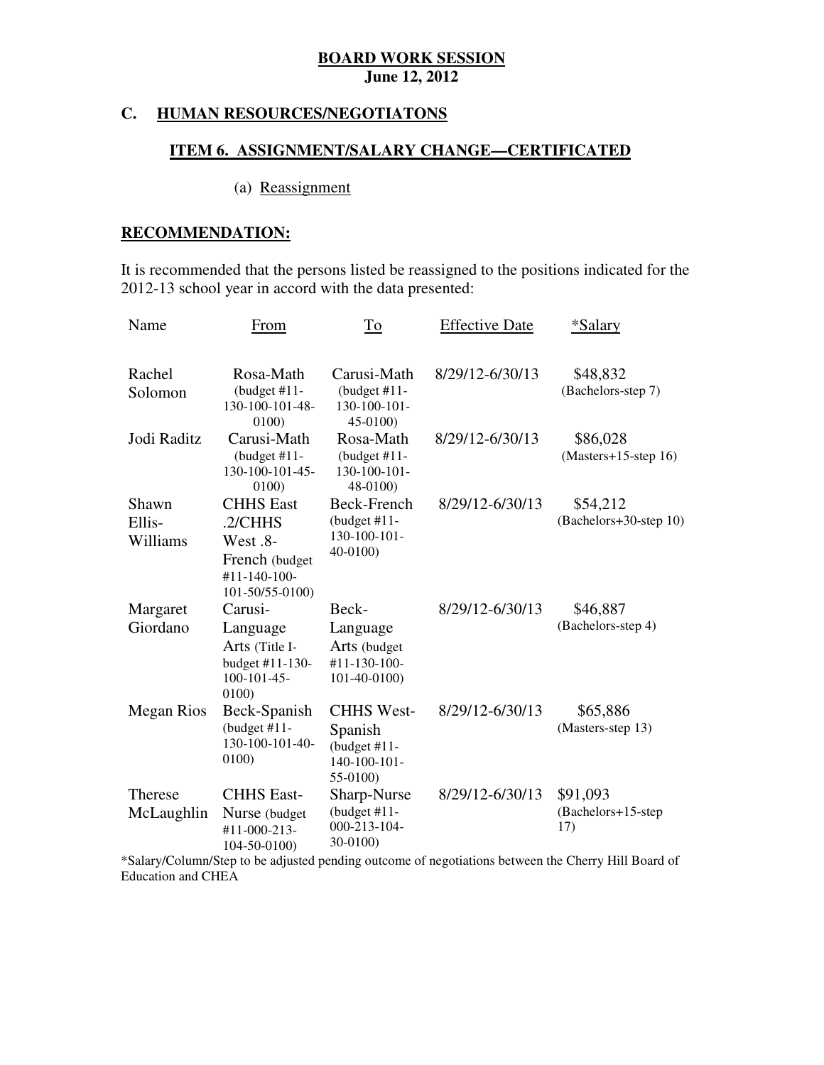**BOARD WORK SESSION**
**June 12, 2012**

## C. HUMAN RESOURCES/NEGOTIATONS

### ITEM 6. ASSIGNMENT/SALARY CHANGE—CERTIFICATED

(a) Reassignment

**RECOMMENDATION:**

It is recommended that the persons listed be reassigned to the positions indicated for the 2012-13 school year in accord with the data presented:

| Name | From | To | Effective Date | *Salary |
|---|---|---|---|---|
| Rachel Solomon | Rosa-Math (budget #11-130-100-101-48-0100) | Carusi-Math (budget #11-130-100-101-45-0100) | 8/29/12-6/30/13 | $48,832 (Bachelors-step 7) |
| Jodi Raditz | Carusi-Math (budget #11-130-100-101-45-0100) | Rosa-Math (budget #11-130-100-101-48-0100) | 8/29/12-6/30/13 | $86,028 (Masters+15-step 16) |
| Shawn Ellis-Williams | CHHS East .2/CHHS West .8-French (budget #11-140-100-101-50/55-0100) | Beck-French (budget #11-130-100-101-40-0100) | 8/29/12-6/30/13 | $54,212 (Bachelors+30-step 10) |
| Margaret Giordano | Carusi-Language Arts (Title I-budget #11-130-100-101-45-0100) | Beck-Language Arts (budget #11-130-100-101-40-0100) | 8/29/12-6/30/13 | $46,887 (Bachelors-step 4) |
| Megan Rios | Beck-Spanish (budget #11-130-100-101-40-0100) | CHHS West-Spanish (budget #11-140-100-101-55-0100) | 8/29/12-6/30/13 | $65,886 (Masters-step 13) |
| Therese McLaughlin | CHHS East-Nurse (budget #11-000-213-104-50-0100) | Sharp-Nurse (budget #11-000-213-104-30-0100) | 8/29/12-6/30/13 | $91,093 (Bachelors+15-step 17) |

*Salary/Column/Step to be adjusted pending outcome of negotiations between the Cherry Hill Board of Education and CHEA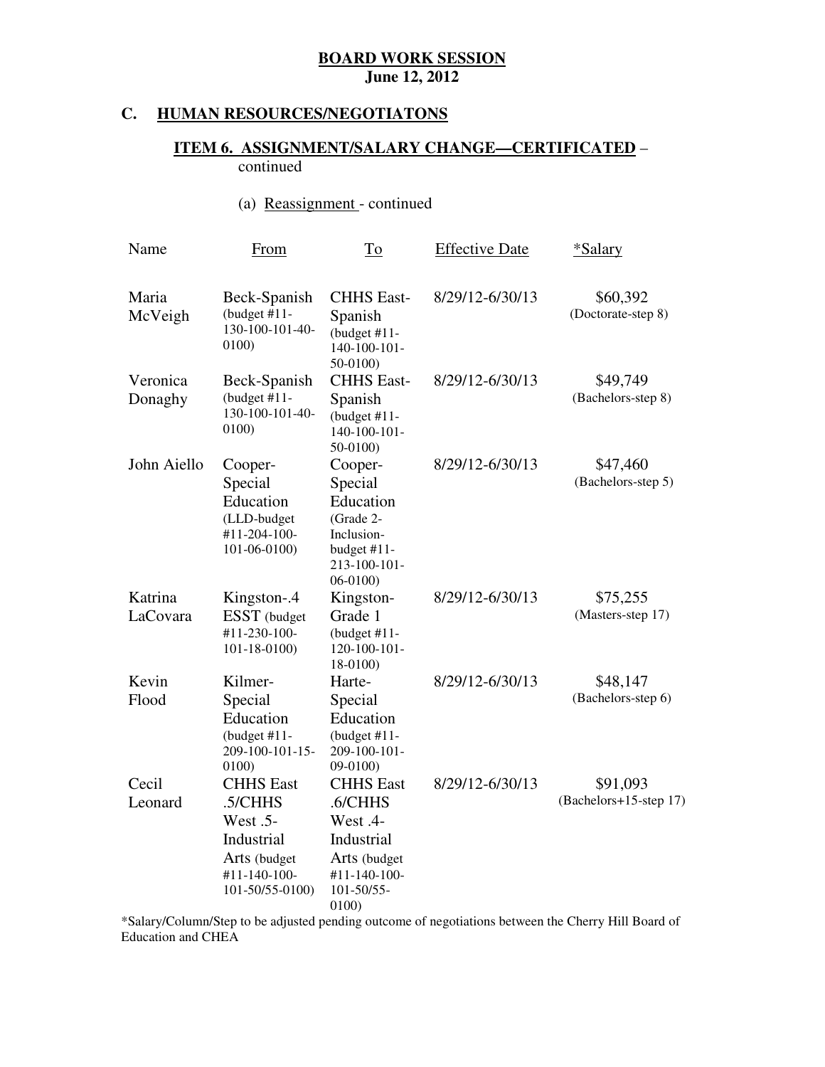**BOARD WORK SESSION**
**June 12, 2012**

## C. HUMAN RESOURCES/NEGOTIATONS

### ITEM 6. ASSIGNMENT/SALARY CHANGE—CERTIFICATED – continued

(a) Reassignment - continued

| Name | From | To | Effective Date | *Salary |
|---|---|---|---|---|
| Maria McVeigh | Beck-Spanish (budget #11-130-100-101-40-0100) | CHHS East-Spanish (budget #11-140-100-101-50-0100) | 8/29/12-6/30/13 | $60,392 (Doctorate-step 8) |
| Veronica Donaghy | Beck-Spanish (budget #11-130-100-101-40-0100) | CHHS East-Spanish (budget #11-140-100-101-50-0100) | 8/29/12-6/30/13 | $49,749 (Bachelors-step 8) |
| John Aiello | Cooper-Special Education (LLD-budget #11-204-100-101-06-0100) | Cooper-Special Education (Grade 2-Inclusion-budget #11-213-100-101-06-0100) | 8/29/12-6/30/13 | $47,460 (Bachelors-step 5) |
| Katrina LaCovara | Kingston-.4 ESST (budget #11-230-100-101-18-0100) | Kingston-Grade 1 (budget #11-120-100-101-18-0100) | 8/29/12-6/30/13 | $75,255 (Masters-step 17) |
| Kevin Flood | Kilmer-Special Education (budget #11-209-100-101-15-0100) | Harte-Special Education (budget #11-209-100-101-09-0100) | 8/29/12-6/30/13 | $48,147 (Bachelors-step 6) |
| Cecil Leonard | CHHS East .5/CHHS West .5-Industrial Arts (budget #11-140-100-101-50/55-0100) | CHHS East .6/CHHS West .4-Industrial Arts (budget #11-140-100-101-50/55-0100) | 8/29/12-6/30/13 | $91,093 (Bachelors+15-step 17) |

*Salary/Column/Step to be adjusted pending outcome of negotiations between the Cherry Hill Board of Education and CHEA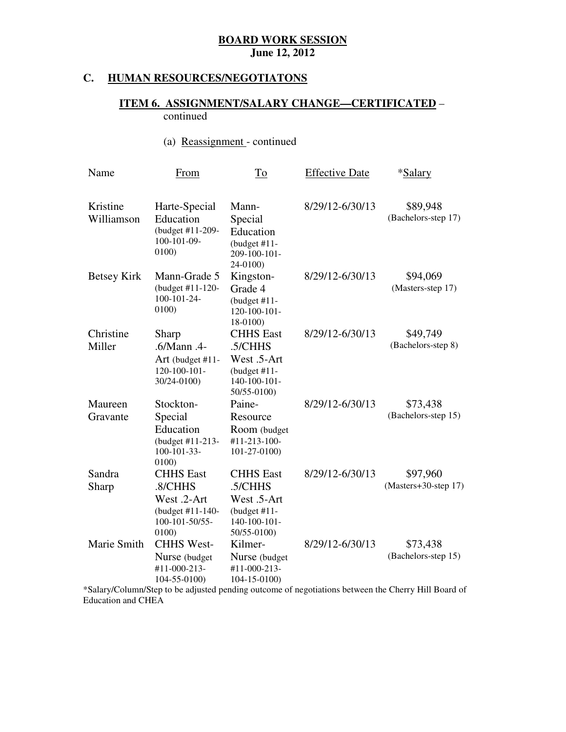**BOARD WORK SESSION**
**June 12, 2012**

## C. HUMAN RESOURCES/NEGOTIATONS

### ITEM 6. ASSIGNMENT/SALARY CHANGE—CERTIFICATED – continued

(a) Reassignment - continued

| Name | From | To | Effective Date | *Salary |
|---|---|---|---|---|
| Kristine Williamson | Harte-Special Education (budget #11-209-100-101-09-0100) | Mann-Special Education (budget #11-209-100-101-24-0100) | 8/29/12-6/30/13 | $89,948 (Bachelors-step 17) |
| Betsey Kirk | Mann-Grade 5 (budget #11-120-100-101-24-0100) | Kingston-Grade 4 (budget #11-120-100-101-18-0100) | 8/29/12-6/30/13 | $94,069 (Masters-step 17) |
| Christine Miller | Sharp .6/Mann .4-Art (budget #11-120-100-101-30/24-0100) | CHHS East .5/CHHS West .5-Art (budget #11-140-100-101-50/55-0100) | 8/29/12-6/30/13 | $49,749 (Bachelors-step 8) |
| Maureen Gravante | Stockton-Special Education (budget #11-213-100-101-33-0100) | Paine-Resource Room (budget #11-213-100-101-27-0100) | 8/29/12-6/30/13 | $73,438 (Bachelors-step 15) |
| Sandra Sharp | CHHS East .8/CHHS West .2-Art (budget #11-140-100-101-50/55-0100) | CHHS East .5/CHHS West .5-Art (budget #11-140-100-101-50/55-0100) | 8/29/12-6/30/13 | $97,960 (Masters+30-step 17) |
| Marie Smith | CHHS West-Nurse (budget #11-000-213-104-55-0100) | Kilmer-Nurse (budget #11-000-213-104-15-0100) | 8/29/12-6/30/13 | $73,438 (Bachelors-step 15) |

*Salary/Column/Step to be adjusted pending outcome of negotiations between the Cherry Hill Board of Education and CHEA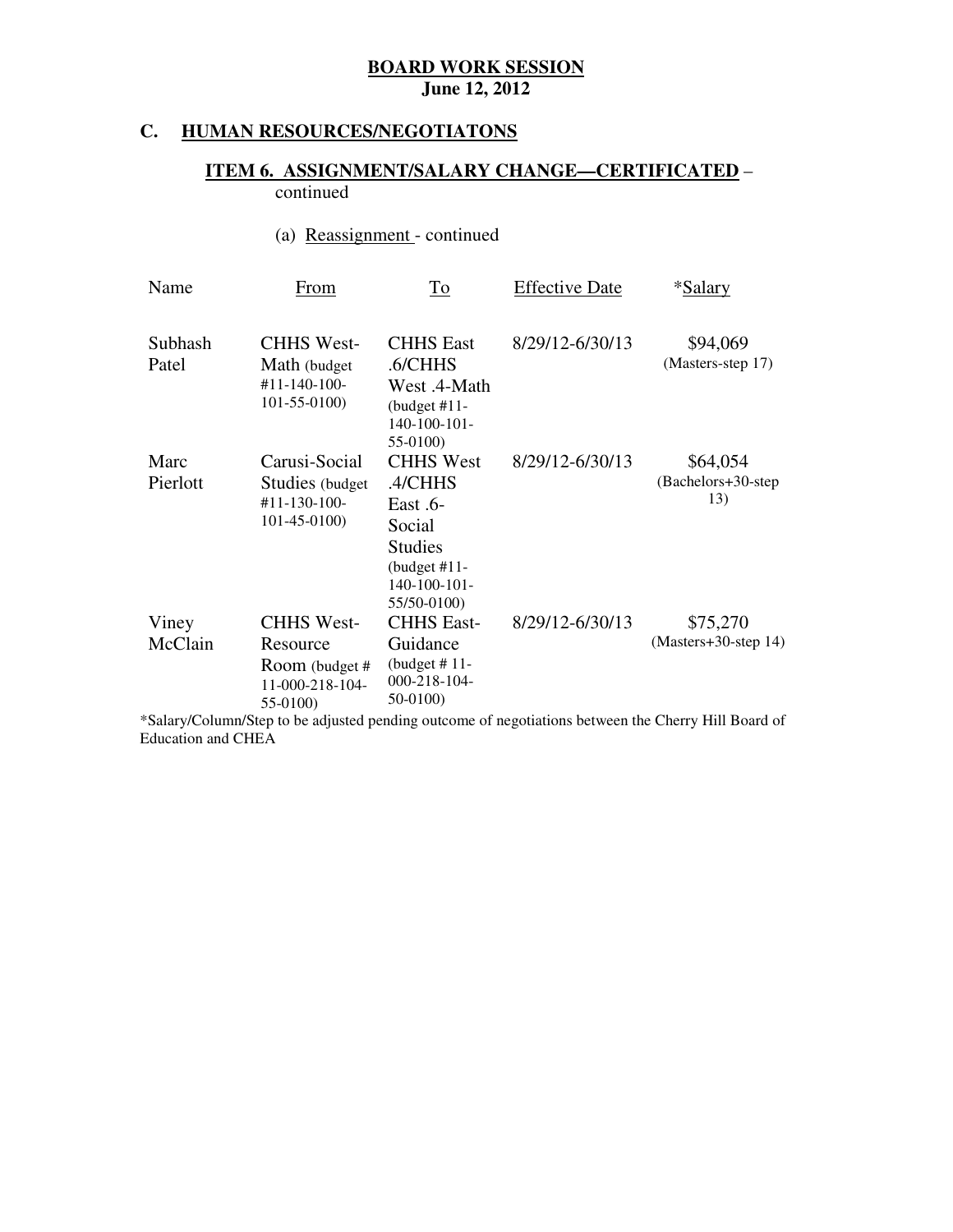**BOARD WORK SESSION**
**June 12, 2012**

## C. HUMAN RESOURCES/NEGOTIATONS

### ITEM 6. ASSIGNMENT/SALARY CHANGE—CERTIFICATED – continued

(a) Reassignment - continued

| Name | From | To | Effective Date | *Salary |
|---|---|---|---|---|
| Subhash Patel | CHHS West-Math (budget #11-140-100-101-55-0100) | CHHS East .6/CHHS West .4-Math (budget #11-140-100-101-55-0100) | 8/29/12-6/30/13 | $94,069 (Masters-step 17) |
| Marc Pierlott | Carusi-Social Studies (budget #11-130-100-101-45-0100) | CHHS West .4/CHHS East .6-Social Studies (budget #11-140-100-101-55/50-0100) | 8/29/12-6/30/13 | $64,054 (Bachelors+30-step 13) |
| Viney McClain | CHHS West-Resource Room (budget # 11-000-218-104-55-0100) | CHHS East-Guidance (budget # 11-000-218-104-50-0100) | 8/29/12-6/30/13 | $75,270 (Masters+30-step 14) |

*Salary/Column/Step to be adjusted pending outcome of negotiations between the Cherry Hill Board of Education and CHEA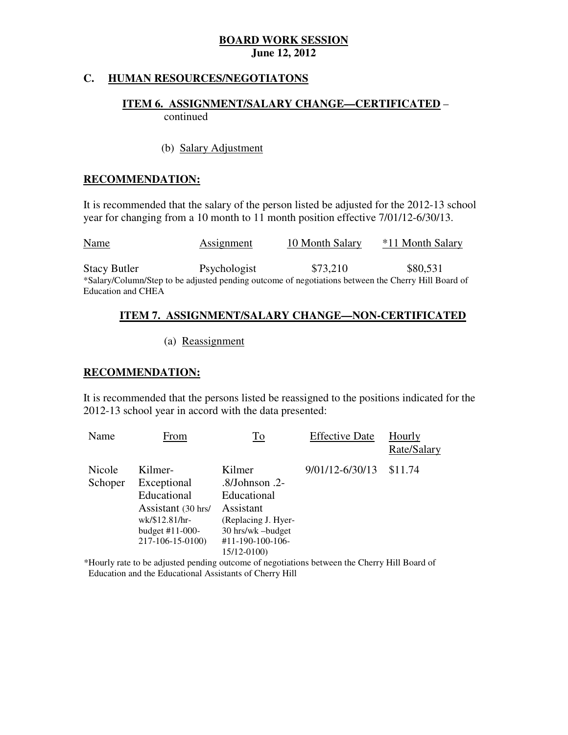**BOARD WORK SESSION**
**June 12, 2012**

## C. HUMAN RESOURCES/NEGOTIATONS

### ITEM 6. ASSIGNMENT/SALARY CHANGE—CERTIFICATED – continued

(b) Salary Adjustment

**RECOMMENDATION:**

It is recommended that the salary of the person listed be adjusted for the 2012-13 school year for changing from a 10 month to 11 month position effective 7/01/12-6/30/13.

| Name | Assignment | 10 Month Salary | *11 Month Salary |
|---|---|---|---|
| Stacy Butler | Psychologist | $73,210 | $80,531 |

*Salary/Column/Step to be adjusted pending outcome of negotiations between the Cherry Hill Board of Education and CHEA

### ITEM 7. ASSIGNMENT/SALARY CHANGE—NON-CERTIFICATED

(a) Reassignment

**RECOMMENDATION:**

It is recommended that the persons listed be reassigned to the positions indicated for the 2012-13 school year in accord with the data presented:

| Name | From | To | Effective Date | Hourly Rate/Salary |
|---|---|---|---|---|
| Nicole Schoper | Kilmer-Exceptional Educational Assistant (30 hrs/wk/$12.81/hr-budget #11-000-217-106-15-0100) | Kilmer .8/Johnson .2-Educational Assistant (Replacing J. Hyer-30 hrs/wk –budget #11-190-100-106-15/12-0100) | 9/01/12-6/30/13 | $11.74 |

*Hourly rate to be adjusted pending outcome of negotiations between the Cherry Hill Board of Education and the Educational Assistants of Cherry Hill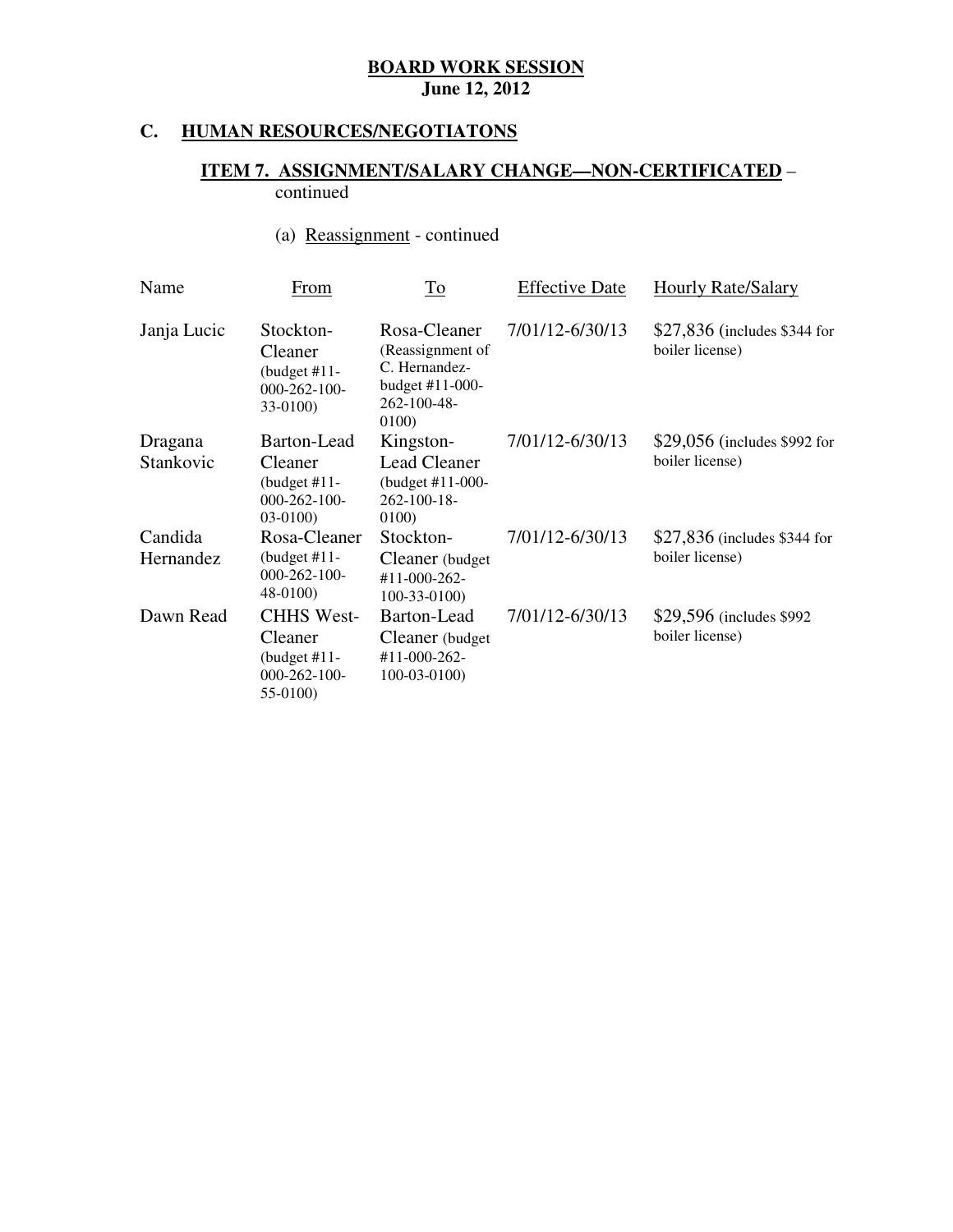**BOARD WORK SESSION**
**June 12, 2012**

## C. HUMAN RESOURCES/NEGOTIATONS

### ITEM 7. ASSIGNMENT/SALARY CHANGE—NON-CERTIFICATED – continued

(a) Reassignment - continued

| Name | From | To | Effective Date | Hourly Rate/Salary |
|---|---|---|---|---|
| Janja Lucic | Stockton-Cleaner (budget #11-000-262-100-33-0100) | Rosa-Cleaner (Reassignment of C. Hernandez-budget #11-000-262-100-48-0100) | 7/01/12-6/30/13 | $27,836 (includes $344 for boiler license) |
| Dragana Stankovic | Barton-Lead Cleaner (budget #11-000-262-100-03-0100) | Kingston-Lead Cleaner (budget #11-000-262-100-18-0100) | 7/01/12-6/30/13 | $29,056 (includes $992 for boiler license) |
| Candida Hernandez | Rosa-Cleaner (budget #11-000-262-100-48-0100) | Stockton-Cleaner (budget #11-000-262-100-33-0100) | 7/01/12-6/30/13 | $27,836 (includes $344 for boiler license) |
| Dawn Read | CHHS West-Cleaner (budget #11-000-262-100-55-0100) | Barton-Lead Cleaner (budget #11-000-262-100-03-0100) | 7/01/12-6/30/13 | $29,596 (includes $992 boiler license) |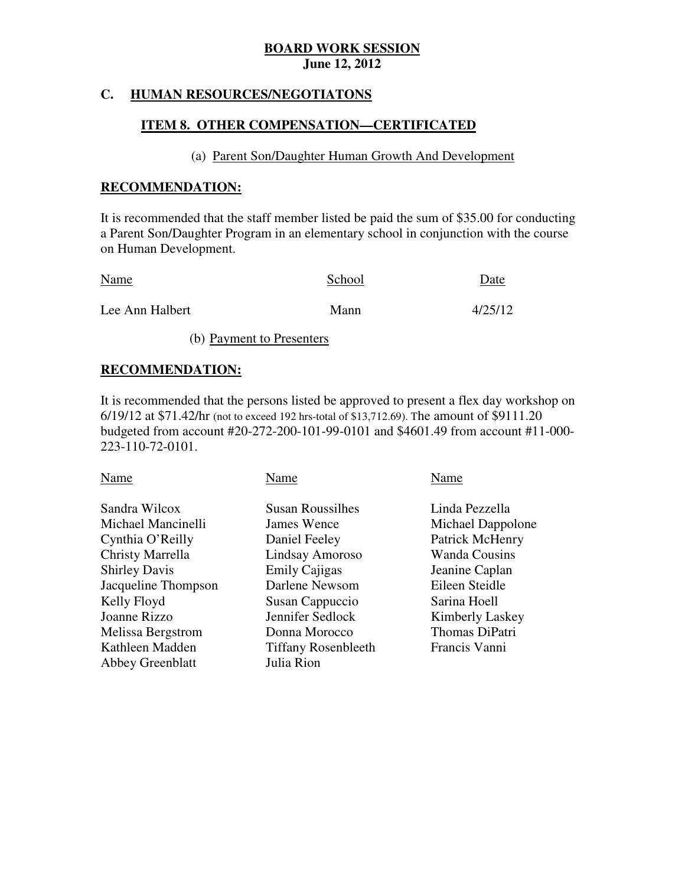**BOARD WORK SESSION**
**June 12, 2012**

## C. HUMAN RESOURCES/NEGOTIATONS

### ITEM 8. OTHER COMPENSATION—CERTIFICATED

(a) Parent Son/Daughter Human Growth And Development

**RECOMMENDATION:**

It is recommended that the staff member listed be paid the sum of $35.00 for conducting a Parent Son/Daughter Program in an elementary school in conjunction with the course on Human Development.

| Name | School | Date |
|---|---|---|
| Lee Ann Halbert | Mann | 4/25/12 |

(b) Payment to Presenters

**RECOMMENDATION:**

It is recommended that the persons listed be approved to present a flex day workshop on 6/19/12 at $71.42/hr (not to exceed 192 hrs-total of $13,712.69). The amount of $9111.20 budgeted from account #20-272-200-101-99-0101 and $4601.49 from account #11-000-223-110-72-0101.

| Name | Name | Name |
|---|---|---|
| Sandra Wilcox | Susan Roussilhes | Linda Pezzella |
| Michael Mancinelli | James Wence | Michael Dappolone |
| Cynthia O'Reilly | Daniel Feeley | Patrick McHenry |
| Christy Marrella | Lindsay Amoroso | Wanda Cousins |
| Shirley Davis | Emily Cajigas | Jeanine Caplan |
| Jacqueline Thompson | Darlene Newsom | Eileen Steidle |
| Kelly Floyd | Susan Cappuccio | Sarina Hoell |
| Joanne Rizzo | Jennifer Sedlock | Kimberly Laskey |
| Melissa Bergstrom | Donna Morocco | Thomas DiPatri |
| Kathleen Madden | Tiffany Rosenbleeth | Francis Vanni |
| Abbey Greenblatt | Julia Rion | |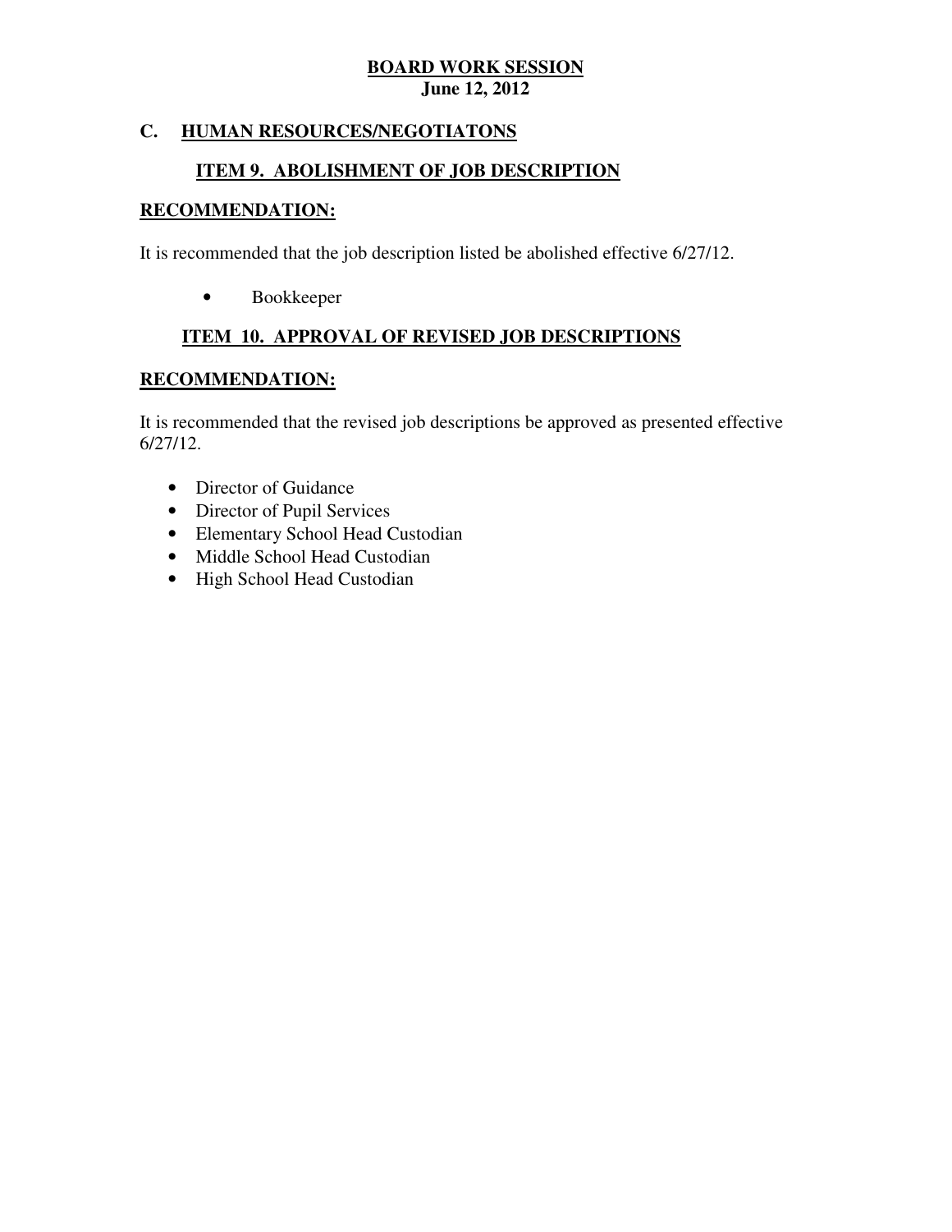**BOARD WORK SESSION**
**June 12, 2012**

## C. HUMAN RESOURCES/NEGOTIATONS

### ITEM 9. ABOLISHMENT OF JOB DESCRIPTION

**RECOMMENDATION:**

It is recommended that the job description listed be abolished effective 6/27/12.

- Bookkeeper

### ITEM 10. APPROVAL OF REVISED JOB DESCRIPTIONS

**RECOMMENDATION:**

It is recommended that the revised job descriptions be approved as presented effective 6/27/12.

- Director of Guidance
- Director of Pupil Services
- Elementary School Head Custodian
- Middle School Head Custodian
- High School Head Custodian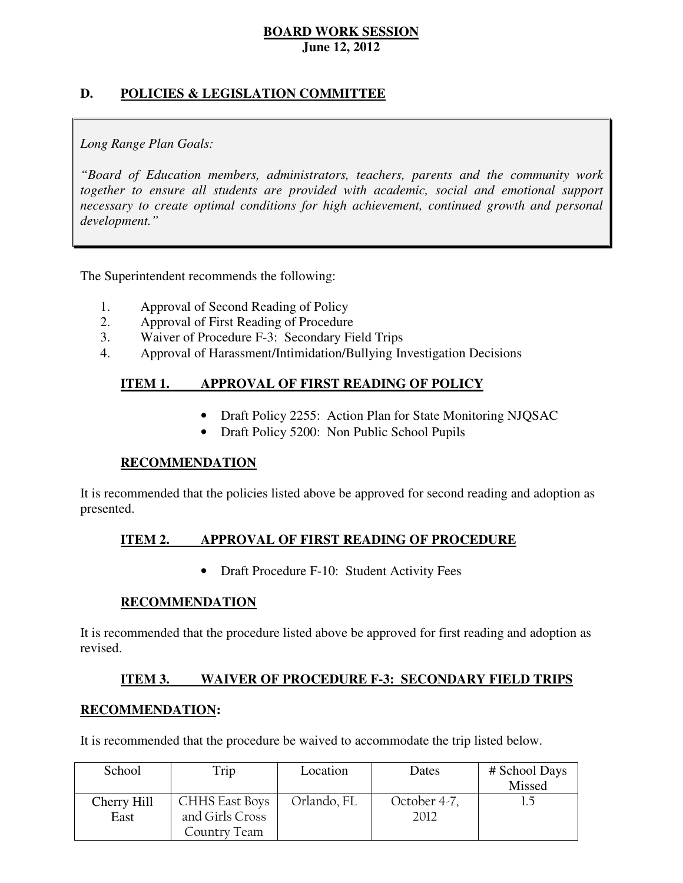**BOARD WORK SESSION**
**June 12, 2012**

## D. POLICIES & LEGISLATION COMMITTEE

*Long Range Plan Goals:*

*"Board of Education members, administrators, teachers, parents and the community work together to ensure all students are provided with academic, social and emotional support necessary to create optimal conditions for high achievement, continued growth and personal development."*

The Superintendent recommends the following:

1. Approval of Second Reading of Policy
2. Approval of First Reading of Procedure
3. Waiver of Procedure F-3: Secondary Field Trips
4. Approval of Harassment/Intimidation/Bullying Investigation Decisions

### ITEM 1. APPROVAL OF FIRST READING OF POLICY

- Draft Policy 2255: Action Plan for State Monitoring NJQSAC
- Draft Policy 5200: Non Public School Pupils

**RECOMMENDATION**

It is recommended that the policies listed above be approved for second reading and adoption as presented.

### ITEM 2. APPROVAL OF FIRST READING OF PROCEDURE

- Draft Procedure F-10: Student Activity Fees

**RECOMMENDATION**

It is recommended that the procedure listed above be approved for first reading and adoption as revised.

### ITEM 3. WAIVER OF PROCEDURE F-3: SECONDARY FIELD TRIPS

**RECOMMENDATION:**

It is recommended that the procedure be waived to accommodate the trip listed below.

| School | Trip | Location | Dates | # School Days Missed |
|---|---|---|---|---|
| Cherry Hill East | CHHS East Boys and Girls Cross Country Team | Orlando, FL | October 4-7, 2012 | 1.5 |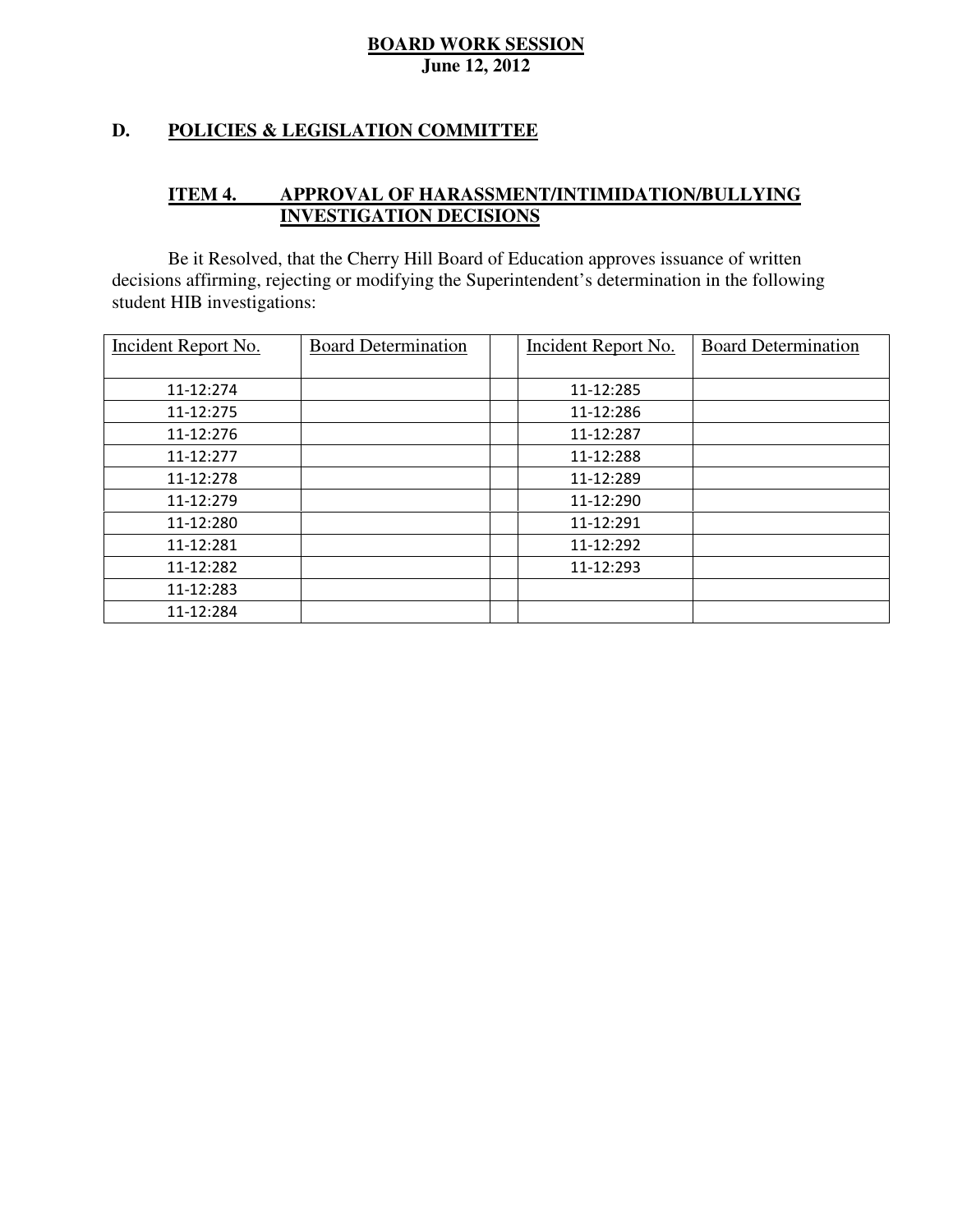**BOARD WORK SESSION**
**June 12, 2012**

## D. POLICIES & LEGISLATION COMMITTEE

### ITEM 4. APPROVAL OF HARASSMENT/INTIMIDATION/BULLYING INVESTIGATION DECISIONS

Be it Resolved, that the Cherry Hill Board of Education approves issuance of written decisions affirming, rejecting or modifying the Superintendent's determination in the following student HIB investigations:

| Incident Report No. | Board Determination | | Incident Report No. | Board Determination |
|---|---|---|---|---|
| 11-12:274 | | | 11-12:285 | |
| 11-12:275 | | | 11-12:286 | |
| 11-12:276 | | | 11-12:287 | |
| 11-12:277 | | | 11-12:288 | |
| 11-12:278 | | | 11-12:289 | |
| 11-12:279 | | | 11-12:290 | |
| 11-12:280 | | | 11-12:291 | |
| 11-12:281 | | | 11-12:292 | |
| 11-12:282 | | | 11-12:293 | |
| 11-12:283 | | | | |
| 11-12:284 | | | | |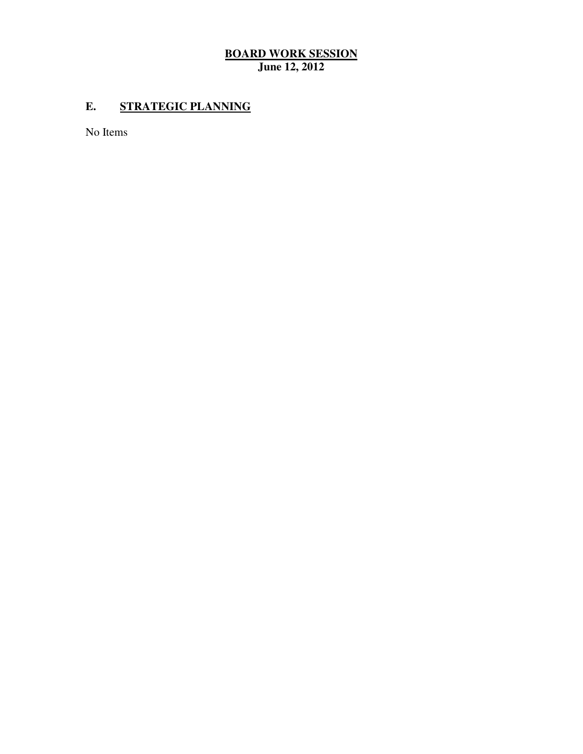**BOARD WORK SESSION**
**June 12, 2012**

## E. STRATEGIC PLANNING

No Items